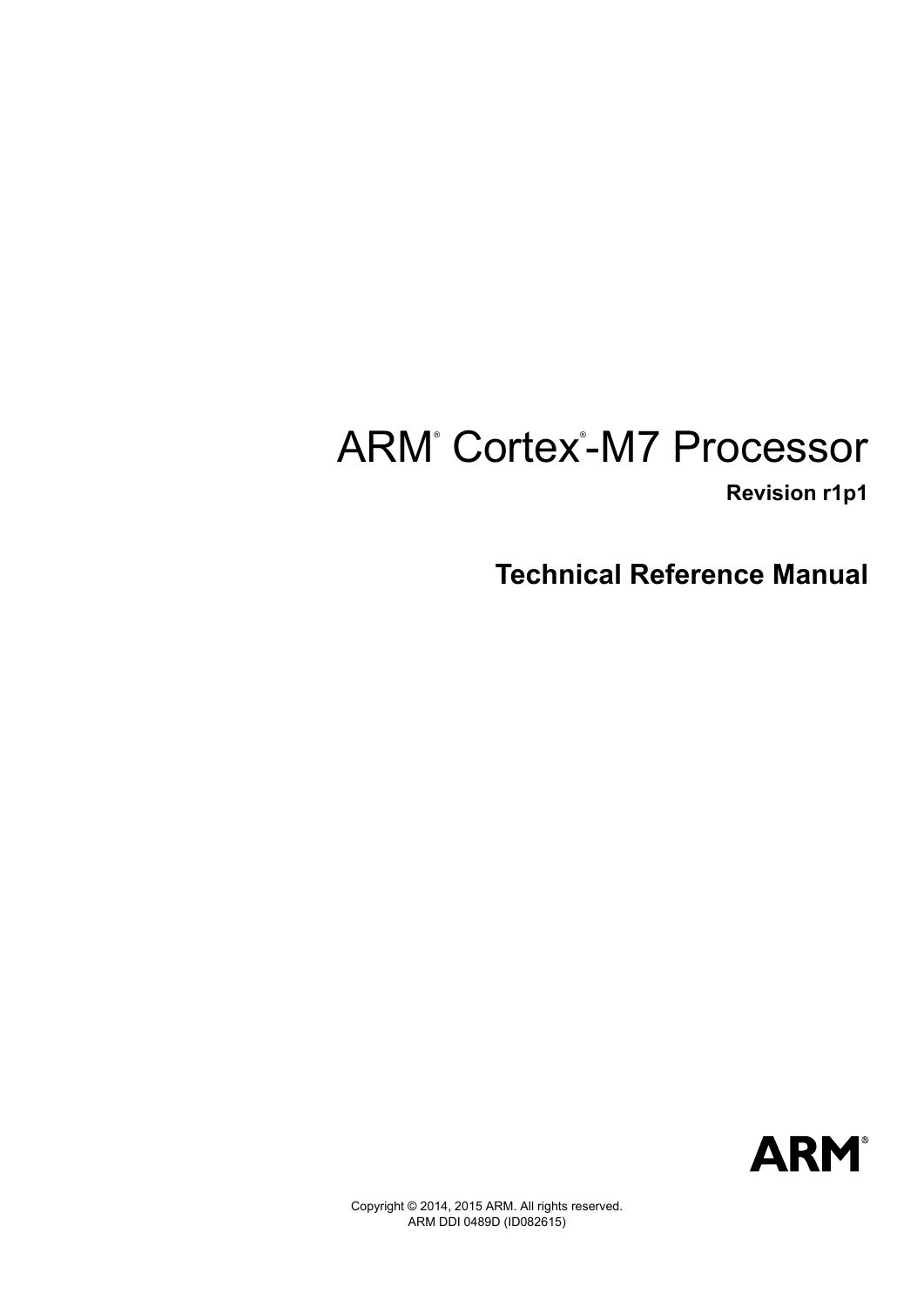# ARM® Cortex®-M7 Processor

**Revision r1p1**

## Technical Reference Manual

ARM®

Copyright © 2014, 2015 ARM. All rights reserved.
ARM DDI 0489D (ID082615)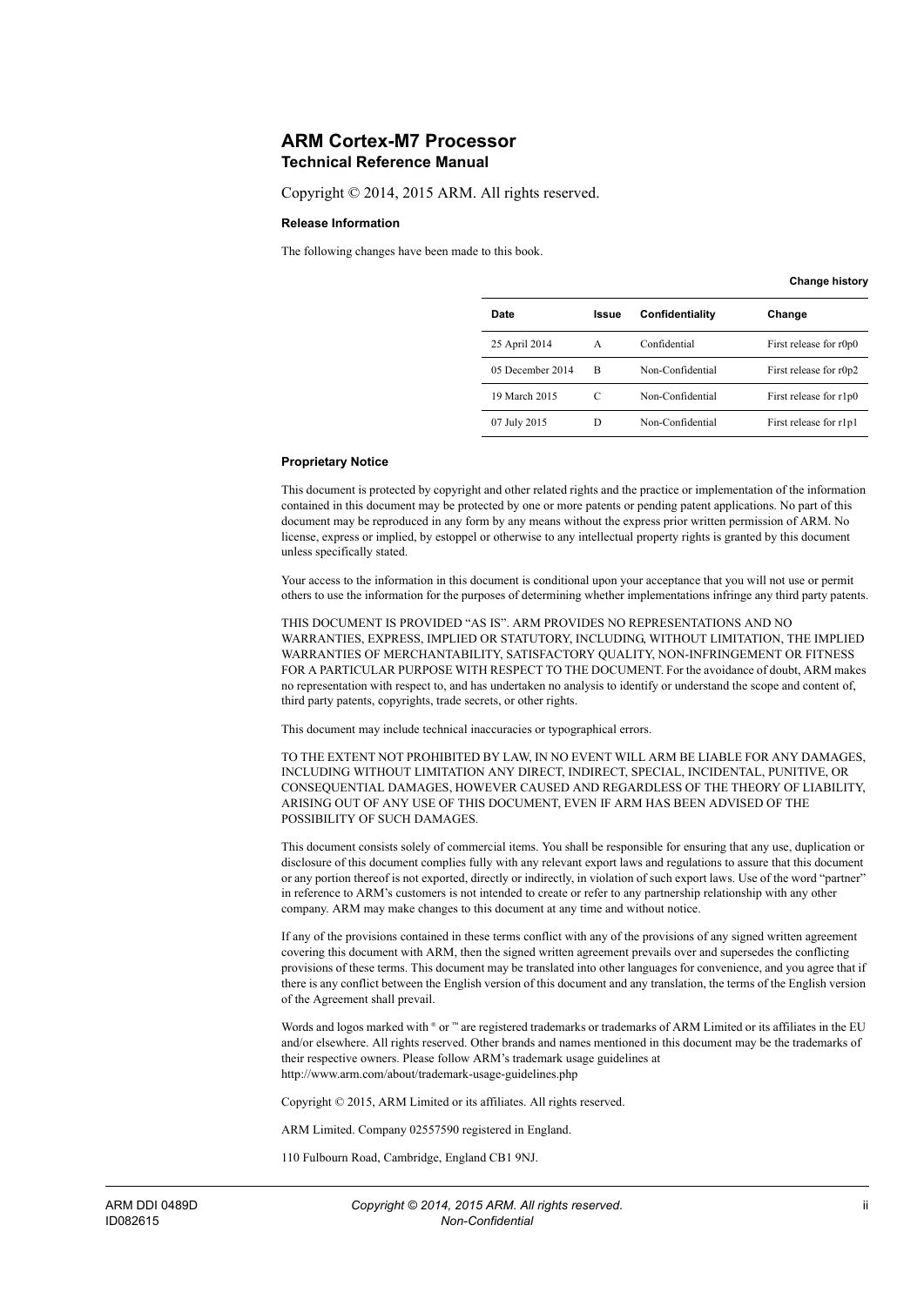# ARM Cortex-M7 Processor

## Technical Reference Manual

Copyright © 2014, 2015 ARM. All rights reserved.

### Release Information

The following changes have been made to this book.

**Change history**

| Date | Issue | Confidentiality | Change |
|---|---|---|---|
| 25 April 2014 | A | Confidential | First release for r0p0 |
| 05 December 2014 | B | Non-Confidential | First release for r0p2 |
| 19 March 2015 | C | Non-Confidential | First release for r1p0 |
| 07 July 2015 | D | Non-Confidential | First release for r1p1 |

### Proprietary Notice

This document is protected by copyright and other related rights and the practice or implementation of the information contained in this document may be protected by one or more patents or pending patent applications. No part of this document may be reproduced in any form by any means without the express prior written permission of ARM. No license, express or implied, by estoppel or otherwise to any intellectual property rights is granted by this document unless specifically stated.

Your access to the information in this document is conditional upon your acceptance that you will not use or permit others to use the information for the purposes of determining whether implementations infringe any third party patents.

THIS DOCUMENT IS PROVIDED "AS IS". ARM PROVIDES NO REPRESENTATIONS AND NO WARRANTIES, EXPRESS, IMPLIED OR STATUTORY, INCLUDING, WITHOUT LIMITATION, THE IMPLIED WARRANTIES OF MERCHANTABILITY, SATISFACTORY QUALITY, NON-INFRINGEMENT OR FITNESS FOR A PARTICULAR PURPOSE WITH RESPECT TO THE DOCUMENT. For the avoidance of doubt, ARM makes no representation with respect to, and has undertaken no analysis to identify or understand the scope and content of, third party patents, copyrights, trade secrets, or other rights.

This document may include technical inaccuracies or typographical errors.

TO THE EXTENT NOT PROHIBITED BY LAW, IN NO EVENT WILL ARM BE LIABLE FOR ANY DAMAGES, INCLUDING WITHOUT LIMITATION ANY DIRECT, INDIRECT, SPECIAL, INCIDENTAL, PUNITIVE, OR CONSEQUENTIAL DAMAGES, HOWEVER CAUSED AND REGARDLESS OF THE THEORY OF LIABILITY, ARISING OUT OF ANY USE OF THIS DOCUMENT, EVEN IF ARM HAS BEEN ADVISED OF THE POSSIBILITY OF SUCH DAMAGES.

This document consists solely of commercial items. You shall be responsible for ensuring that any use, duplication or disclosure of this document complies fully with any relevant export laws and regulations to assure that this document or any portion thereof is not exported, directly or indirectly, in violation of such export laws. Use of the word "partner" in reference to ARM's customers is not intended to create or refer to any partnership relationship with any other company. ARM may make changes to this document at any time and without notice.

If any of the provisions contained in these terms conflict with any of the provisions of any signed written agreement covering this document with ARM, then the signed written agreement prevails over and supersedes the conflicting provisions of these terms. This document may be translated into other languages for convenience, and you agree that if there is any conflict between the English version of this document and any translation, the terms of the English version of the Agreement shall prevail.

Words and logos marked with ® or ™ are registered trademarks or trademarks of ARM Limited or its affiliates in the EU and/or elsewhere. All rights reserved. Other brands and names mentioned in this document may be the trademarks of their respective owners. Please follow ARM's trademark usage guidelines at http://www.arm.com/about/trademark-usage-guidelines.php

Copyright © 2015, ARM Limited or its affiliates. All rights reserved.

ARM Limited. Company 02557590 registered in England.

110 Fulbourn Road, Cambridge, England CB1 9NJ.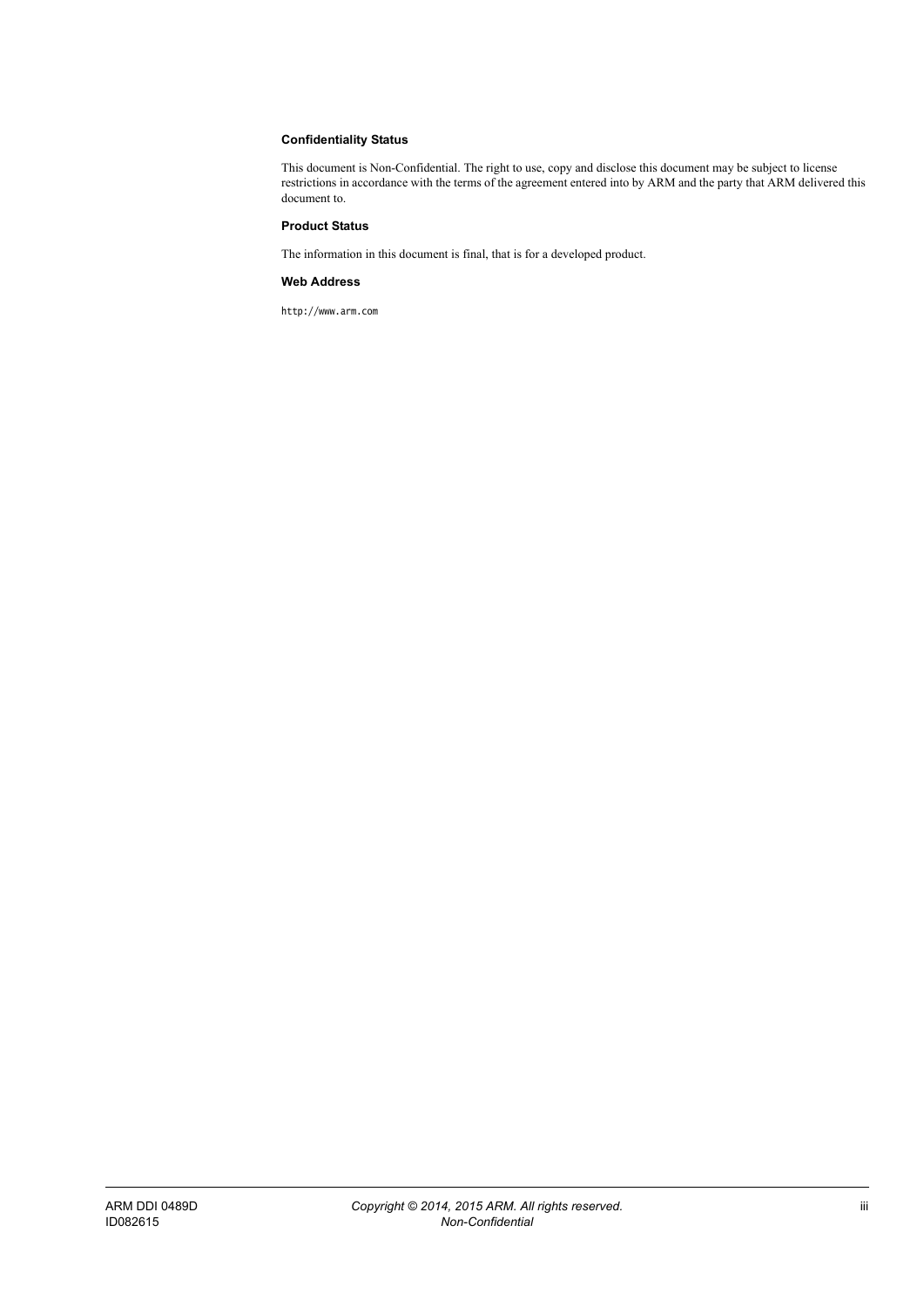**Confidentiality Status**

This document is Non-Confidential. The right to use, copy and disclose this document may be subject to license restrictions in accordance with the terms of the agreement entered into by ARM and the party that ARM delivered this document to.

**Product Status**

The information in this document is final, that is for a developed product.

**Web Address**

`http://www.arm.com`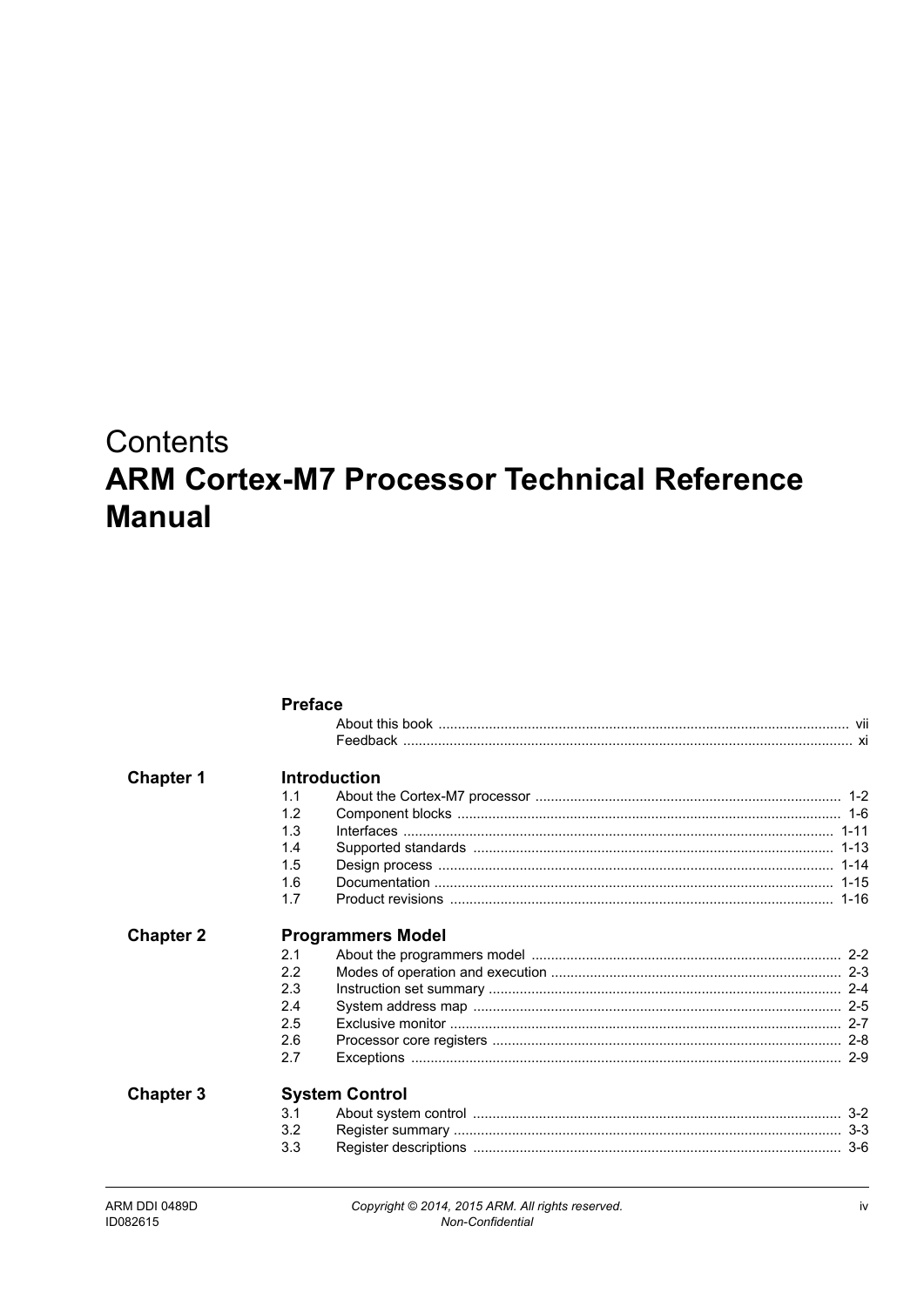# Contents
# ARM Cortex-M7 Processor Technical Reference Manual

## Preface

About this book ... vii
Feedback ... xi

## Chapter 1 Introduction

1.1 About the Cortex-M7 processor ... 1-2
1.2 Component blocks ... 1-6
1.3 Interfaces ... 1-11
1.4 Supported standards ... 1-13
1.5 Design process ... 1-14
1.6 Documentation ... 1-15
1.7 Product revisions ... 1-16

## Chapter 2 Programmers Model

2.1 About the programmers model ... 2-2
2.2 Modes of operation and execution ... 2-3
2.3 Instruction set summary ... 2-4
2.4 System address map ... 2-5
2.5 Exclusive monitor ... 2-7
2.6 Processor core registers ... 2-8
2.7 Exceptions ... 2-9

## Chapter 3 System Control

3.1 About system control ... 3-2
3.2 Register summary ... 3-3
3.3 Register descriptions ... 3-6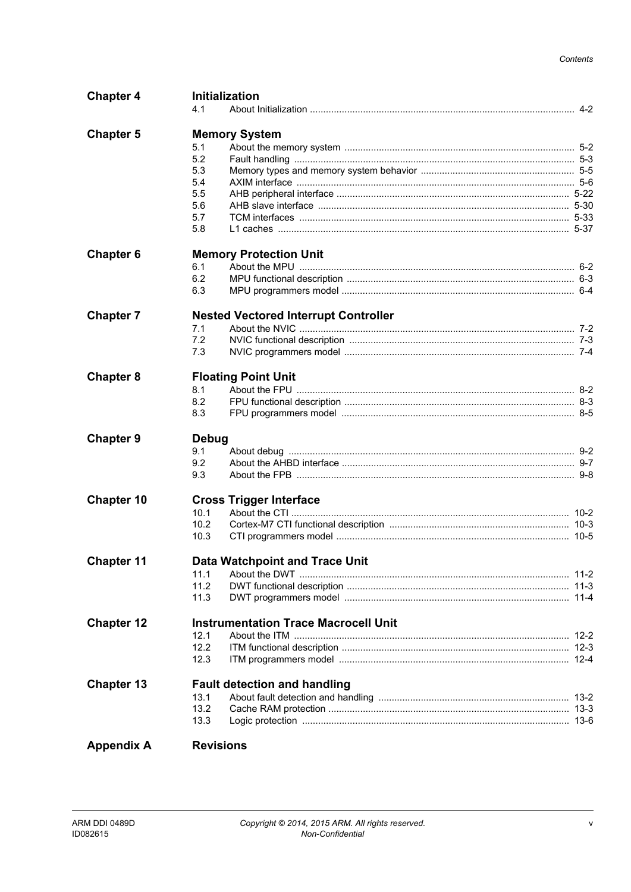**Chapter 4 Initialization**

4.1 About Initialization ..... 4-2

**Chapter 5 Memory System**

5.1 About the memory system ..... 5-2
5.2 Fault handling ..... 5-3
5.3 Memory types and memory system behavior ..... 5-5
5.4 AXIM interface ..... 5-6
5.5 AHB peripheral interface ..... 5-22
5.6 AHB slave interface ..... 5-30
5.7 TCM interfaces ..... 5-33
5.8 L1 caches ..... 5-37

**Chapter 6 Memory Protection Unit**

6.1 About the MPU ..... 6-2
6.2 MPU functional description ..... 6-3
6.3 MPU programmers model ..... 6-4

**Chapter 7 Nested Vectored Interrupt Controller**

7.1 About the NVIC ..... 7-2
7.2 NVIC functional description ..... 7-3
7.3 NVIC programmers model ..... 7-4

**Chapter 8 Floating Point Unit**

8.1 About the FPU ..... 8-2
8.2 FPU functional description ..... 8-3
8.3 FPU programmers model ..... 8-5

**Chapter 9 Debug**

9.1 About debug ..... 9-2
9.2 About the AHBD interface ..... 9-7
9.3 About the FPB ..... 9-8

**Chapter 10 Cross Trigger Interface**

10.1 About the CTI ..... 10-2
10.2 Cortex-M7 CTI functional description ..... 10-3
10.3 CTI programmers model ..... 10-5

**Chapter 11 Data Watchpoint and Trace Unit**

11.1 About the DWT ..... 11-2
11.2 DWT functional description ..... 11-3
11.3 DWT programmers model ..... 11-4

**Chapter 12 Instrumentation Trace Macrocell Unit**

12.1 About the ITM ..... 12-2
12.2 ITM functional description ..... 12-3
12.3 ITM programmers model ..... 12-4

**Chapter 13 Fault detection and handling**

13.1 About fault detection and handling ..... 13-2
13.2 Cache RAM protection ..... 13-3
13.3 Logic protection ..... 13-6

**Appendix A Revisions**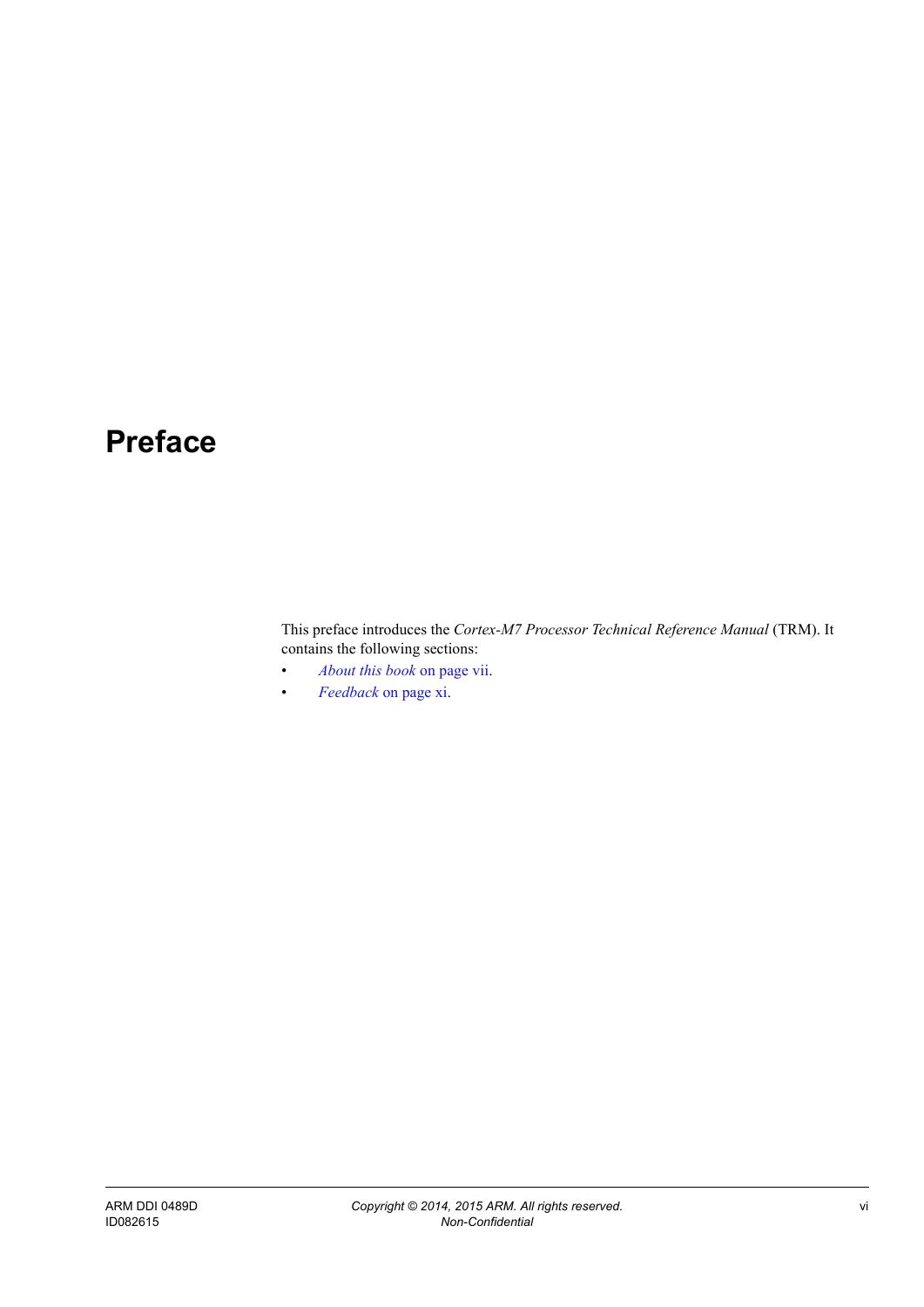# Preface

This preface introduces the *Cortex-M7 Processor Technical Reference Manual* (TRM). It contains the following sections:

- *About this book* on page vii.
- *Feedback* on page xi.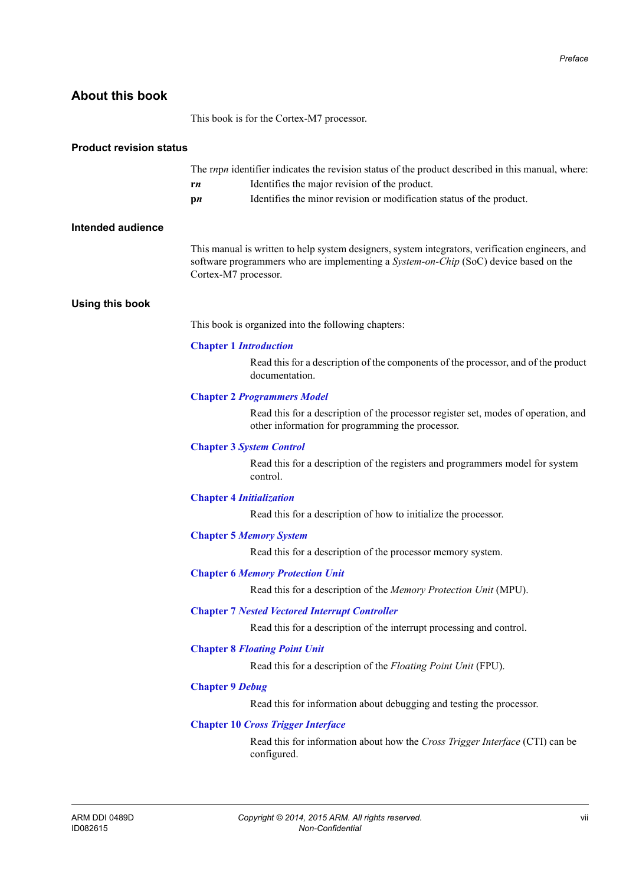## About this book

This book is for the Cortex-M7 processor.

### Product revision status

The r*n*p*n* identifier indicates the revision status of the product described in this manual, where:

**r*n*** Identifies the major revision of the product.

**p*n*** Identifies the minor revision or modification status of the product.

### Intended audience

This manual is written to help system designers, system integrators, verification engineers, and software programmers who are implementing a *System-on-Chip* (SoC) device based on the Cortex-M7 processor.

### Using this book

This book is organized into the following chapters:

**Chapter 1 *Introduction***

Read this for a description of the components of the processor, and of the product documentation.

**Chapter 2 *Programmers Model***

Read this for a description of the processor register set, modes of operation, and other information for programming the processor.

**Chapter 3 *System Control***

Read this for a description of the registers and programmers model for system control.

**Chapter 4 *Initialization***

Read this for a description of how to initialize the processor.

**Chapter 5 *Memory System***

Read this for a description of the processor memory system.

**Chapter 6 *Memory Protection Unit***

Read this for a description of the *Memory Protection Unit* (MPU).

**Chapter 7 *Nested Vectored Interrupt Controller***

Read this for a description of the interrupt processing and control.

**Chapter 8 *Floating Point Unit***

Read this for a description of the *Floating Point Unit* (FPU).

**Chapter 9 *Debug***

Read this for information about debugging and testing the processor.

**Chapter 10 *Cross Trigger Interface***

Read this for information about how the *Cross Trigger Interface* (CTI) can be configured.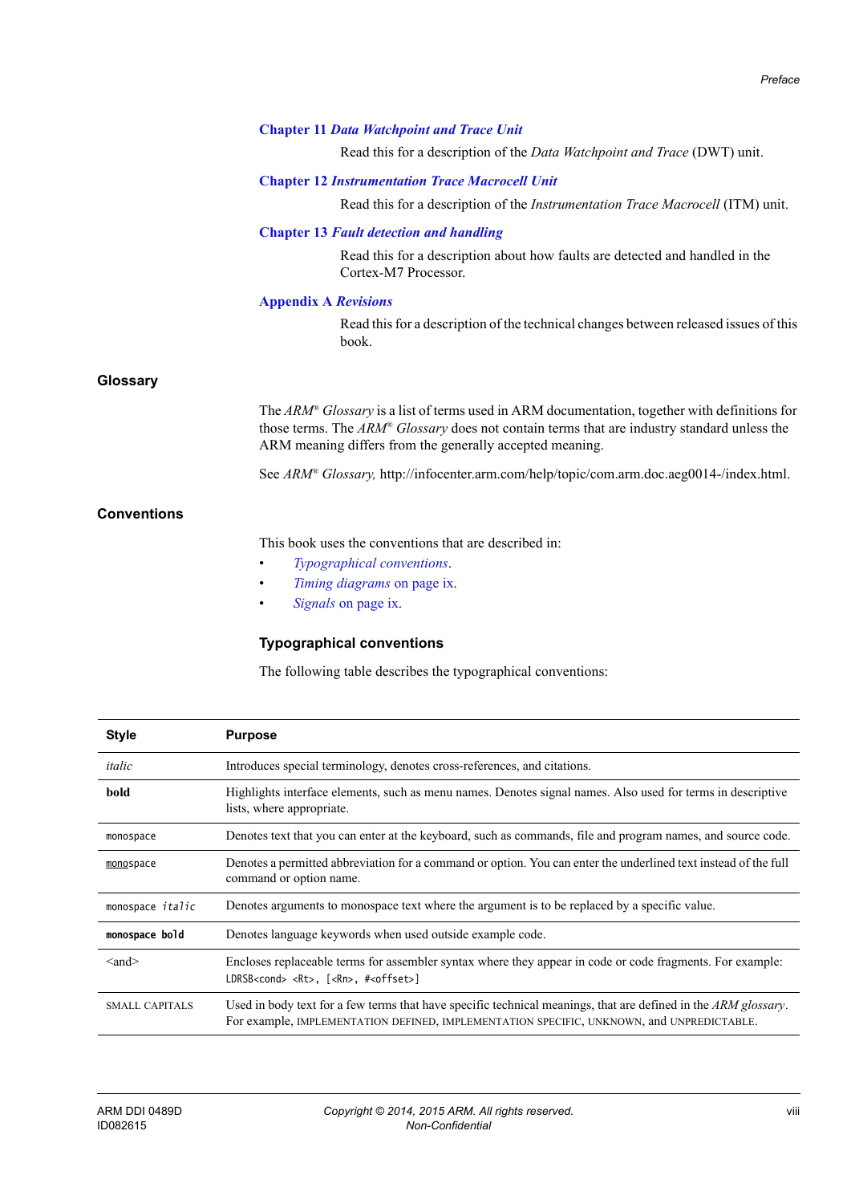**Chapter 11** ***Data Watchpoint and Trace Unit***

Read this for a description of the *Data Watchpoint and Trace* (DWT) unit.

**Chapter 12** ***Instrumentation Trace Macrocell Unit***

Read this for a description of the *Instrumentation Trace Macrocell* (ITM) unit.

**Chapter 13** ***Fault detection and handling***

Read this for a description about how faults are detected and handled in the Cortex-M7 Processor.

**Appendix A** ***Revisions***

Read this for a description of the technical changes between released issues of this book.

## Glossary

The *ARM® Glossary* is a list of terms used in ARM documentation, together with definitions for those terms. The *ARM® Glossary* does not contain terms that are industry standard unless the ARM meaning differs from the generally accepted meaning.

See *ARM® Glossary,* http://infocenter.arm.com/help/topic/com.arm.doc.aeg0014-/index.html.

## Conventions

This book uses the conventions that are described in:

- *Typographical conventions*.
- *Timing diagrams* on page ix.
- *Signals* on page ix.

### Typographical conventions

The following table describes the typographical conventions:

| Style | Purpose |
|---|---|
| *italic* | Introduces special terminology, denotes cross-references, and citations. |
| **bold** | Highlights interface elements, such as menu names. Denotes signal names. Also used for terms in descriptive lists, where appropriate. |
| `monospace` | Denotes text that you can enter at the keyboard, such as commands, file and program names, and source code. |
| <u>`mono`</u>`space` | Denotes a permitted abbreviation for a command or option. You can enter the underlined text instead of the full command or option name. |
| `monospace` *`italic`* | Denotes arguments to monospace text where the argument is to be replaced by a specific value. |
| **`monospace bold`** | Denotes language keywords when used outside example code. |
| <and> | Encloses replaceable terms for assembler syntax where they appear in code or code fragments. For example: `LDRSB<cond> <Rt>, [<Rn>, #<offset>]` |
| SMALL CAPITALS | Used in body text for a few terms that have specific technical meanings, that are defined in the *ARM glossary*. For example, IMPLEMENTATION DEFINED, IMPLEMENTATION SPECIFIC, UNKNOWN, and UNPREDICTABLE. |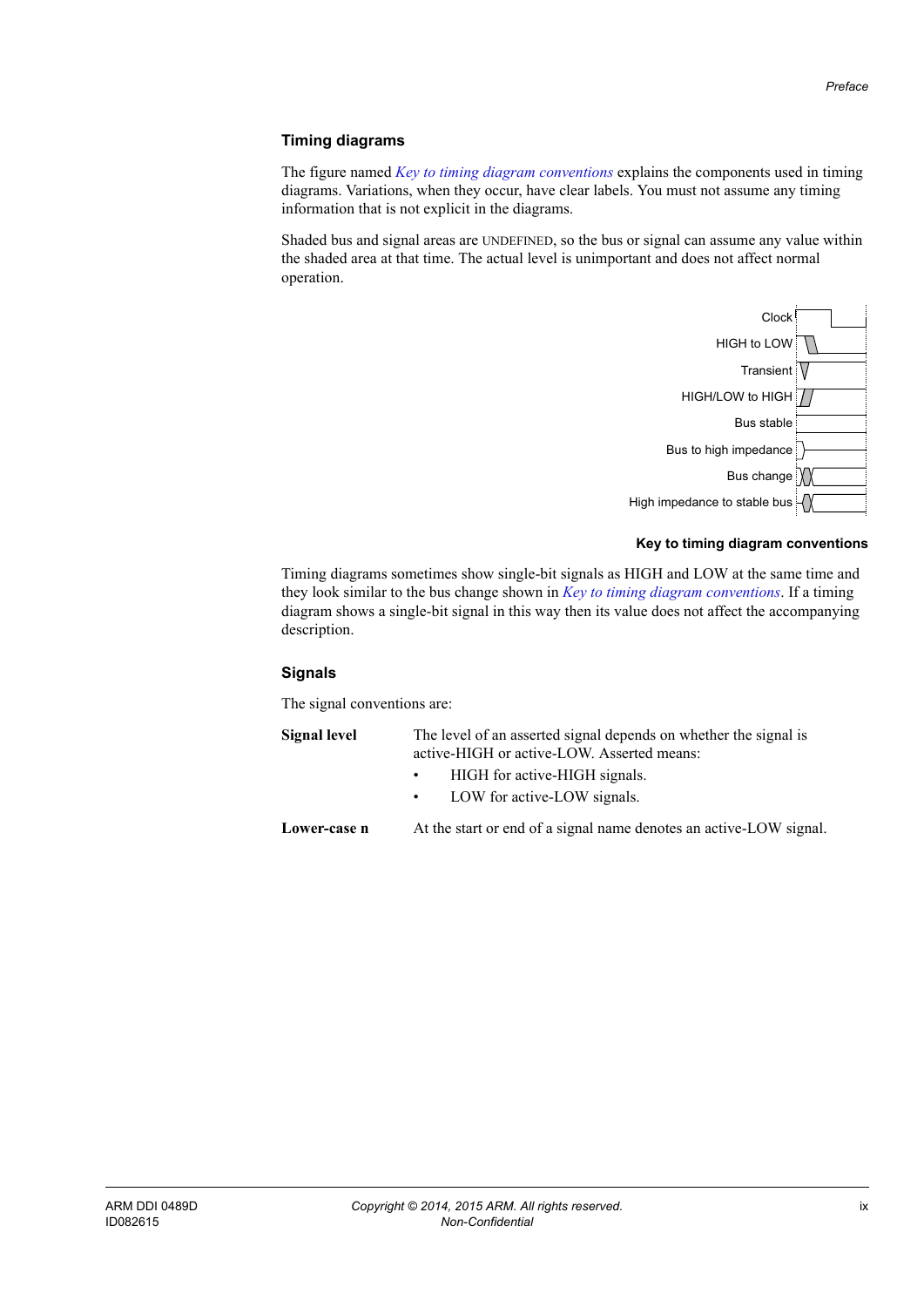### Timing diagrams

The figure named *Key to timing diagram conventions* explains the components used in timing diagrams. Variations, when they occur, have clear labels. You must not assume any timing information that is not explicit in the diagrams.

Shaded bus and signal areas are UNDEFINED, so the bus or signal can assume any value within the shaded area at that time. The actual level is unimportant and does not affect normal operation.

Clock

HIGH to LOW

Transient

HIGH/LOW to HIGH

Bus stable

Bus to high impedance

Bus change

High impedance to stable bus

**Key to timing diagram conventions**

Timing diagrams sometimes show single-bit signals as HIGH and LOW at the same time and they look similar to the bus change shown in *Key to timing diagram conventions*. If a timing diagram shows a single-bit signal in this way then its value does not affect the accompanying description.

### Signals

The signal conventions are:

**Signal level** The level of an asserted signal depends on whether the signal is active-HIGH or active-LOW. Asserted means:

- HIGH for active-HIGH signals.
- LOW for active-LOW signals.

**Lower-case n** At the start or end of a signal name denotes an active-LOW signal.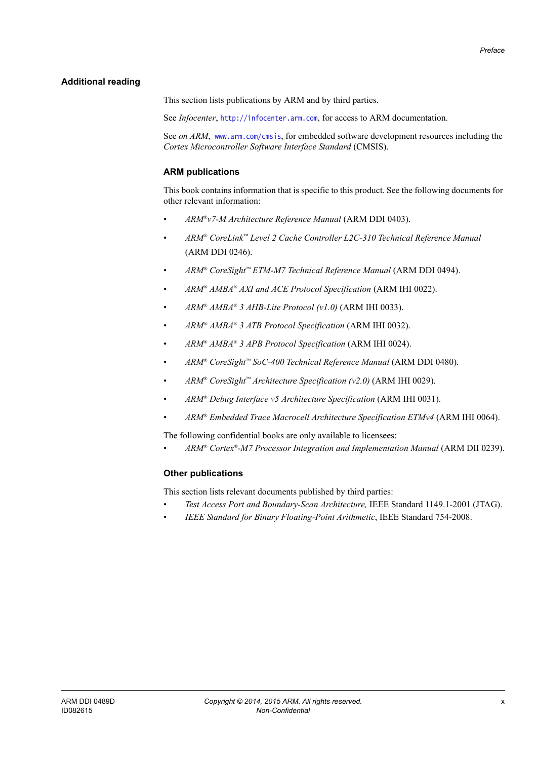## Additional reading

This section lists publications by ARM and by third parties.

See *Infocenter*, http://infocenter.arm.com, for access to ARM documentation.

See *on ARM*, www.arm.com/cmsis, for embedded software development resources including the *Cortex Microcontroller Software Interface Standard* (CMSIS).

### ARM publications

This book contains information that is specific to this product. See the following documents for other relevant information:

- *ARM®v7-M Architecture Reference Manual* (ARM DDI 0403).
- *ARM® CoreLink™ Level 2 Cache Controller L2C-310 Technical Reference Manual* (ARM DDI 0246).
- *ARM® CoreSight™ ETM-M7 Technical Reference Manual* (ARM DDI 0494).
- *ARM® AMBA® AXI and ACE Protocol Specification* (ARM IHI 0022).
- *ARM® AMBA® 3 AHB-Lite Protocol (v1.0)* (ARM IHI 0033).
- *ARM® AMBA® 3 ATB Protocol Specification* (ARM IHI 0032).
- *ARM® AMBA® 3 APB Protocol Specification* (ARM IHI 0024).
- *ARM® CoreSight™ SoC-400 Technical Reference Manual* (ARM DDI 0480).
- *ARM® CoreSight™ Architecture Specification (v2.0)* (ARM IHI 0029).
- *ARM® Debug Interface v5 Architecture Specification* (ARM IHI 0031).
- *ARM® Embedded Trace Macrocell Architecture Specification ETMv4* (ARM IHI 0064).

The following confidential books are only available to licensees:

- *ARM® Cortex®-M7 Processor Integration and Implementation Manual* (ARM DII 0239).

### Other publications

This section lists relevant documents published by third parties:

- *Test Access Port and Boundary-Scan Architecture,* IEEE Standard 1149.1-2001 (JTAG).
- *IEEE Standard for Binary Floating-Point Arithmetic*, IEEE Standard 754-2008.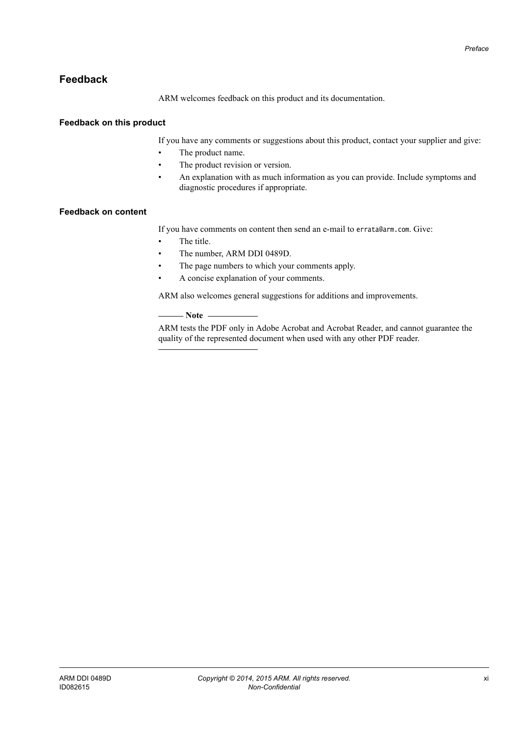## Feedback

ARM welcomes feedback on this product and its documentation.

### Feedback on this product

If you have any comments or suggestions about this product, contact your supplier and give:

- The product name.
- The product revision or version.
- An explanation with as much information as you can provide. Include symptoms and diagnostic procedures if appropriate.

### Feedback on content

If you have comments on content then send an e-mail to `errata@arm.com`. Give:

- The title.
- The number, ARM DDI 0489D.
- The page numbers to which your comments apply.
- A concise explanation of your comments.

ARM also welcomes general suggestions for additions and improvements.

**Note**

ARM tests the PDF only in Adobe Acrobat and Acrobat Reader, and cannot guarantee the quality of the represented document when used with any other PDF reader.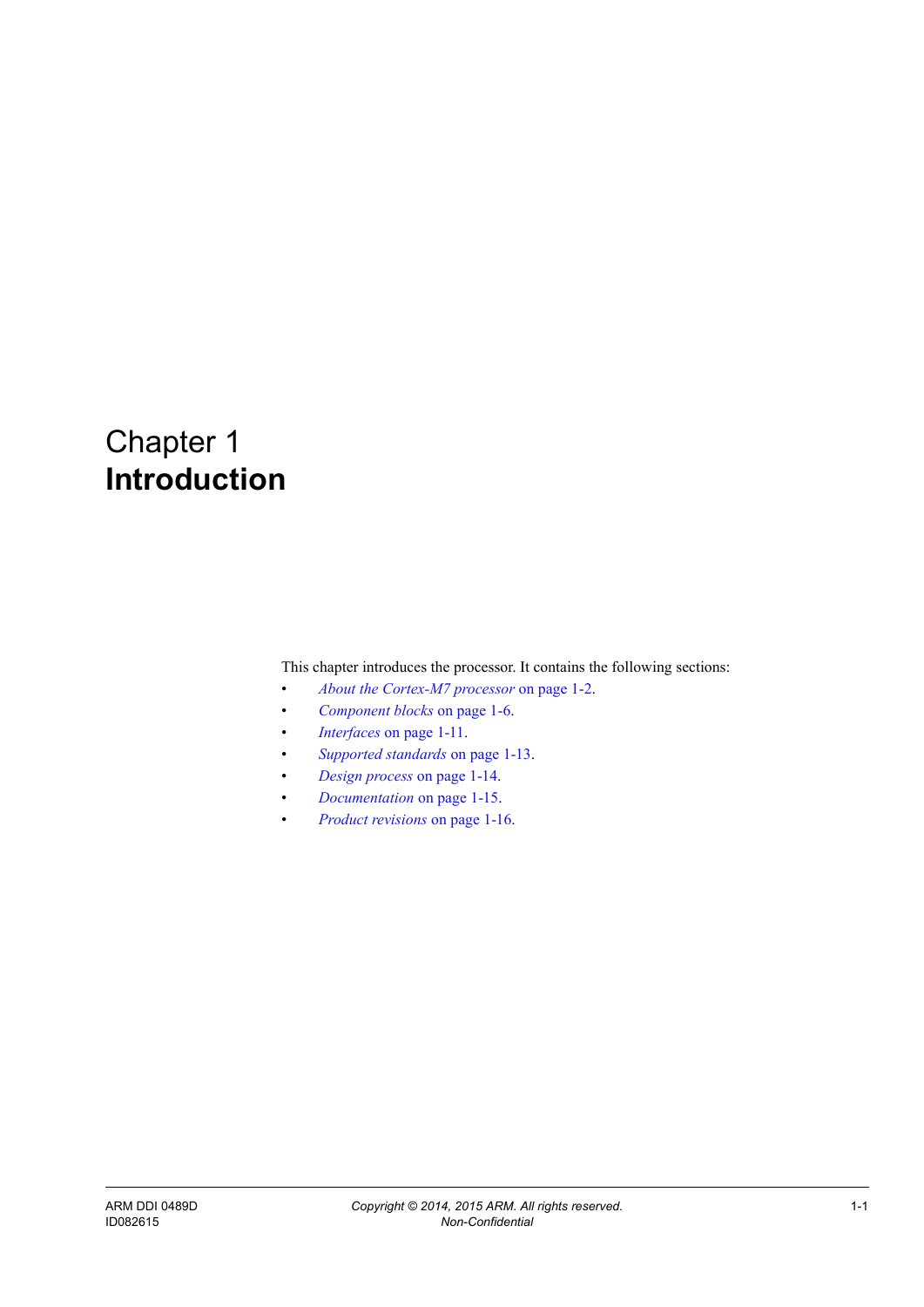# Chapter 1
# **Introduction**

This chapter introduces the processor. It contains the following sections:

- *About the Cortex-M7 processor* on page 1-2.
- *Component blocks* on page 1-6.
- *Interfaces* on page 1-11.
- *Supported standards* on page 1-13.
- *Design process* on page 1-14.
- *Documentation* on page 1-15.
- *Product revisions* on page 1-16.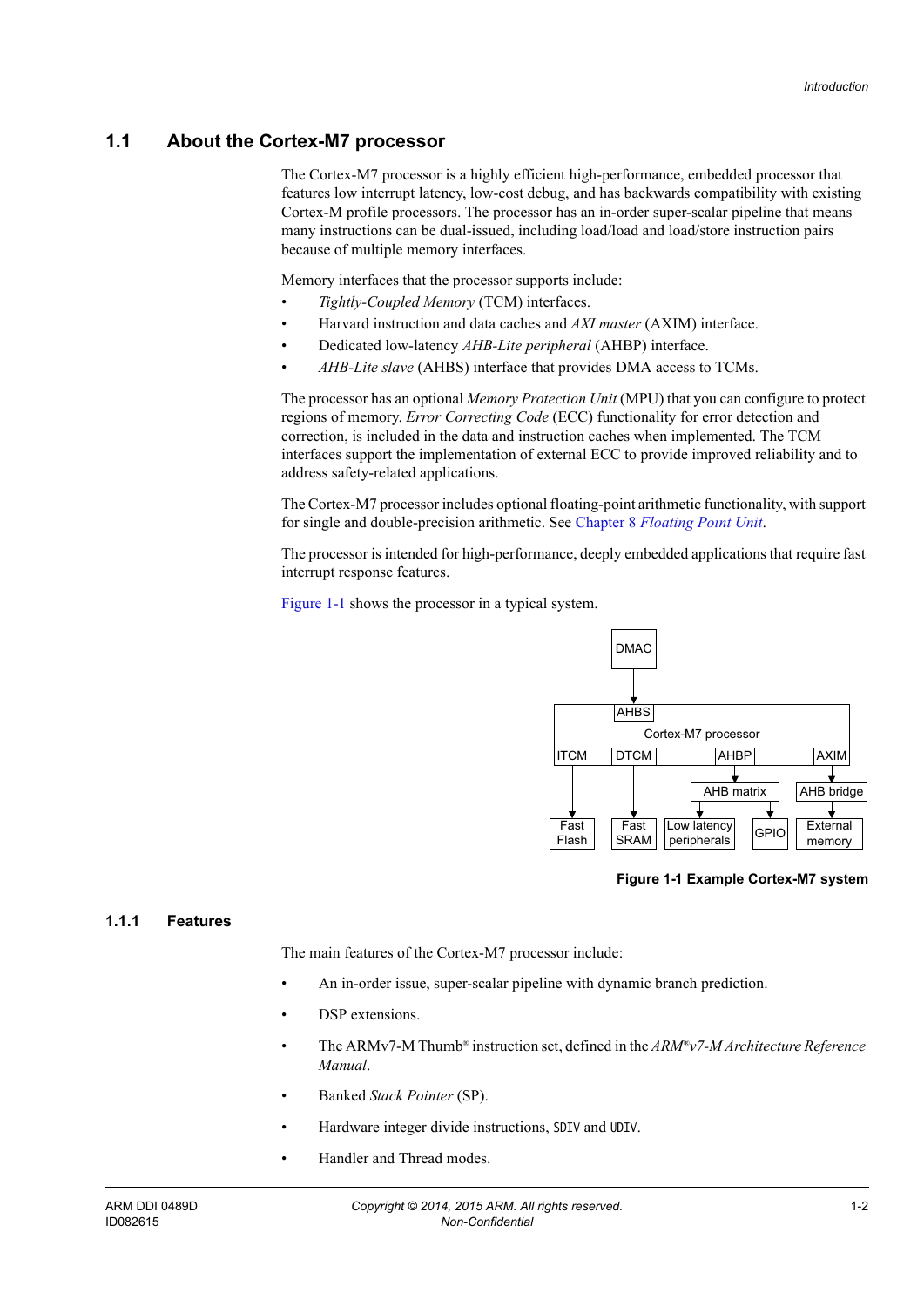## 1.1 About the Cortex-M7 processor

The Cortex-M7 processor is a highly efficient high-performance, embedded processor that features low interrupt latency, low-cost debug, and has backwards compatibility with existing Cortex-M profile processors. The processor has an in-order super-scalar pipeline that means many instructions can be dual-issued, including load/load and load/store instruction pairs because of multiple memory interfaces.

Memory interfaces that the processor supports include:

- *Tightly-Coupled Memory* (TCM) interfaces.
- Harvard instruction and data caches and *AXI master* (AXIM) interface.
- Dedicated low-latency *AHB-Lite peripheral* (AHBP) interface.
- *AHB-Lite slave* (AHBS) interface that provides DMA access to TCMs.

The processor has an optional *Memory Protection Unit* (MPU) that you can configure to protect regions of memory. *Error Correcting Code* (ECC) functionality for error detection and correction, is included in the data and instruction caches when implemented. The TCM interfaces support the implementation of external ECC to provide improved reliability and to address safety-related applications.

The Cortex-M7 processor includes optional floating-point arithmetic functionality, with support for single and double-precision arithmetic. See Chapter 8 *Floating Point Unit*.

The processor is intended for high-performance, deeply embedded applications that require fast interrupt response features.

Figure 1-1 shows the processor in a typical system.

DMAC

AHBS

Cortex-M7 processor

ITCM | DTCM | AHBP | AXIM

AHB matrix | AHB bridge

Fast Flash | Fast SRAM | Low latency peripherals | GPIO | External memory

**Figure 1-1 Example Cortex-M7 system**

### 1.1.1 Features

The main features of the Cortex-M7 processor include:

- An in-order issue, super-scalar pipeline with dynamic branch prediction.
- DSP extensions.
- The ARMv7-M Thumb® instruction set, defined in the *ARM®v7-M Architecture Reference Manual*.
- Banked *Stack Pointer* (SP).
- Hardware integer divide instructions, `SDIV` and `UDIV`.
- Handler and Thread modes.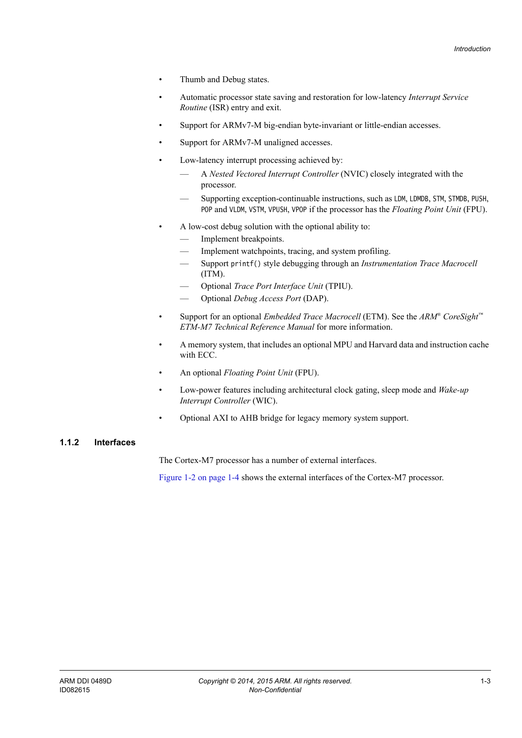- Thumb and Debug states.
- Automatic processor state saving and restoration for low-latency *Interrupt Service Routine* (ISR) entry and exit.
- Support for ARMv7-M big-endian byte-invariant or little-endian accesses.
- Support for ARMv7-M unaligned accesses.
- Low-latency interrupt processing achieved by:
  - A *Nested Vectored Interrupt Controller* (NVIC) closely integrated with the processor.
  - Supporting exception-continuable instructions, such as `LDM`, `LDMDB`, `STM`, `STMDB`, `PUSH`, `POP` and `VLDM`, `VSTM`, `VPUSH`, `VPOP` if the processor has the *Floating Point Unit* (FPU).
- A low-cost debug solution with the optional ability to:
  - Implement breakpoints.
  - Implement watchpoints, tracing, and system profiling.
  - Support `printf()` style debugging through an *Instrumentation Trace Macrocell* (ITM).
  - Optional *Trace Port Interface Unit* (TPIU).
  - Optional *Debug Access Port* (DAP).
- Support for an optional *Embedded Trace Macrocell* (ETM). See the *ARM® CoreSight™ ETM-M7 Technical Reference Manual* for more information.
- A memory system, that includes an optional MPU and Harvard data and instruction cache with ECC.
- An optional *Floating Point Unit* (FPU).
- Low-power features including architectural clock gating, sleep mode and *Wake-up Interrupt Controller* (WIC).
- Optional AXI to AHB bridge for legacy memory system support.

### 1.1.2 Interfaces

The Cortex-M7 processor has a number of external interfaces.

Figure 1-2 on page 1-4 shows the external interfaces of the Cortex-M7 processor.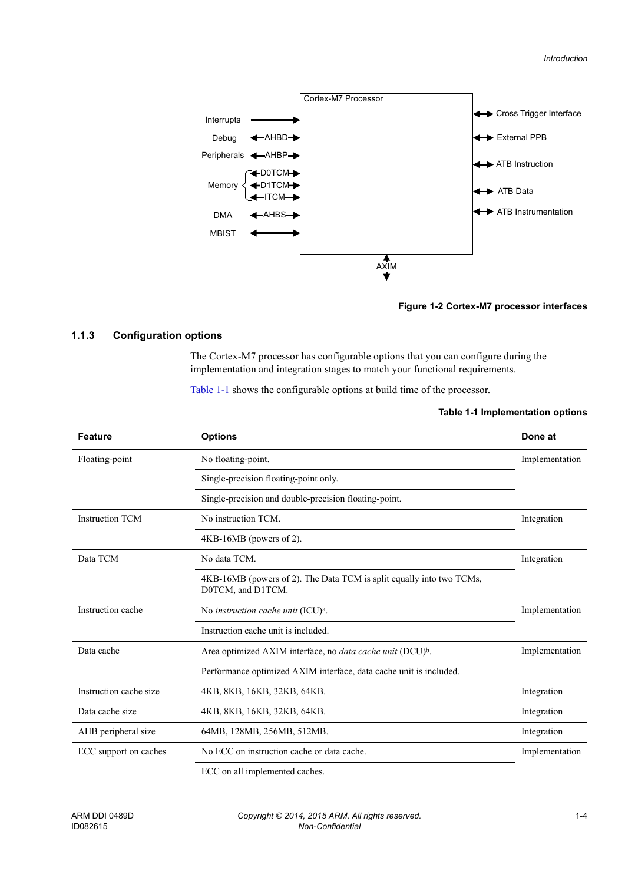Cortex-M7 Processor

| Left side | | Right side |
|---|---|---|
| Interrupts | → | Cross Trigger Interface |
| Debug | AHBD | External PPB |
| Peripherals | AHBP | ATB Instruction |
| Memory | D0TCM, D1TCM, ITCM | ATB Data |
| DMA | AHBS | ATB Instrumentation |
| MBIST | | |

AXIM

**Figure 1-2 Cortex-M7 processor interfaces**

### 1.1.3 Configuration options

The Cortex-M7 processor has configurable options that you can configure during the implementation and integration stages to match your functional requirements.

Table 1-1 shows the configurable options at build time of the processor.

**Table 1-1 Implementation options**

| Feature | Options | Done at |
|---|---|---|
| Floating-point | No floating-point. | Implementation |
| | Single-precision floating-point only. | |
| | Single-precision and double-precision floating-point. | |
| Instruction TCM | No instruction TCM. | Integration |
| | 4KB-16MB (powers of 2). | |
| Data TCM | No data TCM. | Integration |
| | 4KB-16MB (powers of 2). The Data TCM is split equally into two TCMs, D0TCM, and D1TCM. | |
| Instruction cache | No *instruction cache unit* (ICU)[a]. | Implementation |
| | Instruction cache unit is included. | |
| Data cache | Area optimized AXIM interface, no *data cache unit* (DCU)[b]. | Implementation |
| | Performance optimized AXIM interface, data cache unit is included. | |
| Instruction cache size | 4KB, 8KB, 16KB, 32KB, 64KB. | Integration |
| Data cache size | 4KB, 8KB, 16KB, 32KB, 64KB. | Integration |
| AHB peripheral size | 64MB, 128MB, 256MB, 512MB. | Integration |
| ECC support on caches | No ECC on instruction cache or data cache. | Implementation |
| | ECC on all implemented caches. | |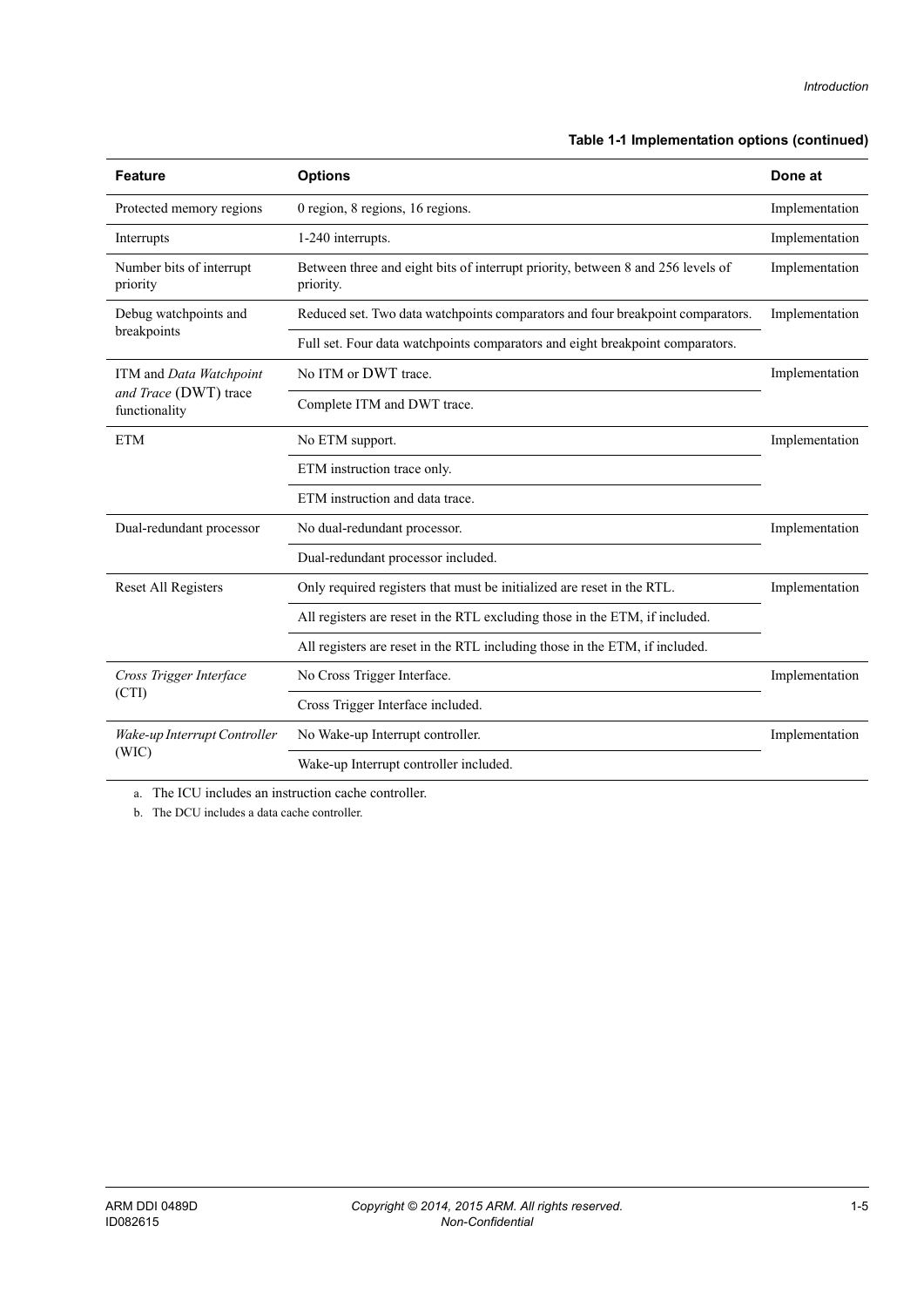**Table 1-1 Implementation options (continued)**

| Feature | Options | Done at |
|---|---|---|
| Protected memory regions | 0 region, 8 regions, 16 regions. | Implementation |
| Interrupts | 1-240 interrupts. | Implementation |
| Number bits of interrupt priority | Between three and eight bits of interrupt priority, between 8 and 256 levels of priority. | Implementation |
| Debug watchpoints and breakpoints | Reduced set. Two data watchpoints comparators and four breakpoint comparators. | Implementation |
| | Full set. Four data watchpoints comparators and eight breakpoint comparators. | |
| ITM and *Data Watchpoint and Trace* (DWT) trace functionality | No ITM or DWT trace. | Implementation |
| | Complete ITM and DWT trace. | |
| ETM | No ETM support. | Implementation |
| | ETM instruction trace only. | |
| | ETM instruction and data trace. | |
| Dual-redundant processor | No dual-redundant processor. | Implementation |
| | Dual-redundant processor included. | |
| Reset All Registers | Only required registers that must be initialized are reset in the RTL. | Implementation |
| | All registers are reset in the RTL excluding those in the ETM, if included. | |
| | All registers are reset in the RTL including those in the ETM, if included. | |
| *Cross Trigger Interface* (CTI) | No Cross Trigger Interface. | Implementation |
| | Cross Trigger Interface included. | |
| *Wake-up Interrupt Controller* (WIC) | No Wake-up Interrupt controller. | Implementation |
| | Wake-up Interrupt controller included. | |

a. The ICU includes an instruction cache controller.

b. The DCU includes a data cache controller.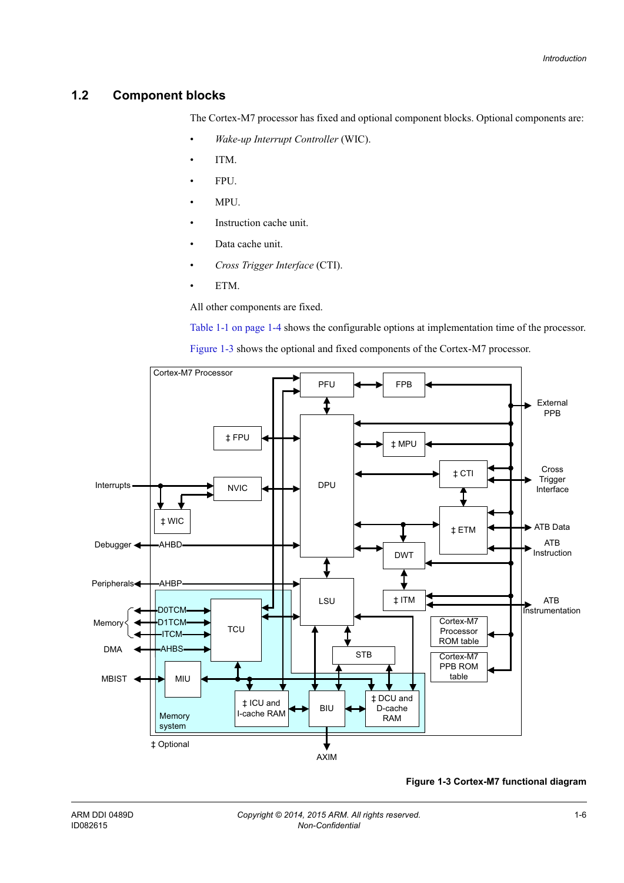## 1.2 Component blocks

The Cortex-M7 processor has fixed and optional component blocks. Optional components are:

- *Wake-up Interrupt Controller* (WIC).
- ITM.
- FPU.
- MPU.
- Instruction cache unit.
- Data cache unit.
- *Cross Trigger Interface* (CTI).
- ETM.

All other components are fixed.

Table 1-1 on page 1-4 shows the configurable options at implementation time of the processor.

Figure 1-3 shows the optional and fixed components of the Cortex-M7 processor.

**Figure 1-3 Cortex-M7 functional diagram**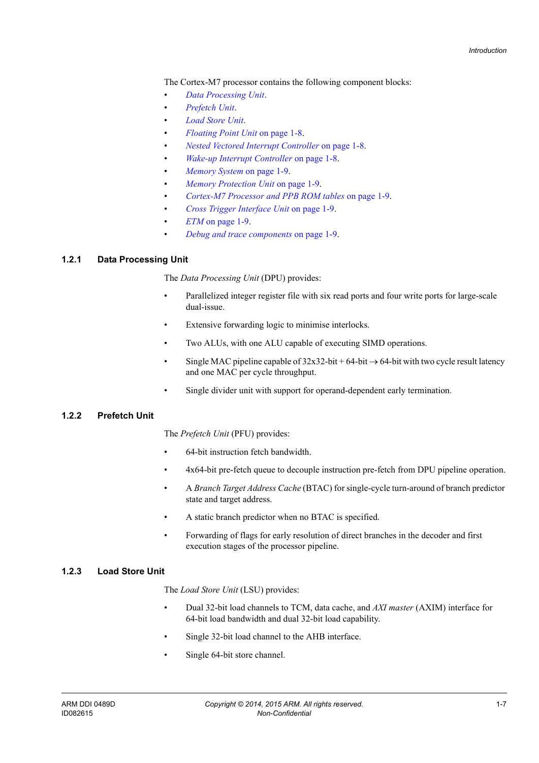The Cortex-M7 processor contains the following component blocks:

- *Data Processing Unit*.
- *Prefetch Unit*.
- *Load Store Unit*.
- *Floating Point Unit* on page 1-8.
- *Nested Vectored Interrupt Controller* on page 1-8.
- *Wake-up Interrupt Controller* on page 1-8.
- *Memory System* on page 1-9.
- *Memory Protection Unit* on page 1-9.
- *Cortex-M7 Processor and PPB ROM tables* on page 1-9.
- *Cross Trigger Interface Unit* on page 1-9.
- *ETM* on page 1-9.
- *Debug and trace components* on page 1-9.

### 1.2.1 Data Processing Unit

The *Data Processing Unit* (DPU) provides:

- Parallelized integer register file with six read ports and four write ports for large-scale dual-issue.
- Extensive forwarding logic to minimise interlocks.
- Two ALUs, with one ALU capable of executing SIMD operations.
- Single MAC pipeline capable of 32x32-bit + 64-bit → 64-bit with two cycle result latency and one MAC per cycle throughput.
- Single divider unit with support for operand-dependent early termination.

### 1.2.2 Prefetch Unit

The *Prefetch Unit* (PFU) provides:

- 64-bit instruction fetch bandwidth.
- 4x64-bit pre-fetch queue to decouple instruction pre-fetch from DPU pipeline operation.
- A *Branch Target Address Cache* (BTAC) for single-cycle turn-around of branch predictor state and target address.
- A static branch predictor when no BTAC is specified.
- Forwarding of flags for early resolution of direct branches in the decoder and first execution stages of the processor pipeline.

### 1.2.3 Load Store Unit

The *Load Store Unit* (LSU) provides:

- Dual 32-bit load channels to TCM, data cache, and *AXI master* (AXIM) interface for 64-bit load bandwidth and dual 32-bit load capability.
- Single 32-bit load channel to the AHB interface.
- Single 64-bit store channel.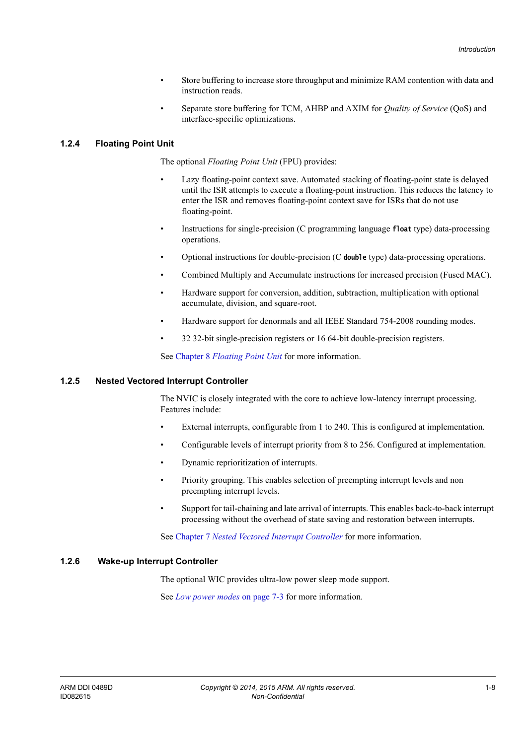- Store buffering to increase store throughput and minimize RAM contention with data and instruction reads.
- Separate store buffering for TCM, AHBP and AXIM for *Quality of Service* (QoS) and interface-specific optimizations.

### 1.2.4 Floating Point Unit

The optional *Floating Point Unit* (FPU) provides:

- Lazy floating-point context save. Automated stacking of floating-point state is delayed until the ISR attempts to execute a floating-point instruction. This reduces the latency to enter the ISR and removes floating-point context save for ISRs that do not use floating-point.
- Instructions for single-precision (C programming language `float` type) data-processing operations.
- Optional instructions for double-precision (C `double` type) data-processing operations.
- Combined Multiply and Accumulate instructions for increased precision (Fused MAC).
- Hardware support for conversion, addition, subtraction, multiplication with optional accumulate, division, and square-root.
- Hardware support for denormals and all IEEE Standard 754-2008 rounding modes.
- 32 32-bit single-precision registers or 16 64-bit double-precision registers.

See Chapter 8 *Floating Point Unit* for more information.

### 1.2.5 Nested Vectored Interrupt Controller

The NVIC is closely integrated with the core to achieve low-latency interrupt processing. Features include:

- External interrupts, configurable from 1 to 240. This is configured at implementation.
- Configurable levels of interrupt priority from 8 to 256. Configured at implementation.
- Dynamic reprioritization of interrupts.
- Priority grouping. This enables selection of preempting interrupt levels and non preempting interrupt levels.
- Support for tail-chaining and late arrival of interrupts. This enables back-to-back interrupt processing without the overhead of state saving and restoration between interrupts.

See Chapter 7 *Nested Vectored Interrupt Controller* for more information.

### 1.2.6 Wake-up Interrupt Controller

The optional WIC provides ultra-low power sleep mode support.

See *Low power modes* on page 7-3 for more information.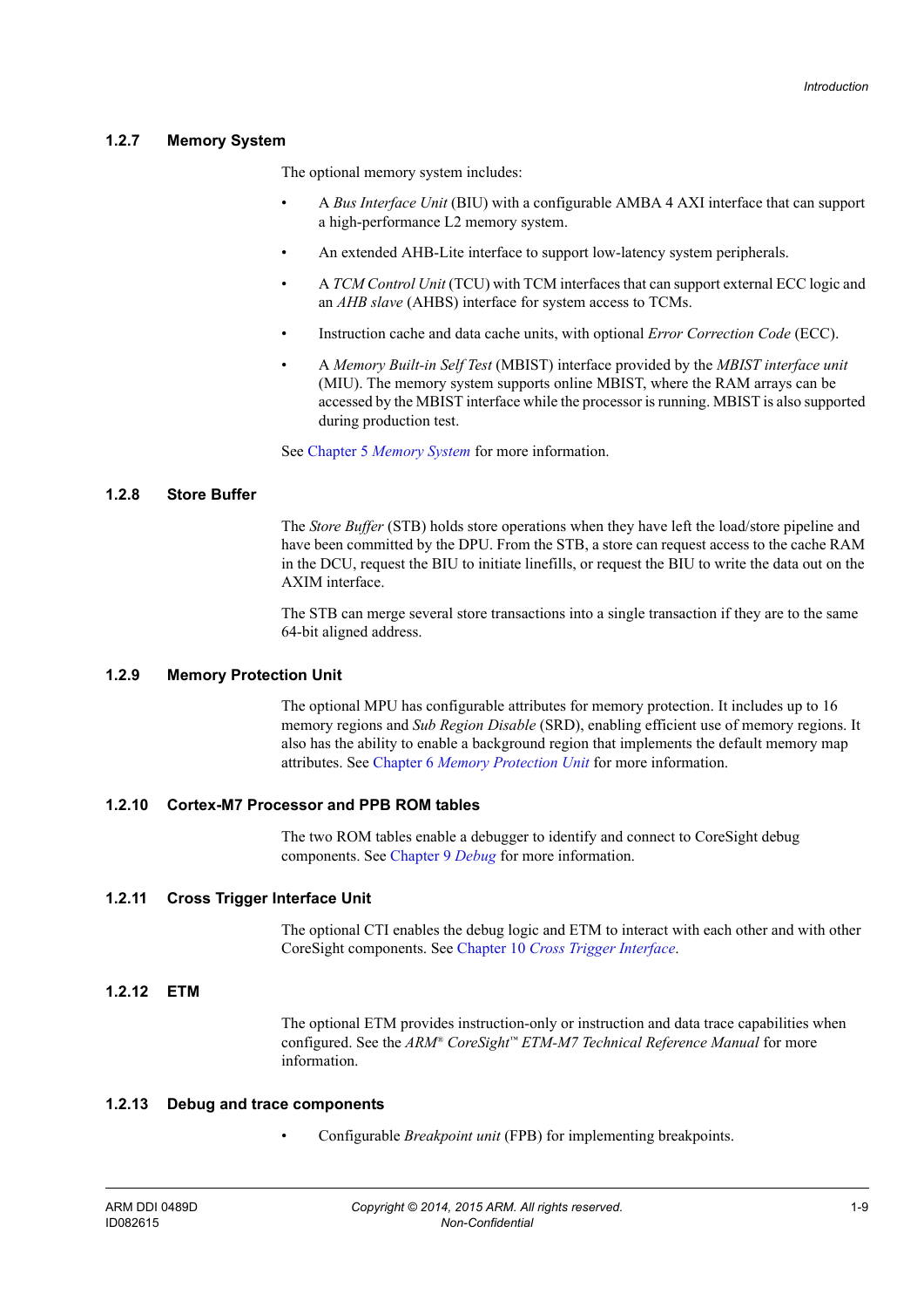### 1.2.7 Memory System

The optional memory system includes:

- A *Bus Interface Unit* (BIU) with a configurable AMBA 4 AXI interface that can support a high-performance L2 memory system.
- An extended AHB-Lite interface to support low-latency system peripherals.
- A *TCM Control Unit* (TCU) with TCM interfaces that can support external ECC logic and an *AHB slave* (AHBS) interface for system access to TCMs.
- Instruction cache and data cache units, with optional *Error Correction Code* (ECC).
- A *Memory Built-in Self Test* (MBIST) interface provided by the *MBIST interface unit* (MIU). The memory system supports online MBIST, where the RAM arrays can be accessed by the MBIST interface while the processor is running. MBIST is also supported during production test.

See Chapter 5 *Memory System* for more information.

### 1.2.8 Store Buffer

The *Store Buffer* (STB) holds store operations when they have left the load/store pipeline and have been committed by the DPU. From the STB, a store can request access to the cache RAM in the DCU, request the BIU to initiate linefills, or request the BIU to write the data out on the AXIM interface.

The STB can merge several store transactions into a single transaction if they are to the same 64-bit aligned address.

### 1.2.9 Memory Protection Unit

The optional MPU has configurable attributes for memory protection. It includes up to 16 memory regions and *Sub Region Disable* (SRD), enabling efficient use of memory regions. It also has the ability to enable a background region that implements the default memory map attributes. See Chapter 6 *Memory Protection Unit* for more information.

### 1.2.10 Cortex-M7 Processor and PPB ROM tables

The two ROM tables enable a debugger to identify and connect to CoreSight debug components. See Chapter 9 *Debug* for more information.

### 1.2.11 Cross Trigger Interface Unit

The optional CTI enables the debug logic and ETM to interact with each other and with other CoreSight components. See Chapter 10 *Cross Trigger Interface*.

### 1.2.12 ETM

The optional ETM provides instruction-only or instruction and data trace capabilities when configured. See the *ARM® CoreSight™ ETM-M7 Technical Reference Manual* for more information.

### 1.2.13 Debug and trace components

- Configurable *Breakpoint unit* (FPB) for implementing breakpoints.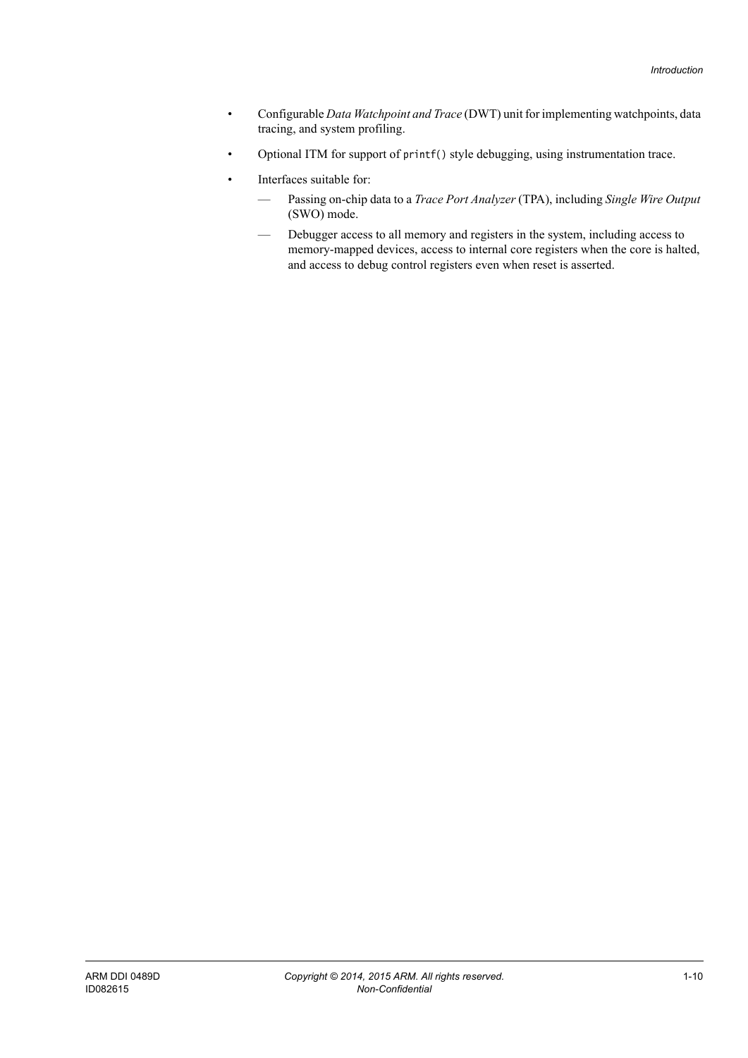- Configurable *Data Watchpoint and Trace* (DWT) unit for implementing watchpoints, data tracing, and system profiling.
- Optional ITM for support of `printf()` style debugging, using instrumentation trace.
- Interfaces suitable for:
  - Passing on-chip data to a *Trace Port Analyzer* (TPA), including *Single Wire Output* (SWO) mode.
  - Debugger access to all memory and registers in the system, including access to memory-mapped devices, access to internal core registers when the core is halted, and access to debug control registers even when reset is asserted.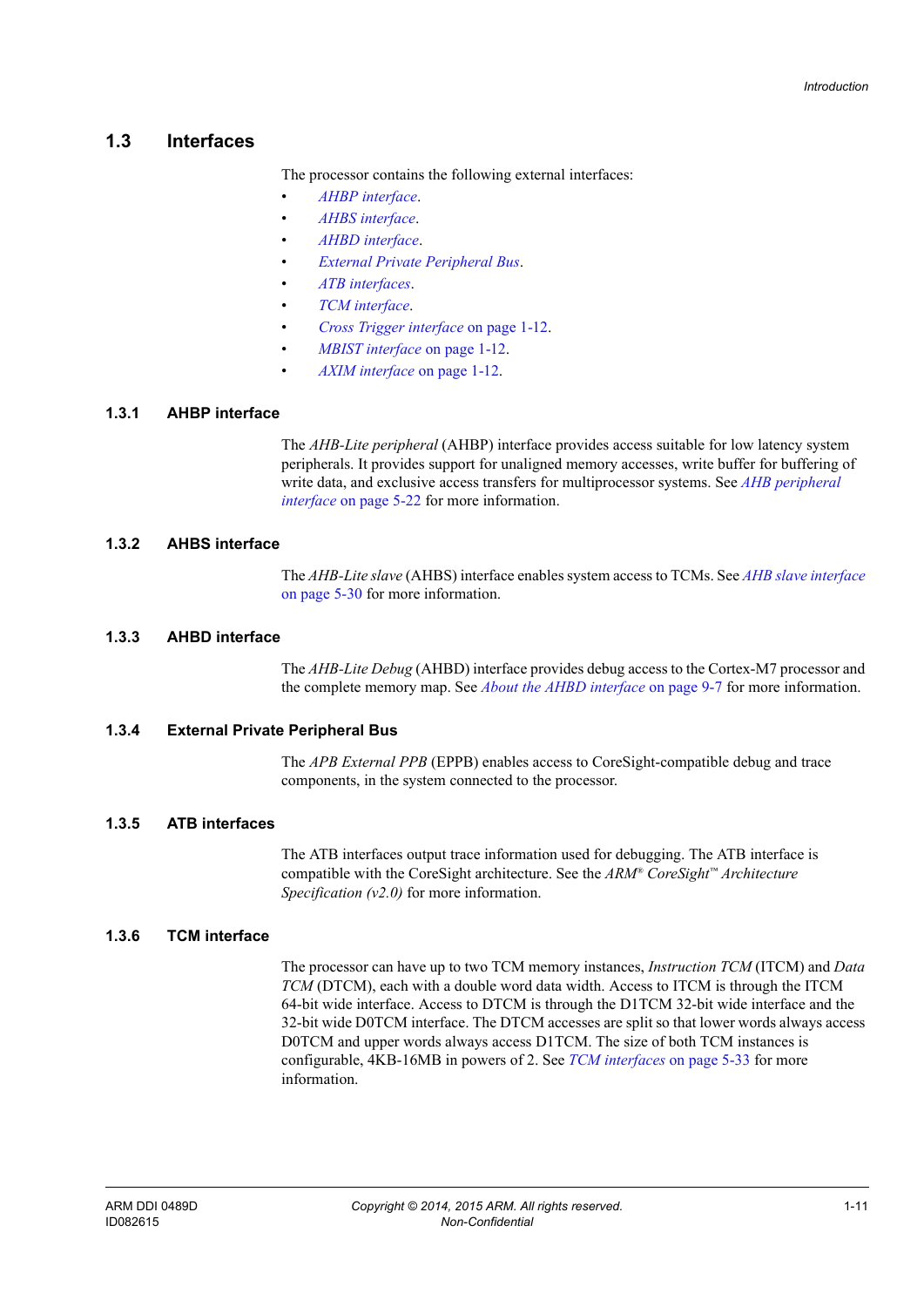## 1.3 Interfaces

The processor contains the following external interfaces:

- *AHBP interface*.
- *AHBS interface*.
- *AHBD interface*.
- *External Private Peripheral Bus*.
- *ATB interfaces*.
- *TCM interface*.
- *Cross Trigger interface* on page 1-12.
- *MBIST interface* on page 1-12.
- *AXIM interface* on page 1-12.

### 1.3.1 AHBP interface

The *AHB-Lite peripheral* (AHBP) interface provides access suitable for low latency system peripherals. It provides support for unaligned memory accesses, write buffer for buffering of write data, and exclusive access transfers for multiprocessor systems. See *AHB peripheral interface* on page 5-22 for more information.

### 1.3.2 AHBS interface

The *AHB-Lite slave* (AHBS) interface enables system access to TCMs. See *AHB slave interface* on page 5-30 for more information.

### 1.3.3 AHBD interface

The *AHB-Lite Debug* (AHBD) interface provides debug access to the Cortex-M7 processor and the complete memory map. See *About the AHBD interface* on page 9-7 for more information.

### 1.3.4 External Private Peripheral Bus

The *APB External PPB* (EPPB) enables access to CoreSight-compatible debug and trace components, in the system connected to the processor.

### 1.3.5 ATB interfaces

The ATB interfaces output trace information used for debugging. The ATB interface is compatible with the CoreSight architecture. See the *ARM® CoreSight™ Architecture Specification (v2.0)* for more information.

### 1.3.6 TCM interface

The processor can have up to two TCM memory instances, *Instruction TCM* (ITCM) and *Data TCM* (DTCM), each with a double word data width. Access to ITCM is through the ITCM 64-bit wide interface. Access to DTCM is through the D1TCM 32-bit wide interface and the 32-bit wide D0TCM interface. The DTCM accesses are split so that lower words always access D0TCM and upper words always access D1TCM. The size of both TCM instances is configurable, 4KB-16MB in powers of 2. See *TCM interfaces* on page 5-33 for more information.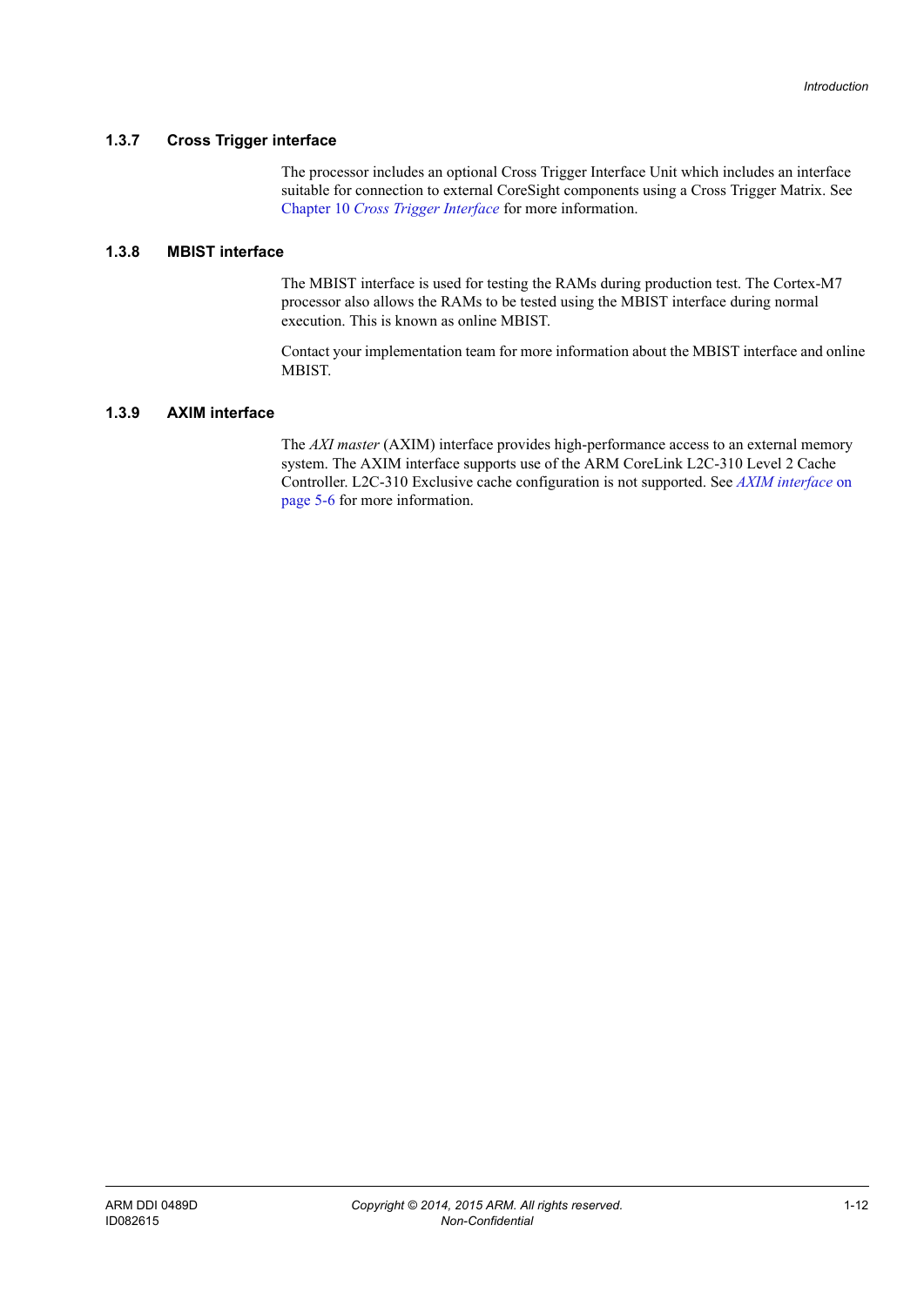### 1.3.7 Cross Trigger interface

The processor includes an optional Cross Trigger Interface Unit which includes an interface suitable for connection to external CoreSight components using a Cross Trigger Matrix. See Chapter 10 *Cross Trigger Interface* for more information.

### 1.3.8 MBIST interface

The MBIST interface is used for testing the RAMs during production test. The Cortex-M7 processor also allows the RAMs to be tested using the MBIST interface during normal execution. This is known as online MBIST.

Contact your implementation team for more information about the MBIST interface and online MBIST.

### 1.3.9 AXIM interface

The *AXI master* (AXIM) interface provides high-performance access to an external memory system. The AXIM interface supports use of the ARM CoreLink L2C-310 Level 2 Cache Controller. L2C-310 Exclusive cache configuration is not supported. See *AXIM interface* on page 5-6 for more information.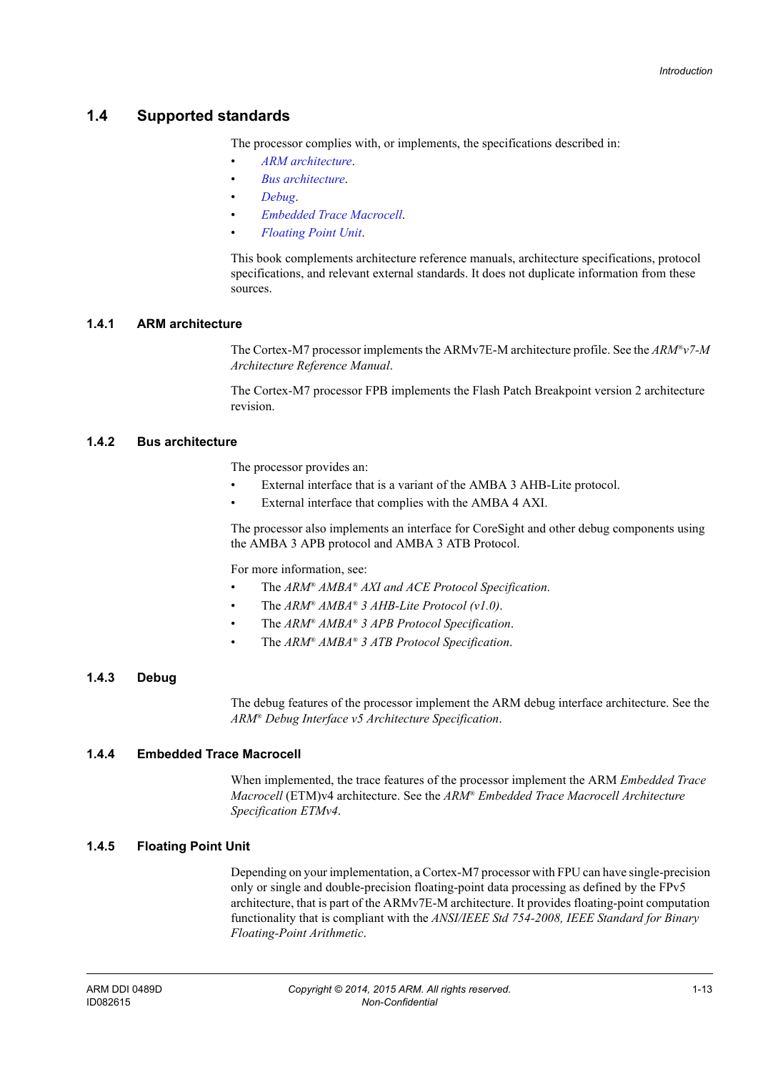## 1.4 Supported standards

The processor complies with, or implements, the specifications described in:

- *ARM architecture*.
- *Bus architecture*.
- *Debug*.
- *Embedded Trace Macrocell*.
- *Floating Point Unit*.

This book complements architecture reference manuals, architecture specifications, protocol specifications, and relevant external standards. It does not duplicate information from these sources.

### 1.4.1 ARM architecture

The Cortex-M7 processor implements the ARMv7E-M architecture profile. See the *ARM® v7-M Architecture Reference Manual*.

The Cortex-M7 processor FPB implements the Flash Patch Breakpoint version 2 architecture revision.

### 1.4.2 Bus architecture

The processor provides an:

- External interface that is a variant of the AMBA 3 AHB-Lite protocol.
- External interface that complies with the AMBA 4 AXI.

The processor also implements an interface for CoreSight and other debug components using the AMBA 3 APB protocol and AMBA 3 ATB Protocol.

For more information, see:

- The *ARM® AMBA® AXI and ACE Protocol Specification*.
- The *ARM® AMBA® 3 AHB-Lite Protocol (v1.0)*.
- The *ARM® AMBA® 3 APB Protocol Specification*.
- The *ARM® AMBA® 3 ATB Protocol Specification*.

### 1.4.3 Debug

The debug features of the processor implement the ARM debug interface architecture. See the *ARM® Debug Interface v5 Architecture Specification*.

### 1.4.4 Embedded Trace Macrocell

When implemented, the trace features of the processor implement the ARM *Embedded Trace Macrocell* (ETM)v4 architecture. See the *ARM® Embedded Trace Macrocell Architecture Specification ETMv4*.

### 1.4.5 Floating Point Unit

Depending on your implementation, a Cortex-M7 processor with FPU can have single-precision only or single and double-precision floating-point data processing as defined by the FPv5 architecture, that is part of the ARMv7E-M architecture. It provides floating-point computation functionality that is compliant with the *ANSI/IEEE Std 754-2008, IEEE Standard for Binary Floating-Point Arithmetic*.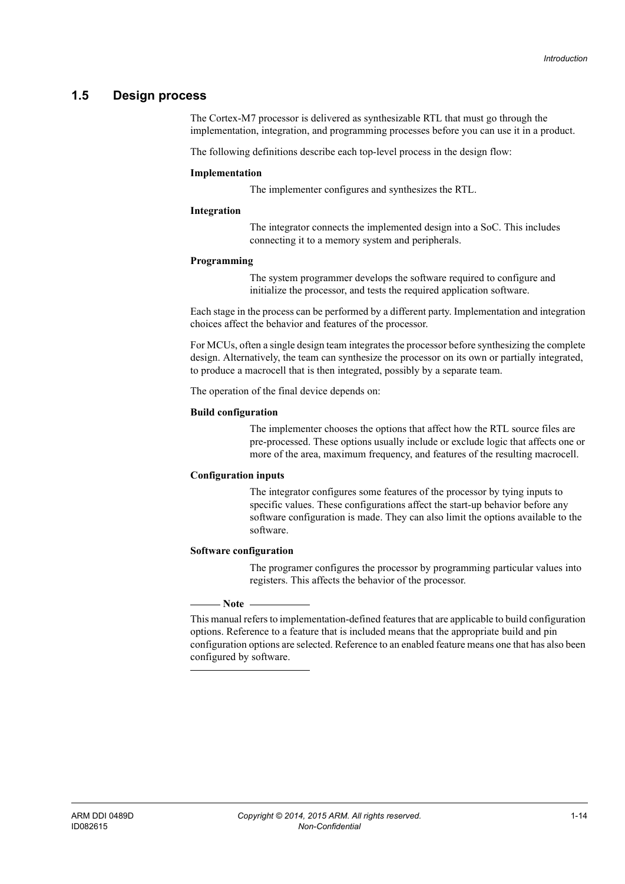## 1.5 Design process

The Cortex-M7 processor is delivered as synthesizable RTL that must go through the implementation, integration, and programming processes before you can use it in a product.

The following definitions describe each top-level process in the design flow:

**Implementation**

The implementer configures and synthesizes the RTL.

**Integration**

The integrator connects the implemented design into a SoC. This includes connecting it to a memory system and peripherals.

**Programming**

The system programmer develops the software required to configure and initialize the processor, and tests the required application software.

Each stage in the process can be performed by a different party. Implementation and integration choices affect the behavior and features of the processor.

For MCUs, often a single design team integrates the processor before synthesizing the complete design. Alternatively, the team can synthesize the processor on its own or partially integrated, to produce a macrocell that is then integrated, possibly by a separate team.

The operation of the final device depends on:

**Build configuration**

The implementer chooses the options that affect how the RTL source files are pre-processed. These options usually include or exclude logic that affects one or more of the area, maximum frequency, and features of the resulting macrocell.

**Configuration inputs**

The integrator configures some features of the processor by tying inputs to specific values. These configurations affect the start-up behavior before any software configuration is made. They can also limit the options available to the software.

**Software configuration**

The programer configures the processor by programming particular values into registers. This affects the behavior of the processor.

---

**Note**

This manual refers to implementation-defined features that are applicable to build configuration options. Reference to a feature that is included means that the appropriate build and pin configuration options are selected. Reference to an enabled feature means one that has also been configured by software.

---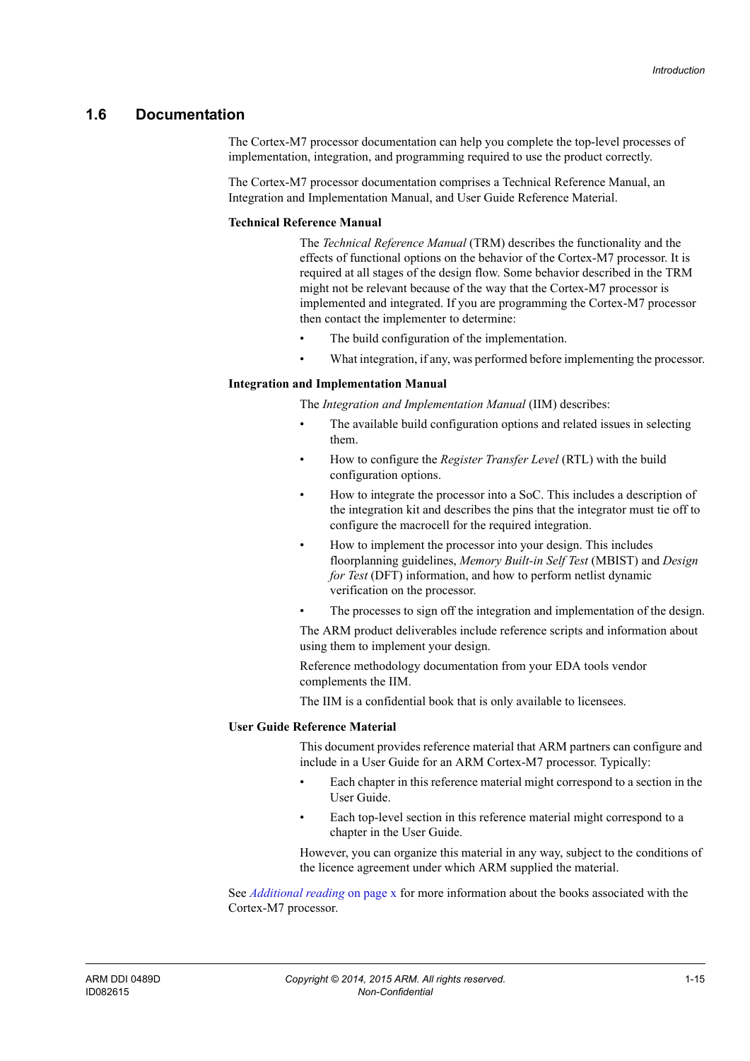## 1.6 Documentation

The Cortex-M7 processor documentation can help you complete the top-level processes of implementation, integration, and programming required to use the product correctly.

The Cortex-M7 processor documentation comprises a Technical Reference Manual, an Integration and Implementation Manual, and User Guide Reference Material.

**Technical Reference Manual**

The *Technical Reference Manual* (TRM) describes the functionality and the effects of functional options on the behavior of the Cortex-M7 processor. It is required at all stages of the design flow. Some behavior described in the TRM might not be relevant because of the way that the Cortex-M7 processor is implemented and integrated. If you are programming the Cortex-M7 processor then contact the implementer to determine:

- The build configuration of the implementation.
- What integration, if any, was performed before implementing the processor.

**Integration and Implementation Manual**

The *Integration and Implementation Manual* (IIM) describes:

- The available build configuration options and related issues in selecting them.
- How to configure the *Register Transfer Level* (RTL) with the build configuration options.
- How to integrate the processor into a SoC. This includes a description of the integration kit and describes the pins that the integrator must tie off to configure the macrocell for the required integration.
- How to implement the processor into your design. This includes floorplanning guidelines, *Memory Built-in Self Test* (MBIST) and *Design for Test* (DFT) information, and how to perform netlist dynamic verification on the processor.
- The processes to sign off the integration and implementation of the design.

The ARM product deliverables include reference scripts and information about using them to implement your design.

Reference methodology documentation from your EDA tools vendor complements the IIM.

The IIM is a confidential book that is only available to licensees.

**User Guide Reference Material**

This document provides reference material that ARM partners can configure and include in a User Guide for an ARM Cortex-M7 processor. Typically:

- Each chapter in this reference material might correspond to a section in the User Guide.
- Each top-level section in this reference material might correspond to a chapter in the User Guide.

However, you can organize this material in any way, subject to the conditions of the licence agreement under which ARM supplied the material.

See *Additional reading* on page x for more information about the books associated with the Cortex-M7 processor.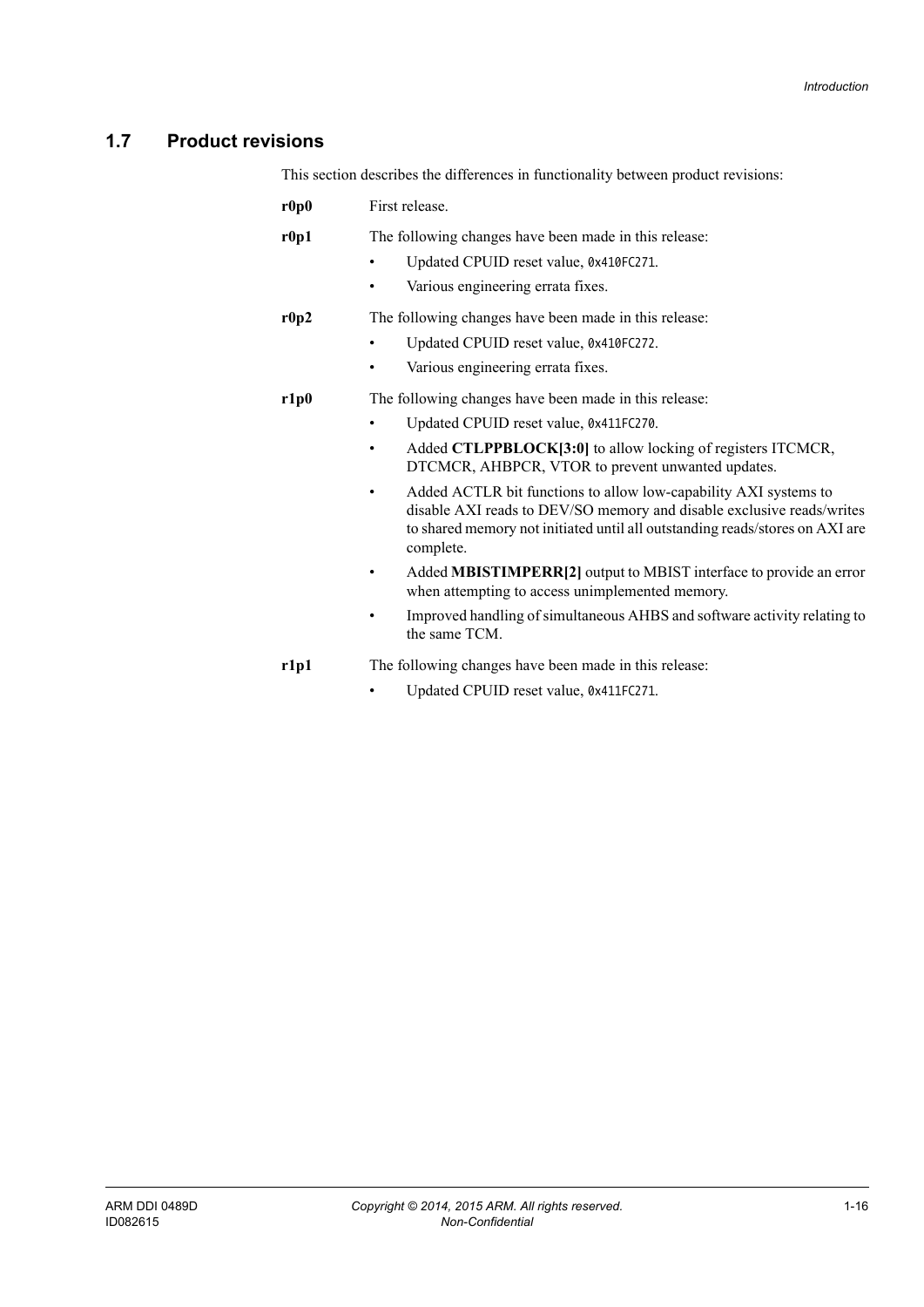## 1.7 Product revisions

This section describes the differences in functionality between product revisions:

**r0p0** First release.

**r0p1** The following changes have been made in this release:

- Updated CPUID reset value, `0x410FC271`.
- Various engineering errata fixes.

**r0p2** The following changes have been made in this release:

- Updated CPUID reset value, `0x410FC272`.
- Various engineering errata fixes.

**r1p0** The following changes have been made in this release:

- Updated CPUID reset value, `0x411FC270`.
- Added **CTLPPBLOCK[3:0]** to allow locking of registers ITCMCR, DTCMCR, AHBPCR, VTOR to prevent unwanted updates.
- Added ACTLR bit functions to allow low-capability AXI systems to disable AXI reads to DEV/SO memory and disable exclusive reads/writes to shared memory not initiated until all outstanding reads/stores on AXI are complete.
- Added **MBISTIMPERR[2]** output to MBIST interface to provide an error when attempting to access unimplemented memory.
- Improved handling of simultaneous AHBS and software activity relating to the same TCM.

**r1p1** The following changes have been made in this release:

- Updated CPUID reset value, `0x411FC271`.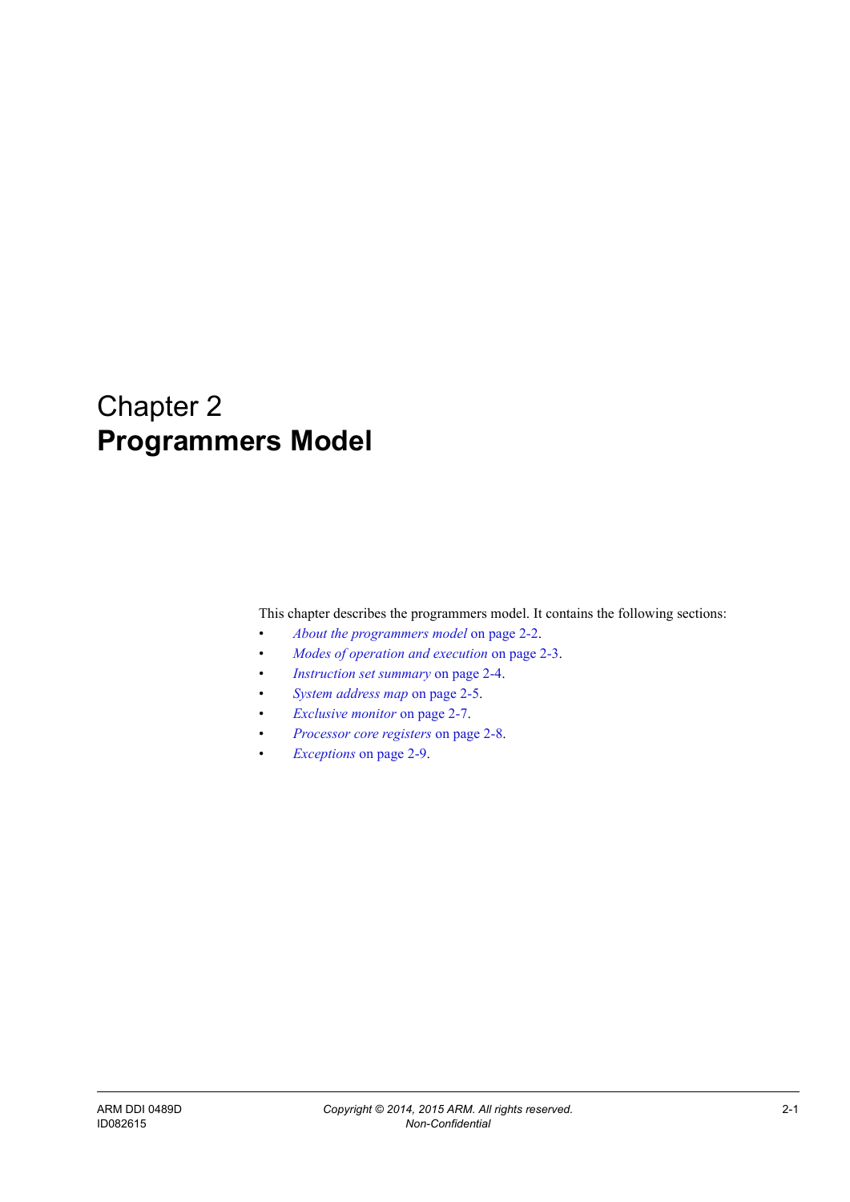# Chapter 2
# Programmers Model

This chapter describes the programmers model. It contains the following sections:

- *About the programmers model* on page 2-2.
- *Modes of operation and execution* on page 2-3.
- *Instruction set summary* on page 2-4.
- *System address map* on page 2-5.
- *Exclusive monitor* on page 2-7.
- *Processor core registers* on page 2-8.
- *Exceptions* on page 2-9.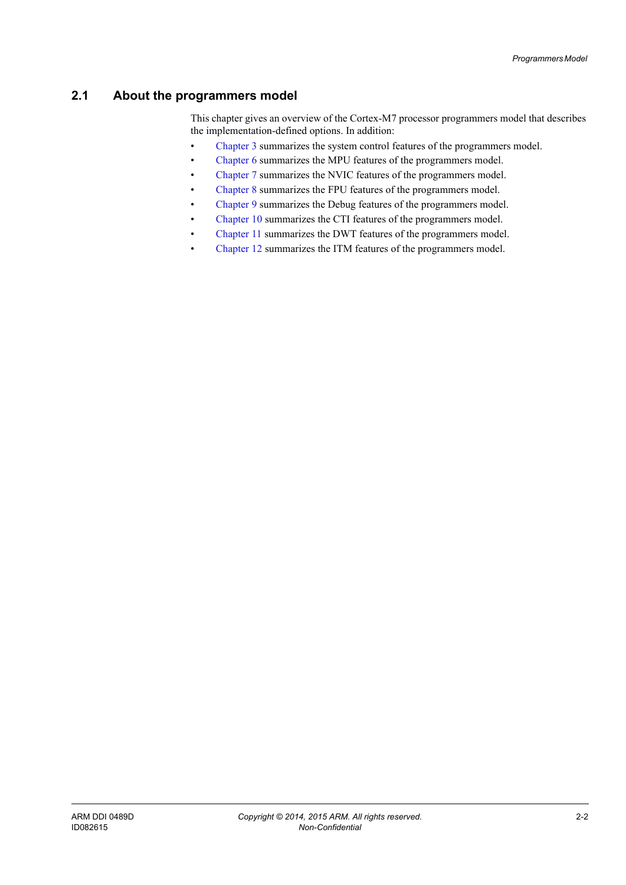## 2.1 About the programmers model

This chapter gives an overview of the Cortex-M7 processor programmers model that describes the implementation-defined options. In addition:

- Chapter 3 summarizes the system control features of the programmers model.
- Chapter 6 summarizes the MPU features of the programmers model.
- Chapter 7 summarizes the NVIC features of the programmers model.
- Chapter 8 summarizes the FPU features of the programmers model.
- Chapter 9 summarizes the Debug features of the programmers model.
- Chapter 10 summarizes the CTI features of the programmers model.
- Chapter 11 summarizes the DWT features of the programmers model.
- Chapter 12 summarizes the ITM features of the programmers model.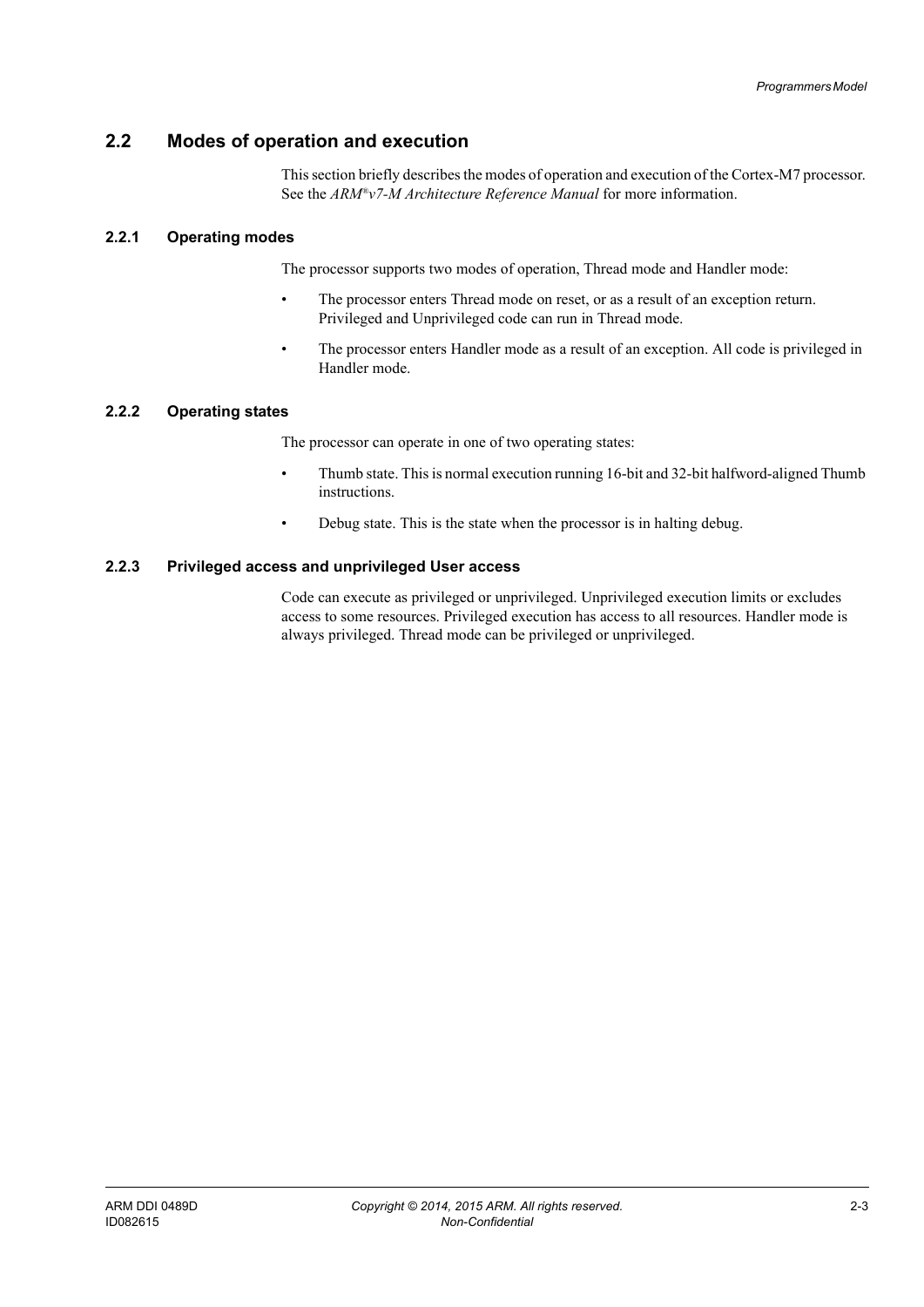## 2.2 Modes of operation and execution

This section briefly describes the modes of operation and execution of the Cortex-M7 processor. See the *ARM®v7-M Architecture Reference Manual* for more information.

### 2.2.1 Operating modes

The processor supports two modes of operation, Thread mode and Handler mode:

- The processor enters Thread mode on reset, or as a result of an exception return. Privileged and Unprivileged code can run in Thread mode.
- The processor enters Handler mode as a result of an exception. All code is privileged in Handler mode.

### 2.2.2 Operating states

The processor can operate in one of two operating states:

- Thumb state. This is normal execution running 16-bit and 32-bit halfword-aligned Thumb instructions.
- Debug state. This is the state when the processor is in halting debug.

### 2.2.3 Privileged access and unprivileged User access

Code can execute as privileged or unprivileged. Unprivileged execution limits or excludes access to some resources. Privileged execution has access to all resources. Handler mode is always privileged. Thread mode can be privileged or unprivileged.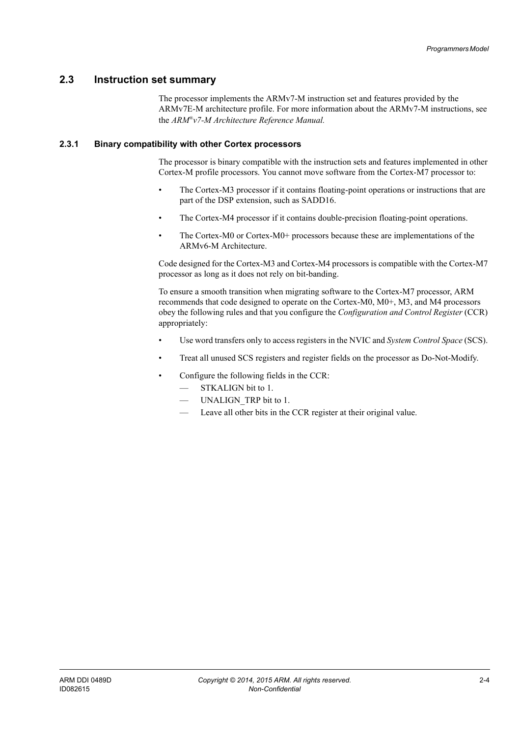## 2.3 Instruction set summary

The processor implements the ARMv7-M instruction set and features provided by the ARMv7E-M architecture profile. For more information about the ARMv7-M instructions, see the *ARM®v7-M Architecture Reference Manual.*

### 2.3.1 Binary compatibility with other Cortex processors

The processor is binary compatible with the instruction sets and features implemented in other Cortex-M profile processors. You cannot move software from the Cortex-M7 processor to:

- The Cortex-M3 processor if it contains floating-point operations or instructions that are part of the DSP extension, such as SADD16.
- The Cortex-M4 processor if it contains double-precision floating-point operations.
- The Cortex-M0 or Cortex-M0+ processors because these are implementations of the ARMv6-M Architecture.

Code designed for the Cortex-M3 and Cortex-M4 processors is compatible with the Cortex-M7 processor as long as it does not rely on bit-banding.

To ensure a smooth transition when migrating software to the Cortex-M7 processor, ARM recommends that code designed to operate on the Cortex-M0, M0+, M3, and M4 processors obey the following rules and that you configure the *Configuration and Control Register* (CCR) appropriately:

- Use word transfers only to access registers in the NVIC and *System Control Space* (SCS).
- Treat all unused SCS registers and register fields on the processor as Do-Not-Modify.
- Configure the following fields in the CCR:
  - STKALIGN bit to 1.
  - UNALIGN_TRP bit to 1.
  - Leave all other bits in the CCR register at their original value.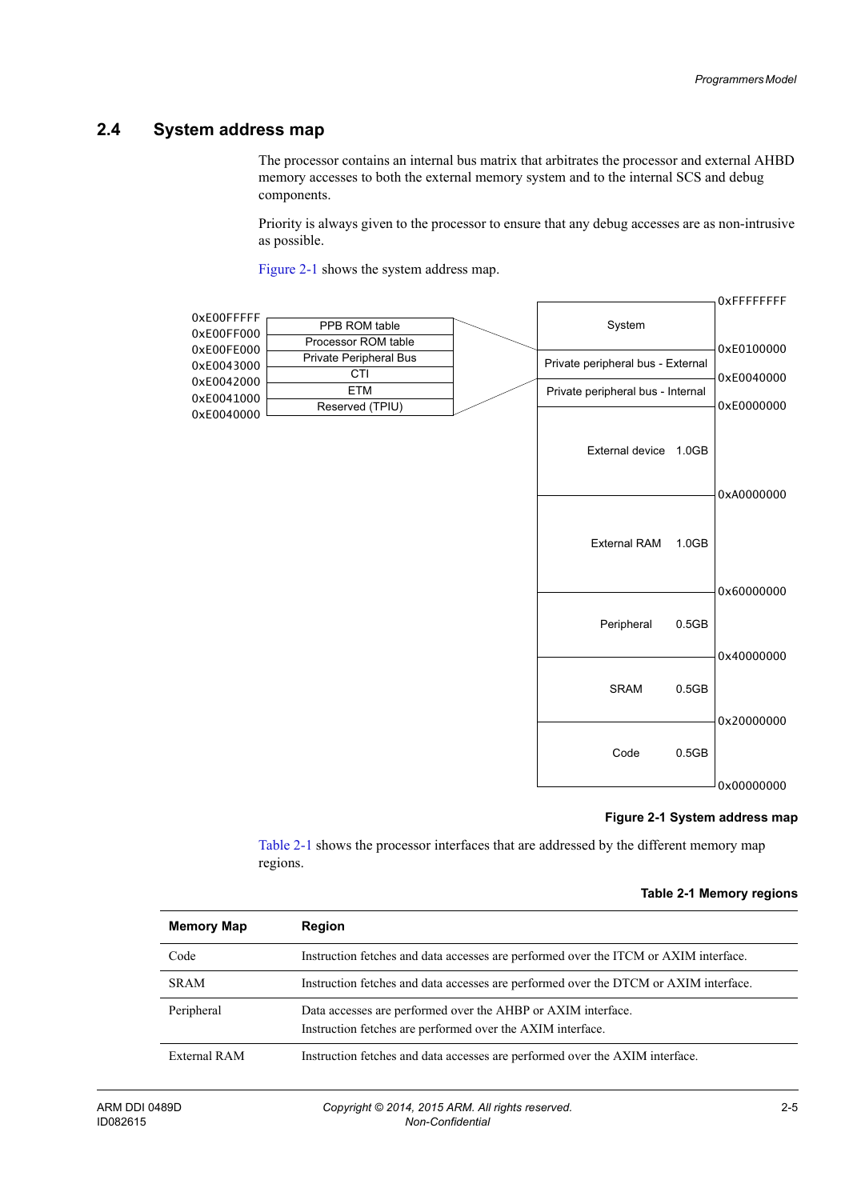## 2.4 System address map

The processor contains an internal bus matrix that arbitrates the processor and external AHBD memory accesses to both the external memory system and to the internal SCS and debug components.

Priority is always given to the processor to ensure that any debug accesses are as non-intrusive as possible.

Figure 2-1 shows the system address map.

| Address | Region |
|---|---|
| 0xE00FFFFF – 0xE00FF000 | PPB ROM table |
| 0xE00FF000 – 0xE00FE000 | Processor ROM table |
| 0xE00FE000 – 0xE0043000 | Private Peripheral Bus |
| 0xE0043000 – 0xE0042000 | CTI |
| 0xE0042000 – 0xE0041000 | ETM |
| 0xE0041000 – 0xE0040000 | Reserved (TPIU) |

| Address | Region | Size |
|---|---|---|
| 0xFFFFFFFF – 0xE0100000 | System | |
| 0xE0100000 – 0xE0040000 | Private peripheral bus - External | |
| 0xE0040000 – 0xE0000000 | Private peripheral bus - Internal | |
| 0xE0000000 – 0xA0000000 | External device | 1.0GB |
| 0xA0000000 – 0x60000000 | External RAM | 1.0GB |
| 0x60000000 – 0x40000000 | Peripheral | 0.5GB |
| 0x40000000 – 0x20000000 | SRAM | 0.5GB |
| 0x20000000 – 0x00000000 | Code | 0.5GB |

**Figure 2-1 System address map**

Table 2-1 shows the processor interfaces that are addressed by the different memory map regions.

**Table 2-1 Memory regions**

| Memory Map | Region |
|---|---|
| Code | Instruction fetches and data accesses are performed over the ITCM or AXIM interface. |
| SRAM | Instruction fetches and data accesses are performed over the DTCM or AXIM interface. |
| Peripheral | Data accesses are performed over the AHBP or AXIM interface.<br>Instruction fetches are performed over the AXIM interface. |
| External RAM | Instruction fetches and data accesses are performed over the AXIM interface. |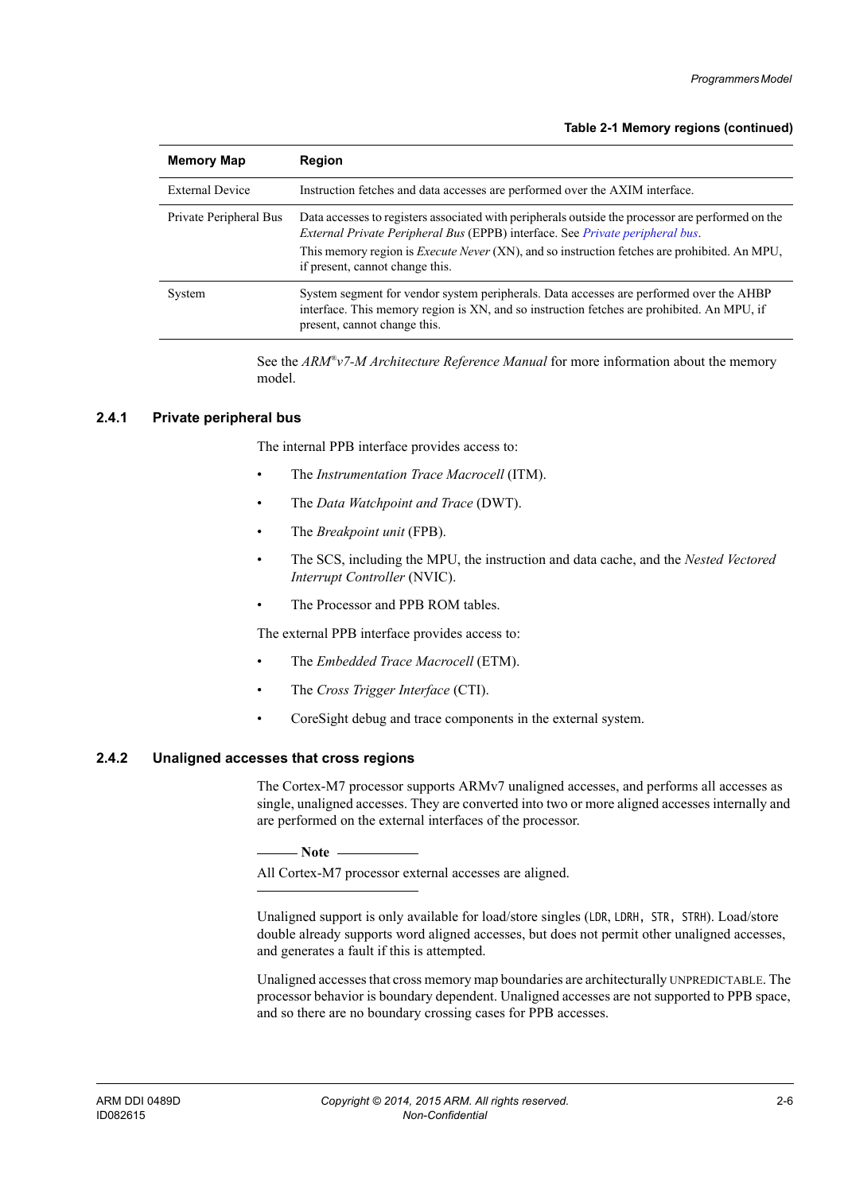**Table 2-1 Memory regions (continued)**

| Memory Map | Region |
| --- | --- |
| External Device | Instruction fetches and data accesses are performed over the AXIM interface. |
| Private Peripheral Bus | Data accesses to registers associated with peripherals outside the processor are performed on the *External Private Peripheral Bus* (EPPB) interface. See *Private peripheral bus*. This memory region is *Execute Never* (XN), and so instruction fetches are prohibited. An MPU, if present, cannot change this. |
| System | System segment for vendor system peripherals. Data accesses are performed over the AHBP interface. This memory region is XN, and so instruction fetches are prohibited. An MPU, if present, cannot change this. |

See the *ARM®v7-M Architecture Reference Manual* for more information about the memory model.

### 2.4.1 Private peripheral bus

The internal PPB interface provides access to:

- The *Instrumentation Trace Macrocell* (ITM).
- The *Data Watchpoint and Trace* (DWT).
- The *Breakpoint unit* (FPB).
- The SCS, including the MPU, the instruction and data cache, and the *Nested Vectored Interrupt Controller* (NVIC).
- The Processor and PPB ROM tables.

The external PPB interface provides access to:

- The *Embedded Trace Macrocell* (ETM).
- The *Cross Trigger Interface* (CTI).
- CoreSight debug and trace components in the external system.

### 2.4.2 Unaligned accesses that cross regions

The Cortex-M7 processor supports ARMv7 unaligned accesses, and performs all accesses as single, unaligned accesses. They are converted into two or more aligned accesses internally and are performed on the external interfaces of the processor.

**Note**

All Cortex-M7 processor external accesses are aligned.

---

Unaligned support is only available for load/store singles (`LDR`, `LDRH`, `STR`, `STRH`). Load/store double already supports word aligned accesses, but does not permit other unaligned accesses, and generates a fault if this is attempted.

Unaligned accesses that cross memory map boundaries are architecturally UNPREDICTABLE. The processor behavior is boundary dependent. Unaligned accesses are not supported to PPB space, and so there are no boundary crossing cases for PPB accesses.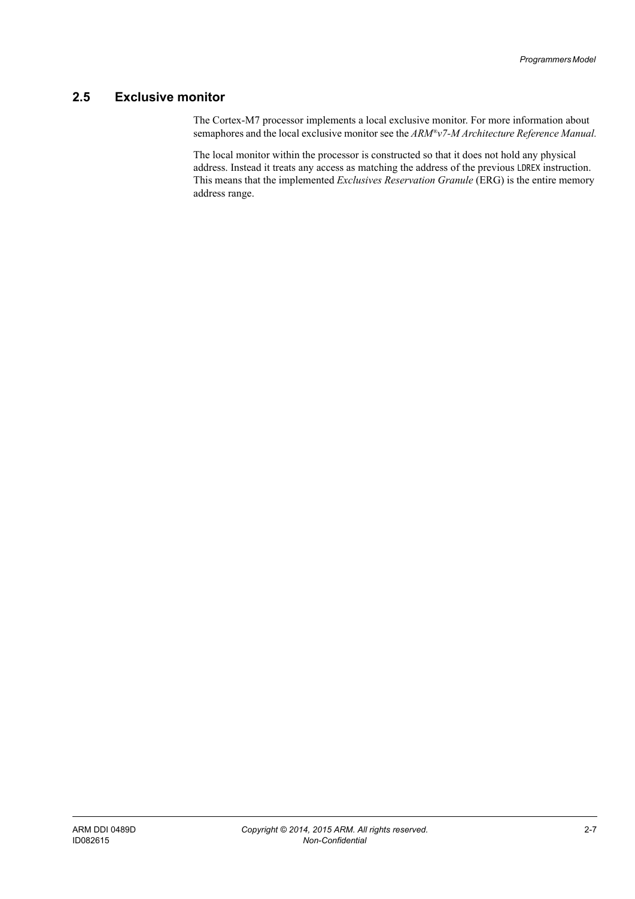## 2.5 Exclusive monitor

The Cortex-M7 processor implements a local exclusive monitor. For more information about semaphores and the local exclusive monitor see the *ARM®v7-M Architecture Reference Manual.*

The local monitor within the processor is constructed so that it does not hold any physical address. Instead it treats any access as matching the address of the previous `LDREX` instruction. This means that the implemented *Exclusives Reservation Granule* (ERG) is the entire memory address range.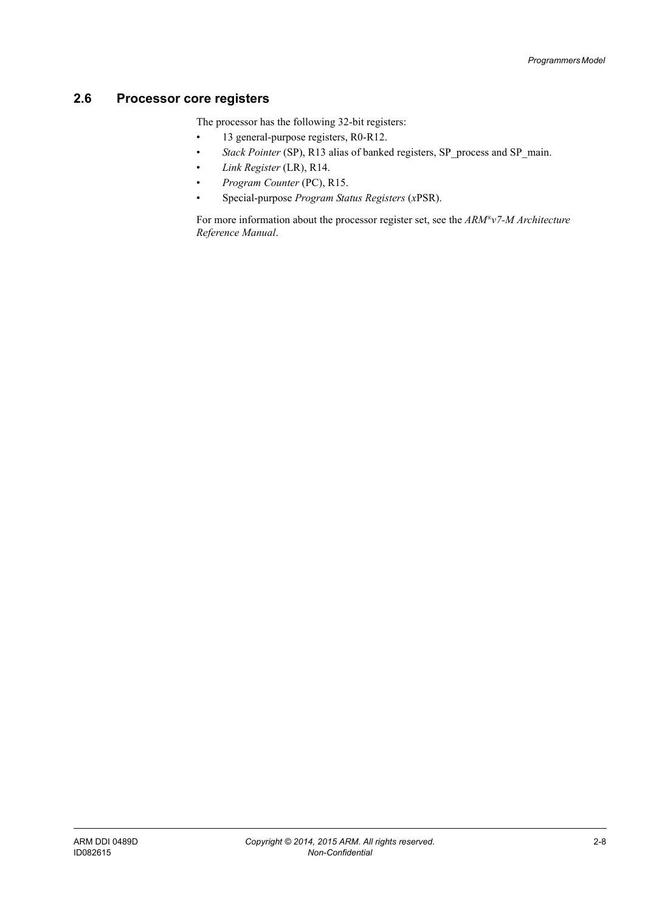## 2.6 Processor core registers

The processor has the following 32-bit registers:

- 13 general-purpose registers, R0-R12.
- *Stack Pointer* (SP), R13 alias of banked registers, SP_process and SP_main.
- *Link Register* (LR), R14.
- *Program Counter* (PC), R15.
- Special-purpose *Program Status Registers* (*x*PSR).

For more information about the processor register set, see the *ARM®v7-M Architecture Reference Manual*.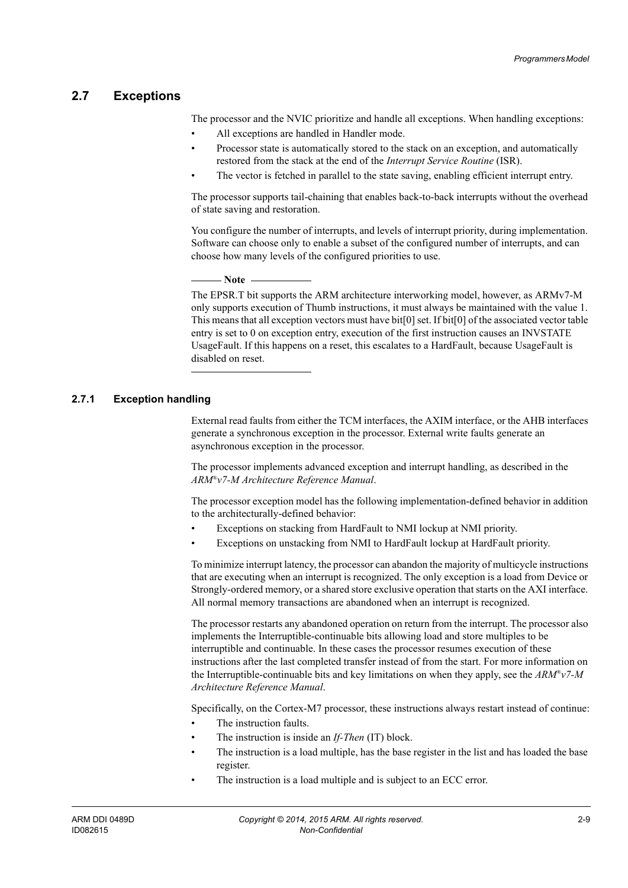## 2.7 Exceptions

The processor and the NVIC prioritize and handle all exceptions. When handling exceptions:

- All exceptions are handled in Handler mode.
- Processor state is automatically stored to the stack on an exception, and automatically restored from the stack at the end of the *Interrupt Service Routine* (ISR).
- The vector is fetched in parallel to the state saving, enabling efficient interrupt entry.

The processor supports tail-chaining that enables back-to-back interrupts without the overhead of state saving and restoration.

You configure the number of interrupts, and levels of interrupt priority, during implementation. Software can choose only to enable a subset of the configured number of interrupts, and can choose how many levels of the configured priorities to use.

**Note**

The EPSR.T bit supports the ARM architecture interworking model, however, as ARMv7-M only supports execution of Thumb instructions, it must always be maintained with the value 1. This means that all exception vectors must have bit[0] set. If bit[0] of the associated vector table entry is set to 0 on exception entry, execution of the first instruction causes an INVSTATE UsageFault. If this happens on a reset, this escalates to a HardFault, because UsageFault is disabled on reset.

---

### 2.7.1 Exception handling

External read faults from either the TCM interfaces, the AXIM interface, or the AHB interfaces generate a synchronous exception in the processor. External write faults generate an asynchronous exception in the processor.

The processor implements advanced exception and interrupt handling, as described in the *ARM®v7-M Architecture Reference Manual*.

The processor exception model has the following implementation-defined behavior in addition to the architecturally-defined behavior:

- Exceptions on stacking from HardFault to NMI lockup at NMI priority.
- Exceptions on unstacking from NMI to HardFault lockup at HardFault priority.

To minimize interrupt latency, the processor can abandon the majority of multicycle instructions that are executing when an interrupt is recognized. The only exception is a load from Device or Strongly-ordered memory, or a shared store exclusive operation that starts on the AXI interface. All normal memory transactions are abandoned when an interrupt is recognized.

The processor restarts any abandoned operation on return from the interrupt. The processor also implements the Interruptible-continuable bits allowing load and store multiples to be interruptible and continuable. In these cases the processor resumes execution of these instructions after the last completed transfer instead of from the start. For more information on the Interruptible-continuable bits and key limitations on when they apply, see the *ARM®v7-M Architecture Reference Manual*.

Specifically, on the Cortex-M7 processor, these instructions always restart instead of continue:

- The instruction faults.
- The instruction is inside an *If-Then* (IT) block.
- The instruction is a load multiple, has the base register in the list and has loaded the base register.
- The instruction is a load multiple and is subject to an ECC error.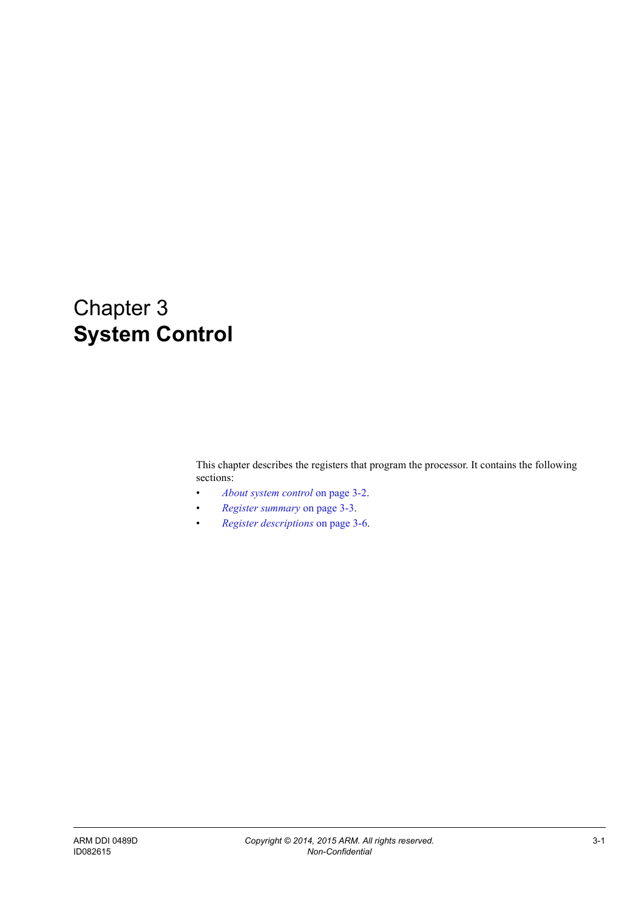# Chapter 3
# System Control

This chapter describes the registers that program the processor. It contains the following sections:

- *About system control* on page 3-2.
- *Register summary* on page 3-3.
- *Register descriptions* on page 3-6.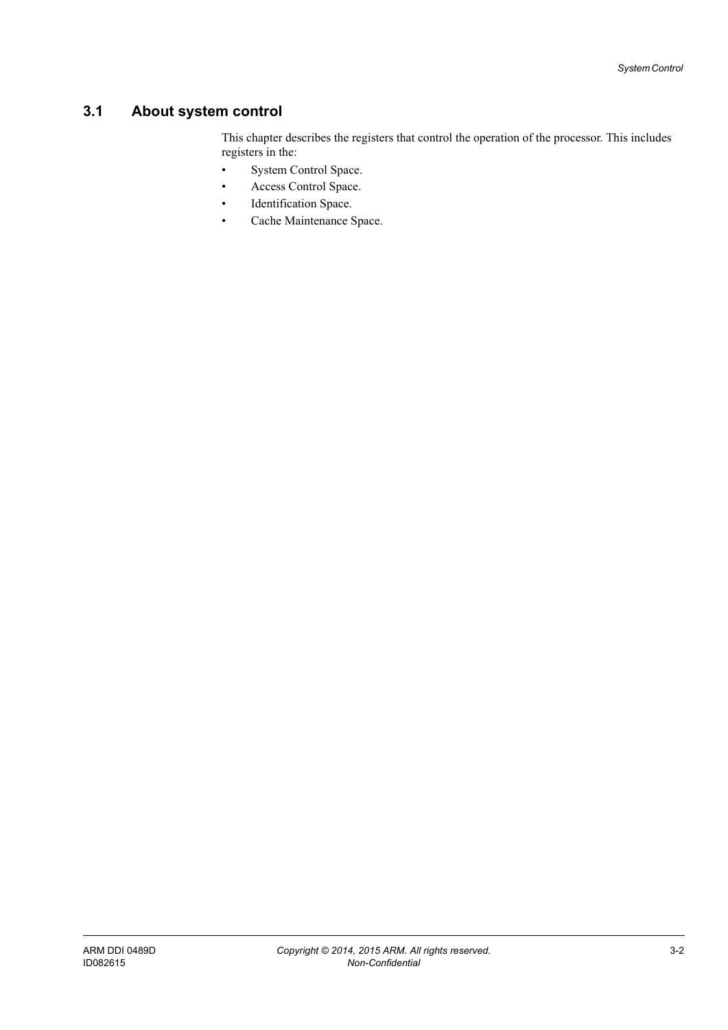## 3.1 About system control

This chapter describes the registers that control the operation of the processor. This includes registers in the:

- System Control Space.
- Access Control Space.
- Identification Space.
- Cache Maintenance Space.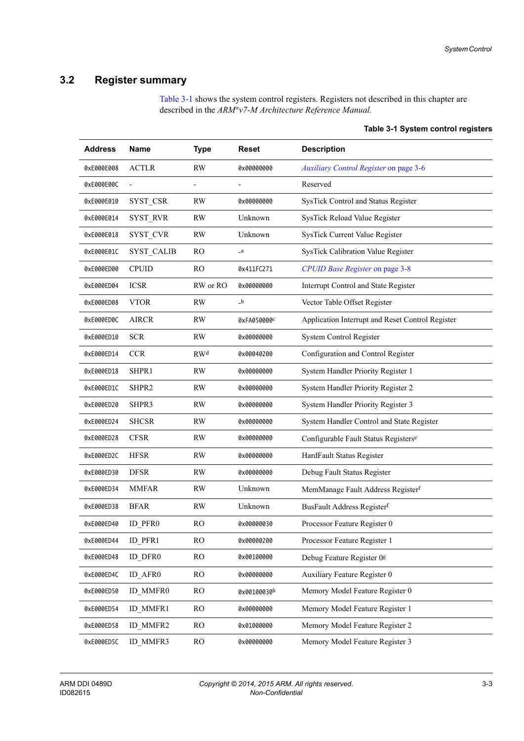## 3.2 Register summary

Table 3-1 shows the system control registers. Registers not described in this chapter are described in the *ARM®v7-M Architecture Reference Manual.*

**Table 3-1 System control registers**

| Address | Name | Type | Reset | Description |
|---|---|---|---|---|
| 0xE000E008 | ACTLR | RW | 0x00000000 | *Auxiliary Control Register* on page 3-6 |
| 0xE000E00C | - | - | - | Reserved |
| 0xE000E010 | SYST_CSR | RW | 0x00000000 | SysTick Control and Status Register |
| 0xE000E014 | SYST_RVR | RW | Unknown | SysTick Reload Value Register |
| 0xE000E018 | SYST_CVR | RW | Unknown | SysTick Current Value Register |
| 0xE000E01C | SYST_CALIB | RO | -[a] | SysTick Calibration Value Register |
| 0xE000ED00 | CPUID | RO | 0x411FC271 | *CPUID Base Register* on page 3-8 |
| 0xE000ED04 | ICSR | RW or RO | 0x00000000 | Interrupt Control and State Register |
| 0xE000ED08 | VTOR | RW | -[b] | Vector Table Offset Register |
| 0xE000ED0C | AIRCR | RW | 0xFA050000[c] | Application Interrupt and Reset Control Register |
| 0xE000ED10 | SCR | RW | 0x00000000 | System Control Register |
| 0xE000ED14 | CCR | RW[d] | 0x00040200 | Configuration and Control Register |
| 0xE000ED18 | SHPR1 | RW | 0x00000000 | System Handler Priority Register 1 |
| 0xE000ED1C | SHPR2 | RW | 0x00000000 | System Handler Priority Register 2 |
| 0xE000ED20 | SHPR3 | RW | 0x00000000 | System Handler Priority Register 3 |
| 0xE000ED24 | SHCSR | RW | 0x00000000 | System Handler Control and State Register |
| 0xE000ED28 | CFSR | RW | 0x00000000 | Configurable Fault Status Registers[e] |
| 0xE000ED2C | HFSR | RW | 0x00000000 | HardFault Status Register |
| 0xE000ED30 | DFSR | RW | 0x00000000 | Debug Fault Status Register |
| 0xE000ED34 | MMFAR | RW | Unknown | MemManage Fault Address Register[f] |
| 0xE000ED38 | BFAR | RW | Unknown | BusFault Address Register[f] |
| 0xE000ED40 | ID_PFR0 | RO | 0x00000030 | Processor Feature Register 0 |
| 0xE000ED44 | ID_PFR1 | RO | 0x00000200 | Processor Feature Register 1 |
| 0xE000ED48 | ID_DFR0 | RO | 0x00100000 | Debug Feature Register 0[g] |
| 0xE000ED4C | ID_AFR0 | RO | 0x00000000 | Auxiliary Feature Register 0 |
| 0xE000ED50 | ID_MMFR0 | RO | 0x00100030[h] | Memory Model Feature Register 0 |
| 0xE000ED54 | ID_MMFR1 | RO | 0x00000000 | Memory Model Feature Register 1 |
| 0xE000ED58 | ID_MMFR2 | RO | 0x01000000 | Memory Model Feature Register 2 |
| 0xE000ED5C | ID_MMFR3 | RO | 0x00000000 | Memory Model Feature Register 3 |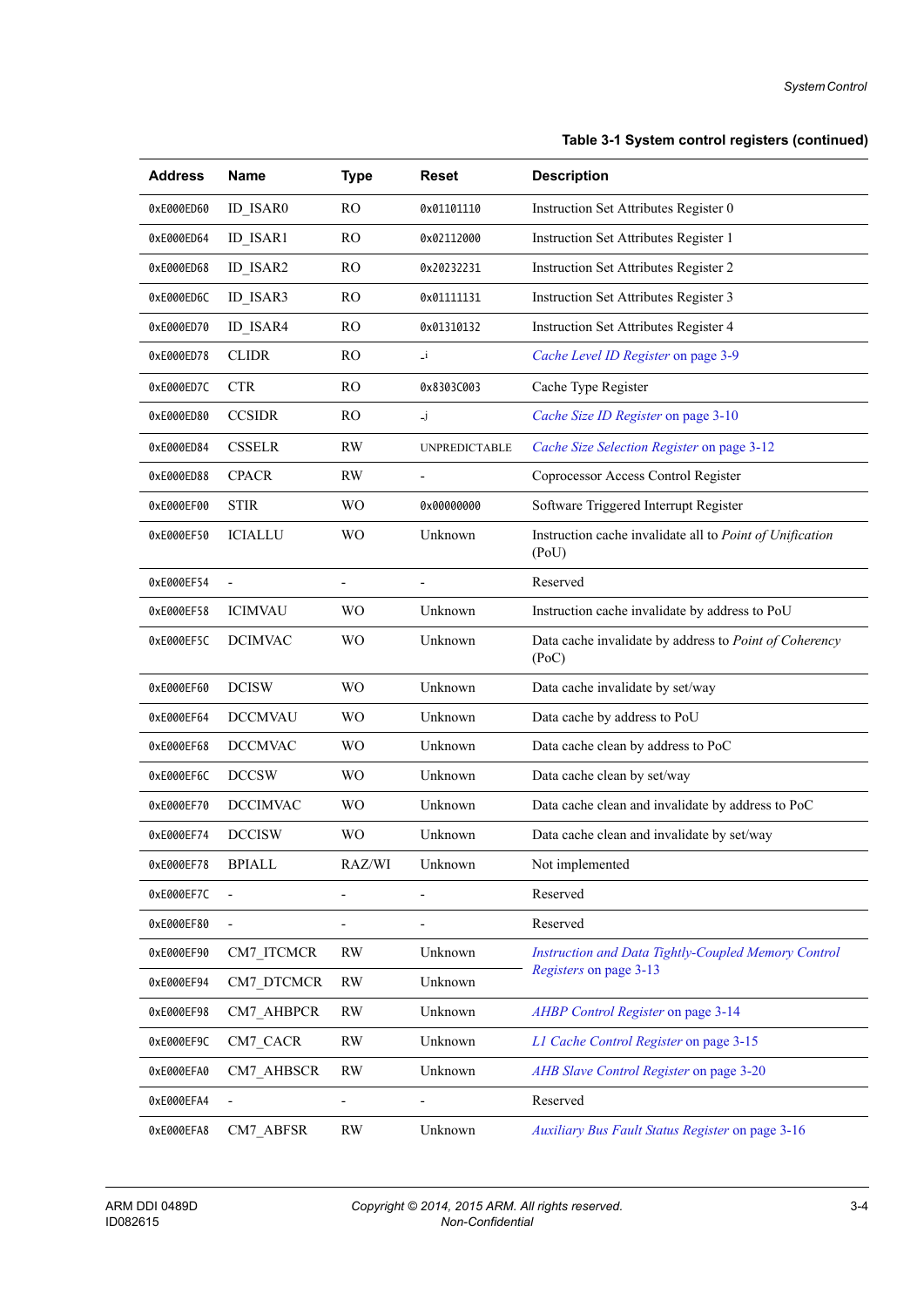**Table 3-1 System control registers (continued)**

| Address | Name | Type | Reset | Description |
|---|---|---|---|---|
| 0xE000ED60 | ID_ISAR0 | RO | 0x01101110 | Instruction Set Attributes Register 0 |
| 0xE000ED64 | ID_ISAR1 | RO | 0x02112000 | Instruction Set Attributes Register 1 |
| 0xE000ED68 | ID_ISAR2 | RO | 0x20232231 | Instruction Set Attributes Register 2 |
| 0xE000ED6C | ID_ISAR3 | RO | 0x01111131 | Instruction Set Attributes Register 3 |
| 0xE000ED70 | ID_ISAR4 | RO | 0x01310132 | Instruction Set Attributes Register 4 |
| 0xE000ED78 | CLIDR | RO | -[i] | *Cache Level ID Register* on page 3-9 |
| 0xE000ED7C | CTR | RO | 0x8303C003 | Cache Type Register |
| 0xE000ED80 | CCSIDR | RO | -[j] | *Cache Size ID Register* on page 3-10 |
| 0xE000ED84 | CSSELR | RW | UNPREDICTABLE | *Cache Size Selection Register* on page 3-12 |
| 0xE000ED88 | CPACR | RW | - | Coprocessor Access Control Register |
| 0xE000EF00 | STIR | WO | 0x00000000 | Software Triggered Interrupt Register |
| 0xE000EF50 | ICIALLU | WO | Unknown | Instruction cache invalidate all to *Point of Unification* (PoU) |
| 0xE000EF54 | - | - | - | Reserved |
| 0xE000EF58 | ICIMVAU | WO | Unknown | Instruction cache invalidate by address to PoU |
| 0xE000EF5C | DCIMVAC | WO | Unknown | Data cache invalidate by address to *Point of Coherency* (PoC) |
| 0xE000EF60 | DCISW | WO | Unknown | Data cache invalidate by set/way |
| 0xE000EF64 | DCCMVAU | WO | Unknown | Data cache by address to PoU |
| 0xE000EF68 | DCCMVAC | WO | Unknown | Data cache clean by address to PoC |
| 0xE000EF6C | DCCSW | WO | Unknown | Data cache clean by set/way |
| 0xE000EF70 | DCCIMVAC | WO | Unknown | Data cache clean and invalidate by address to PoC |
| 0xE000EF74 | DCCISW | WO | Unknown | Data cache clean and invalidate by set/way |
| 0xE000EF78 | BPIALL | RAZ/WI | Unknown | Not implemented |
| 0xE000EF7C | - | - | - | Reserved |
| 0xE000EF80 | - | - | - | Reserved |
| 0xE000EF90 | CM7_ITCMCR | RW | Unknown | *Instruction and Data Tightly-Coupled Memory Control Registers* on page 3-13 |
| 0xE000EF94 | CM7_DTCMCR | RW | Unknown | |
| 0xE000EF98 | CM7_AHBPCR | RW | Unknown | *AHBP Control Register* on page 3-14 |
| 0xE000EF9C | CM7_CACR | RW | Unknown | *L1 Cache Control Register* on page 3-15 |
| 0xE000EFA0 | CM7_AHBSCR | RW | Unknown | *AHB Slave Control Register* on page 3-20 |
| 0xE000EFA4 | - | - | - | Reserved |
| 0xE000EFA8 | CM7_ABFSR | RW | Unknown | *Auxiliary Bus Fault Status Register* on page 3-16 |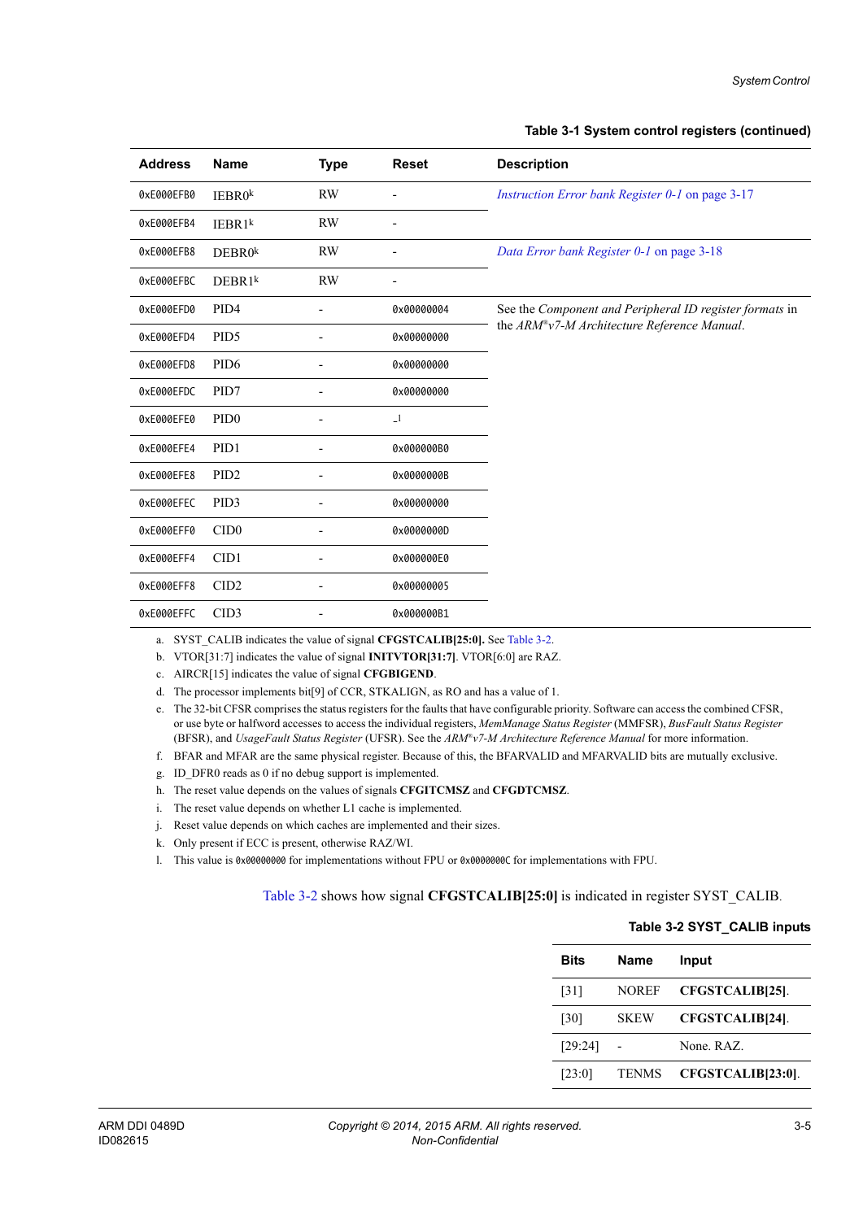**Table 3-1 System control registers (continued)**

| Address | Name | Type | Reset | Description |
|---|---|---|---|---|
| 0xE000EFB0 | IEBR0[k] | RW | - | *Instruction Error bank Register 0-1* on page 3-17 |
| 0xE000EFB4 | IEBR1[k] | RW | - | |
| 0xE000EFB8 | DEBR0[k] | RW | - | *Data Error bank Register 0-1* on page 3-18 |
| 0xE000EFBC | DEBR1[k] | RW | - | |
| 0xE000EFD0 | PID4 | - | 0x00000004 | See the *Component and Peripheral ID register formats* in the *ARM®v7-M Architecture Reference Manual*. |
| 0xE000EFD4 | PID5 | - | 0x00000000 | |
| 0xE000EFD8 | PID6 | - | 0x00000000 | |
| 0xE000EFDC | PID7 | - | 0x00000000 | |
| 0xE000EFE0 | PID0 | - | -[l] | |
| 0xE000EFE4 | PID1 | - | 0x000000B0 | |
| 0xE000EFE8 | PID2 | - | 0x0000000B | |
| 0xE000EFEC | PID3 | - | 0x00000000 | |
| 0xE000EFF0 | CID0 | - | 0x0000000D | |
| 0xE000EFF4 | CID1 | - | 0x000000E0 | |
| 0xE000EFF8 | CID2 | - | 0x00000005 | |
| 0xE000EFFC | CID3 | - | 0x000000B1 | |

a. SYST_CALIB indicates the value of signal **CFGSTCALIB[25:0]**. See Table 3-2.
b. VTOR[31:7] indicates the value of signal **INITVTOR[31:7]**. VTOR[6:0] are RAZ.
c. AIRCR[15] indicates the value of signal **CFGBIGEND**.
d. The processor implements bit[9] of CCR, STKALIGN, as RO and has a value of 1.
e. The 32-bit CFSR comprises the status registers for the faults that have configurable priority. Software can access the combined CFSR, or use byte or halfword accesses to access the individual registers, *MemManage Status Register* (MMFSR), *BusFault Status Register* (BFSR), and *UsageFault Status Register* (UFSR). See the *ARM®v7-M Architecture Reference Manual* for more information.
f. BFAR and MFAR are the same physical register. Because of this, the BFARVALID and MFARVALID bits are mutually exclusive.
g. ID_DFR0 reads as 0 if no debug support is implemented.
h. The reset value depends on the values of signals **CFGITCMSZ** and **CFGDTCMSZ**.
i. The reset value depends on whether L1 cache is implemented.
j. Reset value depends on which caches are implemented and their sizes.
k. Only present if ECC is present, otherwise RAZ/WI.
l. This value is 0x00000000 for implementations without FPU or 0x0000000C for implementations with FPU.

Table 3-2 shows how signal **CFGSTCALIB[25:0]** is indicated in register SYST_CALIB.

**Table 3-2 SYST_CALIB inputs**

| Bits | Name | Input |
|---|---|---|
| [31] | NOREF | **CFGSTCALIB[25]**. |
| [30] | SKEW | **CFGSTCALIB[24]**. |
| [29:24] | - | None. RAZ. |
| [23:0] | TENMS | **CFGSTCALIB[23:0]**. |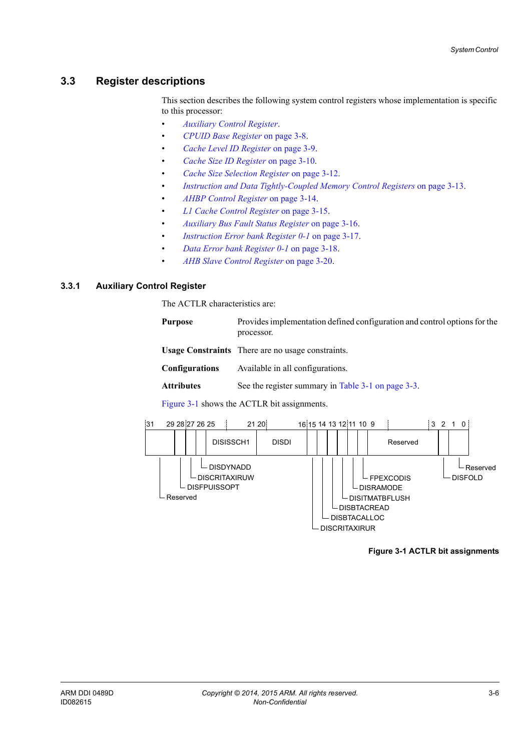## 3.3 Register descriptions

This section describes the following system control registers whose implementation is specific to this processor:

- *Auxiliary Control Register*.
- *CPUID Base Register* on page 3-8.
- *Cache Level ID Register* on page 3-9.
- *Cache Size ID Register* on page 3-10.
- *Cache Size Selection Register* on page 3-12.
- *Instruction and Data Tightly-Coupled Memory Control Registers* on page 3-13.
- *AHBP Control Register* on page 3-14.
- *L1 Cache Control Register* on page 3-15.
- *Auxiliary Bus Fault Status Register* on page 3-16.
- *Instruction Error bank Register 0-1* on page 3-17.
- *Data Error bank Register 0-1* on page 3-18.
- *AHB Slave Control Register* on page 3-20.

### 3.3.1 Auxiliary Control Register

The ACTLR characteristics are:

**Purpose** Provides implementation defined configuration and control options for the processor.

**Usage Constraints** There are no usage constraints.

**Configurations** Available in all configurations.

**Attributes** See the register summary in Table 3-1 on page 3-3.

Figure 3-1 shows the ACTLR bit assignments.

| Bits | Field |
|---|---|
| 31:29 | Reserved |
| 28 | DISFPUISSOPT |
| 27 | DISCRITAXIRUW |
| 26 | DISDYNADD |
| 25:21 | DISISSCH1 |
| 20:16 | DISDI |
| 15 | DISCRITAXIRUR |
| 14 | DISBTACALLOC |
| 13 | DISBTACREAD |
| 12 | DISITMATBFLUSH |
| 11 | DISRAMODE |
| 10 | FPEXCODIS |
| 9:3 | Reserved |
| 2 | DISFOLD |
| 1:0 | Reserved |

**Figure 3-1 ACTLR bit assignments**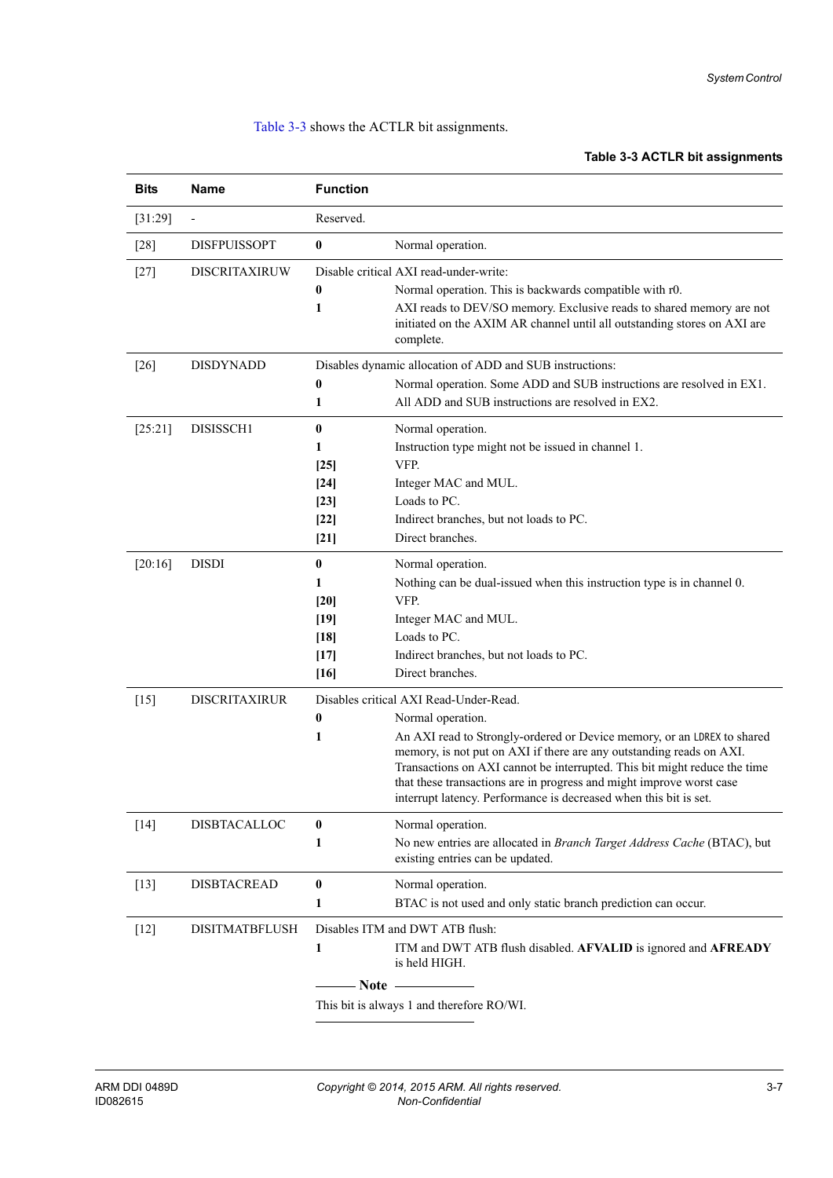Table 3-3 shows the ACTLR bit assignments.

**Table 3-3 ACTLR bit assignments**

| Bits | Name | Function | |
|---|---|---|---|
| [31:29] | - | Reserved. | |
| [28] | DISFPUISSOPT | **0** | Normal operation. |
| [27] | DISCRITAXIRUW | Disable critical AXI read-under-write: | |
| | | **0** | Normal operation. This is backwards compatible with r0. |
| | | **1** | AXI reads to DEV/SO memory. Exclusive reads to shared memory are not initiated on the AXIM AR channel until all outstanding stores on AXI are complete. |
| [26] | DISDYNADD | Disables dynamic allocation of ADD and SUB instructions: | |
| | | **0** | Normal operation. Some ADD and SUB instructions are resolved in EX1. |
| | | **1** | All ADD and SUB instructions are resolved in EX2. |
| [25:21] | DISISSCH1 | **0** | Normal operation. |
| | | **1** | Instruction type might not be issued in channel 1. |
| | | **[25]** | VFP. |
| | | **[24]** | Integer MAC and MUL. |
| | | **[23]** | Loads to PC. |
| | | **[22]** | Indirect branches, but not loads to PC. |
| | | **[21]** | Direct branches. |
| [20:16] | DISDI | **0** | Normal operation. |
| | | **1** | Nothing can be dual-issued when this instruction type is in channel 0. |
| | | **[20]** | VFP. |
| | | **[19]** | Integer MAC and MUL. |
| | | **[18]** | Loads to PC. |
| | | **[17]** | Indirect branches, but not loads to PC. |
| | | **[16]** | Direct branches. |
| [15] | DISCRITAXIRUR | Disables critical AXI Read-Under-Read. | |
| | | **0** | Normal operation. |
| | | **1** | An AXI read to Strongly-ordered or Device memory, or an `LDREX` to shared memory, is not put on AXI if there are any outstanding reads on AXI. Transactions on AXI cannot be interrupted. This bit might reduce the time that these transactions are in progress and might improve worst case interrupt latency. Performance is decreased when this bit is set. |
| [14] | DISBTACALLOC | **0** | Normal operation. |
| | | **1** | No new entries are allocated in *Branch Target Address Cache* (BTAC), but existing entries can be updated. |
| [13] | DISBTACREAD | **0** | Normal operation. |
| | | **1** | BTAC is not used and only static branch prediction can occur. |
| [12] | DISITMATBFLUSH | Disables ITM and DWT ATB flush: | |
| | | **1** | ITM and DWT ATB flush disabled. **AFVALID** is ignored and **AFREADY** is held HIGH. |
| | | **Note** — This bit is always 1 and therefore RO/WI. | |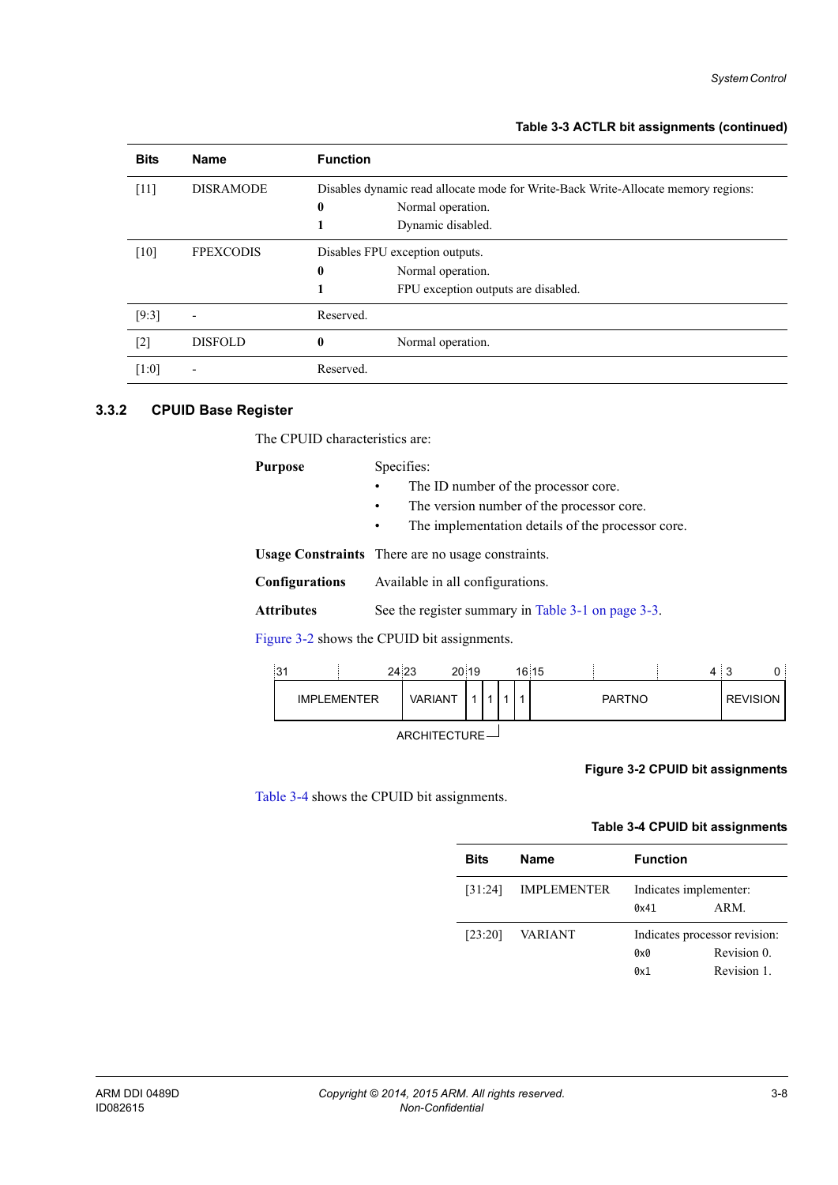**Table 3-3 ACTLR bit assignments (continued)**

| Bits | Name | Function |
|---|---|---|
| [11] | DISRAMODE | Disables dynamic read allocate mode for Write-Back Write-Allocate memory regions:<br>**0** Normal operation.<br>**1** Dynamic disabled. |
| [10] | FPEXCODIS | Disables FPU exception outputs.<br>**0** Normal operation.<br>**1** FPU exception outputs are disabled. |
| [9:3] | - | Reserved. |
| [2] | DISFOLD | **0** Normal operation. |
| [1:0] | - | Reserved. |

### 3.3.2 CPUID Base Register

The CPUID characteristics are:

**Purpose** Specifies:
- The ID number of the processor core.
- The version number of the processor core.
- The implementation details of the processor core.

**Usage Constraints** There are no usage constraints.

**Configurations** Available in all configurations.

**Attributes** See the register summary in Table 3-1 on page 3-3.

Figure 3-2 shows the CPUID bit assignments.

| 31–24 | 23–20 | 19 | 18 | 17 | 16 | 15–4 | 3–0 |
|---|---|---|---|---|---|---|---|
| IMPLEMENTER | VARIANT | 1 | 1 | 1 | 1 | PARTNO | REVISION |

Bits [19:16]: ARCHITECTURE

**Figure 3-2 CPUID bit assignments**

Table 3-4 shows the CPUID bit assignments.

**Table 3-4 CPUID bit assignments**

| Bits | Name | Function |
|---|---|---|
| [31:24] | IMPLEMENTER | Indicates implementer:<br>`0x41` ARM. |
| [23:20] | VARIANT | Indicates processor revision:<br>`0x0` Revision 0.<br>`0x1` Revision 1. |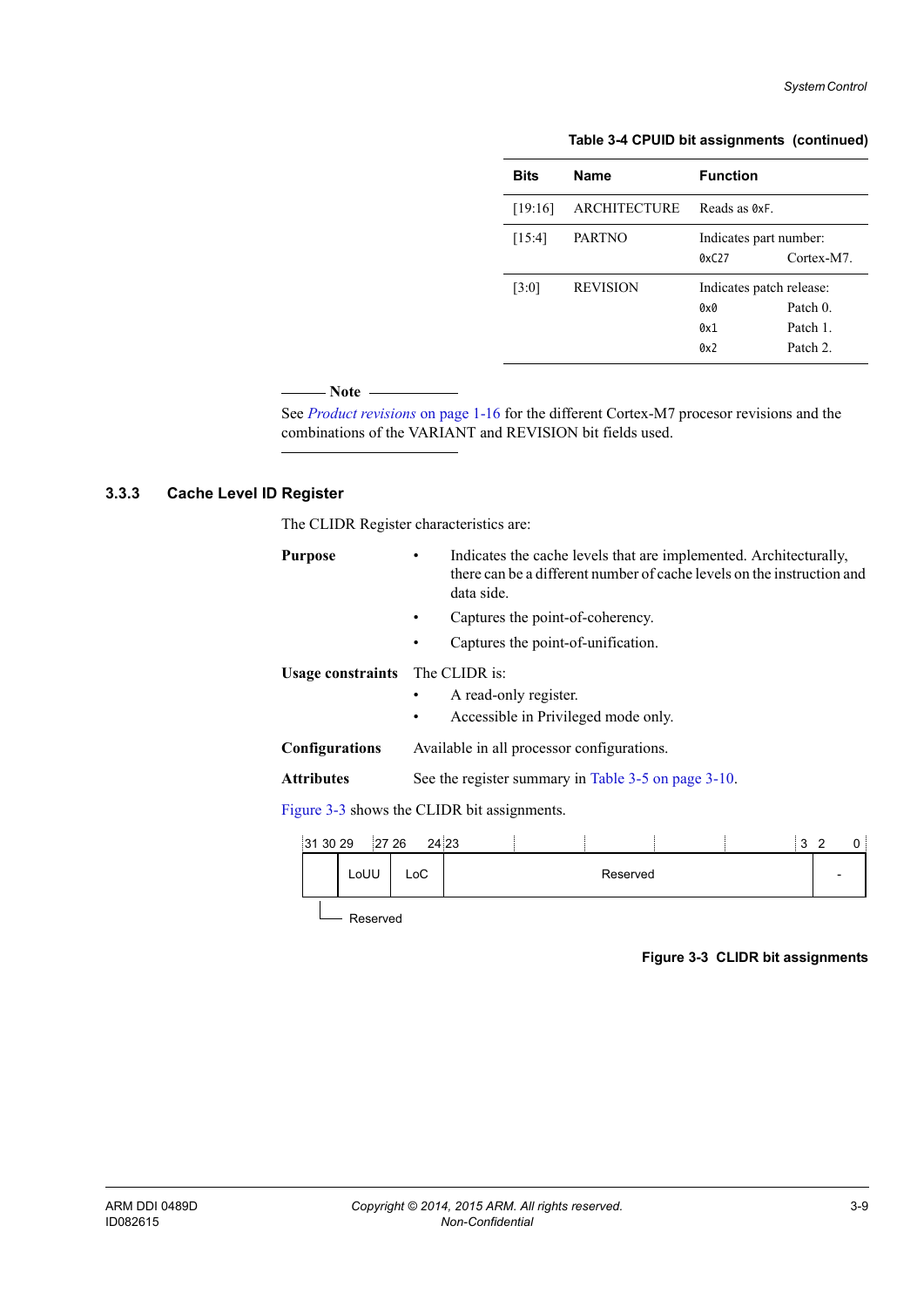Table 3-4 CPUID bit assignments (continued)

| Bits | Name | Function |
| --- | --- | --- |
| [19:16] | ARCHITECTURE | Reads as `0xF`. |
| [15:4] | PARTNO | Indicates part number: `0xC27` Cortex-M7. |
| [3:0] | REVISION | Indicates patch release: `0x0` Patch 0. `0x1` Patch 1. `0x2` Patch 2. |

**Note**

See *Product revisions* on page 1-16 for the different Cortex-M7 procesor revisions and the combinations of the VARIANT and REVISION bit fields used.

### 3.3.3 Cache Level ID Register

The CLIDR Register characteristics are:

**Purpose**
- Indicates the cache levels that are implemented. Architecturally, there can be a different number of cache levels on the instruction and data side.
- Captures the point-of-coherency.
- Captures the point-of-unification.

**Usage constraints** The CLIDR is:
- A read-only register.
- Accessible in Privileged mode only.

**Configurations** Available in all processor configurations.

**Attributes** See the register summary in Table 3-5 on page 3-10.

Figure 3-3 shows the CLIDR bit assignments.

| 31 30 | 29 27 | 26 24 | 23 3 | 2 0 |
| --- | --- | --- | --- | --- |
| Reserved | LoUU | LoC | Reserved | - |

Figure 3-3 CLIDR bit assignments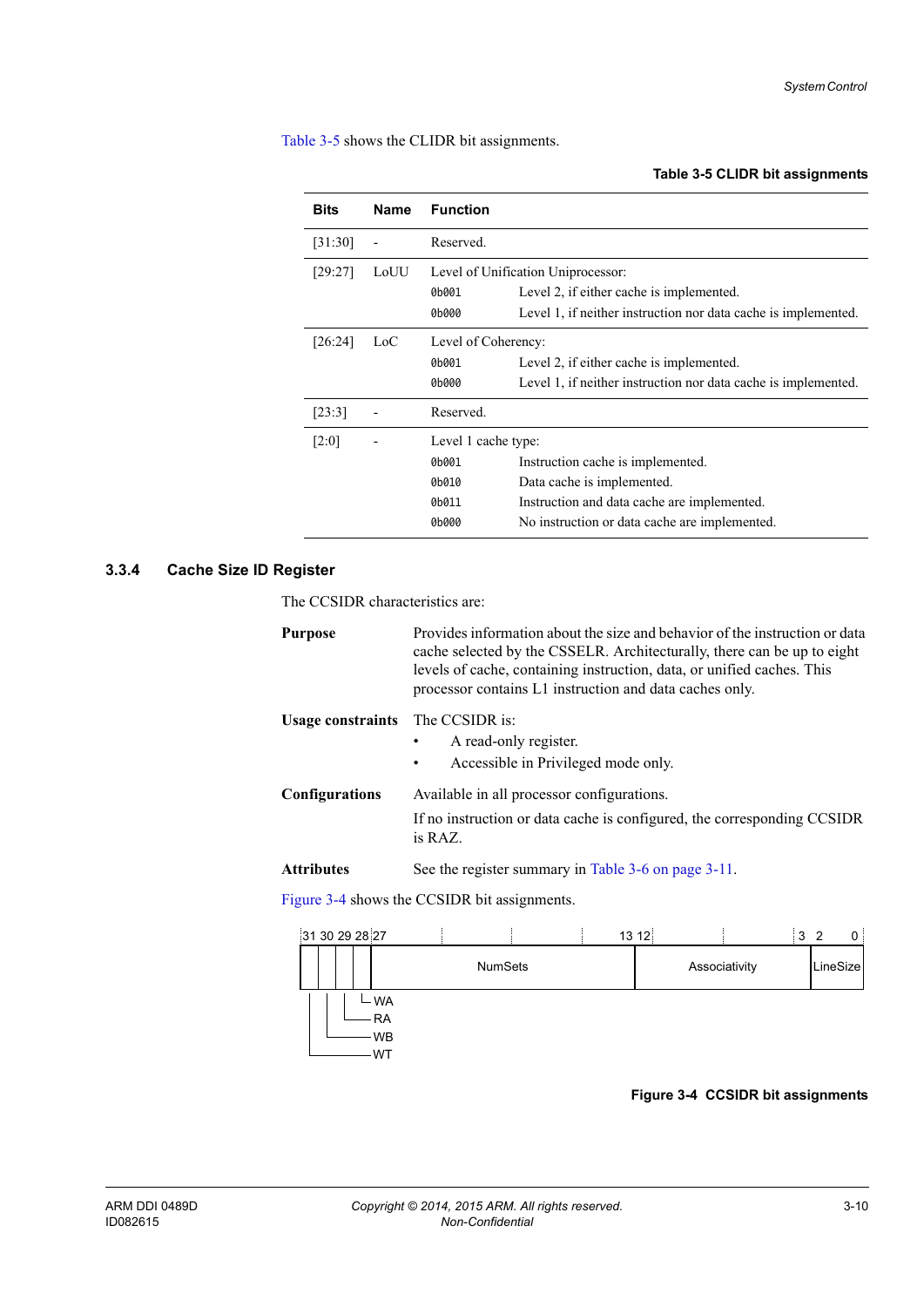Table 3-5 shows the CLIDR bit assignments.

**Table 3-5 CLIDR bit assignments**

| Bits | Name | Function |
|---|---|---|
| [31:30] | - | Reserved. |
| [29:27] | LoUU | Level of Unification Uniprocessor:<br>`0b001` Level 2, if either cache is implemented.<br>`0b000` Level 1, if neither instruction nor data cache is implemented. |
| [26:24] | LoC | Level of Coherency:<br>`0b001` Level 2, if either cache is implemented.<br>`0b000` Level 1, if neither instruction nor data cache is implemented. |
| [23:3] | - | Reserved. |
| [2:0] | - | Level 1 cache type:<br>`0b001` Instruction cache is implemented.<br>`0b010` Data cache is implemented.<br>`0b011` Instruction and data cache are implemented.<br>`0b000` No instruction or data cache are implemented. |

### 3.3.4 Cache Size ID Register

The CCSIDR characteristics are:

**Purpose** Provides information about the size and behavior of the instruction or data cache selected by the CSSELR. Architecturally, there can be up to eight levels of cache, containing instruction, data, or unified caches. This processor contains L1 instruction and data caches only.

**Usage constraints** The CCSIDR is:
- A read-only register.
- Accessible in Privileged mode only.

**Configurations** Available in all processor configurations.

If no instruction or data cache is configured, the corresponding CCSIDR is RAZ.

**Attributes** See the register summary in Table 3-6 on page 3-11.

Figure 3-4 shows the CCSIDR bit assignments.

| 31 | 30 | 29 | 28 | 27 - 13 | 12 - 3 | 2 - 0 |
|---|---|---|---|---|---|---|
| WT | WB | RA | WA | NumSets | Associativity | LineSize |

**Figure 3-4 CCSIDR bit assignments**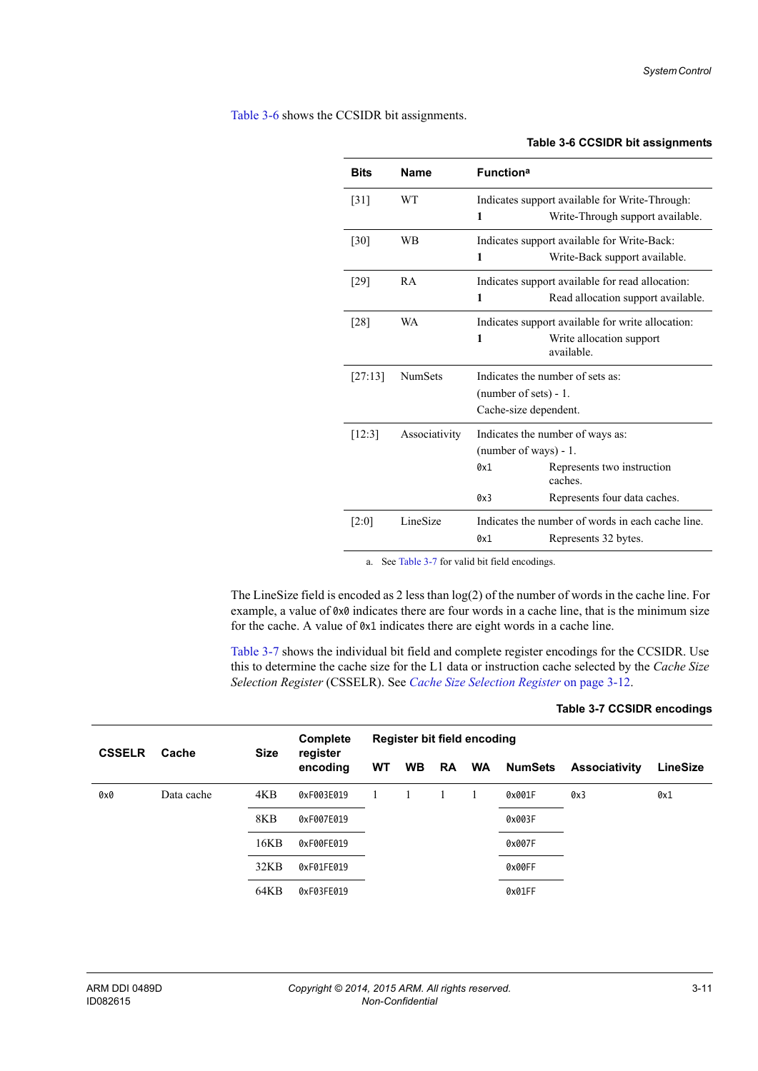Table 3-6 shows the CCSIDR bit assignments.

**Table 3-6 CCSIDR bit assignments**

| Bits | Name | Function[a] |
|---|---|---|
| [31] | WT | Indicates support available for Write-Through: **1** Write-Through support available. |
| [30] | WB | Indicates support available for Write-Back: **1** Write-Back support available. |
| [29] | RA | Indicates support available for read allocation: **1** Read allocation support available. |
| [28] | WA | Indicates support available for write allocation: **1** Write allocation support available. |
| [27:13] | NumSets | Indicates the number of sets as: (number of sets) - 1. Cache-size dependent. |
| [12:3] | Associativity | Indicates the number of ways as: (number of ways) - 1. `0x1` Represents two instruction caches. `0x3` Represents four data caches. |
| [2:0] | LineSize | Indicates the number of words in each cache line. `0x1` Represents 32 bytes. |

a. See Table 3-7 for valid bit field encodings.

The LineSize field is encoded as 2 less than log(2) of the number of words in the cache line. For example, a value of `0x0` indicates there are four words in a cache line, that is the minimum size for the cache. A value of `0x1` indicates there are eight words in a cache line.

Table 3-7 shows the individual bit field and complete register encodings for the CCSIDR. Use this to determine the cache size for the L1 data or instruction cache selected by the *Cache Size Selection Register* (CSSELR). See *Cache Size Selection Register* on page 3-12.

**Table 3-7 CCSIDR encodings**

| CSSELR | Cache | Size | Complete register encoding | Register bit field encoding | | | | | | |
|---|---|---|---|---|---|---|---|---|---|---|
| | | | | WT | WB | RA | WA | NumSets | Associativity | LineSize |
| `0x0` | Data cache | 4KB | `0xF003E019` | 1 | 1 | 1 | 1 | `0x001F` | `0x3` | `0x1` |
| | | 8KB | `0xF007E019` | | | | | `0x003F` | | |
| | | 16KB | `0xF00FE019` | | | | | `0x007F` | | |
| | | 32KB | `0xF01FE019` | | | | | `0x00FF` | | |
| | | 64KB | `0xF03FE019` | | | | | `0x01FF` | | |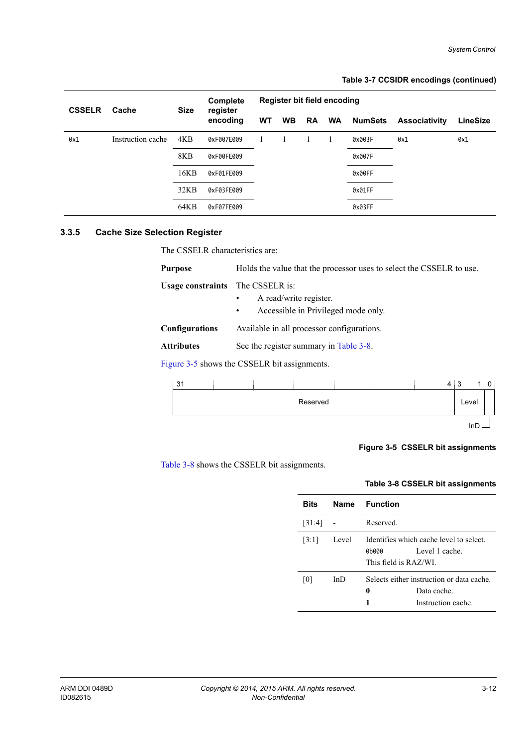**Table 3-7 CCSIDR encodings (continued)**

| CSSELR | Cache | Size | Complete register encoding | Register bit field encoding | | | | | | |
|---|---|---|---|---|---|---|---|---|---|---|
| | | | | WT | WB | RA | WA | NumSets | Associativity | LineSize |
| 0x1 | Instruction cache | 4KB | 0xF007E009 | 1 | 1 | 1 | 1 | 0x003F | 0x1 | 0x1 |
| | | 8KB | 0xF00FE009 | | | | | 0x007F | | |
| | | 16KB | 0xF01FE009 | | | | | 0x00FF | | |
| | | 32KB | 0xF03FE009 | | | | | 0x01FF | | |
| | | 64KB | 0xF07FE009 | | | | | 0x03FF | | |

### 3.3.5 Cache Size Selection Register

The CSSELR characteristics are:

**Purpose** Holds the value that the processor uses to select the CSSELR to use.

**Usage constraints** The CSSELR is:
- A read/write register.
- Accessible in Privileged mode only.

**Configurations** Available in all processor configurations.

**Attributes** See the register summary in Table 3-8.

Figure 3-5 shows the CSSELR bit assignments.

| 31 – 4 | 3 – 1 | 0 |
|---|---|---|
| Reserved | Level | InD |

**Figure 3-5 CSSELR bit assignments**

Table 3-8 shows the CSSELR bit assignments.

**Table 3-8 CSSELR bit assignments**

| Bits | Name | Function |
|---|---|---|
| [31:4] | - | Reserved. |
| [3:1] | Level | Identifies which cache level to select.<br>0b000 Level 1 cache.<br>This field is RAZ/WI. |
| [0] | InD | Selects either instruction or data cache.<br>**0** Data cache.<br>**1** Instruction cache. |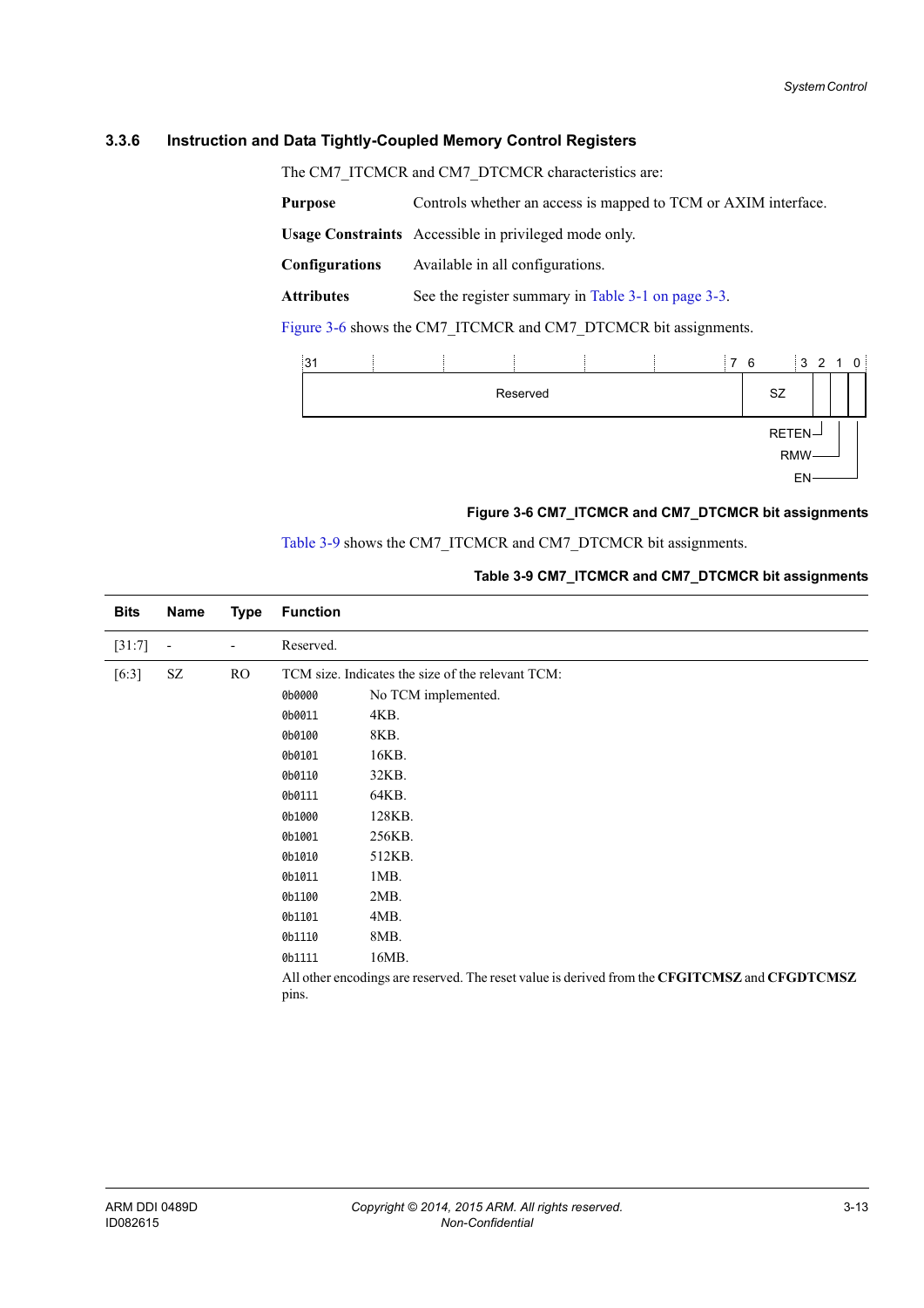### 3.3.6 Instruction and Data Tightly-Coupled Memory Control Registers

The CM7_ITCMCR and CM7_DTCMCR characteristics are:

**Purpose** Controls whether an access is mapped to TCM or AXIM interface.

**Usage Constraints** Accessible in privileged mode only.

**Configurations** Available in all configurations.

**Attributes** See the register summary in Table 3-1 on page 3-3.

Figure 3-6 shows the CM7_ITCMCR and CM7_DTCMCR bit assignments.

| 31–7 | 6–3 | 2 | 1 | 0 |
|---|---|---|---|---|
| Reserved | SZ | RETEN | RMW | EN |

**Figure 3-6 CM7_ITCMCR and CM7_DTCMCR bit assignments**

Table 3-9 shows the CM7_ITCMCR and CM7_DTCMCR bit assignments.

**Table 3-9 CM7_ITCMCR and CM7_DTCMCR bit assignments**

| Bits | Name | Type | Function |
|---|---|---|---|
| [31:7] | - | - | Reserved. |
| [6:3] | SZ | RO | TCM size. Indicates the size of the relevant TCM:<br>0b0000 No TCM implemented.<br>0b0011 4KB.<br>0b0100 8KB.<br>0b0101 16KB.<br>0b0110 32KB.<br>0b0111 64KB.<br>0b1000 128KB.<br>0b1001 256KB.<br>0b1010 512KB.<br>0b1011 1MB.<br>0b1100 2MB.<br>0b1101 4MB.<br>0b1110 8MB.<br>0b1111 16MB.<br>All other encodings are reserved. The reset value is derived from the **CFGITCMSZ** and **CFGDTCMSZ** pins. |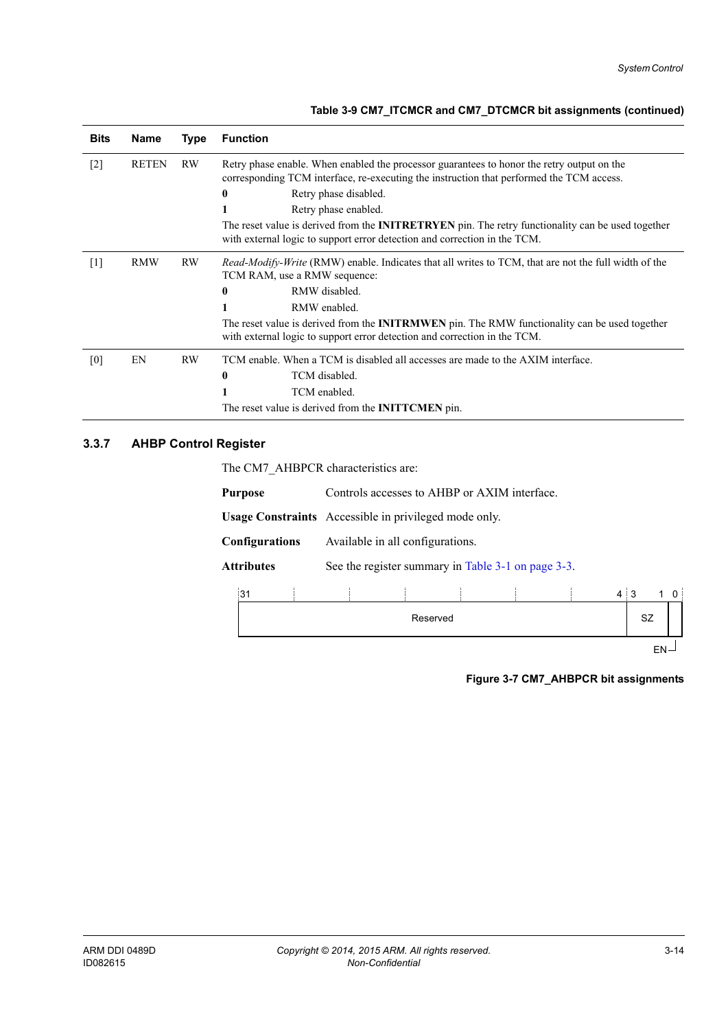**Table 3-9 CM7_ITCMCR and CM7_DTCMCR bit assignments (continued)**

| Bits | Name | Type | Function |
|---|---|---|---|
| [2] | RETEN | RW | Retry phase enable. When enabled the processor guarantees to honor the retry output on the corresponding TCM interface, re-executing the instruction that performed the TCM access.<br>**0** Retry phase disabled.<br>**1** Retry phase enabled.<br>The reset value is derived from the **INITRETRYEN** pin. The retry functionality can be used together with external logic to support error detection and correction in the TCM. |
| [1] | RMW | RW | *Read-Modify-Write* (RMW) enable. Indicates that all writes to TCM, that are not the full width of the TCM RAM, use a RMW sequence:<br>**0** RMW disabled.<br>**1** RMW enabled.<br>The reset value is derived from the **INITRMWEN** pin. The RMW functionality can be used together with external logic to support error detection and correction in the TCM. |
| [0] | EN | RW | TCM enable. When a TCM is disabled all accesses are made to the AXIM interface.<br>**0** TCM disabled.<br>**1** TCM enabled.<br>The reset value is derived from the **INITTCMEN** pin. |

### 3.3.7 AHBP Control Register

The CM7_AHBPCR characteristics are:

**Purpose** Controls accesses to AHBP or AXIM interface.

**Usage Constraints** Accessible in privileged mode only.

**Configurations** Available in all configurations.

**Attributes** See the register summary in Table 3-1 on page 3-3.

| 31 – 4 | 3 – 1 | 0 |
|---|---|---|
| Reserved | SZ | EN |

**Figure 3-7 CM7_AHBPCR bit assignments**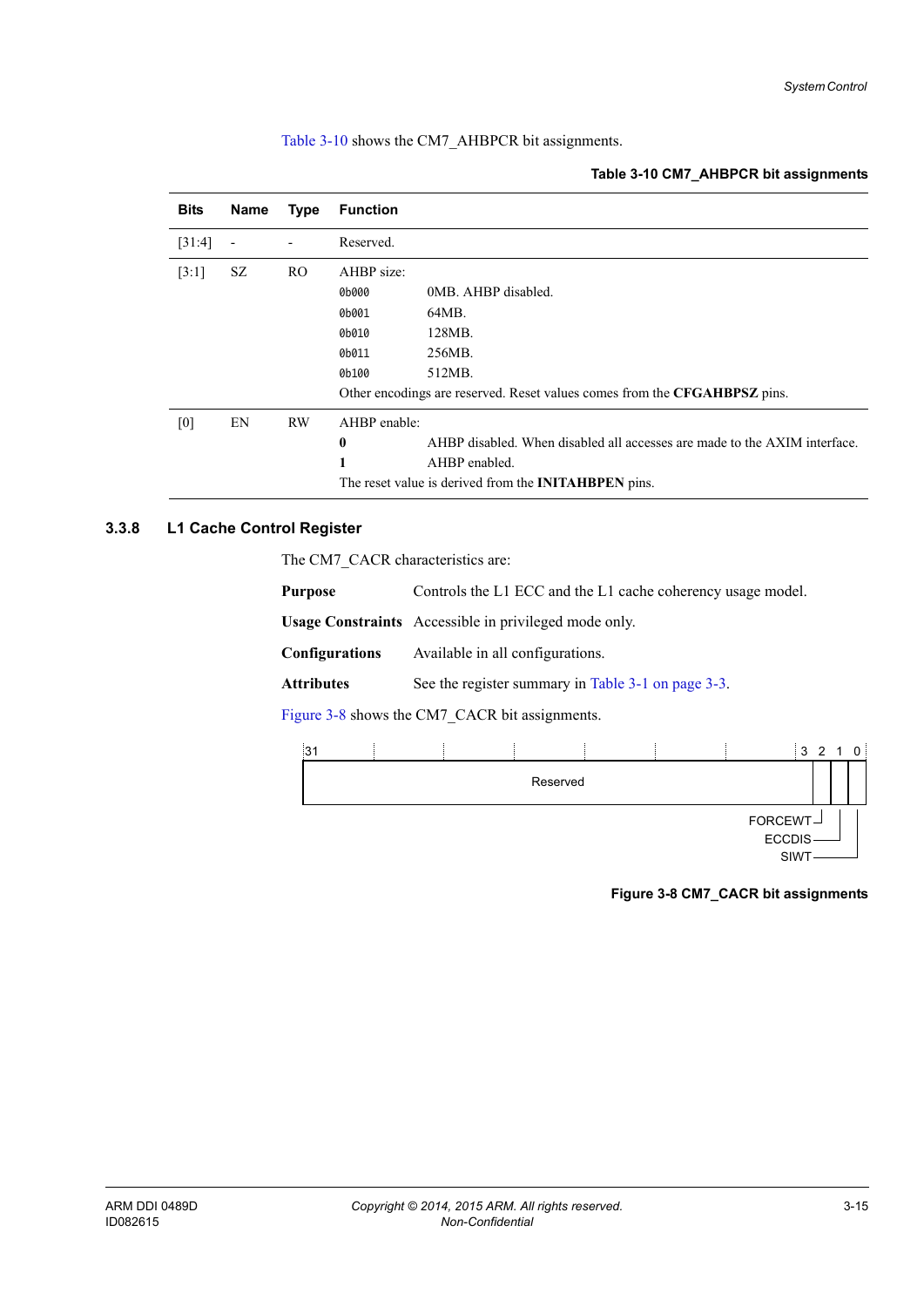Table 3-10 shows the CM7_AHBPCR bit assignments.

**Table 3-10 CM7_AHBPCR bit assignments**

| Bits | Name | Type | Function |
|---|---|---|---|
| [31:4] | - | - | Reserved. |
| [3:1] | SZ | RO | AHBP size:<br>`0b000` 0MB. AHBP disabled.<br>`0b001` 64MB.<br>`0b010` 128MB.<br>`0b011` 256MB.<br>`0b100` 512MB.<br>Other encodings are reserved. Reset values comes from the **CFGAHBPSZ** pins. |
| [0] | EN | RW | AHBP enable:<br>**0** AHBP disabled. When disabled all accesses are made to the AXIM interface.<br>**1** AHBP enabled.<br>The reset value is derived from the **INITAHBPEN** pins. |

### 3.3.8 L1 Cache Control Register

The CM7_CACR characteristics are:

**Purpose** Controls the L1 ECC and the L1 cache coherency usage model.

**Usage Constraints** Accessible in privileged mode only.

**Configurations** Available in all configurations.

**Attributes** See the register summary in Table 3-1 on page 3-3.

Figure 3-8 shows the CM7_CACR bit assignments.

| 31 ... 3 | 2 | 1 | 0 |
|---|---|---|---|
| Reserved | FORCEWT | ECCDIS | SIWT |

**Figure 3-8 CM7_CACR bit assignments**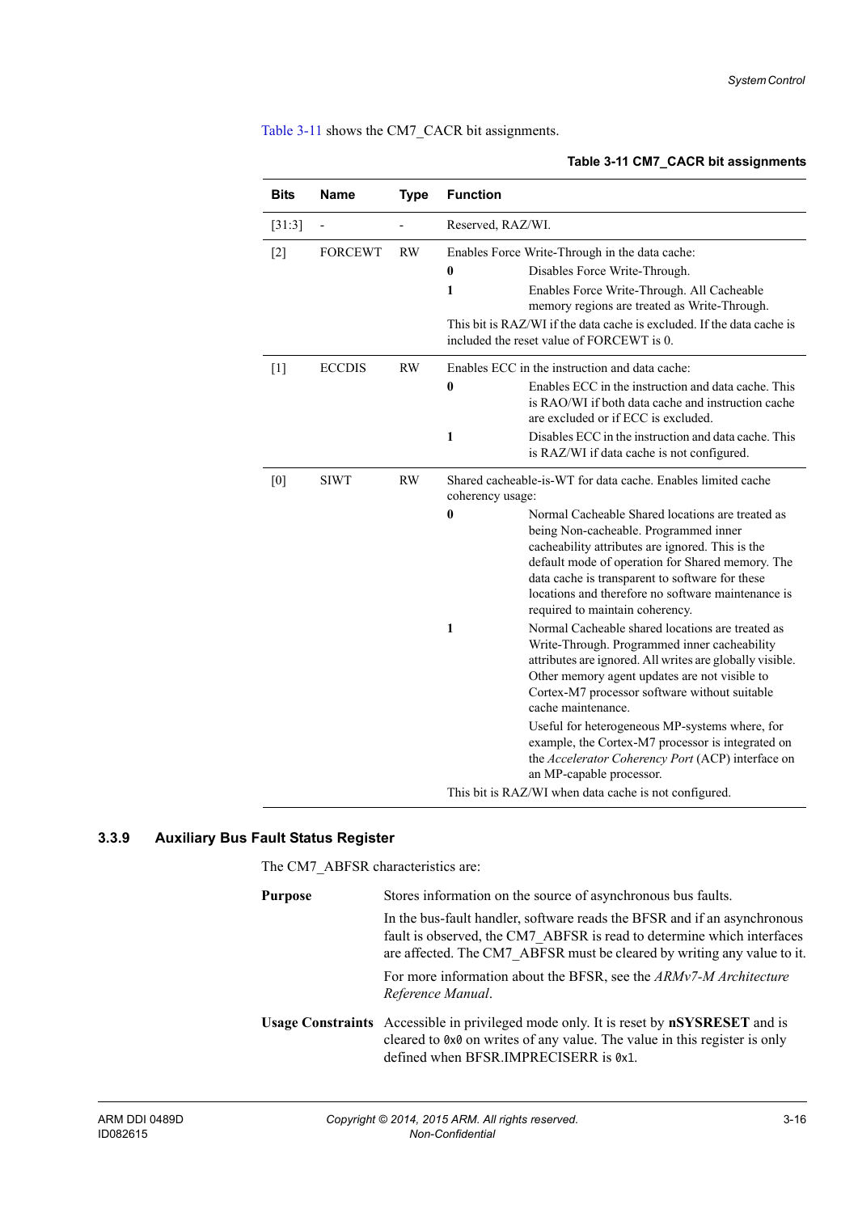Table 3-11 shows the CM7_CACR bit assignments.

**Table 3-11 CM7_CACR bit assignments**

| Bits | Name | Type | Function |
|---|---|---|---|
| [31:3] | - | - | Reserved, RAZ/WI. |
| [2] | FORCEWT | RW | Enables Force Write-Through in the data cache:<br>**0** Disables Force Write-Through.<br>**1** Enables Force Write-Through. All Cacheable memory regions are treated as Write-Through.<br>This bit is RAZ/WI if the data cache is excluded. If the data cache is included the reset value of FORCEWT is 0. |
| [1] | ECCDIS | RW | Enables ECC in the instruction and data cache:<br>**0** Enables ECC in the instruction and data cache. This is RAO/WI if both data cache and instruction cache are excluded or if ECC is excluded.<br>**1** Disables ECC in the instruction and data cache. This is RAZ/WI if data cache is not configured. |
| [0] | SIWT | RW | Shared cacheable-is-WT for data cache. Enables limited cache coherency usage:<br>**0** Normal Cacheable Shared locations are treated as being Non-cacheable. Programmed inner cacheability attributes are ignored. This is the default mode of operation for Shared memory. The data cache is transparent to software for these locations and therefore no software maintenance is required to maintain coherency.<br>**1** Normal Cacheable shared locations are treated as Write-Through. Programmed inner cacheability attributes are ignored. All writes are globally visible. Other memory agent updates are not visible to Cortex-M7 processor software without suitable cache maintenance.<br>Useful for heterogeneous MP-systems where, for example, the Cortex-M7 processor is integrated on the *Accelerator Coherency Port* (ACP) interface on an MP-capable processor.<br>This bit is RAZ/WI when data cache is not configured. |

### 3.3.9 Auxiliary Bus Fault Status Register

The CM7_ABFSR characteristics are:

**Purpose** Stores information on the source of asynchronous bus faults.

In the bus-fault handler, software reads the BFSR and if an asynchronous fault is observed, the CM7_ABFSR is read to determine which interfaces are affected. The CM7_ABFSR must be cleared by writing any value to it.

For more information about the BFSR, see the *ARMv7-M Architecture Reference Manual*.

**Usage Constraints** Accessible in privileged mode only. It is reset by **nSYSRESET** and is cleared to `0x0` on writes of any value. The value in this register is only defined when BFSR.IMPRECISERR is `0x1`.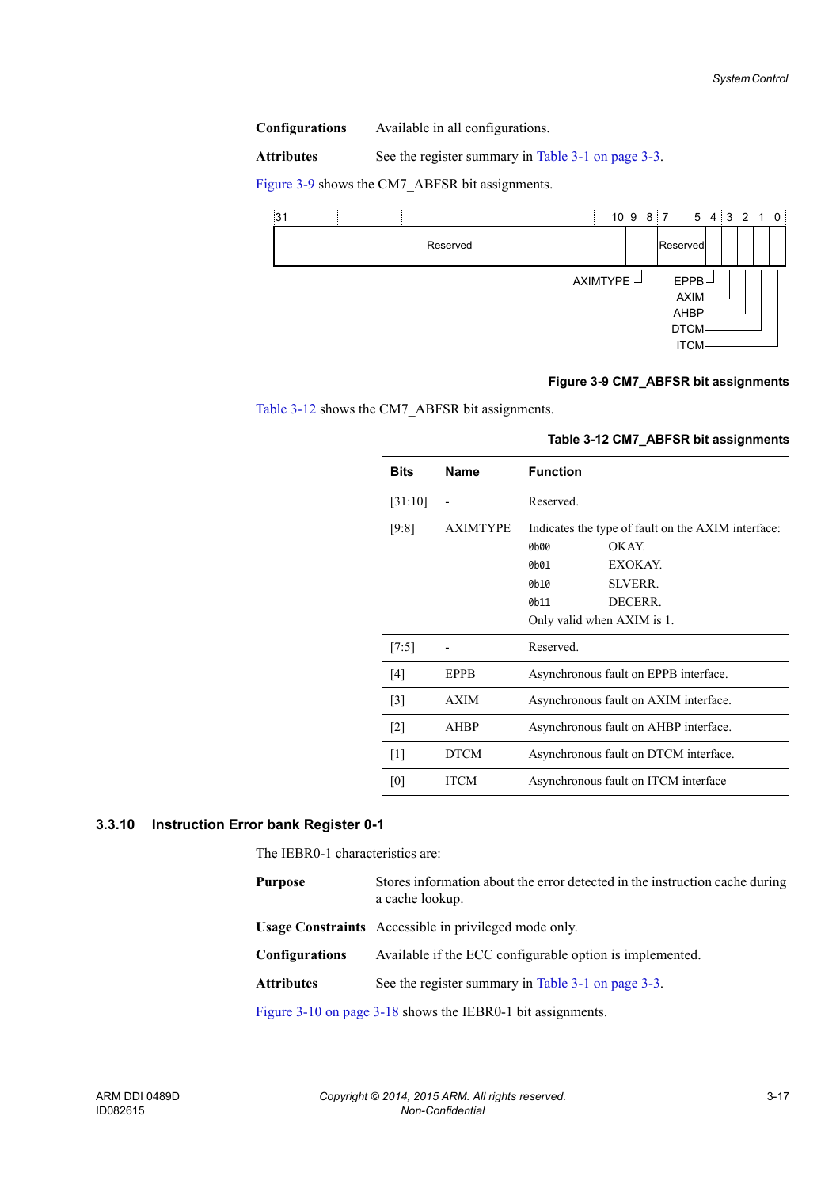**Configurations** Available in all configurations.

**Attributes** See the register summary in Table 3-1 on page 3-3.

Figure 3-9 shows the CM7_ABFSR bit assignments.

| 31 ... 10 | 9 8 | 7 ... 5 | 4 | 3 | 2 | 1 | 0 |
|---|---|---|---|---|---|---|---|
| Reserved | AXIMTYPE | Reserved | EPPB | AXIM | AHBP | DTCM | ITCM |

**Figure 3-9 CM7_ABFSR bit assignments**

Table 3-12 shows the CM7_ABFSR bit assignments.

**Table 3-12 CM7_ABFSR bit assignments**

| Bits | Name | Function |
|---|---|---|
| [31:10] | - | Reserved. |
| [9:8] | AXIMTYPE | Indicates the type of fault on the AXIM interface:<br>`0b00` OKAY.<br>`0b01` EXOKAY.<br>`0b10` SLVERR.<br>`0b11` DECERR.<br>Only valid when AXIM is 1. |
| [7:5] | - | Reserved. |
| [4] | EPPB | Asynchronous fault on EPPB interface. |
| [3] | AXIM | Asynchronous fault on AXIM interface. |
| [2] | AHBP | Asynchronous fault on AHBP interface. |
| [1] | DTCM | Asynchronous fault on DTCM interface. |
| [0] | ITCM | Asynchronous fault on ITCM interface |

### 3.3.10 Instruction Error bank Register 0-1

The IEBR0-1 characteristics are:

**Purpose** Stores information about the error detected in the instruction cache during a cache lookup.

**Usage Constraints** Accessible in privileged mode only.

**Configurations** Available if the ECC configurable option is implemented.

**Attributes** See the register summary in Table 3-1 on page 3-3.

Figure 3-10 on page 3-18 shows the IEBR0-1 bit assignments.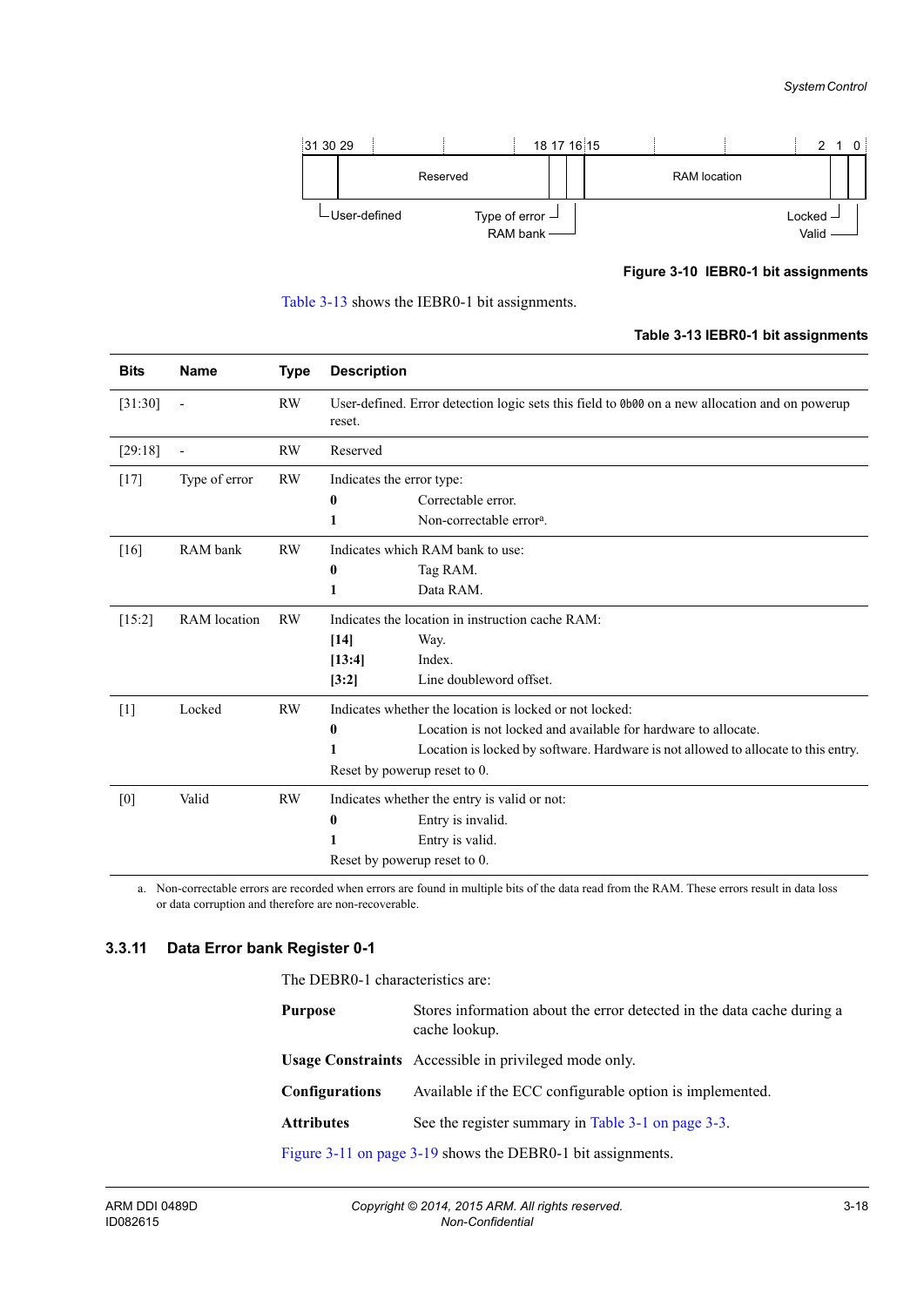| 31 30 | 29 ... 18 | 17 | 16 | 15 ... 2 | 1 | 0 |
|---|---|---|---|---|---|---|
| User-defined | Reserved | Type of error | RAM bank | RAM location | Locked | Valid |

**Figure 3-10 IEBR0-1 bit assignments**

Table 3-13 shows the IEBR0-1 bit assignments.

**Table 3-13 IEBR0-1 bit assignments**

| Bits | Name | Type | Description |
|---|---|---|---|
| [31:30] | - | RW | User-defined. Error detection logic sets this field to `0b00` on a new allocation and on powerup reset. |
| [29:18] | - | RW | Reserved |
| [17] | Type of error | RW | Indicates the error type: **0** Correctable error. **1** Non-correctable error[a]. |
| [16] | RAM bank | RW | Indicates which RAM bank to use: **0** Tag RAM. **1** Data RAM. |
| [15:2] | RAM location | RW | Indicates the location in instruction cache RAM: **[14]** Way. **[13:4]** Index. **[3:2]** Line doubleword offset. |
| [1] | Locked | RW | Indicates whether the location is locked or not locked: **0** Location is not locked and available for hardware to allocate. **1** Location is locked by software. Hardware is not allowed to allocate to this entry. Reset by powerup reset to 0. |
| [0] | Valid | RW | Indicates whether the entry is valid or not: **0** Entry is invalid. **1** Entry is valid. Reset by powerup reset to 0. |

a. Non-correctable errors are recorded when errors are found in multiple bits of the data read from the RAM. These errors result in data loss or data corruption and therefore are non-recoverable.

### 3.3.11 Data Error bank Register 0-1

The DEBR0-1 characteristics are:

**Purpose** Stores information about the error detected in the data cache during a cache lookup.

**Usage Constraints** Accessible in privileged mode only.

**Configurations** Available if the ECC configurable option is implemented.

**Attributes** See the register summary in Table 3-1 on page 3-3.

Figure 3-11 on page 3-19 shows the DEBR0-1 bit assignments.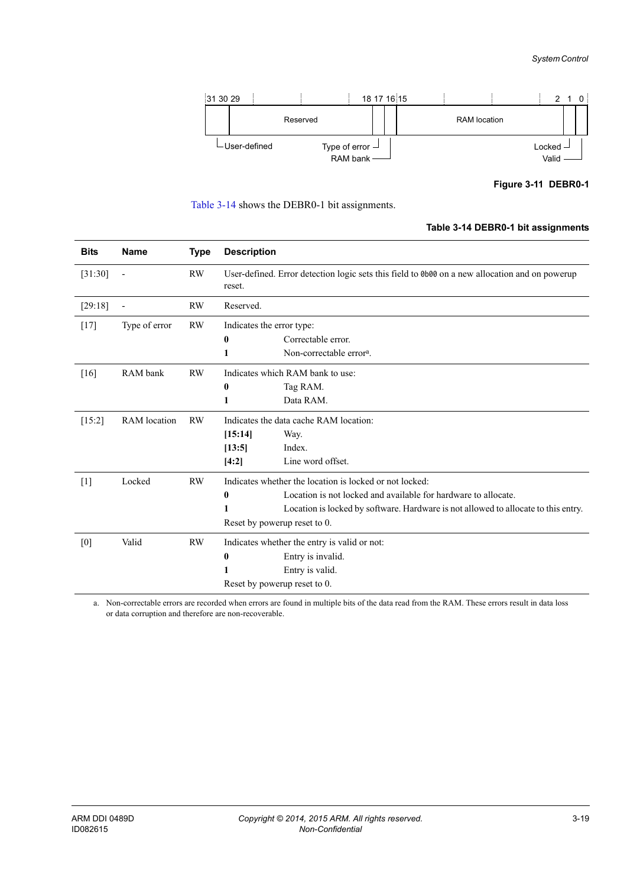31 30 29 | 18 17 16 15 | 2 1 0

User-defined | Reserved | Type of error | RAM bank | RAM location | Locked | Valid

**Figure 3-11 DEBR0-1**

Table 3-14 shows the DEBR0-1 bit assignments.

**Table 3-14 DEBR0-1 bit assignments**

| Bits | Name | Type | Description |
|---|---|---|---|
| [31:30] | - | RW | User-defined. Error detection logic sets this field to `0b00` on a new allocation and on powerup reset. |
| [29:18] | - | RW | Reserved. |
| [17] | Type of error | RW | Indicates the error type: **0** Correctable error. **1** Non-correctable error[a]. |
| [16] | RAM bank | RW | Indicates which RAM bank to use: **0** Tag RAM. **1** Data RAM. |
| [15:2] | RAM location | RW | Indicates the data cache RAM location: **[15:14]** Way. **[13:5]** Index. **[4:2]** Line word offset. |
| [1] | Locked | RW | Indicates whether the location is locked or not locked: **0** Location is not locked and available for hardware to allocate. **1** Location is locked by software. Hardware is not allowed to allocate to this entry. Reset by powerup reset to 0. |
| [0] | Valid | RW | Indicates whether the entry is valid or not: **0** Entry is invalid. **1** Entry is valid. Reset by powerup reset to 0. |

a. Non-correctable errors are recorded when errors are found in multiple bits of the data read from the RAM. These errors result in data loss or data corruption and therefore are non-recoverable.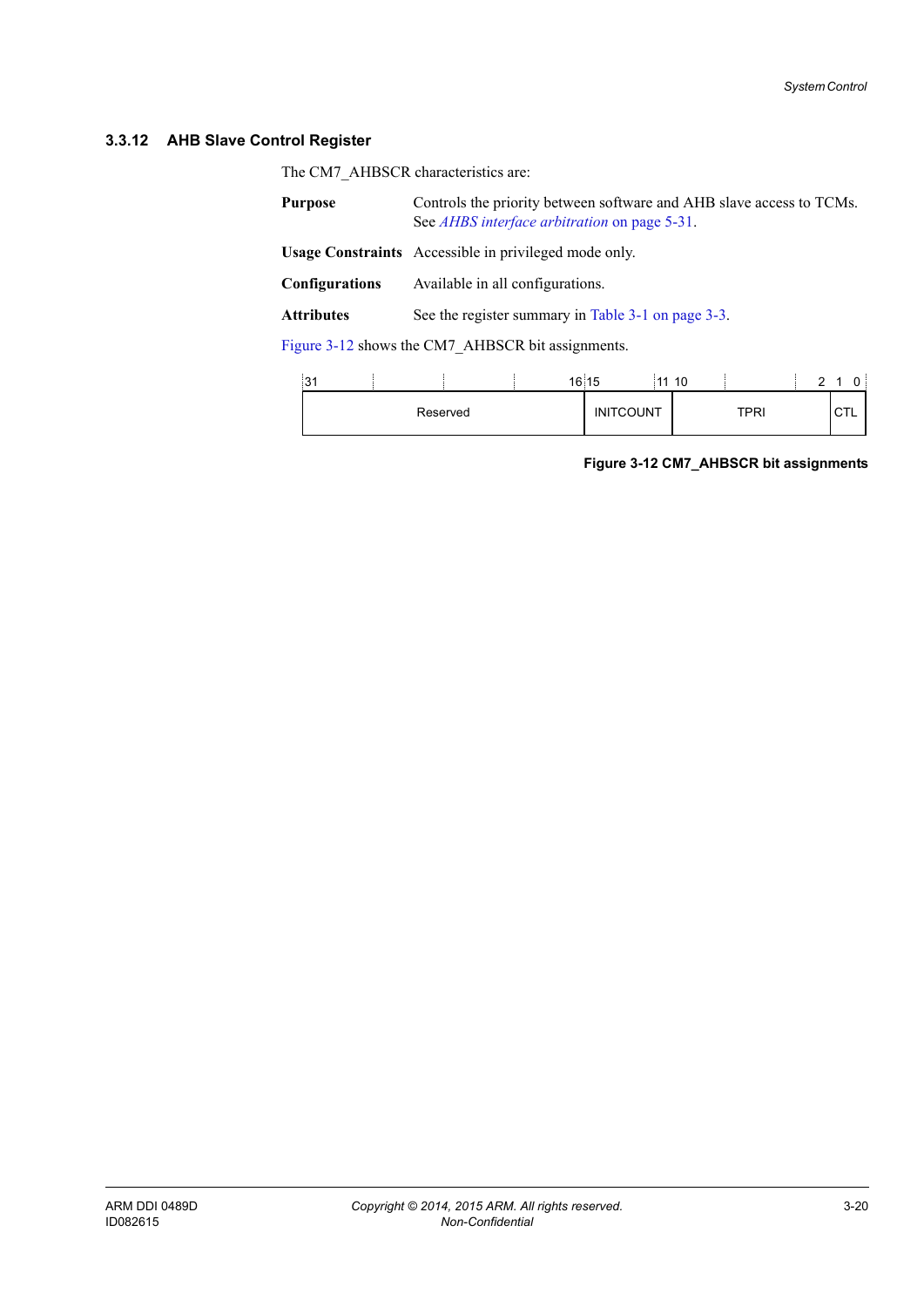### 3.3.12 AHB Slave Control Register

The CM7_AHBSCR characteristics are:

**Purpose** Controls the priority between software and AHB slave access to TCMs. See *AHBS interface arbitration* on page 5-31.

**Usage Constraints** Accessible in privileged mode only.

**Configurations** Available in all configurations.

**Attributes** See the register summary in Table 3-1 on page 3-3.

Figure 3-12 shows the CM7_AHBSCR bit assignments.

| 31–16 | 15–11 | 10–2 | 1–0 |
|---|---|---|---|
| Reserved | INITCOUNT | TPRI | CTL |

**Figure 3-12 CM7_AHBSCR bit assignments**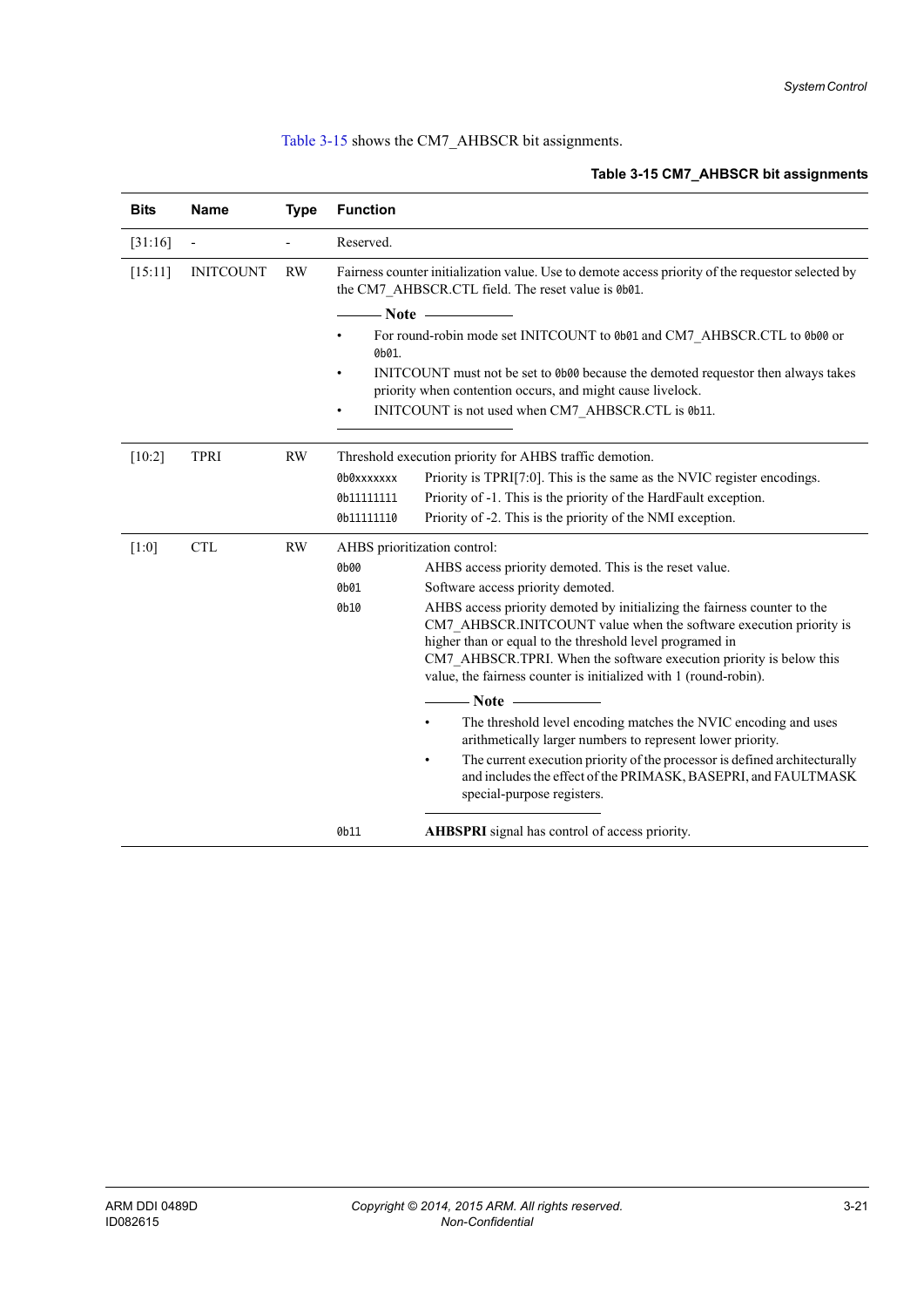Table 3-15 shows the CM7_AHBSCR bit assignments.

**Table 3-15 CM7_AHBSCR bit assignments**

| Bits | Name | Type | Function |
|---|---|---|---|
| [31:16] | - | - | Reserved. |
| [15:11] | INITCOUNT | RW | Fairness counter initialization value. Use to demote access priority of the requestor selected by the CM7_AHBSCR.CTL field. The reset value is `0b01`.<br><br>**Note**<br>• For round-robin mode set INITCOUNT to `0b01` and CM7_AHBSCR.CTL to `0b00` or `0b01`.<br>• INITCOUNT must not be set to `0b00` because the demoted requestor then always takes priority when contention occurs, and might cause livelock.<br>• INITCOUNT is not used when CM7_AHBSCR.CTL is `0b11`. |
| [10:2] | TPRI | RW | Threshold execution priority for AHBS traffic demotion.<br>`0b0xxxxxxx` Priority is TPRI[7:0]. This is the same as the NVIC register encodings.<br>`0b11111111` Priority of -1. This is the priority of the HardFault exception.<br>`0b11111110` Priority of -2. This is the priority of the NMI exception. |
| [1:0] | CTL | RW | AHBS prioritization control:<br>`0b00` AHBS access priority demoted. This is the reset value.<br>`0b01` Software access priority demoted.<br>`0b10` AHBS access priority demoted by initializing the fairness counter to the CM7_AHBSCR.INITCOUNT value when the software execution priority is higher than or equal to the threshold level programed in CM7_AHBSCR.TPRI. When the software execution priority is below this value, the fairness counter is initialized with 1 (round-robin).<br><br>**Note**<br>• The threshold level encoding matches the NVIC encoding and uses arithmetically larger numbers to represent lower priority.<br>• The current execution priority of the processor is defined architecturally and includes the effect of the PRIMASK, BASEPRI, and FAULTMASK special-purpose registers.<br><br>`0b11` **AHBSPRI** signal has control of access priority. |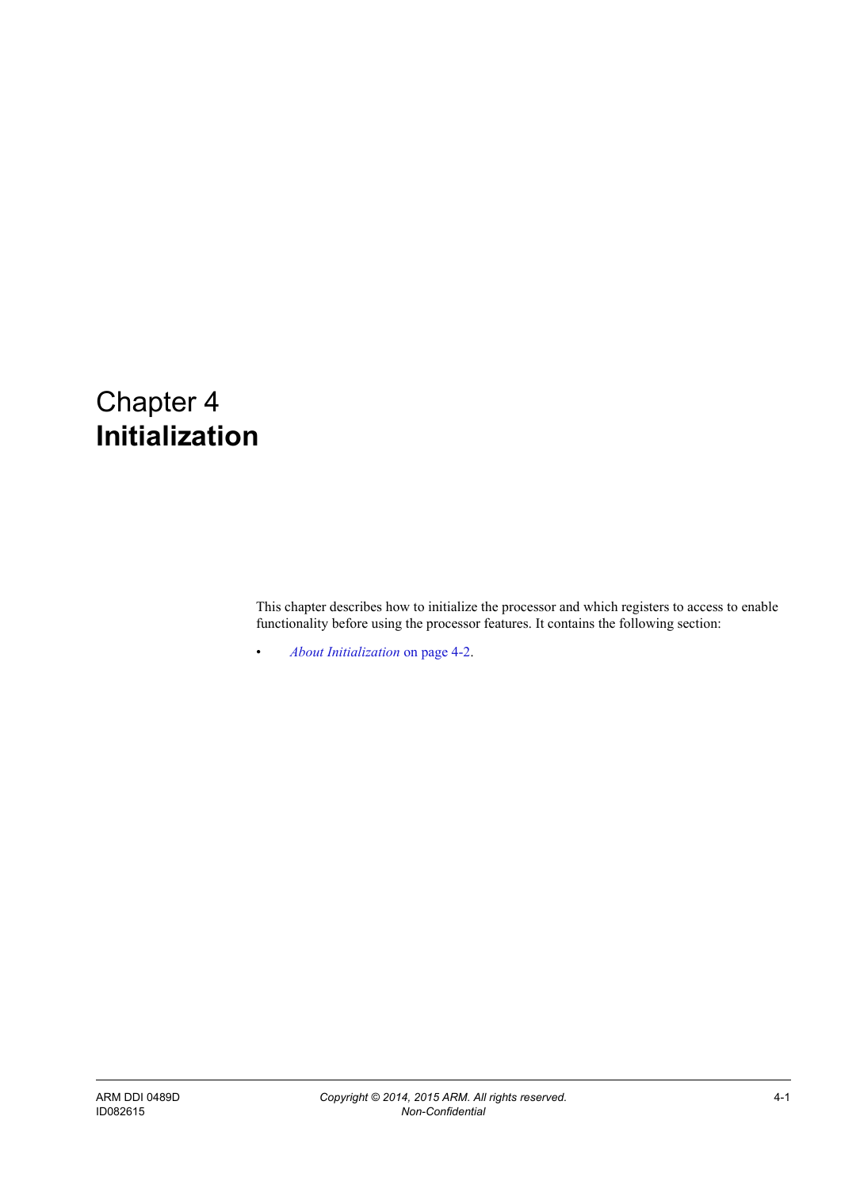# Chapter 4
# **Initialization**

This chapter describes how to initialize the processor and which registers to access to enable functionality before using the processor features. It contains the following section:

- *About Initialization* on page 4-2.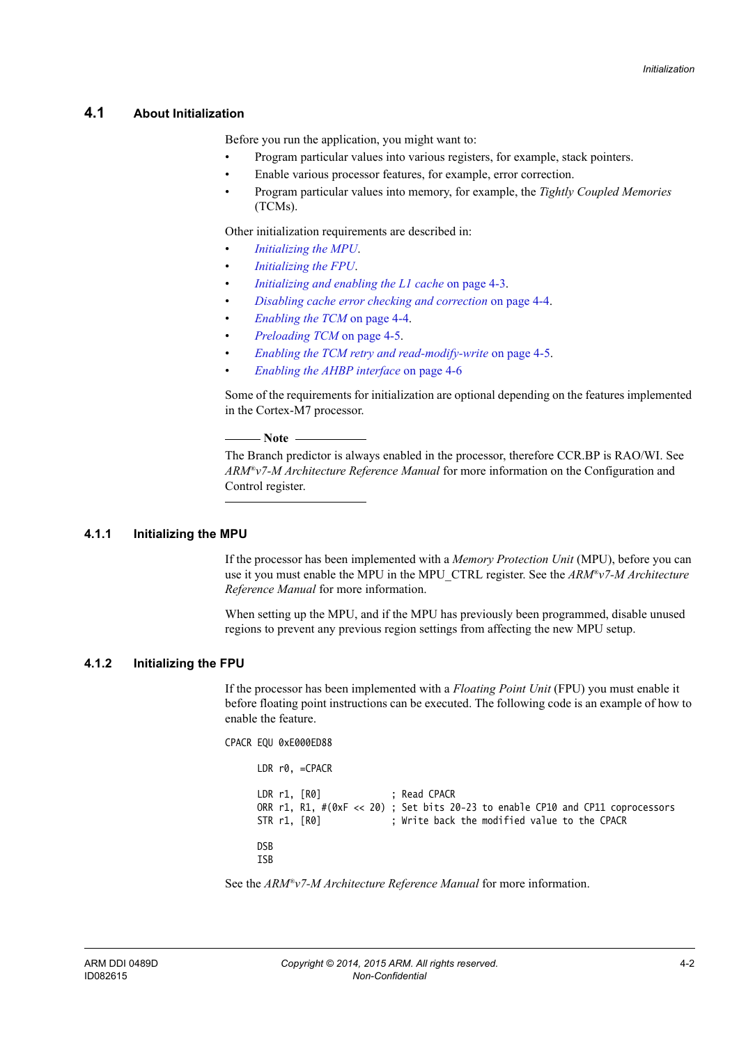## 4.1 About Initialization

Before you run the application, you might want to:

- Program particular values into various registers, for example, stack pointers.
- Enable various processor features, for example, error correction.
- Program particular values into memory, for example, the *Tightly Coupled Memories* (TCMs).

Other initialization requirements are described in:

- *Initializing the MPU*.
- *Initializing the FPU*.
- *Initializing and enabling the L1 cache* on page 4-3.
- *Disabling cache error checking and correction* on page 4-4.
- *Enabling the TCM* on page 4-4.
- *Preloading TCM* on page 4-5.
- *Enabling the TCM retry and read-modify-write* on page 4-5.
- *Enabling the AHBP interface* on page 4-6

Some of the requirements for initialization are optional depending on the features implemented in the Cortex-M7 processor.

---

**Note**

The Branch predictor is always enabled in the processor, therefore CCR.BP is RAO/WI. See *ARM®v7-M Architecture Reference Manual* for more information on the Configuration and Control register.

---

### 4.1.1 Initializing the MPU

If the processor has been implemented with a *Memory Protection Unit* (MPU), before you can use it you must enable the MPU in the MPU_CTRL register. See the *ARM®v7-M Architecture Reference Manual* for more information.

When setting up the MPU, and if the MPU has previously been programmed, disable unused regions to prevent any previous region settings from affecting the new MPU setup.

### 4.1.2 Initializing the FPU

If the processor has been implemented with a *Floating Point Unit* (FPU) you must enable it before floating point instructions can be executed. The following code is an example of how to enable the feature.

```
CPACR EQU 0xE000ED88

      LDR r0, =CPACR

      LDR r1, [R0]             ; Read CPACR
      ORR r1, R1, #(0xF << 20) ; Set bits 20-23 to enable CP10 and CP11 coprocessors
      STR r1, [R0]             ; Write back the modified value to the CPACR

      DSB
      ISB
```

See the *ARM®v7-M Architecture Reference Manual* for more information.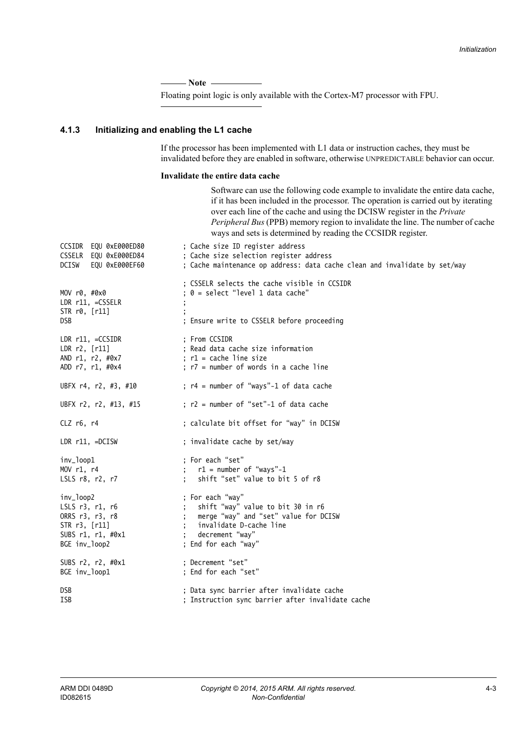**Note**

Floating point logic is only available with the Cortex-M7 processor with FPU.

### 4.1.3 Initializing and enabling the L1 cache

If the processor has been implemented with L1 data or instruction caches, they must be invalidated before they are enabled in software, otherwise UNPREDICTABLE behavior can occur.

**Invalidate the entire data cache**

Software can use the following code example to invalidate the entire data cache, if it has been included in the processor. The operation is carried out by iterating over each line of the cache and using the DCISW register in the *Private Peripheral Bus* (PPB) memory region to invalidate the line. The number of cache ways and sets is determined by reading the CCSIDR register.

```
CCSIDR  EQU 0xE000ED80          ; Cache size ID register address
CSSELR  EQU 0xE000ED84          ; Cache size selection register address
DCISW   EQU 0xE000EF60          ; Cache maintenance op address: data cache clean and invalidate by set/way

                                ; CSSELR selects the cache visible in CCSIDR
MOV r0, #0x0                    ; 0 = select “level 1 data cache”
LDR r11, =CSSELR                ;
STR r0, [r11]                   ;
DSB                             ; Ensure write to CSSELR before proceeding

LDR r11, =CCSIDR                ; From CCSIDR
LDR r2, [r11]                   ; Read data cache size information
AND r1, r2, #0x7                ; r1 = cache line size
ADD r7, r1, #0x4                ; r7 = number of words in a cache line

UBFX r4, r2, #3, #10            ; r4 = number of “ways”-1 of data cache

UBFX r2, r2, #13, #15           ; r2 = number of “set”-1 of data cache

CLZ r6, r4                      ; calculate bit offset for “way” in DCISW

LDR r11, =DCISW                 ; invalidate cache by set/way

inv_loop1                       ; For each “set”
MOV r1, r4                      ;   r1 = number of “ways”-1
LSLS r8, r2, r7                 ;   shift “set” value to bit 5 of r8

inv_loop2                       ; For each “way”
LSLS r3, r1, r6                 ;   shift “way” value to bit 30 in r6
ORRS r3, r3, r8                 ;   merge “way” and “set” value for DCISW
STR r3, [r11]                   ;   invalidate D-cache line
SUBS r1, r1, #0x1               ;   decrement “way”
BGE inv_loop2                   ; End for each “way”

SUBS r2, r2, #0x1               ; Decrement “set”
BGE inv_loop1                   ; End for each “set”

DSB                             ; Data sync barrier after invalidate cache
ISB                             ; Instruction sync barrier after invalidate cache
```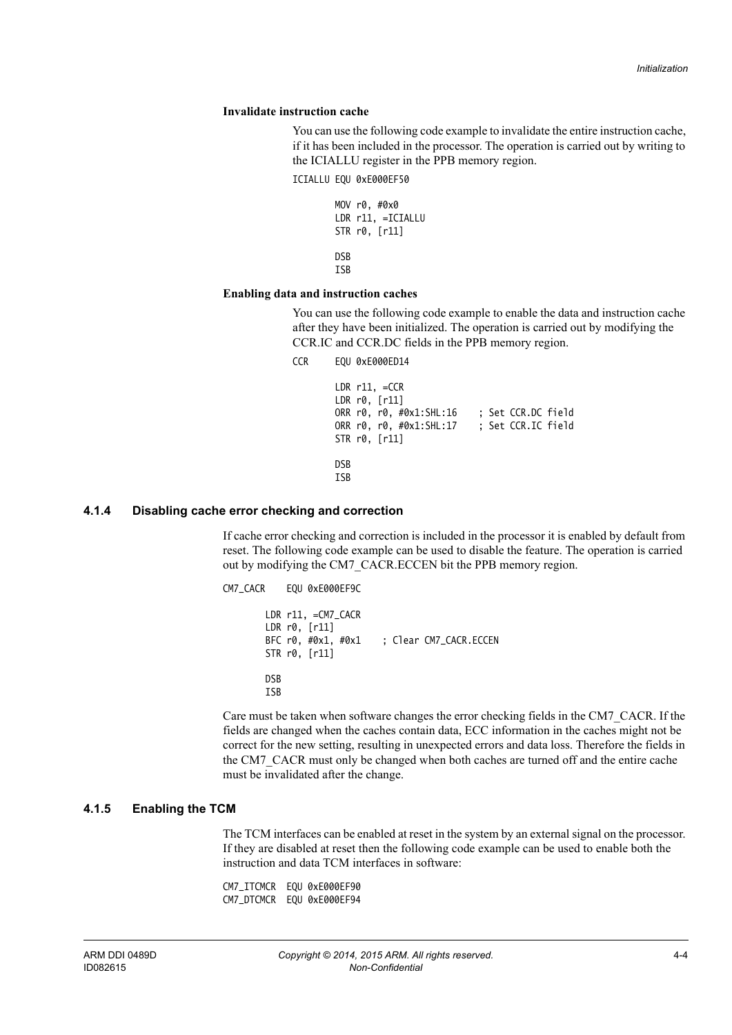#### Invalidate instruction cache

You can use the following code example to invalidate the entire instruction cache, if it has been included in the processor. The operation is carried out by writing to the ICIALLU register in the PPB memory region.

```
ICIALLU EQU 0xE000EF50

        MOV r0, #0x0
        LDR r11, =ICIALLU
        STR r0, [r11]

        DSB
        ISB
```

#### Enabling data and instruction caches

You can use the following code example to enable the data and instruction cache after they have been initialized. The operation is carried out by modifying the CCR.IC and CCR.DC fields in the PPB memory region.

```
CCR     EQU 0xE000ED14

        LDR r11, =CCR
        LDR r0, [r11]
        ORR r0, r0, #0x1:SHL:16    ; Set CCR.DC field
        ORR r0, r0, #0x1:SHL:17    ; Set CCR.IC field
        STR r0, [r11]

        DSB
        ISB
```

### 4.1.4 Disabling cache error checking and correction

If cache error checking and correction is included in the processor it is enabled by default from reset. The following code example can be used to disable the feature. The operation is carried out by modifying the CM7_CACR.ECCEN bit the PPB memory region.

```
CM7_CACR    EQU 0xE000EF9C

        LDR r11, =CM7_CACR
        LDR r0, [r11]
        BFC r0, #0x1, #0x1    ; Clear CM7_CACR.ECCEN
        STR r0, [r11]

        DSB
        ISB
```

Care must be taken when software changes the error checking fields in the CM7_CACR. If the fields are changed when the caches contain data, ECC information in the caches might not be correct for the new setting, resulting in unexpected errors and data loss. Therefore the fields in the CM7_CACR must only be changed when both caches are turned off and the entire cache must be invalidated after the change.

### 4.1.5 Enabling the TCM

The TCM interfaces can be enabled at reset in the system by an external signal on the processor. If they are disabled at reset then the following code example can be used to enable both the instruction and data TCM interfaces in software:

```
CM7_ITCMCR  EQU 0xE000EF90
CM7_DTCMCR  EQU 0xE000EF94
```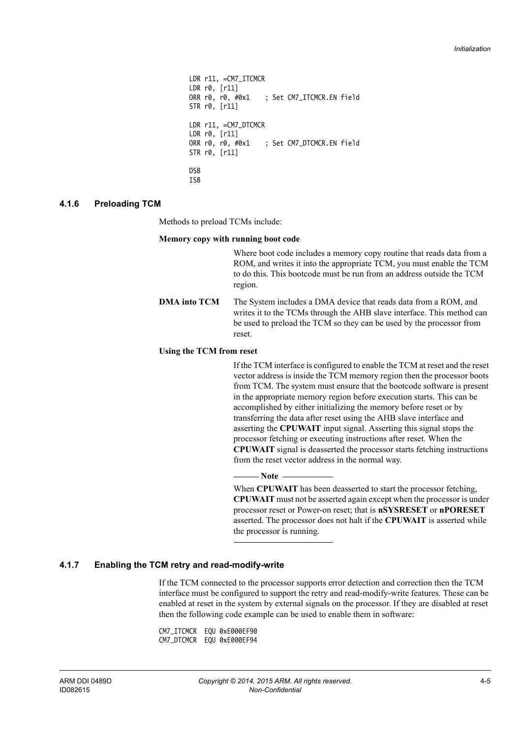```
LDR r11, =CM7_ITCMCR
LDR r0, [r11]
ORR r0, r0, #0x1    ; Set CM7_ITCMCR.EN field
STR r0, [r11]

LDR r11, =CM7_DTCMCR
LDR r0, [r11]
ORR r0, r0, #0x1    ; Set CM7_DTCMCR.EN field
STR r0, [r11]

DSB
ISB
```

### 4.1.6 Preloading TCM

Methods to preload TCMs include:

**Memory copy with running boot code**

Where boot code includes a memory copy routine that reads data from a ROM, and writes it into the appropriate TCM, you must enable the TCM to do this. This bootcode must be run from an address outside the TCM region.

**DMA into TCM** The System includes a DMA device that reads data from a ROM, and writes it to the TCMs through the AHB slave interface. This method can be used to preload the TCM so they can be used by the processor from reset.

**Using the TCM from reset**

If the TCM interface is configured to enable the TCM at reset and the reset vector address is inside the TCM memory region then the processor boots from TCM. The system must ensure that the bootcode software is present in the appropriate memory region before execution starts. This can be accomplished by either initializing the memory before reset or by transferring the data after reset using the AHB slave interface and asserting the **CPUWAIT** input signal. Asserting this signal stops the processor fetching or executing instructions after reset. When the **CPUWAIT** signal is deasserted the processor starts fetching instructions from the reset vector address in the normal way.

**Note**

When **CPUWAIT** has been deasserted to start the processor fetching, **CPUWAIT** must not be asserted again except when the processor is under processor reset or Power-on reset; that is **nSYSRESET** or **nPORESET** asserted. The processor does not halt if the **CPUWAIT** is asserted while the processor is running.

### 4.1.7 Enabling the TCM retry and read-modify-write

If the TCM connected to the processor supports error detection and correction then the TCM interface must be configured to support the retry and read-modify-write features. These can be enabled at reset in the system by external signals on the processor. If they are disabled at reset then the following code example can be used to enable them in software:

```
CM7_ITCMCR  EQU 0xE000EF90
CM7_DTCMCR  EQU 0xE000EF94
```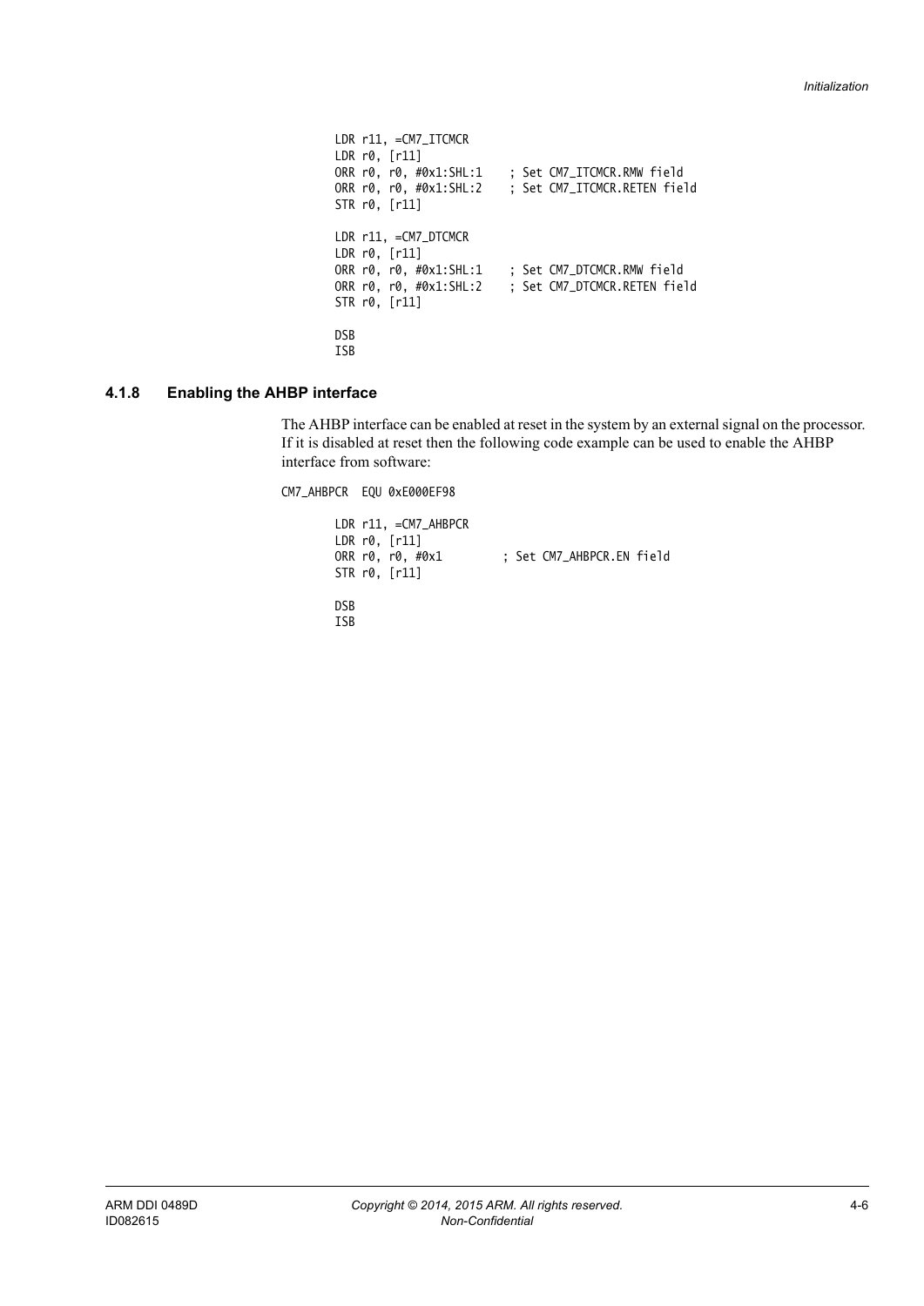```
LDR r11, =CM7_ITCMCR
LDR r0, [r11]
ORR r0, r0, #0x1:SHL:1    ; Set CM7_ITCMCR.RMW field
ORR r0, r0, #0x1:SHL:2    ; Set CM7_ITCMCR.RETEN field
STR r0, [r11]

LDR r11, =CM7_DTCMCR
LDR r0, [r11]
ORR r0, r0, #0x1:SHL:1    ; Set CM7_DTCMCR.RMW field
ORR r0, r0, #0x1:SHL:2    ; Set CM7_DTCMCR.RETEN field
STR r0, [r11]

DSB
ISB
```

### 4.1.8 Enabling the AHBP interface

The AHBP interface can be enabled at reset in the system by an external signal on the processor. If it is disabled at reset then the following code example can be used to enable the AHBP interface from software:

```
CM7_AHBPCR  EQU 0xE000EF98

        LDR r11, =CM7_AHBPCR
        LDR r0, [r11]
        ORR r0, r0, #0x1         ; Set CM7_AHBPCR.EN field
        STR r0, [r11]

        DSB
        ISB
```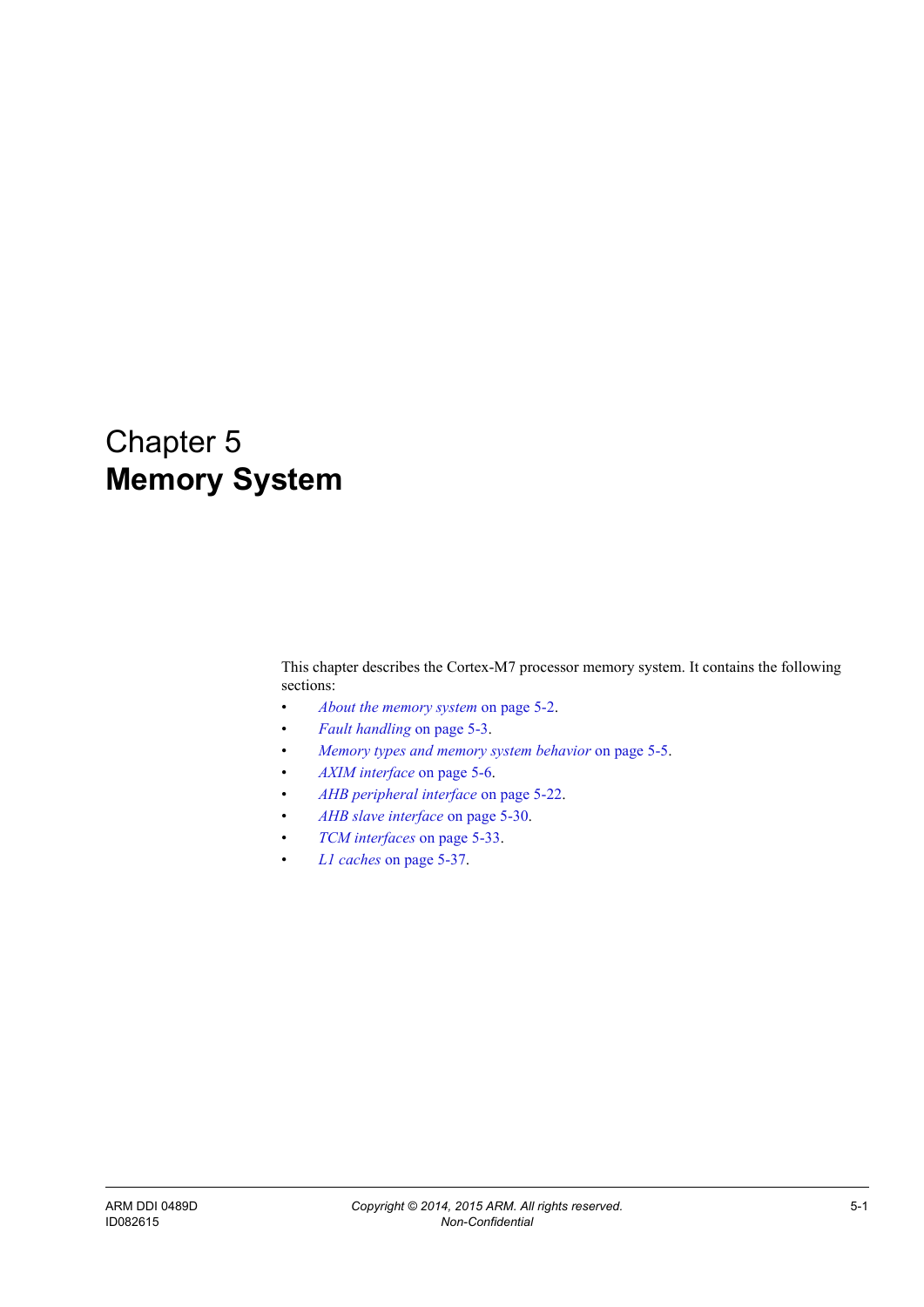# Chapter 5
# Memory System

This chapter describes the Cortex-M7 processor memory system. It contains the following sections:

- *About the memory system* on page 5-2.
- *Fault handling* on page 5-3.
- *Memory types and memory system behavior* on page 5-5.
- *AXIM interface* on page 5-6.
- *AHB peripheral interface* on page 5-22.
- *AHB slave interface* on page 5-30.
- *TCM interfaces* on page 5-33.
- *L1 caches* on page 5-37.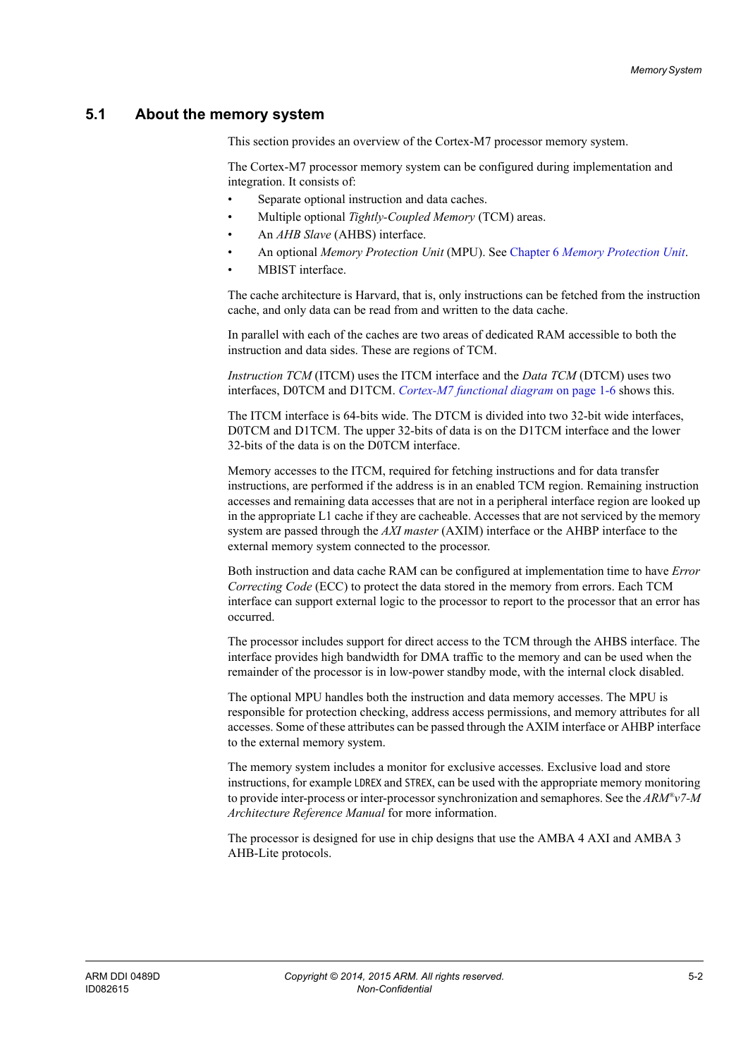## 5.1 About the memory system

This section provides an overview of the Cortex-M7 processor memory system.

The Cortex-M7 processor memory system can be configured during implementation and integration. It consists of:

- Separate optional instruction and data caches.
- Multiple optional *Tightly-Coupled Memory* (TCM) areas.
- An *AHB Slave* (AHBS) interface.
- An optional *Memory Protection Unit* (MPU). See Chapter 6 *Memory Protection Unit*.
- MBIST interface.

The cache architecture is Harvard, that is, only instructions can be fetched from the instruction cache, and only data can be read from and written to the data cache.

In parallel with each of the caches are two areas of dedicated RAM accessible to both the instruction and data sides. These are regions of TCM.

*Instruction TCM* (ITCM) uses the ITCM interface and the *Data TCM* (DTCM) uses two interfaces, D0TCM and D1TCM. *Cortex-M7 functional diagram* on page 1-6 shows this.

The ITCM interface is 64-bits wide. The DTCM is divided into two 32-bit wide interfaces, D0TCM and D1TCM. The upper 32-bits of data is on the D1TCM interface and the lower 32-bits of the data is on the D0TCM interface.

Memory accesses to the ITCM, required for fetching instructions and for data transfer instructions, are performed if the address is in an enabled TCM region. Remaining instruction accesses and remaining data accesses that are not in a peripheral interface region are looked up in the appropriate L1 cache if they are cacheable. Accesses that are not serviced by the memory system are passed through the *AXI master* (AXIM) interface or the AHBP interface to the external memory system connected to the processor.

Both instruction and data cache RAM can be configured at implementation time to have *Error Correcting Code* (ECC) to protect the data stored in the memory from errors. Each TCM interface can support external logic to the processor to report to the processor that an error has occurred.

The processor includes support for direct access to the TCM through the AHBS interface. The interface provides high bandwidth for DMA traffic to the memory and can be used when the remainder of the processor is in low-power standby mode, with the internal clock disabled.

The optional MPU handles both the instruction and data memory accesses. The MPU is responsible for protection checking, address access permissions, and memory attributes for all accesses. Some of these attributes can be passed through the AXIM interface or AHBP interface to the external memory system.

The memory system includes a monitor for exclusive accesses. Exclusive load and store instructions, for example `LDREX` and `STREX`, can be used with the appropriate memory monitoring to provide inter-process or inter-processor synchronization and semaphores. See the *ARM® v7-M Architecture Reference Manual* for more information.

The processor is designed for use in chip designs that use the AMBA 4 AXI and AMBA 3 AHB-Lite protocols.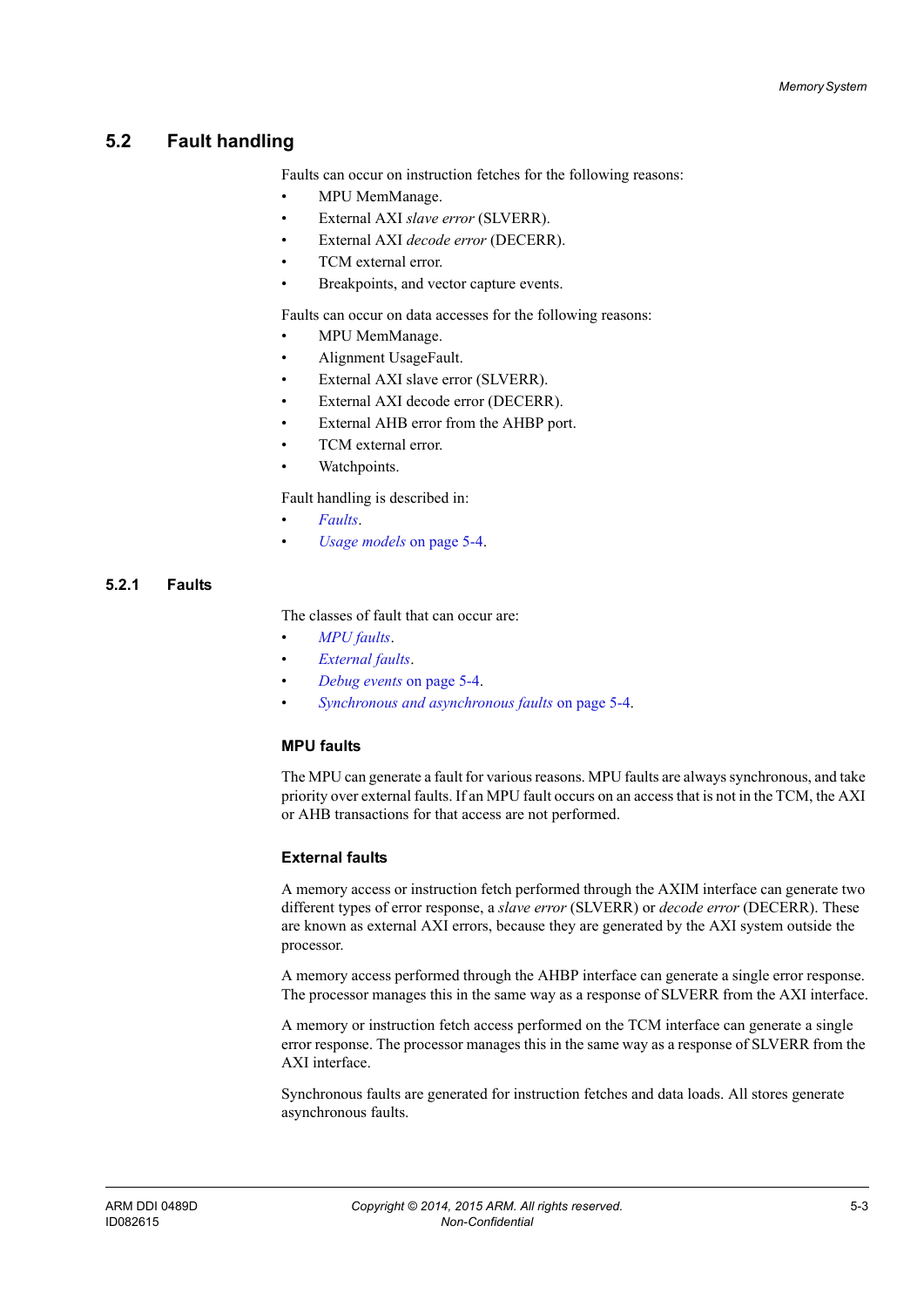## 5.2 Fault handling

Faults can occur on instruction fetches for the following reasons:

- MPU MemManage.
- External AXI *slave error* (SLVERR).
- External AXI *decode error* (DECERR).
- TCM external error.
- Breakpoints, and vector capture events.

Faults can occur on data accesses for the following reasons:

- MPU MemManage.
- Alignment UsageFault.
- External AXI slave error (SLVERR).
- External AXI decode error (DECERR).
- External AHB error from the AHBP port.
- TCM external error.
- Watchpoints.

Fault handling is described in:

- *Faults*.
- *Usage models* on page 5-4.

### 5.2.1 Faults

The classes of fault that can occur are:

- *MPU faults*.
- *External faults*.
- *Debug events* on page 5-4.
- *Synchronous and asynchronous faults* on page 5-4.

#### MPU faults

The MPU can generate a fault for various reasons. MPU faults are always synchronous, and take priority over external faults. If an MPU fault occurs on an access that is not in the TCM, the AXI or AHB transactions for that access are not performed.

#### External faults

A memory access or instruction fetch performed through the AXIM interface can generate two different types of error response, a *slave error* (SLVERR) or *decode error* (DECERR). These are known as external AXI errors, because they are generated by the AXI system outside the processor.

A memory access performed through the AHBP interface can generate a single error response. The processor manages this in the same way as a response of SLVERR from the AXI interface.

A memory or instruction fetch access performed on the TCM interface can generate a single error response. The processor manages this in the same way as a response of SLVERR from the AXI interface.

Synchronous faults are generated for instruction fetches and data loads. All stores generate asynchronous faults.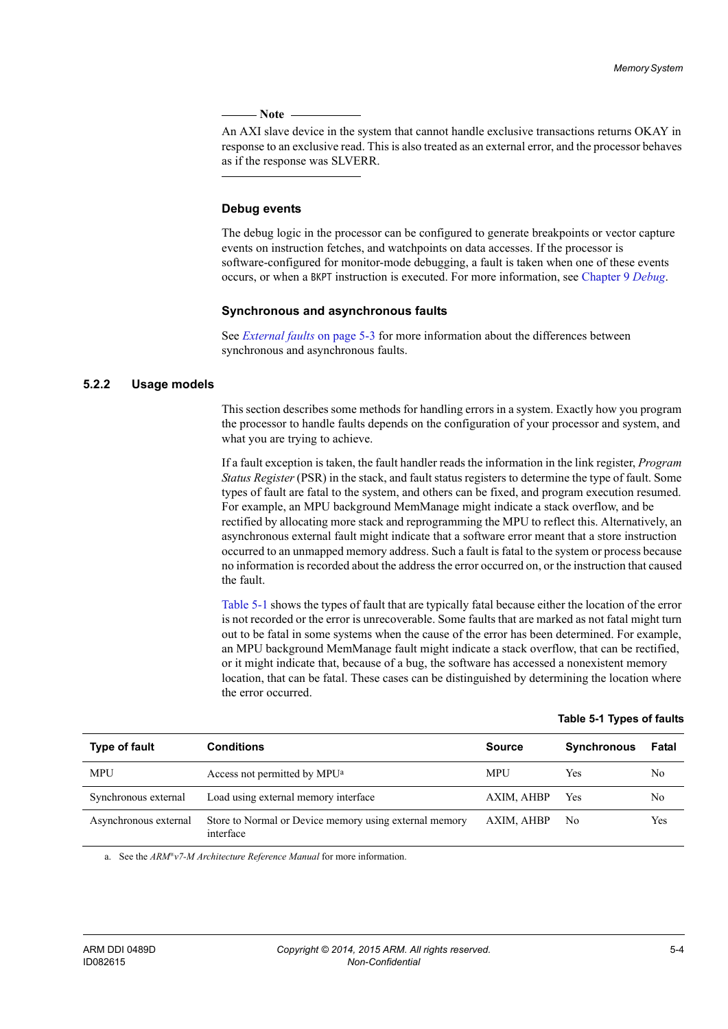**Note**

An AXI slave device in the system that cannot handle exclusive transactions returns OKAY in response to an exclusive read. This is also treated as an external error, and the processor behaves as if the response was SLVERR.

### Debug events

The debug logic in the processor can be configured to generate breakpoints or vector capture events on instruction fetches, and watchpoints on data accesses. If the processor is software-configured for monitor-mode debugging, a fault is taken when one of these events occurs, or when a `BKPT` instruction is executed. For more information, see Chapter 9 *Debug*.

### Synchronous and asynchronous faults

See *External faults* on page 5-3 for more information about the differences between synchronous and asynchronous faults.

## 5.2.2 Usage models

This section describes some methods for handling errors in a system. Exactly how you program the processor to handle faults depends on the configuration of your processor and system, and what you are trying to achieve.

If a fault exception is taken, the fault handler reads the information in the link register, *Program Status Register* (PSR) in the stack, and fault status registers to determine the type of fault. Some types of fault are fatal to the system, and others can be fixed, and program execution resumed. For example, an MPU background MemManage might indicate a stack overflow, and be rectified by allocating more stack and reprogramming the MPU to reflect this. Alternatively, an asynchronous external fault might indicate that a software error meant that a store instruction occurred to an unmapped memory address. Such a fault is fatal to the system or process because no information is recorded about the address the error occurred on, or the instruction that caused the fault.

Table 5-1 shows the types of fault that are typically fatal because either the location of the error is not recorded or the error is unrecoverable. Some faults that are marked as not fatal might turn out to be fatal in some systems when the cause of the error has been determined. For example, an MPU background MemManage fault might indicate a stack overflow, that can be rectified, or it might indicate that, because of a bug, the software has accessed a nonexistent memory location, that can be fatal. These cases can be distinguished by determining the location where the error occurred.

**Table 5-1 Types of faults**

| Type of fault | Conditions | Source | Synchronous | Fatal |
|---|---|---|---|---|
| MPU | Access not permitted by MPU[a] | MPU | Yes | No |
| Synchronous external | Load using external memory interface | AXIM, AHBP | Yes | No |
| Asynchronous external | Store to Normal or Device memory using external memory interface | AXIM, AHBP | No | Yes |

a. See the *ARM®v7-M Architecture Reference Manual* for more information.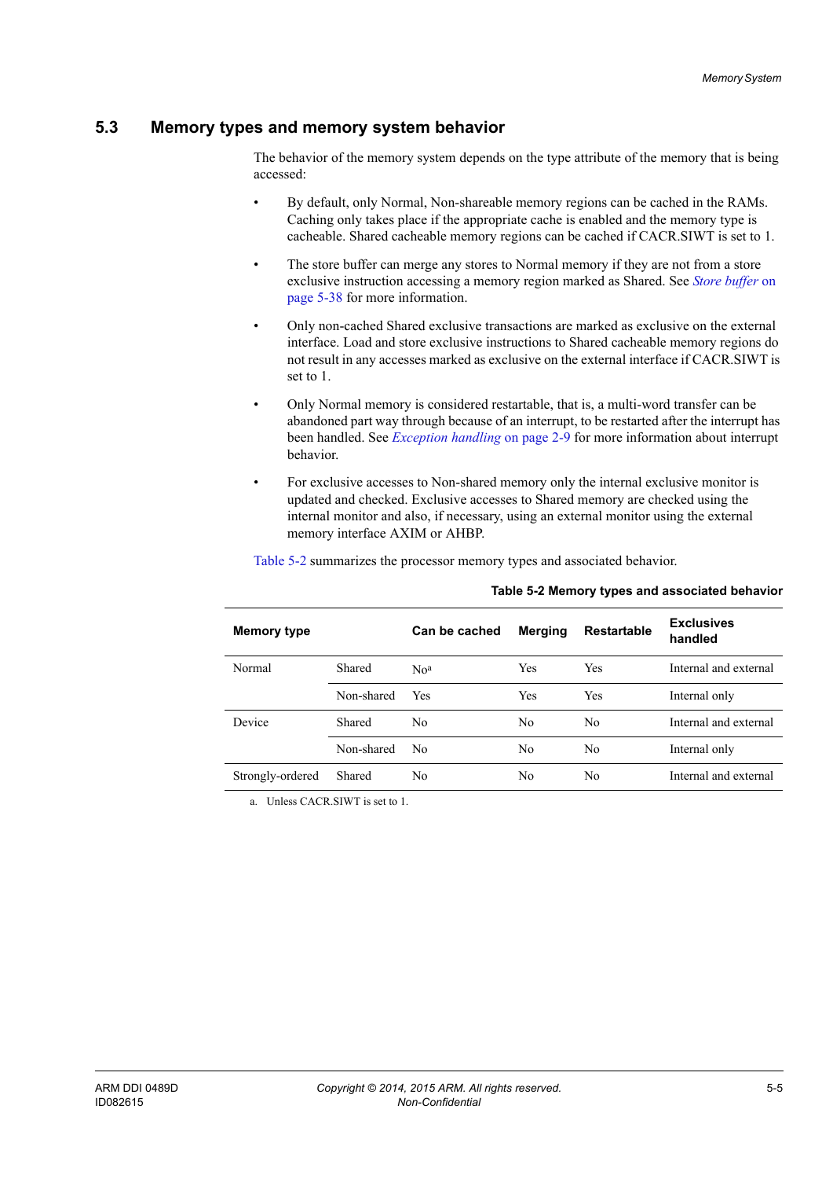## 5.3 Memory types and memory system behavior

The behavior of the memory system depends on the type attribute of the memory that is being accessed:

- By default, only Normal, Non-shareable memory regions can be cached in the RAMs. Caching only takes place if the appropriate cache is enabled and the memory type is cacheable. Shared cacheable memory regions can be cached if CACR.SIWT is set to 1.
- The store buffer can merge any stores to Normal memory if they are not from a store exclusive instruction accessing a memory region marked as Shared. See *Store buffer* on page 5-38 for more information.
- Only non-cached Shared exclusive transactions are marked as exclusive on the external interface. Load and store exclusive instructions to Shared cacheable memory regions do not result in any accesses marked as exclusive on the external interface if CACR.SIWT is set to 1.
- Only Normal memory is considered restartable, that is, a multi-word transfer can be abandoned part way through because of an interrupt, to be restarted after the interrupt has been handled. See *Exception handling* on page 2-9 for more information about interrupt behavior.
- For exclusive accesses to Non-shared memory only the internal exclusive monitor is updated and checked. Exclusive accesses to Shared memory are checked using the internal monitor and also, if necessary, using an external monitor using the external memory interface AXIM or AHBP.

Table 5-2 summarizes the processor memory types and associated behavior.

**Table 5-2 Memory types and associated behavior**

| Memory type | | Can be cached | Merging | Restartable | Exclusives handled |
|---|---|---|---|---|---|
| Normal | Shared | No[a] | Yes | Yes | Internal and external |
| | Non-shared | Yes | Yes | Yes | Internal only |
| Device | Shared | No | No | No | Internal and external |
| | Non-shared | No | No | No | Internal only |
| Strongly-ordered | Shared | No | No | No | Internal and external |

a. Unless CACR.SIWT is set to 1.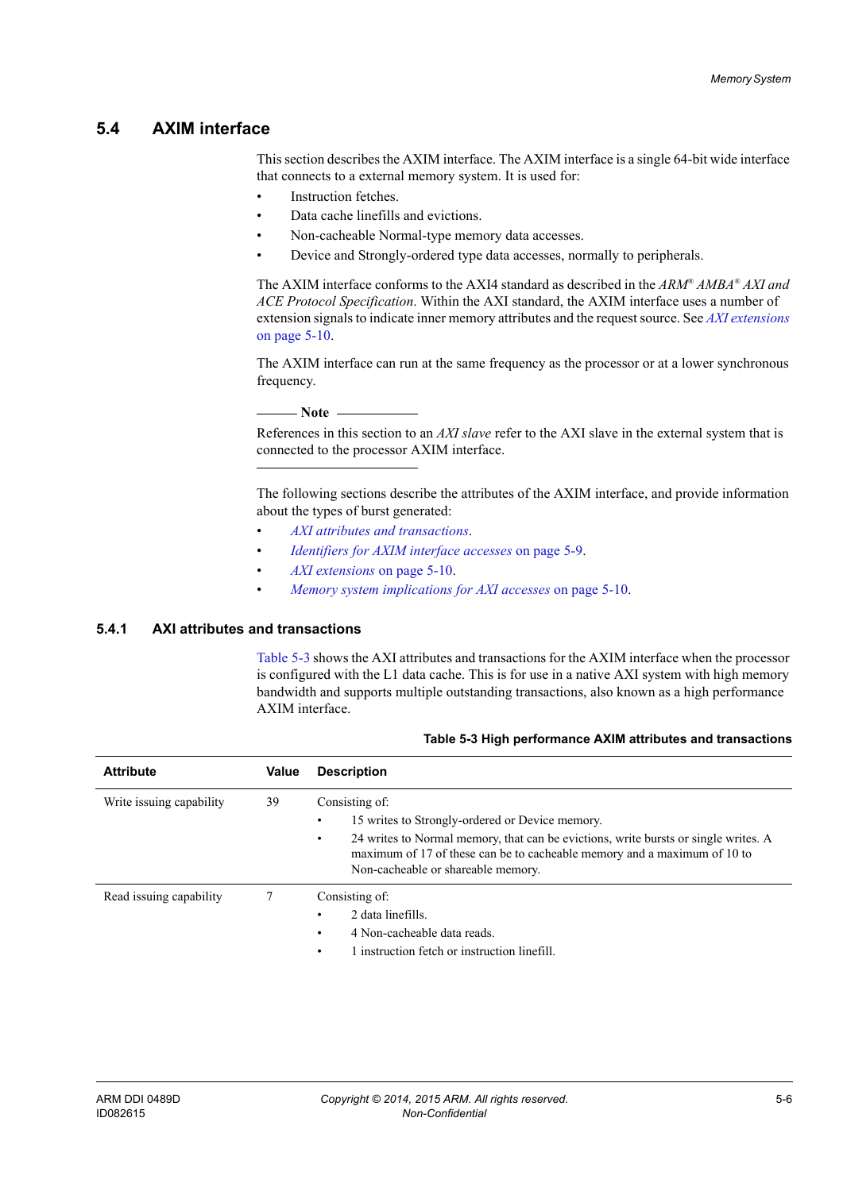## 5.4 AXIM interface

This section describes the AXIM interface. The AXIM interface is a single 64-bit wide interface that connects to a external memory system. It is used for:

- Instruction fetches.
- Data cache linefills and evictions.
- Non-cacheable Normal-type memory data accesses.
- Device and Strongly-ordered type data accesses, normally to peripherals.

The AXIM interface conforms to the AXI4 standard as described in the *ARM® AMBA® AXI and ACE Protocol Specification*. Within the AXI standard, the AXIM interface uses a number of extension signals to indicate inner memory attributes and the request source. See *AXI extensions* on page 5-10.

The AXIM interface can run at the same frequency as the processor or at a lower synchronous frequency.

**Note**

References in this section to an *AXI slave* refer to the AXI slave in the external system that is connected to the processor AXIM interface.

---

The following sections describe the attributes of the AXIM interface, and provide information about the types of burst generated:

- *AXI attributes and transactions*.
- *Identifiers for AXIM interface accesses* on page 5-9.
- *AXI extensions* on page 5-10.
- *Memory system implications for AXI accesses* on page 5-10.

### 5.4.1 AXI attributes and transactions

Table 5-3 shows the AXI attributes and transactions for the AXIM interface when the processor is configured with the L1 data cache. This is for use in a native AXI system with high memory bandwidth and supports multiple outstanding transactions, also known as a high performance AXIM interface.

**Table 5-3 High performance AXIM attributes and transactions**

| Attribute | Value | Description |
|---|---|---|
| Write issuing capability | 39 | Consisting of: • 15 writes to Strongly-ordered or Device memory. • 24 writes to Normal memory, that can be evictions, write bursts or single writes. A maximum of 17 of these can be to cacheable memory and a maximum of 10 to Non-cacheable or shareable memory. |
| Read issuing capability | 7 | Consisting of: • 2 data linefills. • 4 Non-cacheable data reads. • 1 instruction fetch or instruction linefill. |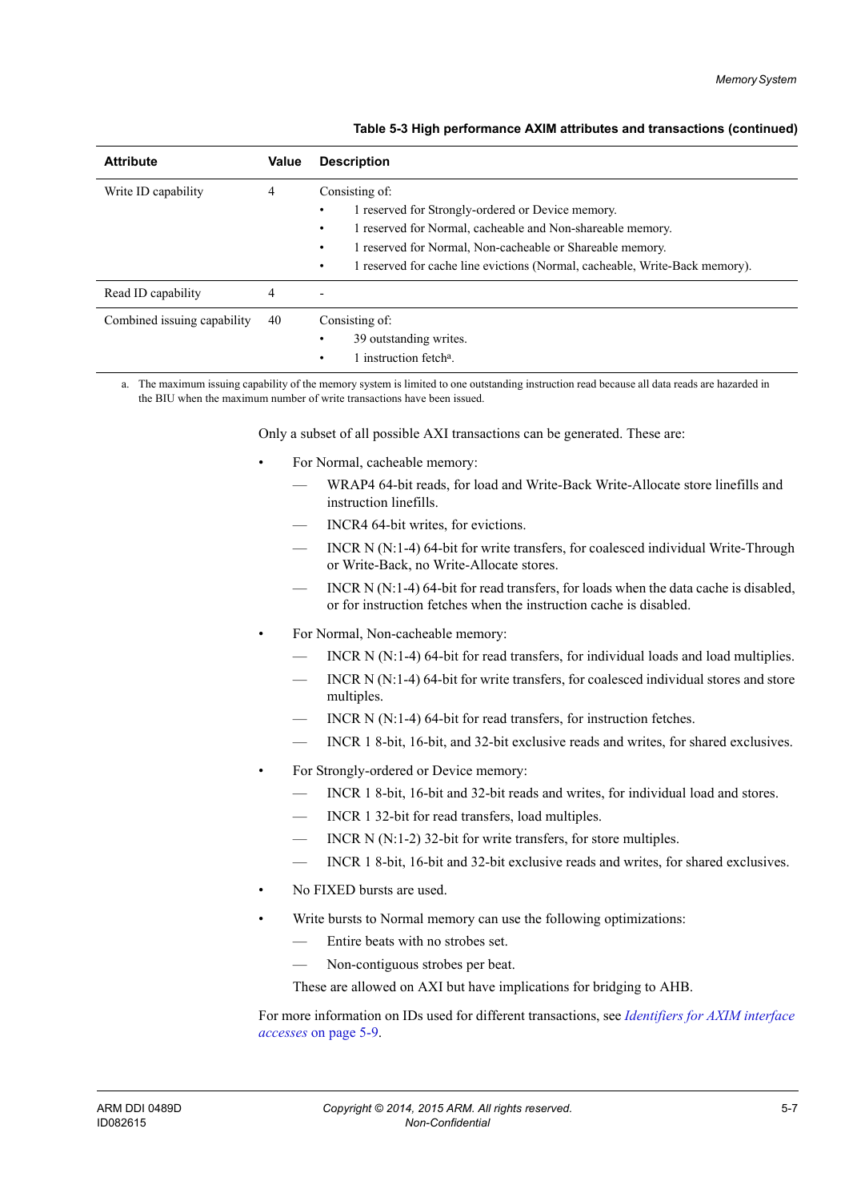**Table 5-3 High performance AXIM attributes and transactions (continued)**

| Attribute | Value | Description |
| --- | --- | --- |
| Write ID capability | 4 | Consisting of: • 1 reserved for Strongly-ordered or Device memory. • 1 reserved for Normal, cacheable and Non-shareable memory. • 1 reserved for Normal, Non-cacheable or Shareable memory. • 1 reserved for cache line evictions (Normal, cacheable, Write-Back memory). |
| Read ID capability | 4 | - |
| Combined issuing capability | 40 | Consisting of: • 39 outstanding writes. • 1 instruction fetch[a]. |

a. The maximum issuing capability of the memory system is limited to one outstanding instruction read because all data reads are hazarded in the BIU when the maximum number of write transactions have been issued.

Only a subset of all possible AXI transactions can be generated. These are:

- For Normal, cacheable memory:
  - WRAP4 64-bit reads, for load and Write-Back Write-Allocate store linefills and instruction linefills.
  - INCR4 64-bit writes, for evictions.
  - INCR N (N:1-4) 64-bit for write transfers, for coalesced individual Write-Through or Write-Back, no Write-Allocate stores.
  - INCR N (N:1-4) 64-bit for read transfers, for loads when the data cache is disabled, or for instruction fetches when the instruction cache is disabled.
- For Normal, Non-cacheable memory:
  - INCR N (N:1-4) 64-bit for read transfers, for individual loads and load multiples.
  - INCR N (N:1-4) 64-bit for write transfers, for coalesced individual stores and store multiples.
  - INCR N (N:1-4) 64-bit for read transfers, for instruction fetches.
  - INCR 1 8-bit, 16-bit, and 32-bit exclusive reads and writes, for shared exclusives.
- For Strongly-ordered or Device memory:
  - INCR 1 8-bit, 16-bit and 32-bit reads and writes, for individual load and stores.
  - INCR 1 32-bit for read transfers, load multiples.
  - INCR N (N:1-2) 32-bit for write transfers, for store multiples.
  - INCR 1 8-bit, 16-bit and 32-bit exclusive reads and writes, for shared exclusives.
- No FIXED bursts are used.
- Write bursts to Normal memory can use the following optimizations:
  - Entire beats with no strobes set.
  - Non-contiguous strobes per beat.

  These are allowed on AXI but have implications for bridging to AHB.

For more information on IDs used for different transactions, see *Identifiers for AXIM interface accesses* on page 5-9.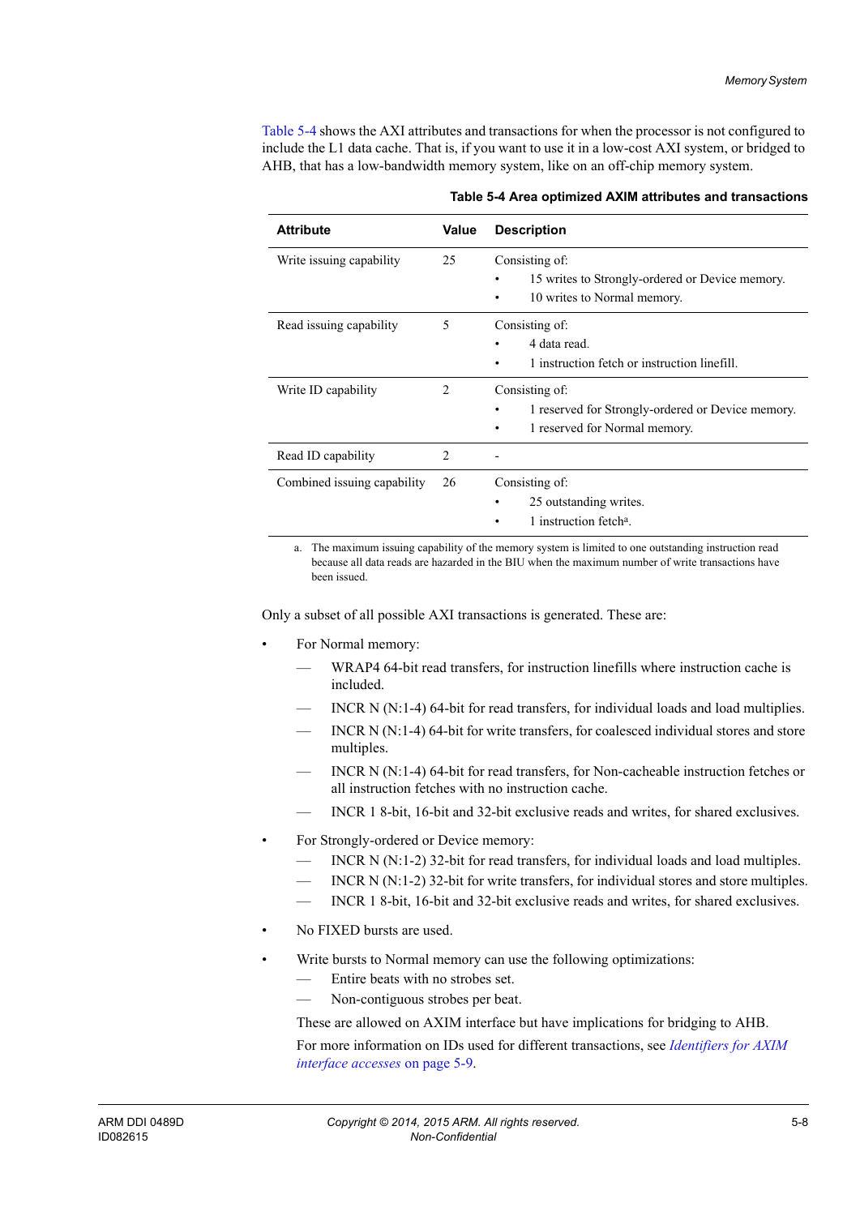Table 5-4 shows the AXI attributes and transactions for when the processor is not configured to include the L1 data cache. That is, if you want to use it in a low-cost AXI system, or bridged to AHB, that has a low-bandwidth memory system, like on an off-chip memory system.

**Table 5-4 Area optimized AXIM attributes and transactions**

| Attribute | Value | Description |
|---|---|---|
| Write issuing capability | 25 | Consisting of: • 15 writes to Strongly-ordered or Device memory. • 10 writes to Normal memory. |
| Read issuing capability | 5 | Consisting of: • 4 data read. • 1 instruction fetch or instruction linefill. |
| Write ID capability | 2 | Consisting of: • 1 reserved for Strongly-ordered or Device memory. • 1 reserved for Normal memory. |
| Read ID capability | 2 | - |
| Combined issuing capability | 26 | Consisting of: • 25 outstanding writes. • 1 instruction fetch[a]. |

a. The maximum issuing capability of the memory system is limited to one outstanding instruction read because all data reads are hazarded in the BIU when the maximum number of write transactions have been issued.

Only a subset of all possible AXI transactions is generated. These are:

- For Normal memory:
  - WRAP4 64-bit read transfers, for instruction linefills where instruction cache is included.
  - INCR N (N:1-4) 64-bit for read transfers, for individual loads and load multiples.
  - INCR N (N:1-4) 64-bit for write transfers, for coalesced individual stores and store multiples.
  - INCR N (N:1-4) 64-bit for read transfers, for Non-cacheable instruction fetches or all instruction fetches with no instruction cache.
  - INCR 1 8-bit, 16-bit and 32-bit exclusive reads and writes, for shared exclusives.
- For Strongly-ordered or Device memory:
  - INCR N (N:1-2) 32-bit for read transfers, for individual loads and load multiples.
  - INCR N (N:1-2) 32-bit for write transfers, for individual stores and store multiples.
  - INCR 1 8-bit, 16-bit and 32-bit exclusive reads and writes, for shared exclusives.
- No FIXED bursts are used.
- Write bursts to Normal memory can use the following optimizations:
  - Entire beats with no strobes set.
  - Non-contiguous strobes per beat.

  These are allowed on AXIM interface but have implications for bridging to AHB.

  For more information on IDs used for different transactions, see *Identifiers for AXIM interface accesses* on page 5-9.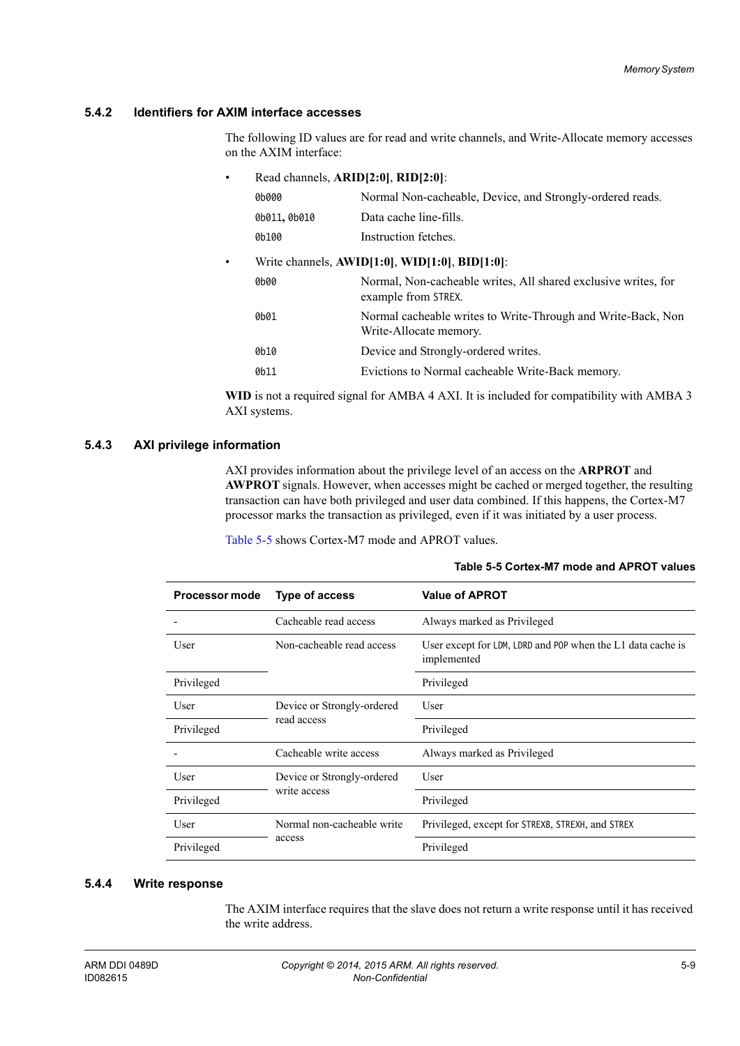### 5.4.2 Identifiers for AXIM interface accesses

The following ID values are for read and write channels, and Write-Allocate memory accesses on the AXIM interface:

- Read channels, **ARID[2:0]**, **RID[2:0]**:

  `0b000` Normal Non-cacheable, Device, and Strongly-ordered reads.

  `0b011`, `0b010` Data cache line-fills.

  `0b100` Instruction fetches.

- Write channels, **AWID[1:0]**, **WID[1:0]**, **BID[1:0]**:

  `0b00` Normal, Non-cacheable writes, All shared exclusive writes, for example from `STREX`.

  `0b01` Normal cacheable writes to Write-Through and Write-Back, Non Write-Allocate memory.

  `0b10` Device and Strongly-ordered writes.

  `0b11` Evictions to Normal cacheable Write-Back memory.

**WID** is not a required signal for AMBA 4 AXI. It is included for compatibility with AMBA 3 AXI systems.

### 5.4.3 AXI privilege information

AXI provides information about the privilege level of an access on the **ARPROT** and **AWPROT** signals. However, when accesses might be cached or merged together, the resulting transaction can have both privileged and user data combined. If this happens, the Cortex-M7 processor marks the transaction as privileged, even if it was initiated by a user process.

Table 5-5 shows Cortex-M7 mode and APROT values.

**Table 5-5 Cortex-M7 mode and APROT values**

| Processor mode | Type of access | Value of APROT |
|---|---|---|
| - | Cacheable read access | Always marked as Privileged |
| User | Non-cacheable read access | User except for `LDM`, `LDRD` and `POP` when the L1 data cache is implemented |
| Privileged | | Privileged |
| User | Device or Strongly-ordered read access | User |
| Privileged | | Privileged |
| - | Cacheable write access | Always marked as Privileged |
| User | Device or Strongly-ordered write access | User |
| Privileged | | Privileged |
| User | Normal non-cacheable write access | Privileged, except for `STREXB`, `STREXH`, and `STREX` |
| Privileged | | Privileged |

### 5.4.4 Write response

The AXIM interface requires that the slave does not return a write response until it has received the write address.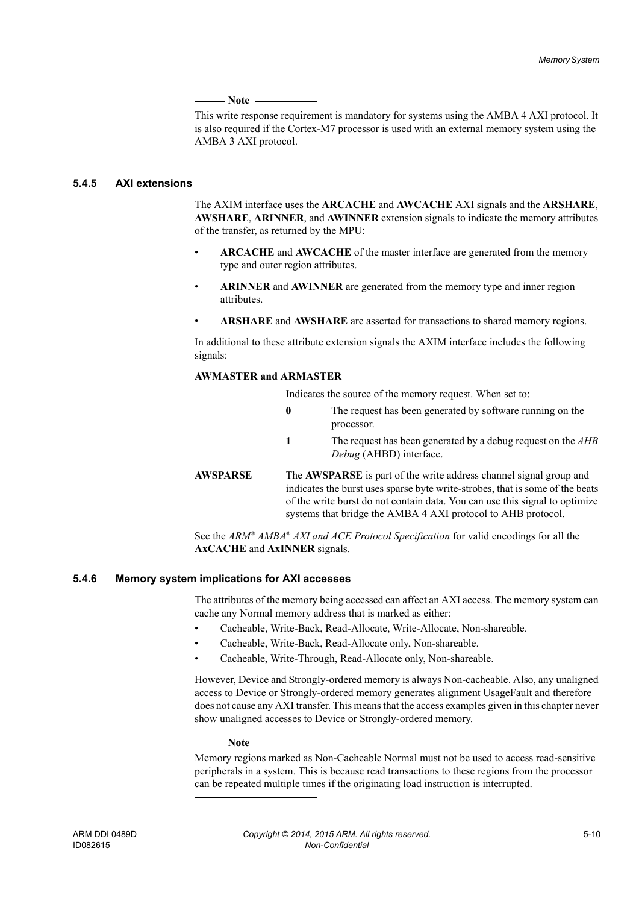**Note**

This write response requirement is mandatory for systems using the AMBA 4 AXI protocol. It is also required if the Cortex-M7 processor is used with an external memory system using the AMBA 3 AXI protocol.

### 5.4.5 AXI extensions

The AXIM interface uses the **ARCACHE** and **AWCACHE** AXI signals and the **ARSHARE**, **AWSHARE**, **ARINNER**, and **AWINNER** extension signals to indicate the memory attributes of the transfer, as returned by the MPU:

- **ARCACHE** and **AWCACHE** of the master interface are generated from the memory type and outer region attributes.
- **ARINNER** and **AWINNER** are generated from the memory type and inner region attributes.
- **ARSHARE** and **AWSHARE** are asserted for transactions to shared memory regions.

In additional to these attribute extension signals the AXIM interface includes the following signals:

**AWMASTER and ARMASTER**

Indicates the source of the memory request. When set to:

- **0** The request has been generated by software running on the processor.
- **1** The request has been generated by a debug request on the *AHB Debug* (AHBD) interface.

**AWSPARSE** The **AWSPARSE** is part of the write address channel signal group and indicates the burst uses sparse byte write-strobes, that is some of the beats of the write burst do not contain data. You can use this signal to optimize systems that bridge the AMBA 4 AXI protocol to AHB protocol.

See the *ARM® AMBA® AXI and ACE Protocol Specification* for valid encodings for all the **AxCACHE** and **AxINNER** signals.

### 5.4.6 Memory system implications for AXI accesses

The attributes of the memory being accessed can affect an AXI access. The memory system can cache any Normal memory address that is marked as either:

- Cacheable, Write-Back, Read-Allocate, Write-Allocate, Non-shareable.
- Cacheable, Write-Back, Read-Allocate only, Non-shareable.
- Cacheable, Write-Through, Read-Allocate only, Non-shareable.

However, Device and Strongly-ordered memory is always Non-cacheable. Also, any unaligned access to Device or Strongly-ordered memory generates alignment UsageFault and therefore does not cause any AXI transfer. This means that the access examples given in this chapter never show unaligned accesses to Device or Strongly-ordered memory.

**Note**

Memory regions marked as Non-Cacheable Normal must not be used to access read-sensitive peripherals in a system. This is because read transactions to these regions from the processor can be repeated multiple times if the originating load instruction is interrupted.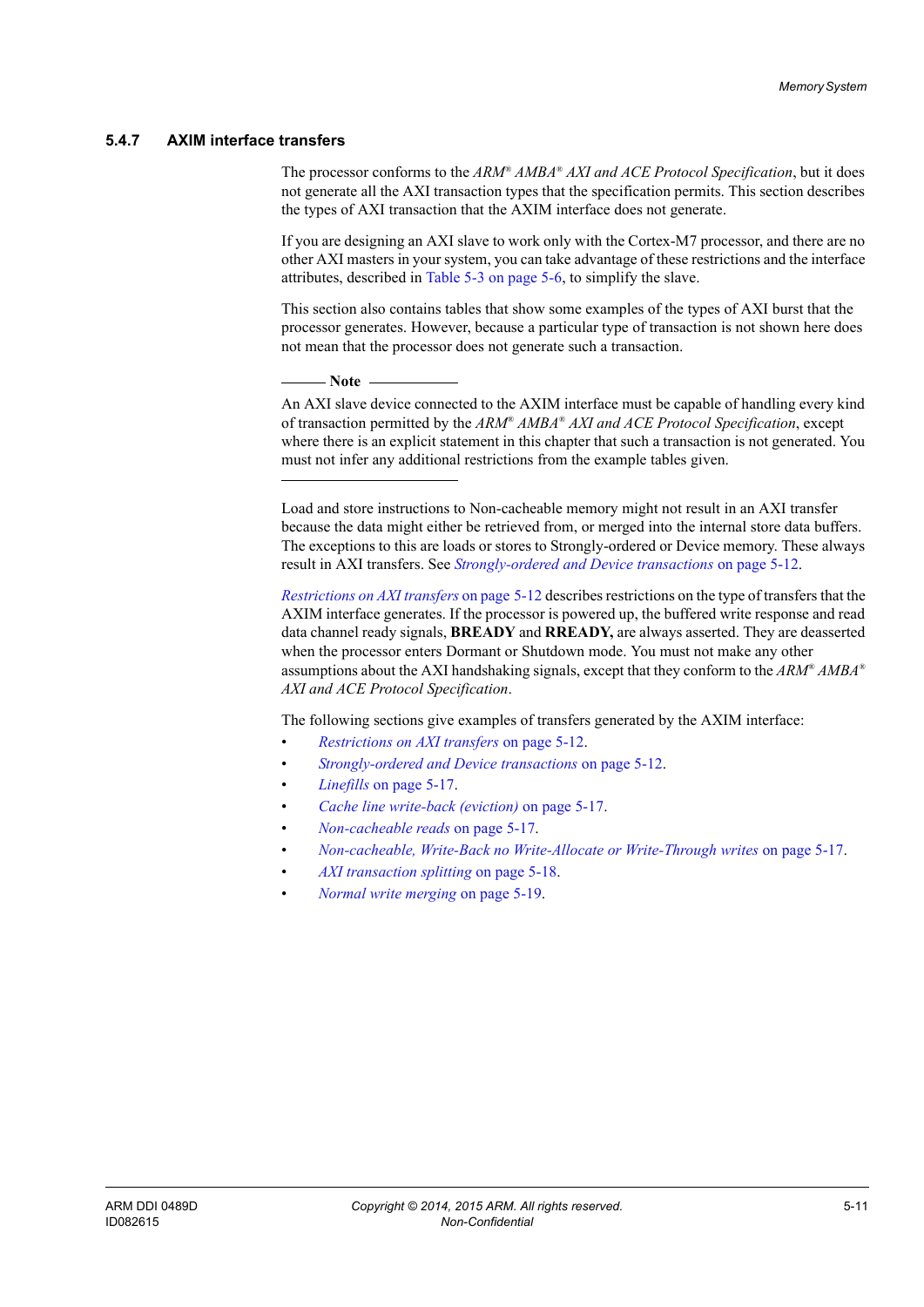### 5.4.7 AXIM interface transfers

The processor conforms to the *ARM® AMBA® AXI and ACE Protocol Specification*, but it does not generate all the AXI transaction types that the specification permits. This section describes the types of AXI transaction that the AXIM interface does not generate.

If you are designing an AXI slave to work only with the Cortex-M7 processor, and there are no other AXI masters in your system, you can take advantage of these restrictions and the interface attributes, described in Table 5-3 on page 5-6, to simplify the slave.

This section also contains tables that show some examples of the types of AXI burst that the processor generates. However, because a particular type of transaction is not shown here does not mean that the processor does not generate such a transaction.

**Note**

An AXI slave device connected to the AXIM interface must be capable of handling every kind of transaction permitted by the *ARM® AMBA® AXI and ACE Protocol Specification*, except where there is an explicit statement in this chapter that such a transaction is not generated. You must not infer any additional restrictions from the example tables given.

---

Load and store instructions to Non-cacheable memory might not result in an AXI transfer because the data might either be retrieved from, or merged into the internal store data buffers. The exceptions to this are loads or stores to Strongly-ordered or Device memory. These always result in AXI transfers. See *Strongly-ordered and Device transactions* on page 5-12.

*Restrictions on AXI transfers* on page 5-12 describes restrictions on the type of transfers that the AXIM interface generates. If the processor is powered up, the buffered write response and read data channel ready signals, **BREADY** and **RREADY,** are always asserted. They are deasserted when the processor enters Dormant or Shutdown mode. You must not make any other assumptions about the AXI handshaking signals, except that they conform to the *ARM® AMBA® AXI and ACE Protocol Specification*.

The following sections give examples of transfers generated by the AXIM interface:

- *Restrictions on AXI transfers* on page 5-12.
- *Strongly-ordered and Device transactions* on page 5-12.
- *Linefills* on page 5-17.
- *Cache line write-back (eviction)* on page 5-17.
- *Non-cacheable reads* on page 5-17.
- *Non-cacheable, Write-Back no Write-Allocate or Write-Through writes* on page 5-17.
- *AXI transaction splitting* on page 5-18.
- *Normal write merging* on page 5-19.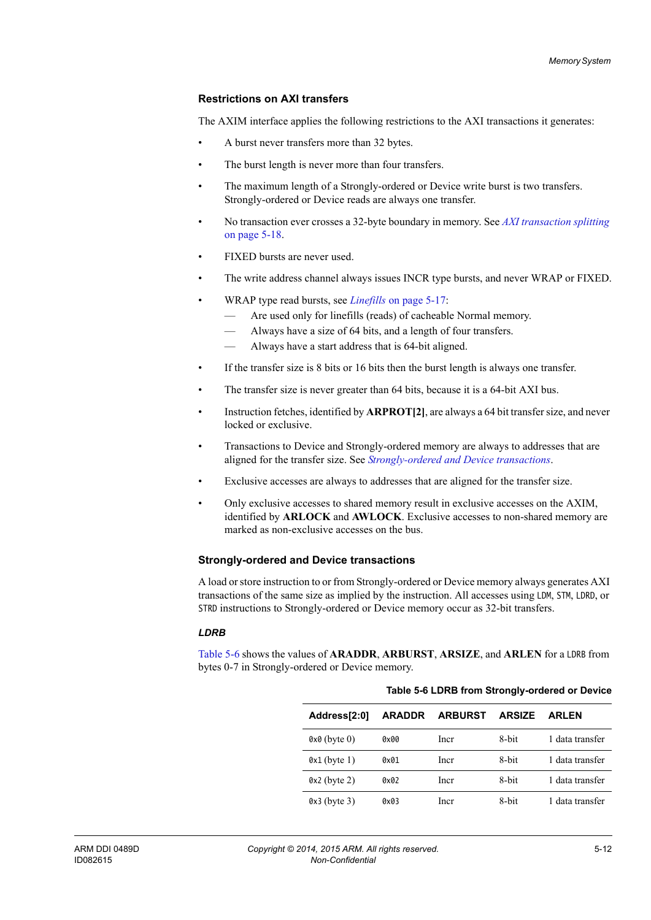### Restrictions on AXI transfers

The AXIM interface applies the following restrictions to the AXI transactions it generates:

- A burst never transfers more than 32 bytes.
- The burst length is never more than four transfers.
- The maximum length of a Strongly-ordered or Device write burst is two transfers. Strongly-ordered or Device reads are always one transfer.
- No transaction ever crosses a 32-byte boundary in memory. See *AXI transaction splitting* on page 5-18.
- FIXED bursts are never used.
- The write address channel always issues INCR type bursts, and never WRAP or FIXED.
- WRAP type read bursts, see *Linefills* on page 5-17:
  - Are used only for linefills (reads) of cacheable Normal memory.
  - Always have a size of 64 bits, and a length of four transfers.
  - Always have a start address that is 64-bit aligned.
- If the transfer size is 8 bits or 16 bits then the burst length is always one transfer.
- The transfer size is never greater than 64 bits, because it is a 64-bit AXI bus.
- Instruction fetches, identified by **ARPROT[2]**, are always a 64 bit transfer size, and never locked or exclusive.
- Transactions to Device and Strongly-ordered memory are always to addresses that are aligned for the transfer size. See *Strongly-ordered and Device transactions*.
- Exclusive accesses are always to addresses that are aligned for the transfer size.
- Only exclusive accesses to shared memory result in exclusive accesses on the AXIM, identified by **ARLOCK** and **AWLOCK**. Exclusive accesses to non-shared memory are marked as non-exclusive accesses on the bus.

### Strongly-ordered and Device transactions

A load or store instruction to or from Strongly-ordered or Device memory always generates AXI transactions of the same size as implied by the instruction. All accesses using `LDM`, `STM`, `LDRD`, or `STRD` instructions to Strongly-ordered or Device memory occur as 32-bit transfers.

#### *LDRB*

Table 5-6 shows the values of **ARADDR**, **ARBURST**, **ARSIZE**, and **ARLEN** for a `LDRB` from bytes 0-7 in Strongly-ordered or Device memory.

**Table 5-6 LDRB from Strongly-ordered or Device**

| Address[2:0] | ARADDR | ARBURST | ARSIZE | ARLEN |
|---|---|---|---|---|
| `0x0` (byte 0) | `0x00` | Incr | 8-bit | 1 data transfer |
| `0x1` (byte 1) | `0x01` | Incr | 8-bit | 1 data transfer |
| `0x2` (byte 2) | `0x02` | Incr | 8-bit | 1 data transfer |
| `0x3` (byte 3) | `0x03` | Incr | 8-bit | 1 data transfer |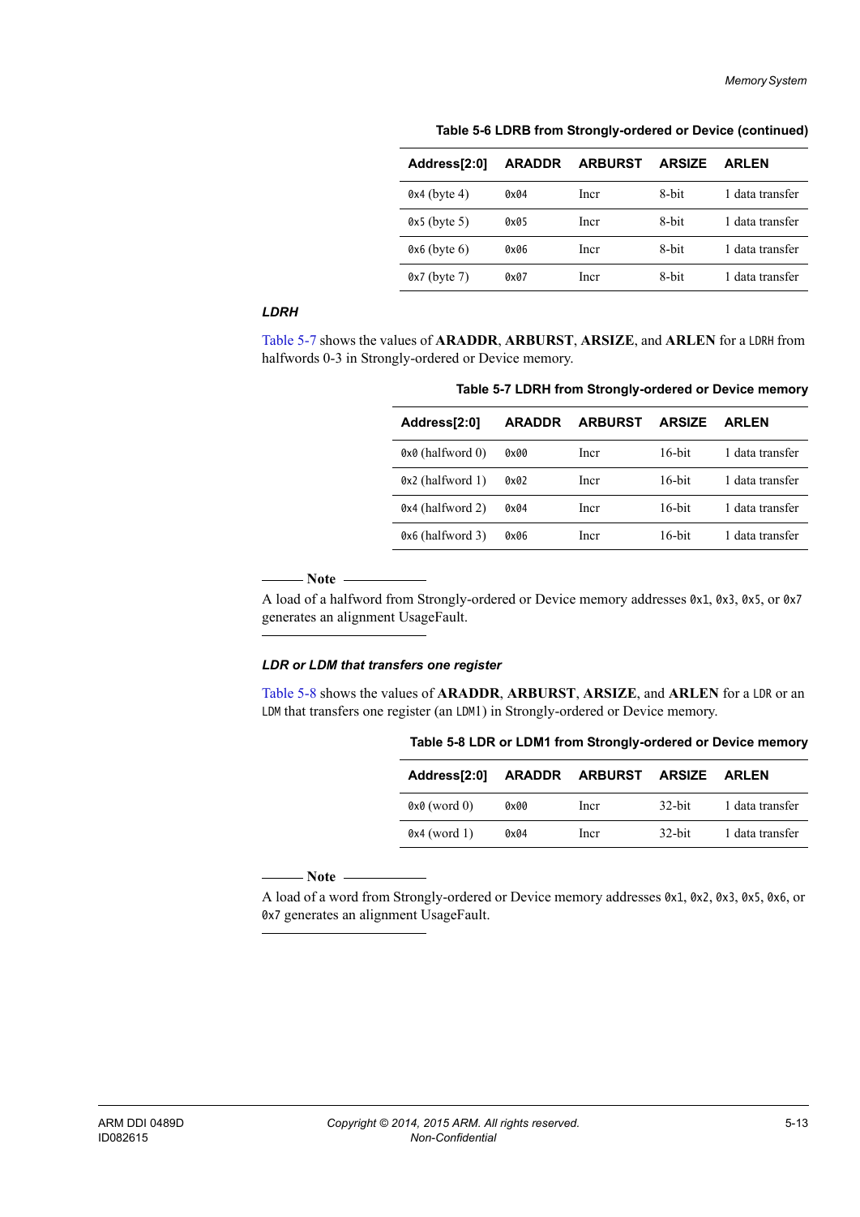**Table 5-6 LDRB from Strongly-ordered or Device (continued)**

| Address[2:0] | ARADDR | ARBURST | ARSIZE | ARLEN |
|---|---|---|---|---|
| 0x4 (byte 4) | 0x04 | Incr | 8-bit | 1 data transfer |
| 0x5 (byte 5) | 0x05 | Incr | 8-bit | 1 data transfer |
| 0x6 (byte 6) | 0x06 | Incr | 8-bit | 1 data transfer |
| 0x7 (byte 7) | 0x07 | Incr | 8-bit | 1 data transfer |

### LDRH

Table 5-7 shows the values of **ARADDR**, **ARBURST**, **ARSIZE**, and **ARLEN** for a LDRH from halfwords 0-3 in Strongly-ordered or Device memory.

**Table 5-7 LDRH from Strongly-ordered or Device memory**

| Address[2:0] | ARADDR | ARBURST | ARSIZE | ARLEN |
|---|---|---|---|---|
| 0x0 (halfword 0) | 0x00 | Incr | 16-bit | 1 data transfer |
| 0x2 (halfword 1) | 0x02 | Incr | 16-bit | 1 data transfer |
| 0x4 (halfword 2) | 0x04 | Incr | 16-bit | 1 data transfer |
| 0x6 (halfword 3) | 0x06 | Incr | 16-bit | 1 data transfer |

**Note**

A load of a halfword from Strongly-ordered or Device memory addresses 0x1, 0x3, 0x5, or 0x7 generates an alignment UsageFault.

### LDR or LDM that transfers one register

Table 5-8 shows the values of **ARADDR**, **ARBURST**, **ARSIZE**, and **ARLEN** for a LDR or an LDM that transfers one register (an LDM1) in Strongly-ordered or Device memory.

**Table 5-8 LDR or LDM1 from Strongly-ordered or Device memory**

| Address[2:0] | ARADDR | ARBURST | ARSIZE | ARLEN |
|---|---|---|---|---|
| 0x0 (word 0) | 0x00 | Incr | 32-bit | 1 data transfer |
| 0x4 (word 1) | 0x04 | Incr | 32-bit | 1 data transfer |

**Note**

A load of a word from Strongly-ordered or Device memory addresses 0x1, 0x2, 0x3, 0x5, 0x6, or 0x7 generates an alignment UsageFault.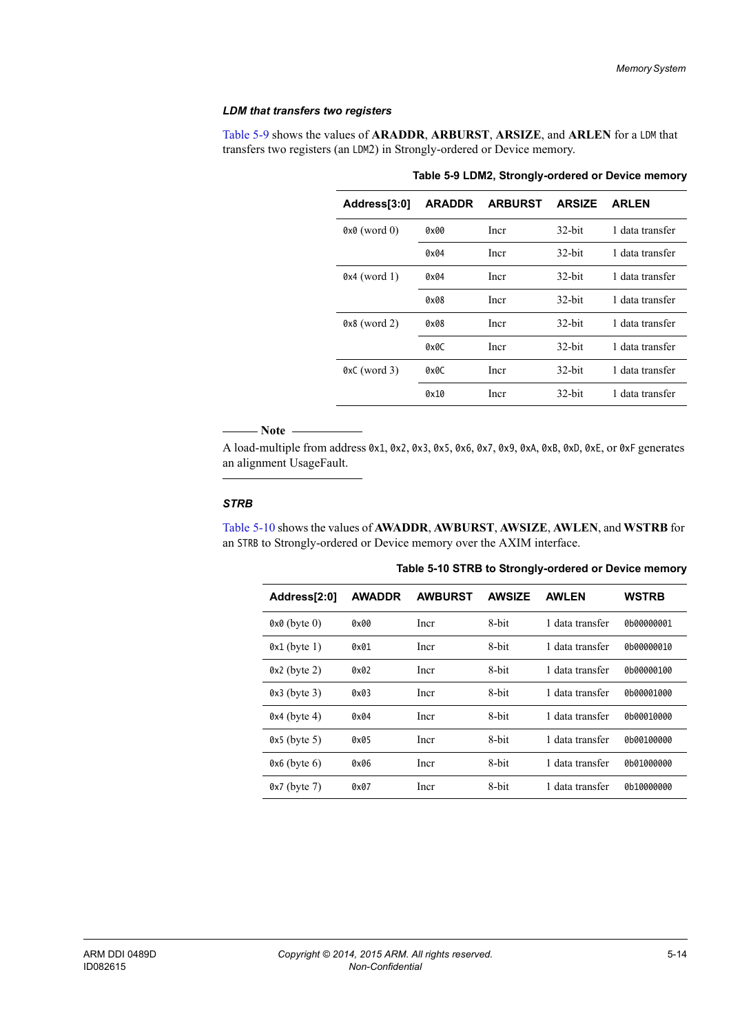#### *LDM that transfers two registers*

Table 5-9 shows the values of **ARADDR**, **ARBURST**, **ARSIZE**, and **ARLEN** for a `LDM` that transfers two registers (an `LDM2`) in Strongly-ordered or Device memory.

**Table 5-9 LDM2, Strongly-ordered or Device memory**

| Address[3:0] | ARADDR | ARBURST | ARSIZE | ARLEN |
|---|---|---|---|---|
| `0x0` (word 0) | `0x00` | Incr | 32-bit | 1 data transfer |
| | `0x04` | Incr | 32-bit | 1 data transfer |
| `0x4` (word 1) | `0x04` | Incr | 32-bit | 1 data transfer |
| | `0x08` | Incr | 32-bit | 1 data transfer |
| `0x8` (word 2) | `0x08` | Incr | 32-bit | 1 data transfer |
| | `0x0C` | Incr | 32-bit | 1 data transfer |
| `0xC` (word 3) | `0x0C` | Incr | 32-bit | 1 data transfer |
| | `0x10` | Incr | 32-bit | 1 data transfer |

**Note**

A load-multiple from address `0x1`, `0x2`, `0x3`, `0x5`, `0x6`, `0x7`, `0x9`, `0xA`, `0xB`, `0xD`, `0xE`, or `0xF` generates an alignment UsageFault.

#### *STRB*

Table 5-10 shows the values of **AWADDR**, **AWBURST**, **AWSIZE**, **AWLEN**, and **WSTRB** for an `STRB` to Strongly-ordered or Device memory over the AXIM interface.

**Table 5-10 STRB to Strongly-ordered or Device memory**

| Address[2:0] | AWADDR | AWBURST | AWSIZE | AWLEN | WSTRB |
|---|---|---|---|---|---|
| `0x0` (byte 0) | `0x00` | Incr | 8-bit | 1 data transfer | `0b00000001` |
| `0x1` (byte 1) | `0x01` | Incr | 8-bit | 1 data transfer | `0b00000010` |
| `0x2` (byte 2) | `0x02` | Incr | 8-bit | 1 data transfer | `0b00000100` |
| `0x3` (byte 3) | `0x03` | Incr | 8-bit | 1 data transfer | `0b00001000` |
| `0x4` (byte 4) | `0x04` | Incr | 8-bit | 1 data transfer | `0b00010000` |
| `0x5` (byte 5) | `0x05` | Incr | 8-bit | 1 data transfer | `0b00100000` |
| `0x6` (byte 6) | `0x06` | Incr | 8-bit | 1 data transfer | `0b01000000` |
| `0x7` (byte 7) | `0x07` | Incr | 8-bit | 1 data transfer | `0b10000000` |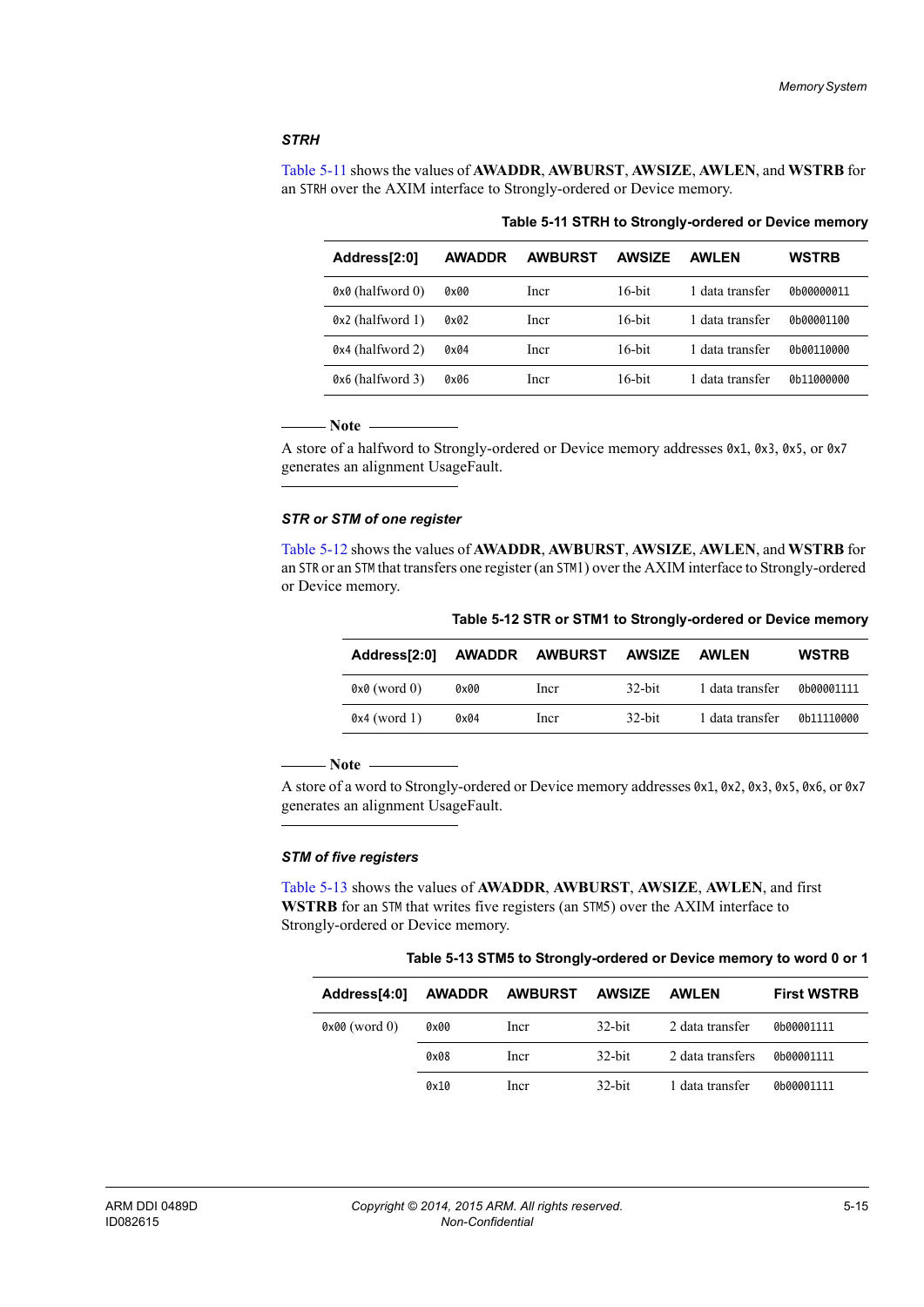### STRH

Table 5-11 shows the values of **AWADDR**, **AWBURST**, **AWSIZE**, **AWLEN**, and **WSTRB** for an `STRH` over the AXIM interface to Strongly-ordered or Device memory.

**Table 5-11 STRH to Strongly-ordered or Device memory**

| Address[2:0] | AWADDR | AWBURST | AWSIZE | AWLEN | WSTRB |
|---|---|---|---|---|---|
| `0x0` (halfword 0) | `0x00` | Incr | 16-bit | 1 data transfer | `0b00000011` |
| `0x2` (halfword 1) | `0x02` | Incr | 16-bit | 1 data transfer | `0b00001100` |
| `0x4` (halfword 2) | `0x04` | Incr | 16-bit | 1 data transfer | `0b00110000` |
| `0x6` (halfword 3) | `0x06` | Incr | 16-bit | 1 data transfer | `0b11000000` |

**Note**

A store of a halfword to Strongly-ordered or Device memory addresses `0x1`, `0x3`, `0x5`, or `0x7` generates an alignment UsageFault.

### STR or STM of one register

Table 5-12 shows the values of **AWADDR**, **AWBURST**, **AWSIZE**, **AWLEN**, and **WSTRB** for an `STR` or an `STM` that transfers one register (an `STM1`) over the AXIM interface to Strongly-ordered or Device memory.

**Table 5-12 STR or STM1 to Strongly-ordered or Device memory**

| Address[2:0] | AWADDR | AWBURST | AWSIZE | AWLEN | WSTRB |
|---|---|---|---|---|---|
| `0x0` (word 0) | `0x00` | Incr | 32-bit | 1 data transfer | `0b00001111` |
| `0x4` (word 1) | `0x04` | Incr | 32-bit | 1 data transfer | `0b11110000` |

**Note**

A store of a word to Strongly-ordered or Device memory addresses `0x1`, `0x2`, `0x3`, `0x5`, `0x6`, or `0x7` generates an alignment UsageFault.

### STM of five registers

Table 5-13 shows the values of **AWADDR**, **AWBURST**, **AWSIZE**, **AWLEN**, and first **WSTRB** for an `STM` that writes five registers (an `STM5`) over the AXIM interface to Strongly-ordered or Device memory.

**Table 5-13 STM5 to Strongly-ordered or Device memory to word 0 or 1**

| Address[4:0] | AWADDR | AWBURST | AWSIZE | AWLEN | First WSTRB |
|---|---|---|---|---|---|
| `0x00` (word 0) | `0x00` | Incr | 32-bit | 2 data transfer | `0b00001111` |
| | `0x08` | Incr | 32-bit | 2 data transfers | `0b00001111` |
| | `0x10` | Incr | 32-bit | 1 data transfer | `0b00001111` |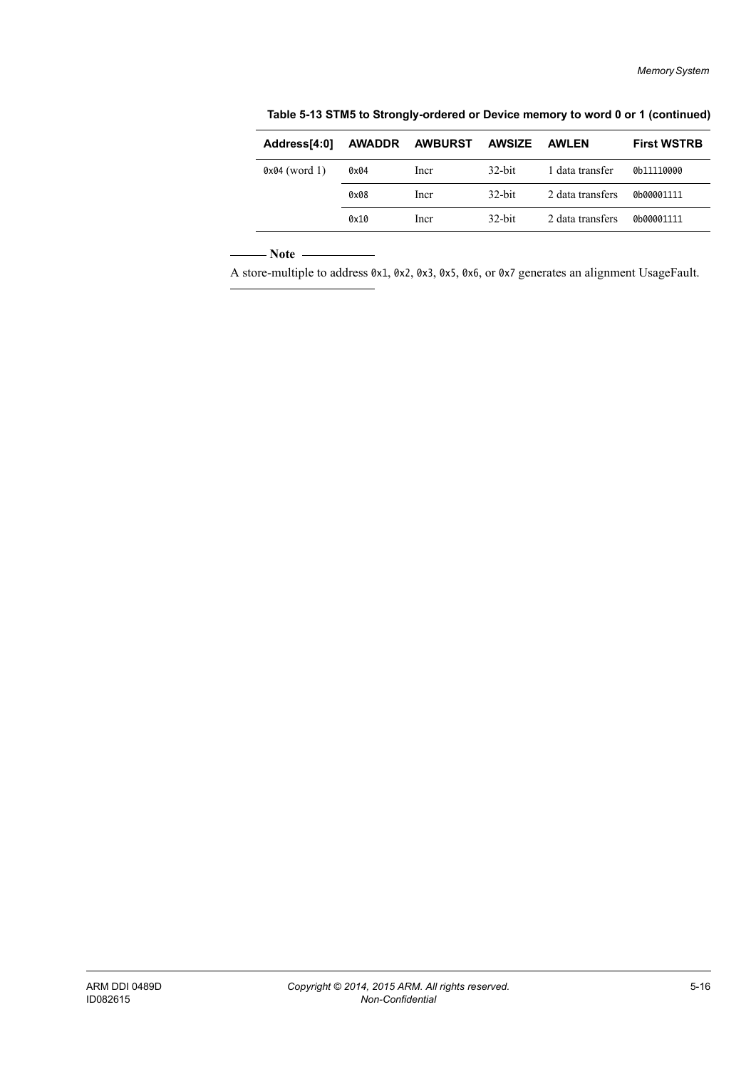**Table 5-13 STM5 to Strongly-ordered or Device memory to word 0 or 1 (continued)**

| Address[4:0] | AWADDR | AWBURST | AWSIZE | AWLEN | First WSTRB |
|---|---|---|---|---|---|
| 0x04 (word 1) | 0x04 | Incr | 32-bit | 1 data transfer | 0b11110000 |
| | 0x08 | Incr | 32-bit | 2 data transfers | 0b00001111 |
| | 0x10 | Incr | 32-bit | 2 data transfers | 0b00001111 |

**Note**

A store-multiple to address 0x1, 0x2, 0x3, 0x5, 0x6, or 0x7 generates an alignment UsageFault.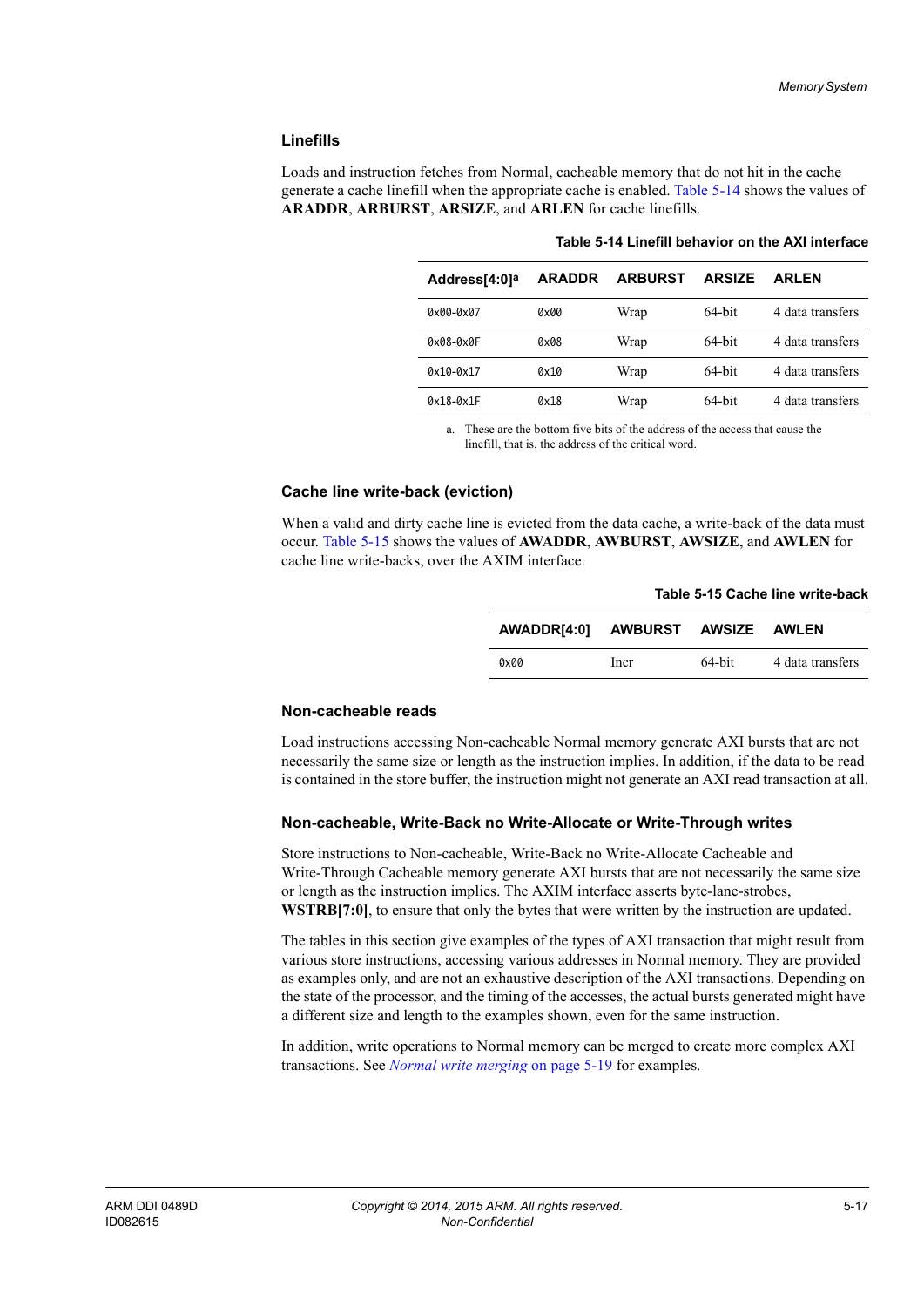### Linefills

Loads and instruction fetches from Normal, cacheable memory that do not hit in the cache generate a cache linefill when the appropriate cache is enabled. Table 5-14 shows the values of **ARADDR**, **ARBURST**, **ARSIZE**, and **ARLEN** for cache linefills.

**Table 5-14 Linefill behavior on the AXI interface**

| Address[4:0][a] | ARADDR | ARBURST | ARSIZE | ARLEN |
|---|---|---|---|---|
| 0x00-0x07 | 0x00 | Wrap | 64-bit | 4 data transfers |
| 0x08-0x0F | 0x08 | Wrap | 64-bit | 4 data transfers |
| 0x10-0x17 | 0x10 | Wrap | 64-bit | 4 data transfers |
| 0x18-0x1F | 0x18 | Wrap | 64-bit | 4 data transfers |

a. These are the bottom five bits of the address of the access that cause the linefill, that is, the address of the critical word.

### Cache line write-back (eviction)

When a valid and dirty cache line is evicted from the data cache, a write-back of the data must occur. Table 5-15 shows the values of **AWADDR**, **AWBURST**, **AWSIZE**, and **AWLEN** for cache line write-backs, over the AXIM interface.

**Table 5-15 Cache line write-back**

| AWADDR[4:0] | AWBURST | AWSIZE | AWLEN |
|---|---|---|---|
| 0x00 | Incr | 64-bit | 4 data transfers |

### Non-cacheable reads

Load instructions accessing Non-cacheable Normal memory generate AXI bursts that are not necessarily the same size or length as the instruction implies. In addition, if the data to be read is contained in the store buffer, the instruction might not generate an AXI read transaction at all.

### Non-cacheable, Write-Back no Write-Allocate or Write-Through writes

Store instructions to Non-cacheable, Write-Back no Write-Allocate Cacheable and Write-Through Cacheable memory generate AXI bursts that are not necessarily the same size or length as the instruction implies. The AXIM interface asserts byte-lane-strobes, **WSTRB[7:0]**, to ensure that only the bytes that were written by the instruction are updated.

The tables in this section give examples of the types of AXI transaction that might result from various store instructions, accessing various addresses in Normal memory. They are provided as examples only, and are not an exhaustive description of the AXI transactions. Depending on the state of the processor, and the timing of the accesses, the actual bursts generated might have a different size and length to the examples shown, even for the same instruction.

In addition, write operations to Normal memory can be merged to create more complex AXI transactions. See *Normal write merging* on page 5-19 for examples.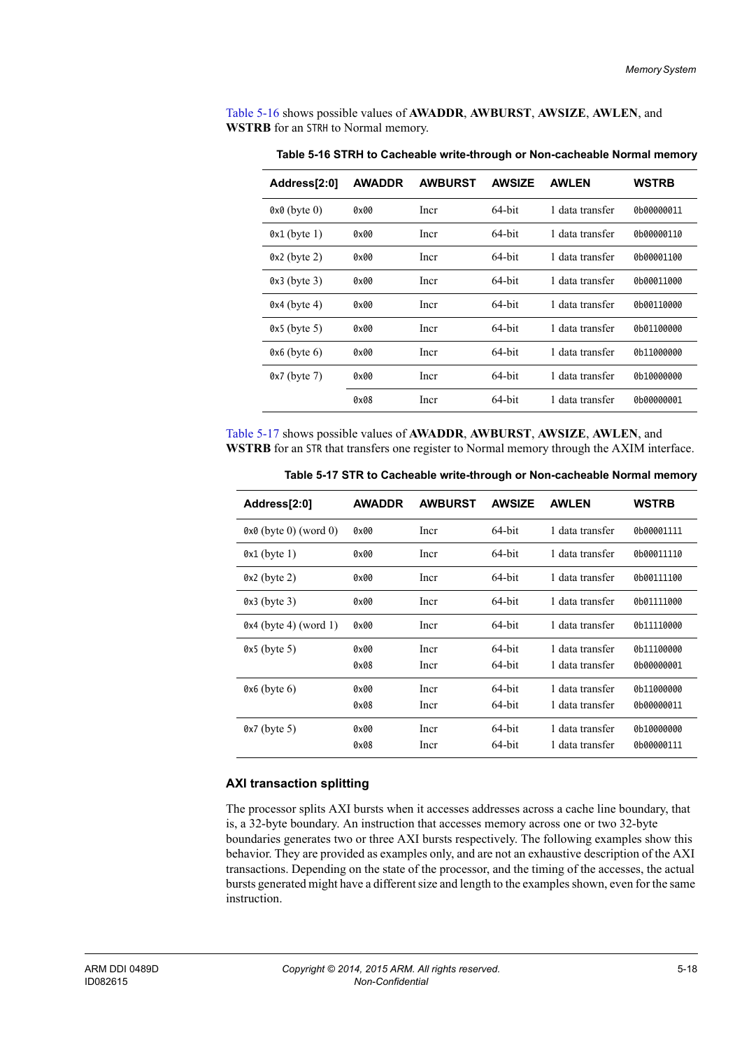Table 5-16 shows possible values of **AWADDR**, **AWBURST**, **AWSIZE**, **AWLEN**, and **WSTRB** for an STRH to Normal memory.

**Table 5-16 STRH to Cacheable write-through or Non-cacheable Normal memory**

| Address[2:0] | AWADDR | AWBURST | AWSIZE | AWLEN | WSTRB |
|---|---|---|---|---|---|
| 0x0 (byte 0) | 0x00 | Incr | 64-bit | 1 data transfer | 0b00000011 |
| 0x1 (byte 1) | 0x00 | Incr | 64-bit | 1 data transfer | 0b00000110 |
| 0x2 (byte 2) | 0x00 | Incr | 64-bit | 1 data transfer | 0b00001100 |
| 0x3 (byte 3) | 0x00 | Incr | 64-bit | 1 data transfer | 0b00011000 |
| 0x4 (byte 4) | 0x00 | Incr | 64-bit | 1 data transfer | 0b00110000 |
| 0x5 (byte 5) | 0x00 | Incr | 64-bit | 1 data transfer | 0b01100000 |
| 0x6 (byte 6) | 0x00 | Incr | 64-bit | 1 data transfer | 0b11000000 |
| 0x7 (byte 7) | 0x00 | Incr | 64-bit | 1 data transfer | 0b10000000 |
| | 0x08 | Incr | 64-bit | 1 data transfer | 0b00000001 |

Table 5-17 shows possible values of **AWADDR**, **AWBURST**, **AWSIZE**, **AWLEN**, and **WSTRB** for an STR that transfers one register to Normal memory through the AXIM interface.

**Table 5-17 STR to Cacheable write-through or Non-cacheable Normal memory**

| Address[2:0] | AWADDR | AWBURST | AWSIZE | AWLEN | WSTRB |
|---|---|---|---|---|---|
| 0x0 (byte 0) (word 0) | 0x00 | Incr | 64-bit | 1 data transfer | 0b00001111 |
| 0x1 (byte 1) | 0x00 | Incr | 64-bit | 1 data transfer | 0b00011110 |
| 0x2 (byte 2) | 0x00 | Incr | 64-bit | 1 data transfer | 0b00111100 |
| 0x3 (byte 3) | 0x00 | Incr | 64-bit | 1 data transfer | 0b01111000 |
| 0x4 (byte 4) (word 1) | 0x00 | Incr | 64-bit | 1 data transfer | 0b11110000 |
| 0x5 (byte 5) | 0x00 | Incr | 64-bit | 1 data transfer | 0b11100000 |
| | 0x08 | Incr | 64-bit | 1 data transfer | 0b00000001 |
| 0x6 (byte 6) | 0x00 | Incr | 64-bit | 1 data transfer | 0b11000000 |
| | 0x08 | Incr | 64-bit | 1 data transfer | 0b00000011 |
| 0x7 (byte 5) | 0x00 | Incr | 64-bit | 1 data transfer | 0b10000000 |
| | 0x08 | Incr | 64-bit | 1 data transfer | 0b00000111 |

### AXI transaction splitting

The processor splits AXI bursts when it accesses addresses across a cache line boundary, that is, a 32-byte boundary. An instruction that accesses memory across one or two 32-byte boundaries generates two or three AXI bursts respectively. The following examples show this behavior. They are provided as examples only, and are not an exhaustive description of the AXI transactions. Depending on the state of the processor, and the timing of the accesses, the actual bursts generated might have a different size and length to the examples shown, even for the same instruction.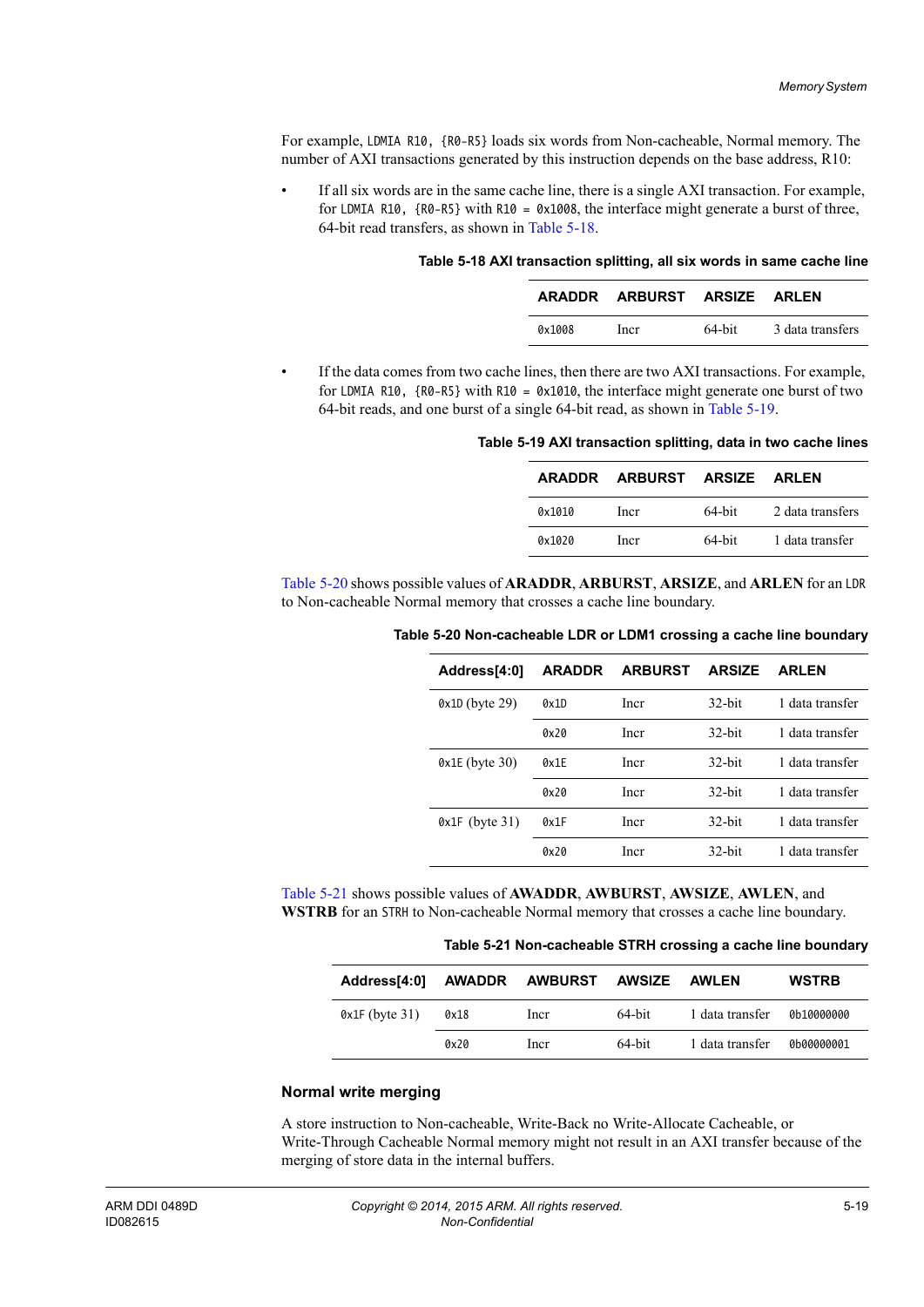For example, LDMIA R10, {R0-R5} loads six words from Non-cacheable, Normal memory. The number of AXI transactions generated by this instruction depends on the base address, R10:

- If all six words are in the same cache line, there is a single AXI transaction. For example, for LDMIA R10, {R0-R5} with R10 = 0x1008, the interface might generate a burst of three, 64-bit read transfers, as shown in Table 5-18.

**Table 5-18 AXI transaction splitting, all six words in same cache line**

| ARADDR | ARBURST | ARSIZE | ARLEN |
|---|---|---|---|
| 0x1008 | Incr | 64-bit | 3 data transfers |

- If the data comes from two cache lines, then there are two AXI transactions. For example, for LDMIA R10, {R0-R5} with R10 = 0x1010, the interface might generate one burst of two 64-bit reads, and one burst of a single 64-bit read, as shown in Table 5-19.

**Table 5-19 AXI transaction splitting, data in two cache lines**

| ARADDR | ARBURST | ARSIZE | ARLEN |
|---|---|---|---|
| 0x1010 | Incr | 64-bit | 2 data transfers |
| 0x1020 | Incr | 64-bit | 1 data transfer |

Table 5-20 shows possible values of **ARADDR**, **ARBURST**, **ARSIZE**, and **ARLEN** for an LDR to Non-cacheable Normal memory that crosses a cache line boundary.

**Table 5-20 Non-cacheable LDR or LDM1 crossing a cache line boundary**

| Address[4:0] | ARADDR | ARBURST | ARSIZE | ARLEN |
|---|---|---|---|---|
| 0x1D (byte 29) | 0x1D | Incr | 32-bit | 1 data transfer |
| | 0x20 | Incr | 32-bit | 1 data transfer |
| 0x1E (byte 30) | 0x1E | Incr | 32-bit | 1 data transfer |
| | 0x20 | Incr | 32-bit | 1 data transfer |
| 0x1F (byte 31) | 0x1F | Incr | 32-bit | 1 data transfer |
| | 0x20 | Incr | 32-bit | 1 data transfer |

Table 5-21 shows possible values of **AWADDR**, **AWBURST**, **AWSIZE**, **AWLEN**, and **WSTRB** for an STRH to Non-cacheable Normal memory that crosses a cache line boundary.

**Table 5-21 Non-cacheable STRH crossing a cache line boundary**

| Address[4:0] | AWADDR | AWBURST | AWSIZE | AWLEN | WSTRB |
|---|---|---|---|---|---|
| 0x1F (byte 31) | 0x18 | Incr | 64-bit | 1 data transfer | 0b10000000 |
| | 0x20 | Incr | 64-bit | 1 data transfer | 0b00000001 |

### Normal write merging

A store instruction to Non-cacheable, Write-Back no Write-Allocate Cacheable, or Write-Through Cacheable Normal memory might not result in an AXI transfer because of the merging of store data in the internal buffers.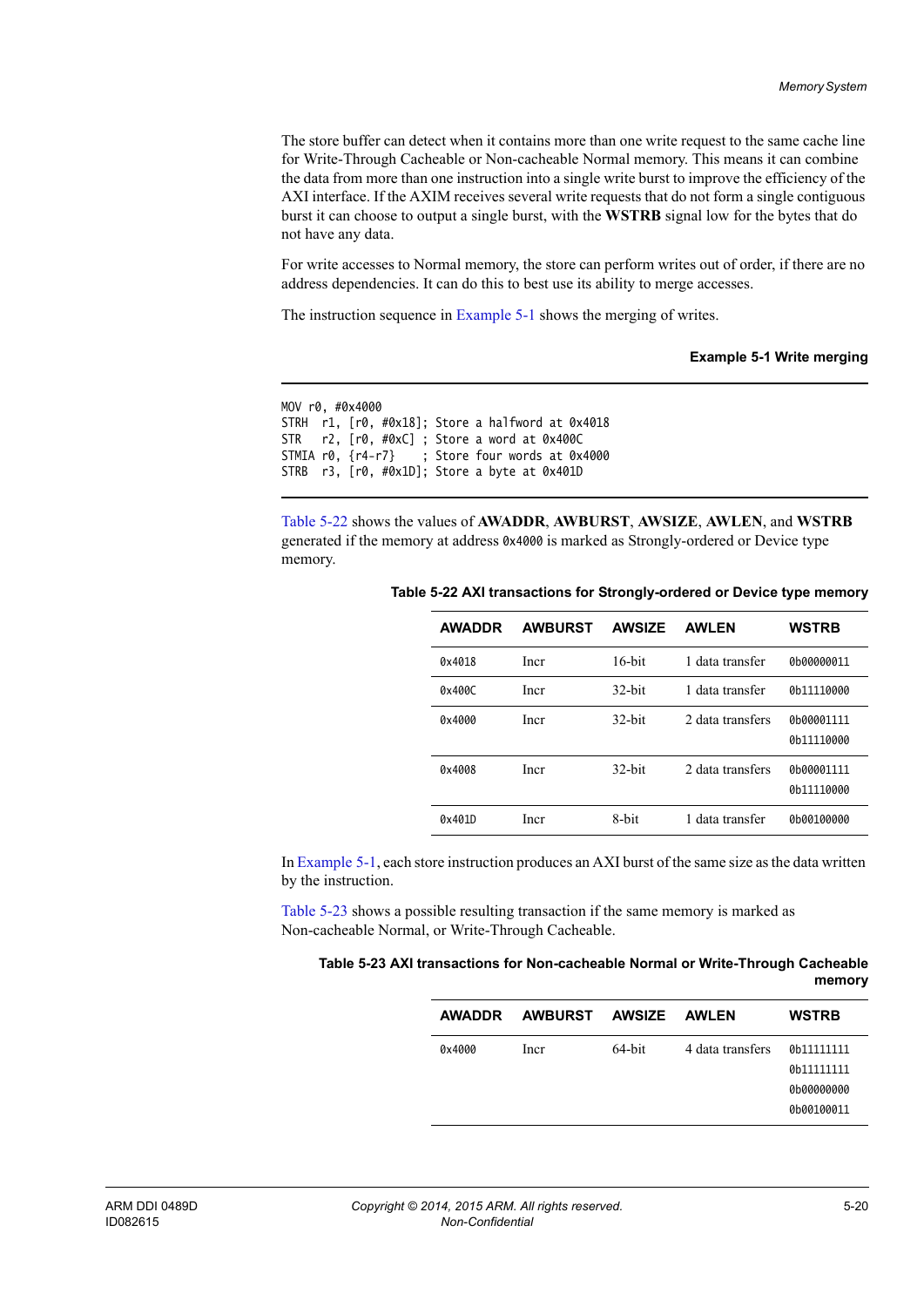The store buffer can detect when it contains more than one write request to the same cache line for Write-Through Cacheable or Non-cacheable Normal memory. This means it can combine the data from more than one instruction into a single write burst to improve the efficiency of the AXI interface. If the AXIM receives several write requests that do not form a single contiguous burst it can choose to output a single burst, with the **WSTRB** signal low for the bytes that do not have any data.

For write accesses to Normal memory, the store can perform writes out of order, if there are no address dependencies. It can do this to best use its ability to merge accesses.

The instruction sequence in Example 5-1 shows the merging of writes.

**Example 5-1 Write merging**

```
MOV r0, #0x4000
STRH  r1, [r0, #0x18]; Store a halfword at 0x4018
STR   r2, [r0, #0xC] ; Store a word at 0x400C
STMIA r0, {r4-r7}    ; Store four words at 0x4000
STRB  r3, [r0, #0x1D]; Store a byte at 0x401D
```

Table 5-22 shows the values of **AWADDR**, **AWBURST**, **AWSIZE**, **AWLEN**, and **WSTRB** generated if the memory at address `0x4000` is marked as Strongly-ordered or Device type memory.

**Table 5-22 AXI transactions for Strongly-ordered or Device type memory**

| AWADDR | AWBURST | AWSIZE | AWLEN | WSTRB |
|---|---|---|---|---|
| `0x4018` | Incr | 16-bit | 1 data transfer | `0b00000011` |
| `0x400C` | Incr | 32-bit | 1 data transfer | `0b11110000` |
| `0x4000` | Incr | 32-bit | 2 data transfers | `0b00001111` `0b11110000` |
| `0x4008` | Incr | 32-bit | 2 data transfers | `0b00001111` `0b11110000` |
| `0x401D` | Incr | 8-bit | 1 data transfer | `0b00100000` |

In Example 5-1, each store instruction produces an AXI burst of the same size as the data written by the instruction.

Table 5-23 shows a possible resulting transaction if the same memory is marked as Non-cacheable Normal, or Write-Through Cacheable.

**Table 5-23 AXI transactions for Non-cacheable Normal or Write-Through Cacheable memory**

| AWADDR | AWBURST | AWSIZE | AWLEN | WSTRB |
|---|---|---|---|---|
| `0x4000` | Incr | 64-bit | 4 data transfers | `0b11111111` `0b11111111` `0b00000000` `0b00100011` |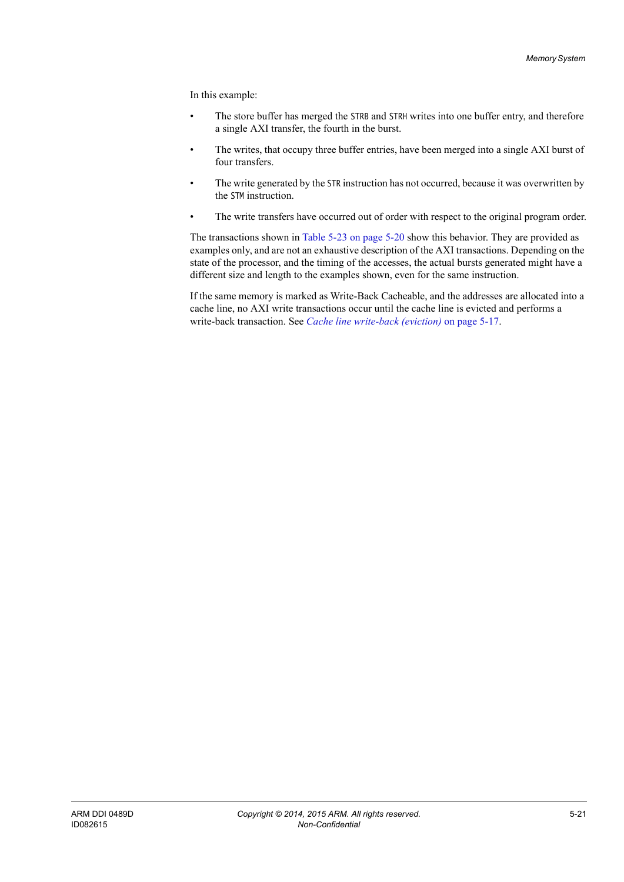In this example:

- The store buffer has merged the `STRB` and `STRH` writes into one buffer entry, and therefore a single AXI transfer, the fourth in the burst.
- The writes, that occupy three buffer entries, have been merged into a single AXI burst of four transfers.
- The write generated by the `STR` instruction has not occurred, because it was overwritten by the `STM` instruction.
- The write transfers have occurred out of order with respect to the original program order.

The transactions shown in Table 5-23 on page 5-20 show this behavior. They are provided as examples only, and are not an exhaustive description of the AXI transactions. Depending on the state of the processor, and the timing of the accesses, the actual bursts generated might have a different size and length to the examples shown, even for the same instruction.

If the same memory is marked as Write-Back Cacheable, and the addresses are allocated into a cache line, no AXI write transactions occur until the cache line is evicted and performs a write-back transaction. See *Cache line write-back (eviction)* on page 5-17.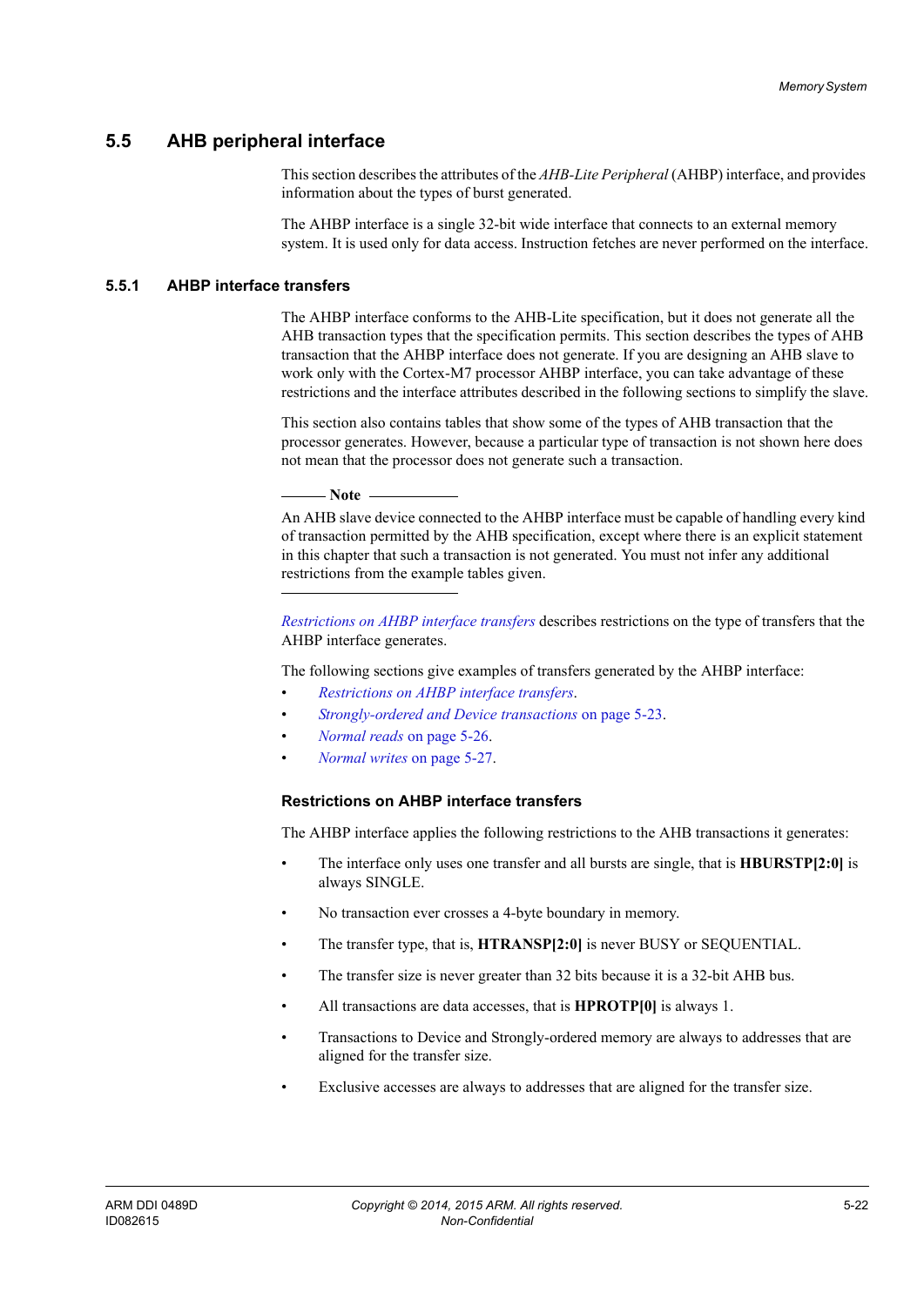## 5.5 AHB peripheral interface

This section describes the attributes of the *AHB-Lite Peripheral* (AHBP) interface, and provides information about the types of burst generated.

The AHBP interface is a single 32-bit wide interface that connects to an external memory system. It is used only for data access. Instruction fetches are never performed on the interface.

### 5.5.1 AHBP interface transfers

The AHBP interface conforms to the AHB-Lite specification, but it does not generate all the AHB transaction types that the specification permits. This section describes the types of AHB transaction that the AHBP interface does not generate. If you are designing an AHB slave to work only with the Cortex-M7 processor AHBP interface, you can take advantage of these restrictions and the interface attributes described in the following sections to simplify the slave.

This section also contains tables that show some of the types of AHB transaction that the processor generates. However, because a particular type of transaction is not shown here does not mean that the processor does not generate such a transaction.

**Note**

An AHB slave device connected to the AHBP interface must be capable of handling every kind of transaction permitted by the AHB specification, except where there is an explicit statement in this chapter that such a transaction is not generated. You must not infer any additional restrictions from the example tables given.

---

*Restrictions on AHBP interface transfers* describes restrictions on the type of transfers that the AHBP interface generates.

The following sections give examples of transfers generated by the AHBP interface:

- *Restrictions on AHBP interface transfers*.
- *Strongly-ordered and Device transactions* on page 5-23.
- *Normal reads* on page 5-26.
- *Normal writes* on page 5-27.

#### Restrictions on AHBP interface transfers

The AHBP interface applies the following restrictions to the AHB transactions it generates:

- The interface only uses one transfer and all bursts are single, that is **HBURSTP[2:0]** is always SINGLE.
- No transaction ever crosses a 4-byte boundary in memory.
- The transfer type, that is, **HTRANSP[2:0]** is never BUSY or SEQUENTIAL.
- The transfer size is never greater than 32 bits because it is a 32-bit AHB bus.
- All transactions are data accesses, that is **HPROTP[0]** is always 1.
- Transactions to Device and Strongly-ordered memory are always to addresses that are aligned for the transfer size.
- Exclusive accesses are always to addresses that are aligned for the transfer size.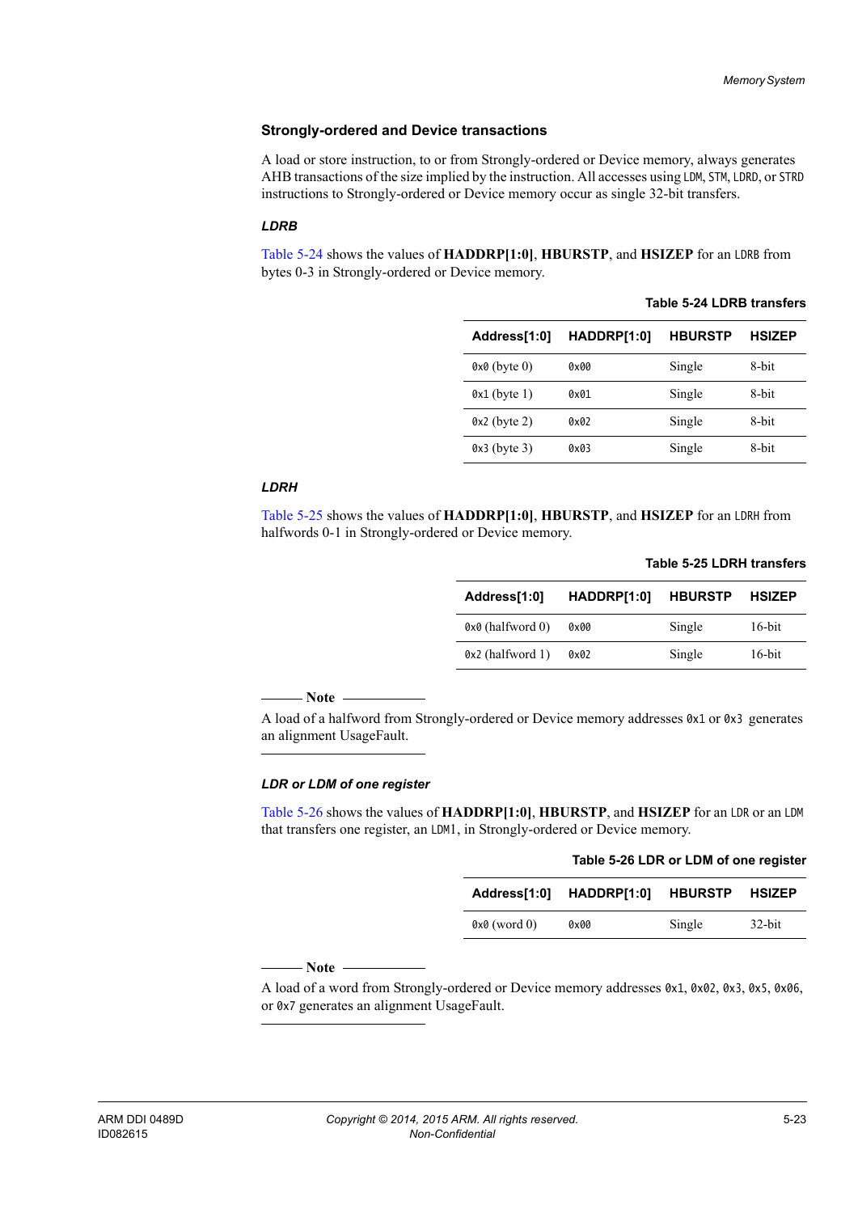### Strongly-ordered and Device transactions

A load or store instruction, to or from Strongly-ordered or Device memory, always generates AHB transactions of the size implied by the instruction. All accesses using `LDM`, `STM`, `LDRD`, or `STRD` instructions to Strongly-ordered or Device memory occur as single 32-bit transfers.

#### *LDRB*

Table 5-24 shows the values of **HADDRP[1:0]**, **HBURSTP**, and **HSIZEP** for an `LDRB` from bytes 0-3 in Strongly-ordered or Device memory.

**Table 5-24 LDRB transfers**

| Address[1:0] | HADDRP[1:0] | HBURSTP | HSIZEP |
|---|---|---|---|
| `0x0` (byte 0) | `0x00` | Single | 8-bit |
| `0x1` (byte 1) | `0x01` | Single | 8-bit |
| `0x2` (byte 2) | `0x02` | Single | 8-bit |
| `0x3` (byte 3) | `0x03` | Single | 8-bit |

#### *LDRH*

Table 5-25 shows the values of **HADDRP[1:0]**, **HBURSTP**, and **HSIZEP** for an `LDRH` from halfwords 0-1 in Strongly-ordered or Device memory.

**Table 5-25 LDRH transfers**

| Address[1:0] | HADDRP[1:0] | HBURSTP | HSIZEP |
|---|---|---|---|
| `0x0` (halfword 0) | `0x00` | Single | 16-bit |
| `0x2` (halfword 1) | `0x02` | Single | 16-bit |

---

**Note**

A load of a halfword from Strongly-ordered or Device memory addresses `0x1` or `0x3` generates an alignment UsageFault.

---

#### *LDR or LDM of one register*

Table 5-26 shows the values of **HADDRP[1:0]**, **HBURSTP**, and **HSIZEP** for an `LDR` or an `LDM` that transfers one register, an `LDM1`, in Strongly-ordered or Device memory.

**Table 5-26 LDR or LDM of one register**

| Address[1:0] | HADDRP[1:0] | HBURSTP | HSIZEP |
|---|---|---|---|
| `0x0` (word 0) | `0x00` | Single | 32-bit |

---

**Note**

A load of a word from Strongly-ordered or Device memory addresses `0x1`, `0x02`, `0x3`, `0x5`, `0x06`, or `0x7` generates an alignment UsageFault.

---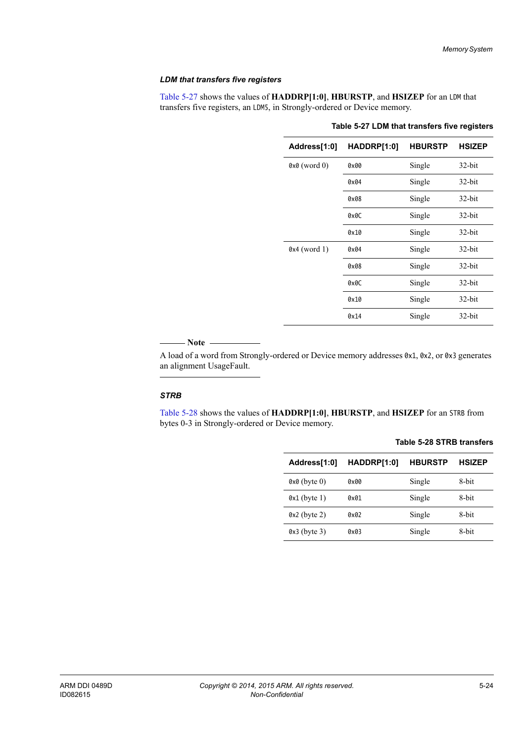### *LDM that transfers five registers*

Table 5-27 shows the values of **HADDRP[1:0]**, **HBURSTP**, and **HSIZEP** for an `LDM` that transfers five registers, an `LDM5`, in Strongly-ordered or Device memory.

**Table 5-27 LDM that transfers five registers**

| Address[1:0] | HADDRP[1:0] | HBURSTP | HSIZEP |
|---|---|---|---|
| `0x0` (word 0) | `0x00` | Single | 32-bit |
| | `0x04` | Single | 32-bit |
| | `0x08` | Single | 32-bit |
| | `0x0C` | Single | 32-bit |
| | `0x10` | Single | 32-bit |
| `0x4` (word 1) | `0x04` | Single | 32-bit |
| | `0x08` | Single | 32-bit |
| | `0x0C` | Single | 32-bit |
| | `0x10` | Single | 32-bit |
| | `0x14` | Single | 32-bit |

——— **Note** ———

A load of a word from Strongly-ordered or Device memory addresses `0x1`, `0x2`, or `0x3` generates an alignment UsageFault.

———————————

### *STRB*

Table 5-28 shows the values of **HADDRP[1:0]**, **HBURSTP**, and **HSIZEP** for an `STRB` from bytes 0-3 in Strongly-ordered or Device memory.

**Table 5-28 STRB transfers**

| Address[1:0] | HADDRP[1:0] | HBURSTP | HSIZEP |
|---|---|---|---|
| `0x0` (byte 0) | `0x00` | Single | 8-bit |
| `0x1` (byte 1) | `0x01` | Single | 8-bit |
| `0x2` (byte 2) | `0x02` | Single | 8-bit |
| `0x3` (byte 3) | `0x03` | Single | 8-bit |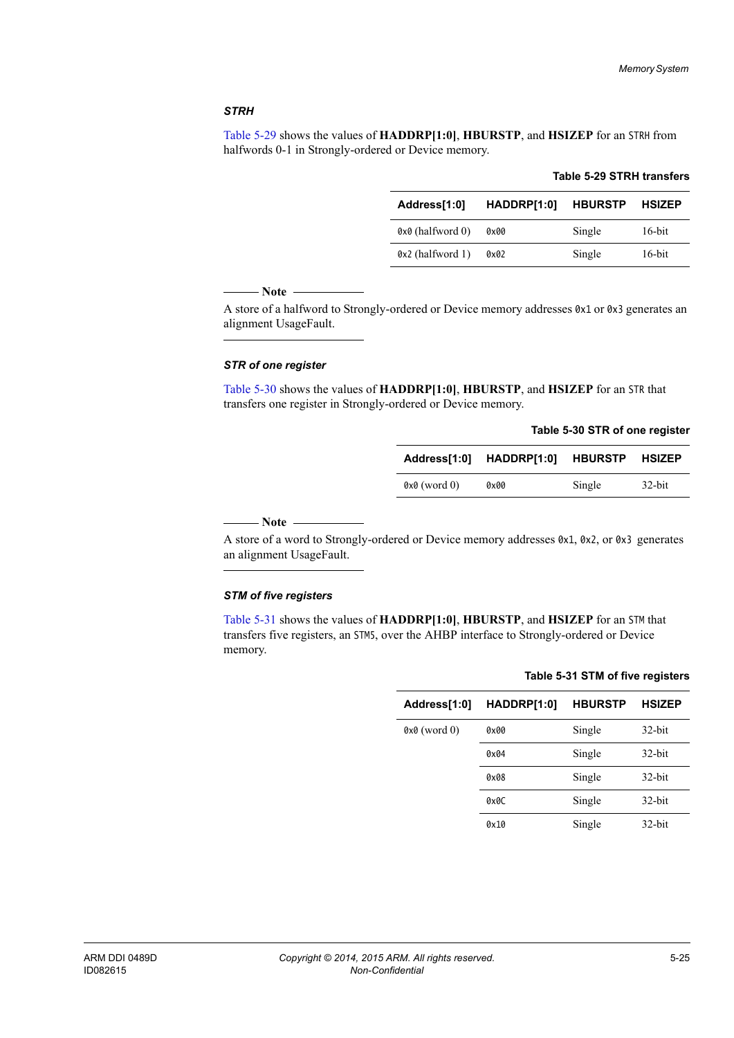### *STRH*

Table 5-29 shows the values of **HADDRP[1:0]**, **HBURSTP**, and **HSIZEP** for an `STRH` from halfwords 0-1 in Strongly-ordered or Device memory.

**Table 5-29 STRH transfers**

| Address[1:0] | HADDRP[1:0] | HBURSTP | HSIZEP |
|---|---|---|---|
| `0x0` (halfword 0) | `0x00` | Single | 16-bit |
| `0x2` (halfword 1) | `0x02` | Single | 16-bit |

**Note**

A store of a halfword to Strongly-ordered or Device memory addresses `0x1` or `0x3` generates an alignment UsageFault.

### *STR of one register*

Table 5-30 shows the values of **HADDRP[1:0]**, **HBURSTP**, and **HSIZEP** for an `STR` that transfers one register in Strongly-ordered or Device memory.

**Table 5-30 STR of one register**

| Address[1:0] | HADDRP[1:0] | HBURSTP | HSIZEP |
|---|---|---|---|
| `0x0` (word 0) | `0x00` | Single | 32-bit |

**Note**

A store of a word to Strongly-ordered or Device memory addresses `0x1`, `0x2`, or `0x3` generates an alignment UsageFault.

### *STM of five registers*

Table 5-31 shows the values of **HADDRP[1:0]**, **HBURSTP**, and **HSIZEP** for an `STM` that transfers five registers, an `STM5`, over the AHBP interface to Strongly-ordered or Device memory.

**Table 5-31 STM of five registers**

| Address[1:0] | HADDRP[1:0] | HBURSTP | HSIZEP |
|---|---|---|---|
| `0x0` (word 0) | `0x00` | Single | 32-bit |
| | `0x04` | Single | 32-bit |
| | `0x08` | Single | 32-bit |
| | `0x0C` | Single | 32-bit |
| | `0x10` | Single | 32-bit |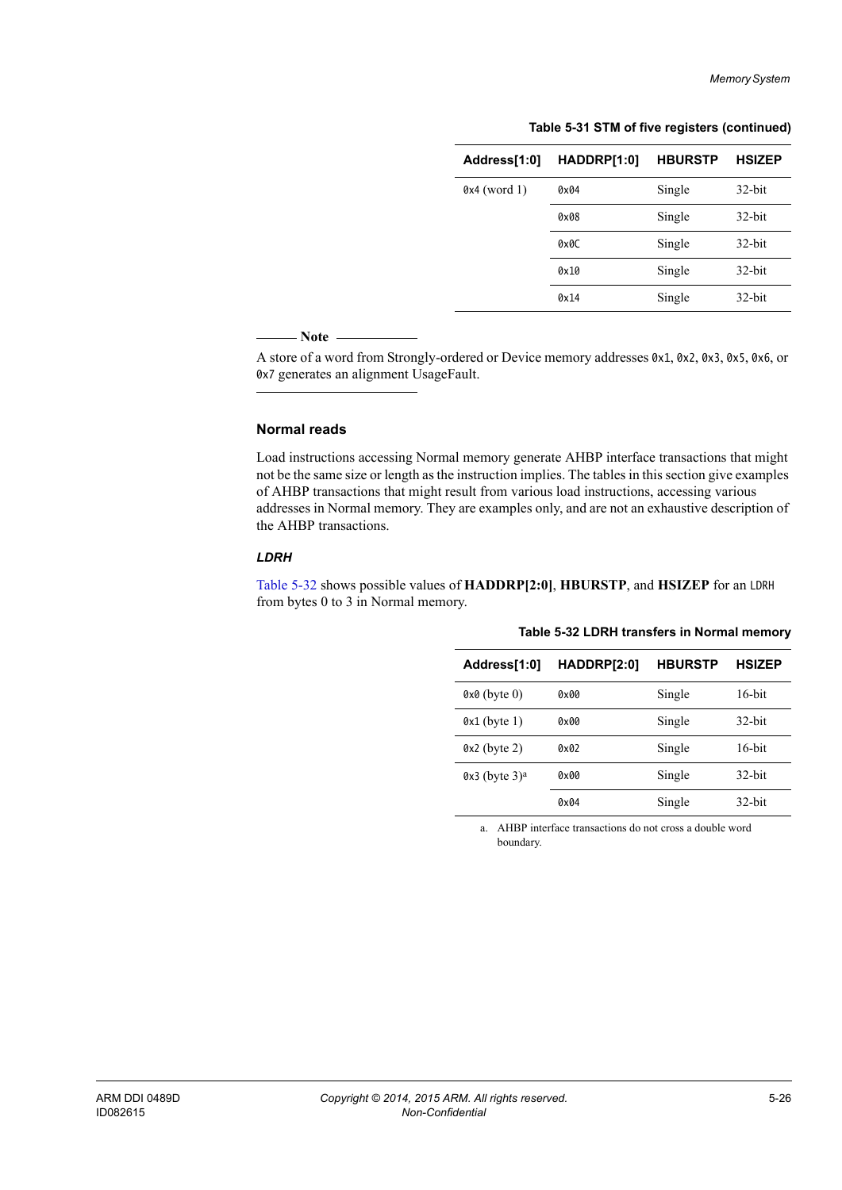**Table 5-31 STM of five registers (continued)**

| Address[1:0] | HADDRP[1:0] | HBURSTP | HSIZEP |
|---|---|---|---|
| `0x4` (word 1) | `0x04` | Single | 32-bit |
| | `0x08` | Single | 32-bit |
| | `0x0C` | Single | 32-bit |
| | `0x10` | Single | 32-bit |
| | `0x14` | Single | 32-bit |

---

**Note**

A store of a word from Strongly-ordered or Device memory addresses `0x1`, `0x2`, `0x3`, `0x5`, `0x6`, or `0x7` generates an alignment UsageFault.

---

### Normal reads

Load instructions accessing Normal memory generate AHBP interface transactions that might not be the same size or length as the instruction implies. The tables in this section give examples of AHBP transactions that might result from various load instructions, accessing various addresses in Normal memory. They are examples only, and are not an exhaustive description of the AHBP transactions.

#### *LDRH*

Table 5-32 shows possible values of **HADDRP[2:0]**, **HBURSTP**, and **HSIZEP** for an `LDRH` from bytes 0 to 3 in Normal memory.

**Table 5-32 LDRH transfers in Normal memory**

| Address[1:0] | HADDRP[2:0] | HBURSTP | HSIZEP |
|---|---|---|---|
| `0x0` (byte 0) | `0x00` | Single | 16-bit |
| `0x1` (byte 1) | `0x00` | Single | 32-bit |
| `0x2` (byte 2) | `0x02` | Single | 16-bit |
| `0x3` (byte 3)[a] | `0x00` | Single | 32-bit |
| | `0x04` | Single | 32-bit |

a. AHBP interface transactions do not cross a double word boundary.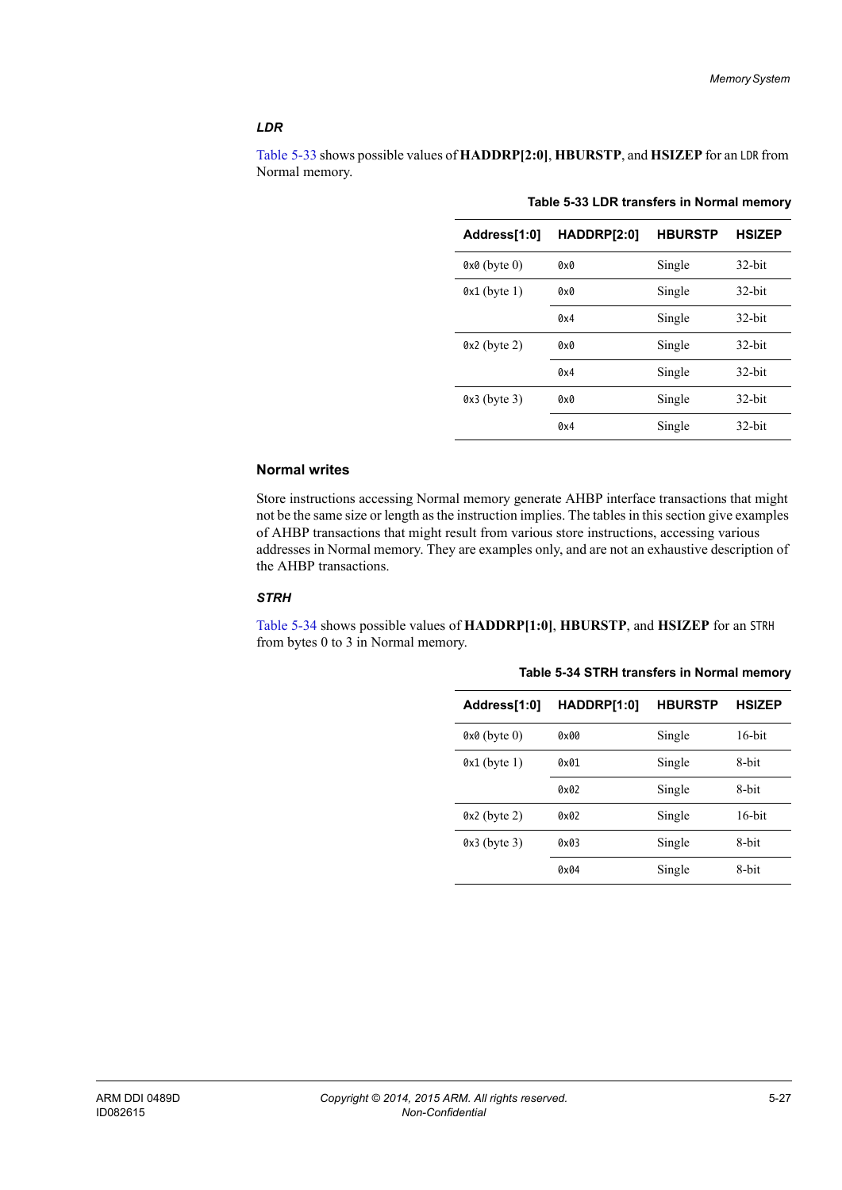### *LDR*

Table 5-33 shows possible values of **HADDRP[2:0]**, **HBURSTP**, and **HSIZEP** for an `LDR` from Normal memory.

**Table 5-33 LDR transfers in Normal memory**

| Address[1:0] | HADDRP[2:0] | HBURSTP | HSIZEP |
|---|---|---|---|
| `0x0` (byte 0) | `0x0` | Single | 32-bit |
| `0x1` (byte 1) | `0x0` | Single | 32-bit |
| | `0x4` | Single | 32-bit |
| `0x2` (byte 2) | `0x0` | Single | 32-bit |
| | `0x4` | Single | 32-bit |
| `0x3` (byte 3) | `0x0` | Single | 32-bit |
| | `0x4` | Single | 32-bit |

### Normal writes

Store instructions accessing Normal memory generate AHBP interface transactions that might not be the same size or length as the instruction implies. The tables in this section give examples of AHBP transactions that might result from various store instructions, accessing various addresses in Normal memory. They are examples only, and are not an exhaustive description of the AHBP transactions.

### *STRH*

Table 5-34 shows possible values of **HADDRP[1:0]**, **HBURSTP**, and **HSIZEP** for an `STRH` from bytes 0 to 3 in Normal memory.

**Table 5-34 STRH transfers in Normal memory**

| Address[1:0] | HADDRP[1:0] | HBURSTP | HSIZEP |
|---|---|---|---|
| `0x0` (byte 0) | `0x00` | Single | 16-bit |
| `0x1` (byte 1) | `0x01` | Single | 8-bit |
| | `0x02` | Single | 8-bit |
| `0x2` (byte 2) | `0x02` | Single | 16-bit |
| `0x3` (byte 3) | `0x03` | Single | 8-bit |
| | `0x04` | Single | 8-bit |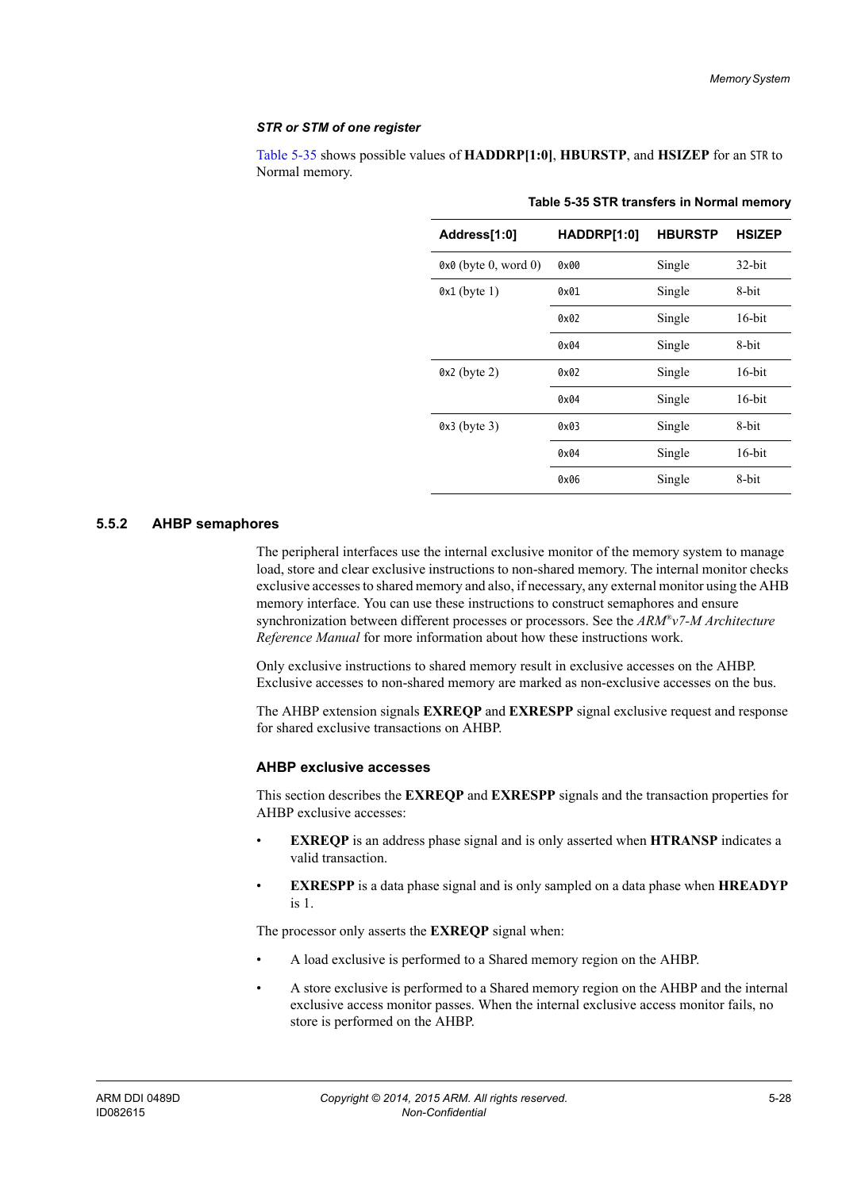#### STR or STM of one register

Table 5-35 shows possible values of **HADDRP[1:0]**, **HBURSTP**, and **HSIZEP** for an `STR` to Normal memory.

**Table 5-35 STR transfers in Normal memory**

| Address[1:0] | HADDRP[1:0] | HBURSTP | HSIZEP |
|---|---|---|---|
| `0x0` (byte 0, word 0) | `0x00` | Single | 32-bit |
| `0x1` (byte 1) | `0x01` | Single | 8-bit |
| | `0x02` | Single | 16-bit |
| | `0x04` | Single | 8-bit |
| `0x2` (byte 2) | `0x02` | Single | 16-bit |
| | `0x04` | Single | 16-bit |
| `0x3` (byte 3) | `0x03` | Single | 8-bit |
| | `0x04` | Single | 16-bit |
| | `0x06` | Single | 8-bit |

### 5.5.2 AHBP semaphores

The peripheral interfaces use the internal exclusive monitor of the memory system to manage load, store and clear exclusive instructions to non-shared memory. The internal monitor checks exclusive accesses to shared memory and also, if necessary, any external monitor using the AHB memory interface. You can use these instructions to construct semaphores and ensure synchronization between different processes or processors. See the *ARM®v7-M Architecture Reference Manual* for more information about how these instructions work.

Only exclusive instructions to shared memory result in exclusive accesses on the AHBP. Exclusive accesses to non-shared memory are marked as non-exclusive accesses on the bus.

The AHBP extension signals **EXREQP** and **EXRESPP** signal exclusive request and response for shared exclusive transactions on AHBP.

#### AHBP exclusive accesses

This section describes the **EXREQP** and **EXRESPP** signals and the transaction properties for AHBP exclusive accesses:

- **EXREQP** is an address phase signal and is only asserted when **HTRANSP** indicates a valid transaction.
- **EXRESPP** is a data phase signal and is only sampled on a data phase when **HREADYP** is 1.

The processor only asserts the **EXREQP** signal when:

- A load exclusive is performed to a Shared memory region on the AHBP.
- A store exclusive is performed to a Shared memory region on the AHBP and the internal exclusive access monitor passes. When the internal exclusive access monitor fails, no store is performed on the AHBP.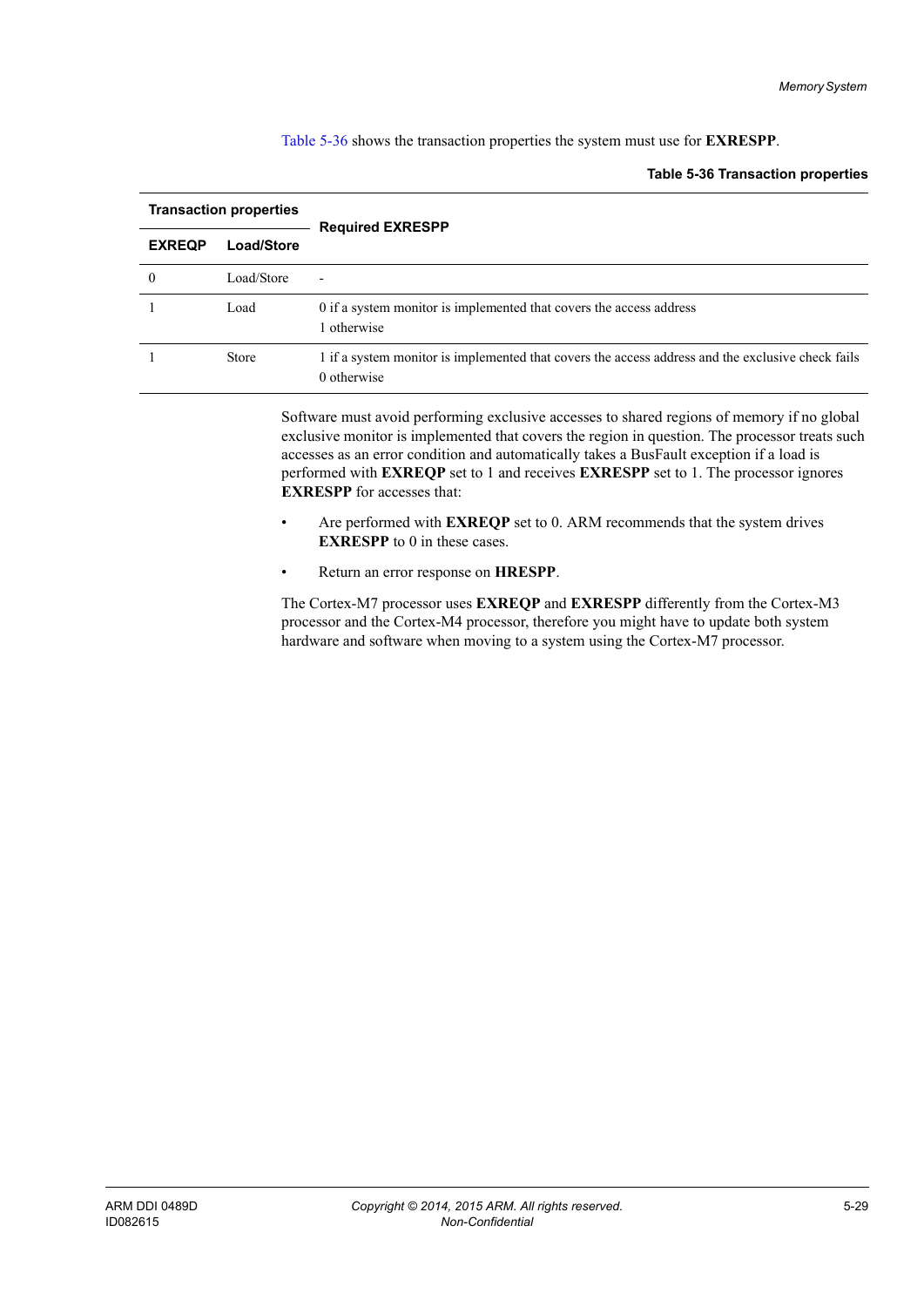Table 5-36 shows the transaction properties the system must use for **EXRESPP**.

**Table 5-36 Transaction properties**

| Transaction properties | | Required EXRESPP |
|---|---|---|
| **EXREQP** | **Load/Store** | |
| 0 | Load/Store | - |
| 1 | Load | 0 if a system monitor is implemented that covers the access address<br>1 otherwise |
| 1 | Store | 1 if a system monitor is implemented that covers the access address and the exclusive check fails<br>0 otherwise |

Software must avoid performing exclusive accesses to shared regions of memory if no global exclusive monitor is implemented that covers the region in question. The processor treats such accesses as an error condition and automatically takes a BusFault exception if a load is performed with **EXREQP** set to 1 and receives **EXRESPP** set to 1. The processor ignores **EXRESPP** for accesses that:

- Are performed with **EXREQP** set to 0. ARM recommends that the system drives **EXRESPP** to 0 in these cases.
- Return an error response on **HRESPP**.

The Cortex-M7 processor uses **EXREQP** and **EXRESPP** differently from the Cortex-M3 processor and the Cortex-M4 processor, therefore you might have to update both system hardware and software when moving to a system using the Cortex-M7 processor.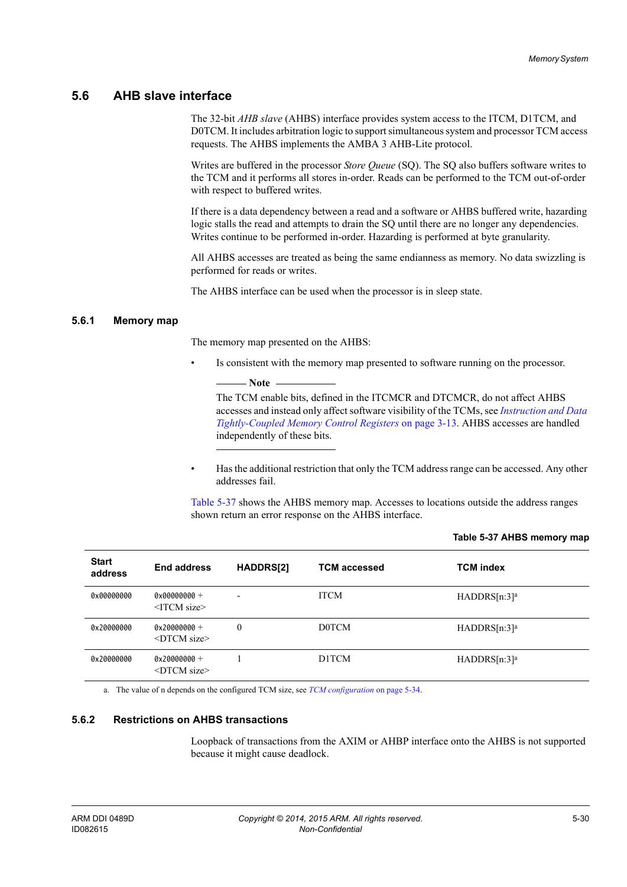## 5.6 AHB slave interface

The 32-bit *AHB slave* (AHBS) interface provides system access to the ITCM, D1TCM, and D0TCM. It includes arbitration logic to support simultaneous system and processor TCM access requests. The AHBS implements the AMBA 3 AHB-Lite protocol.

Writes are buffered in the processor *Store Queue* (SQ). The SQ also buffers software writes to the TCM and it performs all stores in-order. Reads can be performed to the TCM out-of-order with respect to buffered writes.

If there is a data dependency between a read and a software or AHBS buffered write, hazarding logic stalls the read and attempts to drain the SQ until there are no longer any dependencies. Writes continue to be performed in-order. Hazarding is performed at byte granularity.

All AHBS accesses are treated as being the same endianness as memory. No data swizzling is performed for reads or writes.

The AHBS interface can be used when the processor is in sleep state.

### 5.6.1 Memory map

The memory map presented on the AHBS:

- Is consistent with the memory map presented to software running on the processor.

  **Note**

  The TCM enable bits, defined in the ITCMCR and DTCMCR, do not affect AHBS accesses and instead only affect software visibility of the TCMs, see *Instruction and Data Tightly-Coupled Memory Control Registers* on page 3-13. AHBS accesses are handled independently of these bits.

- Has the additional restriction that only the TCM address range can be accessed. Any other addresses fail.

Table 5-37 shows the AHBS memory map. Accesses to locations outside the address ranges shown return an error response on the AHBS interface.

**Table 5-37 AHBS memory map**

| Start address | End address | HADDRS[2] | TCM accessed | TCM index |
|---|---|---|---|---|
| `0x00000000` | `0x00000000` + <ITCM size> | - | ITCM | HADDRS[n:3][a] |
| `0x20000000` | `0x20000000` + <DTCM size> | 0 | D0TCM | HADDRS[n:3][a] |
| `0x20000000` | `0x20000000` + <DTCM size> | 1 | D1TCM | HADDRS[n:3][a] |

a. The value of n depends on the configured TCM size, see *TCM configuration* on page 5-34.

### 5.6.2 Restrictions on AHBS transactions

Loopback of transactions from the AXIM or AHBP interface onto the AHBS is not supported because it might cause deadlock.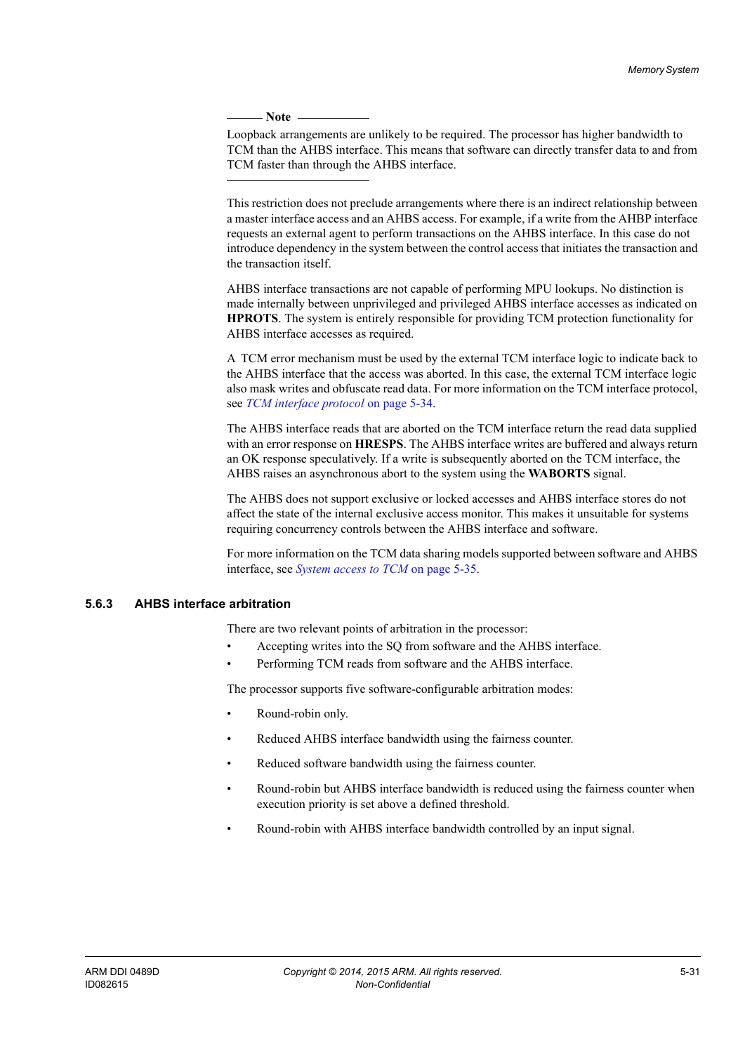**Note**

Loopback arrangements are unlikely to be required. The processor has higher bandwidth to TCM than the AHBS interface. This means that software can directly transfer data to and from TCM faster than through the AHBS interface.

---

This restriction does not preclude arrangements where there is an indirect relationship between a master interface access and an AHBS access. For example, if a write from the AHBP interface requests an external agent to perform transactions on the AHBS interface. In this case do not introduce dependency in the system between the control access that initiates the transaction and the transaction itself.

AHBS interface transactions are not capable of performing MPU lookups. No distinction is made internally between unprivileged and privileged AHBS interface accesses as indicated on **HPROTS**. The system is entirely responsible for providing TCM protection functionality for AHBS interface accesses as required.

A TCM error mechanism must be used by the external TCM interface logic to indicate back to the AHBS interface that the access was aborted. In this case, the external TCM interface logic also mask writes and obfuscate read data. For more information on the TCM interface protocol, see *TCM interface protocol* on page 5-34.

The AHBS interface reads that are aborted on the TCM interface return the read data supplied with an error response on **HRESPS**. The AHBS interface writes are buffered and always return an OK response speculatively. If a write is subsequently aborted on the TCM interface, the AHBS raises an asynchronous abort to the system using the **WABORTS** signal.

The AHBS does not support exclusive or locked accesses and AHBS interface stores do not affect the state of the internal exclusive access monitor. This makes it unsuitable for systems requiring concurrency controls between the AHBS interface and software.

For more information on the TCM data sharing models supported between software and AHBS interface, see *System access to TCM* on page 5-35.

### 5.6.3 AHBS interface arbitration

There are two relevant points of arbitration in the processor:

- Accepting writes into the SQ from software and the AHBS interface.
- Performing TCM reads from software and the AHBS interface.

The processor supports five software-configurable arbitration modes:

- Round-robin only.
- Reduced AHBS interface bandwidth using the fairness counter.
- Reduced software bandwidth using the fairness counter.
- Round-robin but AHBS interface bandwidth is reduced using the fairness counter when execution priority is set above a defined threshold.
- Round-robin with AHBS interface bandwidth controlled by an input signal.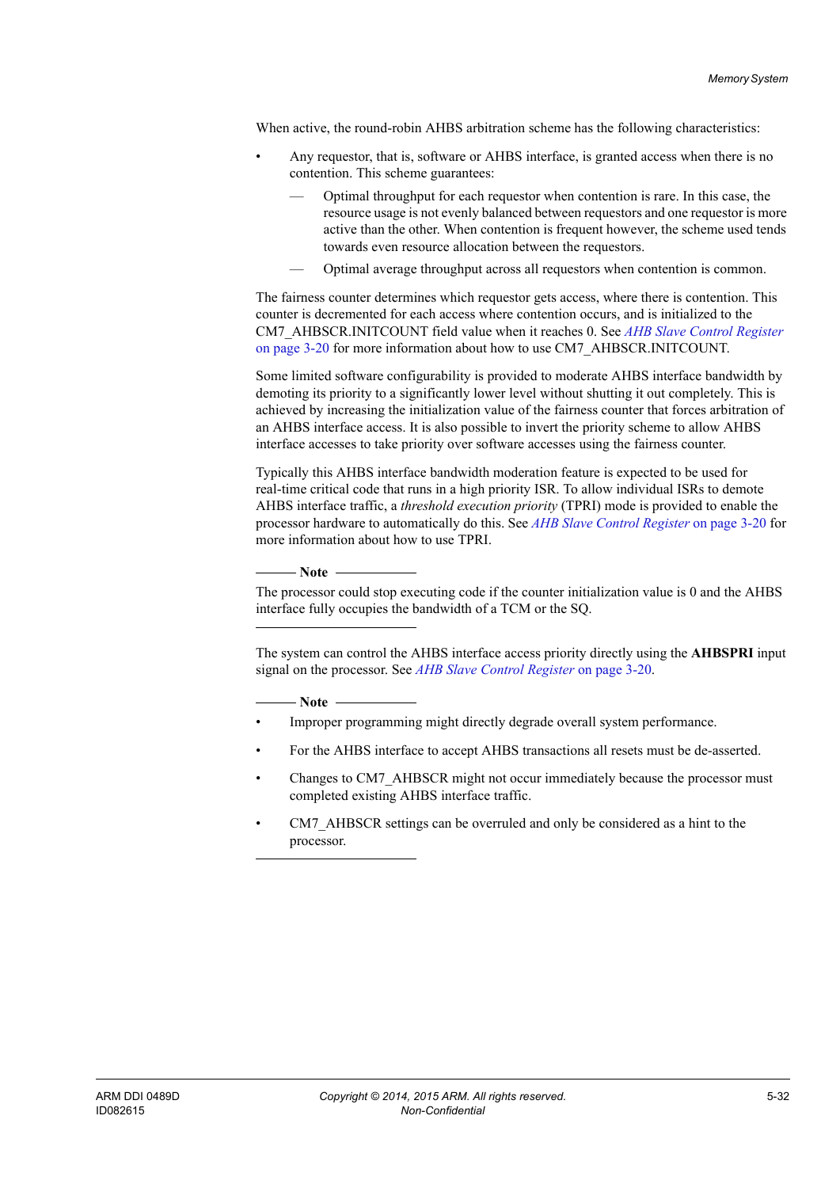When active, the round-robin AHBS arbitration scheme has the following characteristics:

- Any requestor, that is, software or AHBS interface, is granted access when there is no contention. This scheme guarantees:
  - Optimal throughput for each requestor when contention is rare. In this case, the resource usage is not evenly balanced between requestors and one requestor is more active than the other. When contention is frequent however, the scheme used tends towards even resource allocation between the requestors.
  - Optimal average throughput across all requestors when contention is common.

The fairness counter determines which requestor gets access, where there is contention. This counter is decremented for each access where contention occurs, and is initialized to the CM7_AHBSCR.INITCOUNT field value when it reaches 0. See *AHB Slave Control Register* on page 3-20 for more information about how to use CM7_AHBSCR.INITCOUNT.

Some limited software configurability is provided to moderate AHBS interface bandwidth by demoting its priority to a significantly lower level without shutting it out completely. This is achieved by increasing the initialization value of the fairness counter that forces arbitration of an AHBS interface access. It is also possible to invert the priority scheme to allow AHBS interface accesses to take priority over software accesses using the fairness counter.

Typically this AHBS interface bandwidth moderation feature is expected to be used for real-time critical code that runs in a high priority ISR. To allow individual ISRs to demote AHBS interface traffic, a *threshold execution priority* (TPRI) mode is provided to enable the processor hardware to automatically do this. See *AHB Slave Control Register* on page 3-20 for more information about how to use TPRI.

**Note**

The processor could stop executing code if the counter initialization value is 0 and the AHBS interface fully occupies the bandwidth of a TCM or the SQ.

---

The system can control the AHBS interface access priority directly using the **AHBSPRI** input signal on the processor. See *AHB Slave Control Register* on page 3-20.

**Note**

- Improper programming might directly degrade overall system performance.
- For the AHBS interface to accept AHBS transactions all resets must be de-asserted.
- Changes to CM7_AHBSCR might not occur immediately because the processor must completed existing AHBS interface traffic.
- CM7_AHBSCR settings can be overruled and only be considered as a hint to the processor.

---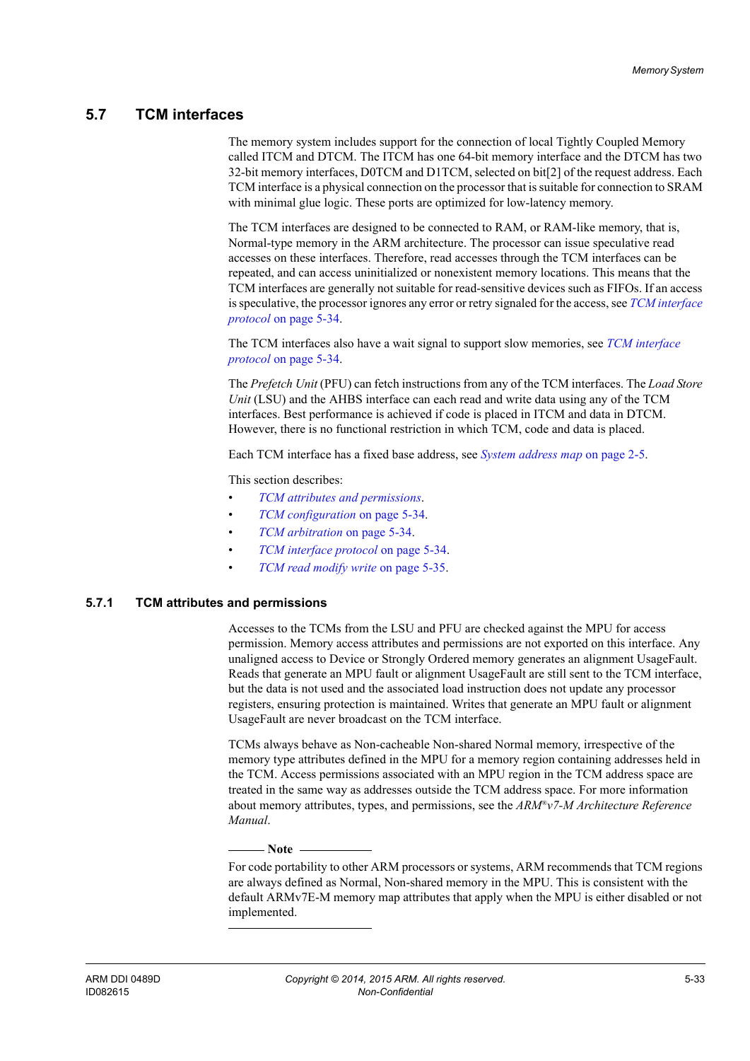## 5.7 TCM interfaces

The memory system includes support for the connection of local Tightly Coupled Memory called ITCM and DTCM. The ITCM has one 64-bit memory interface and the DTCM has two 32-bit memory interfaces, D0TCM and D1TCM, selected on bit[2] of the request address. Each TCM interface is a physical connection on the processor that is suitable for connection to SRAM with minimal glue logic. These ports are optimized for low-latency memory.

The TCM interfaces are designed to be connected to RAM, or RAM-like memory, that is, Normal-type memory in the ARM architecture. The processor can issue speculative read accesses on these interfaces. Therefore, read accesses through the TCM interfaces can be repeated, and can access uninitialized or nonexistent memory locations. This means that the TCM interfaces are generally not suitable for read-sensitive devices such as FIFOs. If an access is speculative, the processor ignores any error or retry signaled for the access, see *TCM interface protocol* on page 5-34.

The TCM interfaces also have a wait signal to support slow memories, see *TCM interface protocol* on page 5-34.

The *Prefetch Unit* (PFU) can fetch instructions from any of the TCM interfaces. The *Load Store Unit* (LSU) and the AHBS interface can each read and write data using any of the TCM interfaces. Best performance is achieved if code is placed in ITCM and data in DTCM. However, there is no functional restriction in which TCM, code and data is placed.

Each TCM interface has a fixed base address, see *System address map* on page 2-5.

This section describes:

- *TCM attributes and permissions*.
- *TCM configuration* on page 5-34.
- *TCM arbitration* on page 5-34.
- *TCM interface protocol* on page 5-34.
- *TCM read modify write* on page 5-35.

### 5.7.1 TCM attributes and permissions

Accesses to the TCMs from the LSU and PFU are checked against the MPU for access permission. Memory access attributes and permissions are not exported on this interface. Any unaligned access to Device or Strongly Ordered memory generates an alignment UsageFault. Reads that generate an MPU fault or alignment UsageFault are still sent to the TCM interface, but the data is not used and the associated load instruction does not update any processor registers, ensuring protection is maintained. Writes that generate an MPU fault or alignment UsageFault are never broadcast on the TCM interface.

TCMs always behave as Non-cacheable Non-shared Normal memory, irrespective of the memory type attributes defined in the MPU for a memory region containing addresses held in the TCM. Access permissions associated with an MPU region in the TCM address space are treated in the same way as addresses outside the TCM address space. For more information about memory attributes, types, and permissions, see the *ARM®v7-M Architecture Reference Manual*.

---

**Note**

For code portability to other ARM processors or systems, ARM recommends that TCM regions are always defined as Normal, Non-shared memory in the MPU. This is consistent with the default ARMv7E-M memory map attributes that apply when the MPU is either disabled or not implemented.

---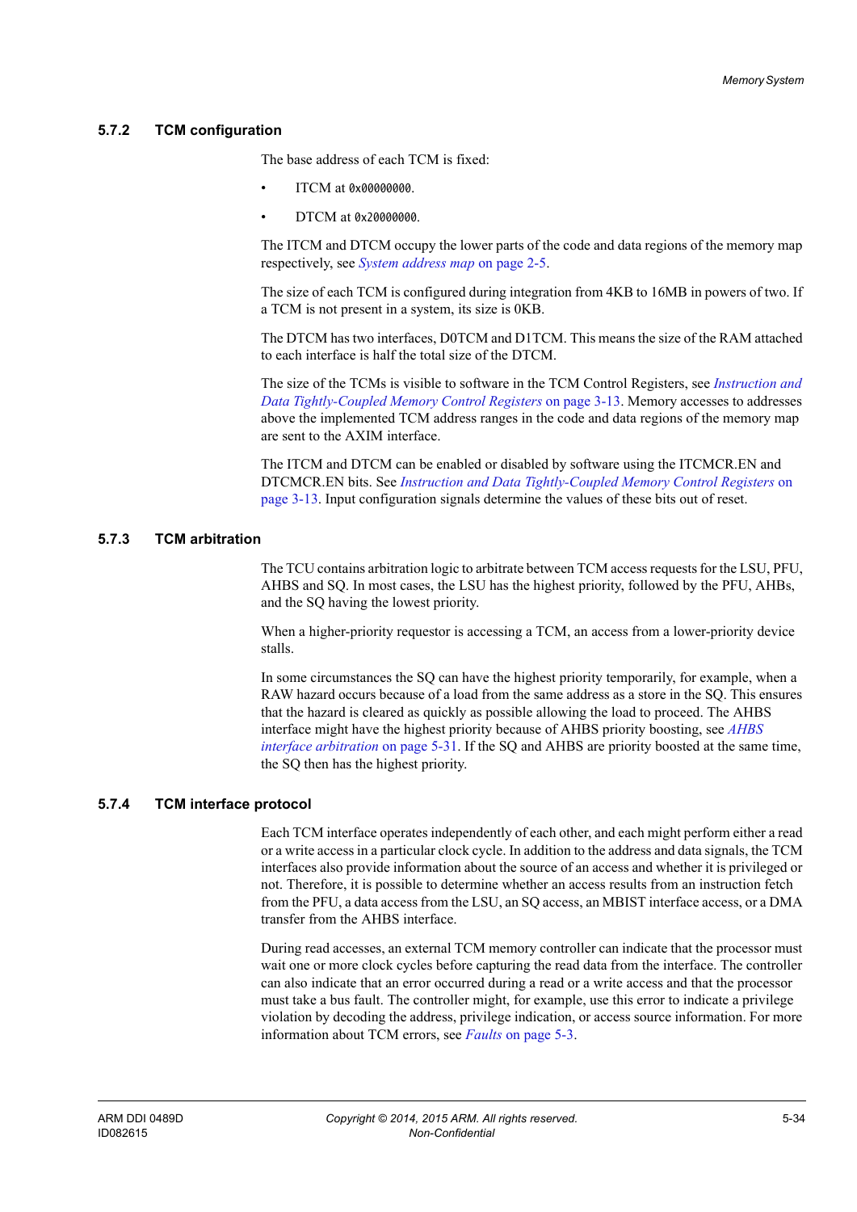### 5.7.2 TCM configuration

The base address of each TCM is fixed:

- ITCM at `0x00000000`.
- DTCM at `0x20000000`.

The ITCM and DTCM occupy the lower parts of the code and data regions of the memory map respectively, see *System address map* on page 2-5.

The size of each TCM is configured during integration from 4KB to 16MB in powers of two. If a TCM is not present in a system, its size is 0KB.

The DTCM has two interfaces, D0TCM and D1TCM. This means the size of the RAM attached to each interface is half the total size of the DTCM.

The size of the TCMs is visible to software in the TCM Control Registers, see *Instruction and Data Tightly-Coupled Memory Control Registers* on page 3-13. Memory accesses to addresses above the implemented TCM address ranges in the code and data regions of the memory map are sent to the AXIM interface.

The ITCM and DTCM can be enabled or disabled by software using the ITCMCR.EN and DTCMCR.EN bits. See *Instruction and Data Tightly-Coupled Memory Control Registers* on page 3-13. Input configuration signals determine the values of these bits out of reset.

### 5.7.3 TCM arbitration

The TCU contains arbitration logic to arbitrate between TCM access requests for the LSU, PFU, AHBS and SQ. In most cases, the LSU has the highest priority, followed by the PFU, AHBs, and the SQ having the lowest priority.

When a higher-priority requestor is accessing a TCM, an access from a lower-priority device stalls.

In some circumstances the SQ can have the highest priority temporarily, for example, when a RAW hazard occurs because of a load from the same address as a store in the SQ. This ensures that the hazard is cleared as quickly as possible allowing the load to proceed. The AHBS interface might have the highest priority because of AHBS priority boosting, see *AHBS interface arbitration* on page 5-31. If the SQ and AHBS are priority boosted at the same time, the SQ then has the highest priority.

### 5.7.4 TCM interface protocol

Each TCM interface operates independently of each other, and each might perform either a read or a write access in a particular clock cycle. In addition to the address and data signals, the TCM interfaces also provide information about the source of an access and whether it is privileged or not. Therefore, it is possible to determine whether an access results from an instruction fetch from the PFU, a data access from the LSU, an SQ access, an MBIST interface access, or a DMA transfer from the AHBS interface.

During read accesses, an external TCM memory controller can indicate that the processor must wait one or more clock cycles before capturing the read data from the interface. The controller can also indicate that an error occurred during a read or a write access and that the processor must take a bus fault. The controller might, for example, use this error to indicate a privilege violation by decoding the address, privilege indication, or access source information. For more information about TCM errors, see *Faults* on page 5-3.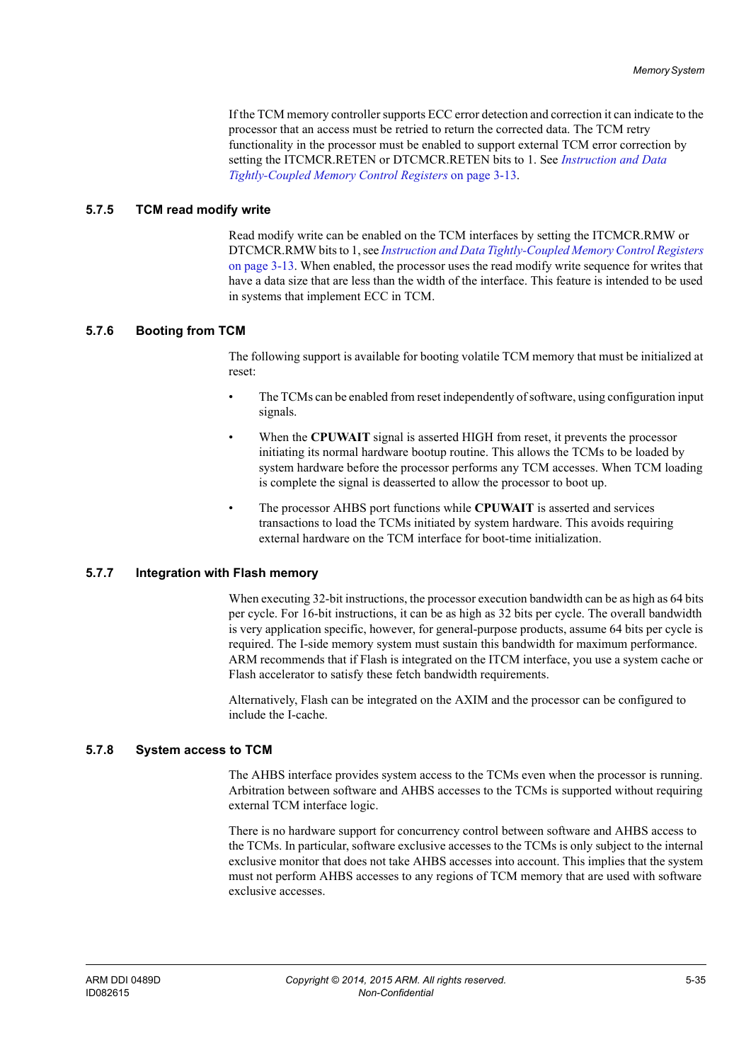If the TCM memory controller supports ECC error detection and correction it can indicate to the processor that an access must be retried to return the corrected data. The TCM retry functionality in the processor must be enabled to support external TCM error correction by setting the ITCMCR.RETEN or DTCMCR.RETEN bits to 1. See *Instruction and Data Tightly-Coupled Memory Control Registers* on page 3-13.

### 5.7.5 TCM read modify write

Read modify write can be enabled on the TCM interfaces by setting the ITCMCR.RMW or DTCMCR.RMW bits to 1, see *Instruction and Data Tightly-Coupled Memory Control Registers* on page 3-13. When enabled, the processor uses the read modify write sequence for writes that have a data size that are less than the width of the interface. This feature is intended to be used in systems that implement ECC in TCM.

### 5.7.6 Booting from TCM

The following support is available for booting volatile TCM memory that must be initialized at reset:

- The TCMs can be enabled from reset independently of software, using configuration input signals.
- When the **CPUWAIT** signal is asserted HIGH from reset, it prevents the processor initiating its normal hardware bootup routine. This allows the TCMs to be loaded by system hardware before the processor performs any TCM accesses. When TCM loading is complete the signal is deasserted to allow the processor to boot up.
- The processor AHBS port functions while **CPUWAIT** is asserted and services transactions to load the TCMs initiated by system hardware. This avoids requiring external hardware on the TCM interface for boot-time initialization.

### 5.7.7 Integration with Flash memory

When executing 32-bit instructions, the processor execution bandwidth can be as high as 64 bits per cycle. For 16-bit instructions, it can be as high as 32 bits per cycle. The overall bandwidth is very application specific, however, for general-purpose products, assume 64 bits per cycle is required. The I-side memory system must sustain this bandwidth for maximum performance. ARM recommends that if Flash is integrated on the ITCM interface, you use a system cache or Flash accelerator to satisfy these fetch bandwidth requirements.

Alternatively, Flash can be integrated on the AXIM and the processor can be configured to include the I-cache.

### 5.7.8 System access to TCM

The AHBS interface provides system access to the TCMs even when the processor is running. Arbitration between software and AHBS accesses to the TCMs is supported without requiring external TCM interface logic.

There is no hardware support for concurrency control between software and AHBS access to the TCMs. In particular, software exclusive accesses to the TCMs is only subject to the internal exclusive monitor that does not take AHBS accesses into account. This implies that the system must not perform AHBS accesses to any regions of TCM memory that are used with software exclusive accesses.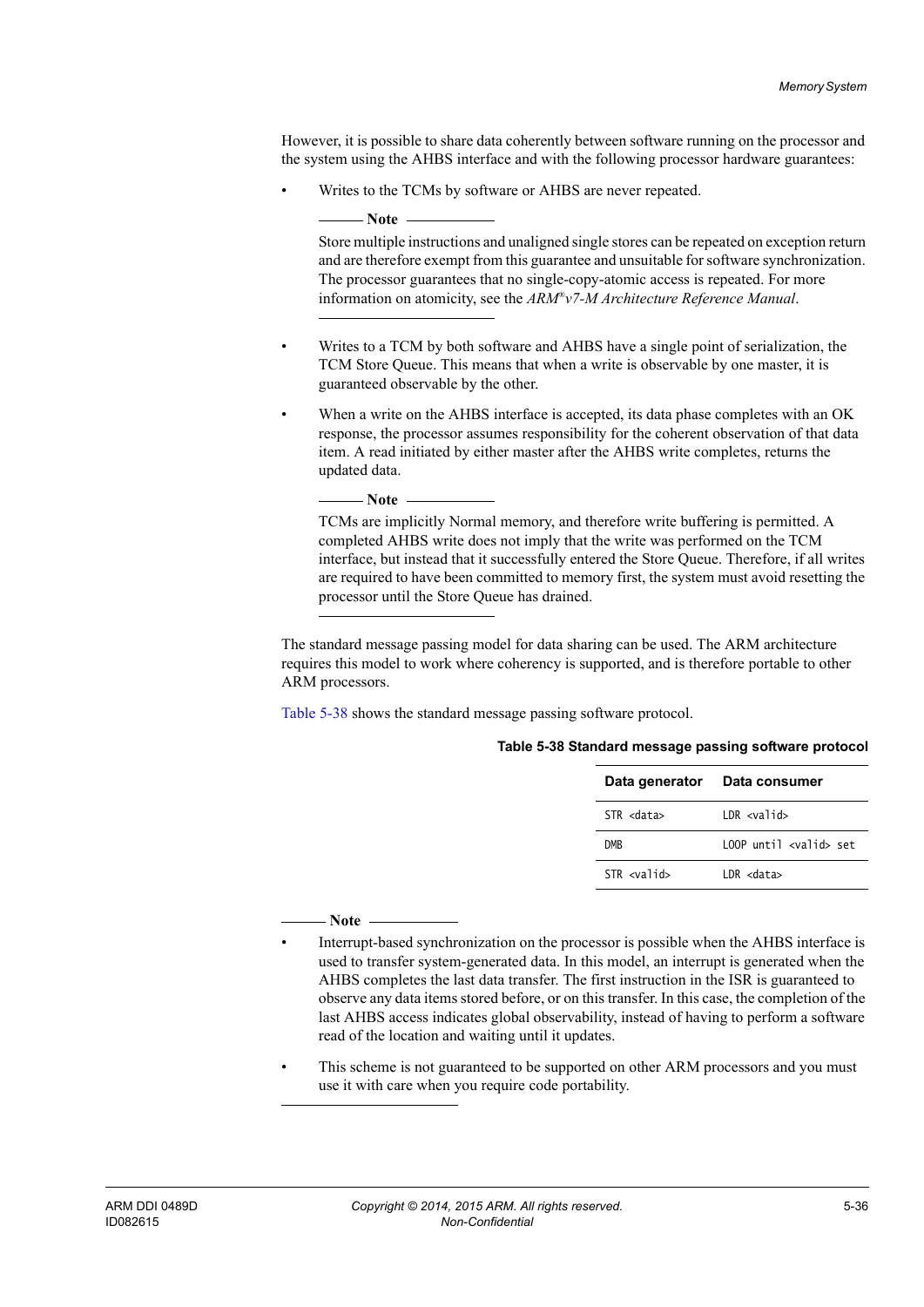However, it is possible to share data coherently between software running on the processor and the system using the AHBS interface and with the following processor hardware guarantees:

- Writes to the TCMs by software or AHBS are never repeated.

  **Note**

  Store multiple instructions and unaligned single stores can be repeated on exception return and are therefore exempt from this guarantee and unsuitable for software synchronization. The processor guarantees that no single-copy-atomic access is repeated. For more information on atomicity, see the *ARM®v7-M Architecture Reference Manual*.

- Writes to a TCM by both software and AHBS have a single point of serialization, the TCM Store Queue. This means that when a write is observable by one master, it is guaranteed observable by the other.

- When a write on the AHBS interface is accepted, its data phase completes with an OK response, the processor assumes responsibility for the coherent observation of that data item. A read initiated by either master after the AHBS write completes, returns the updated data.

  **Note**

  TCMs are implicitly Normal memory, and therefore write buffering is permitted. A completed AHBS write does not imply that the write was performed on the TCM interface, but instead that it successfully entered the Store Queue. Therefore, if all writes are required to have been committed to memory first, the system must avoid resetting the processor until the Store Queue has drained.

The standard message passing model for data sharing can be used. The ARM architecture requires this model to work where coherency is supported, and is therefore portable to other ARM processors.

Table 5-38 shows the standard message passing software protocol.

**Table 5-38 Standard message passing software protocol**

| Data generator | Data consumer |
|---|---|
| `STR <data>` | `LDR <valid>` |
| `DMB` | `LOOP until <valid> set` |
| `STR <valid>` | `LDR <data>` |

**Note**

- Interrupt-based synchronization on the processor is possible when the AHBS interface is used to transfer system-generated data. In this model, an interrupt is generated when the AHBS completes the last data transfer. The first instruction in the ISR is guaranteed to observe any data items stored before, or on this transfer. In this case, the completion of the last AHBS access indicates global observability, instead of having to perform a software read of the location and waiting until it updates.
- This scheme is not guaranteed to be supported on other ARM processors and you must use it with care when you require code portability.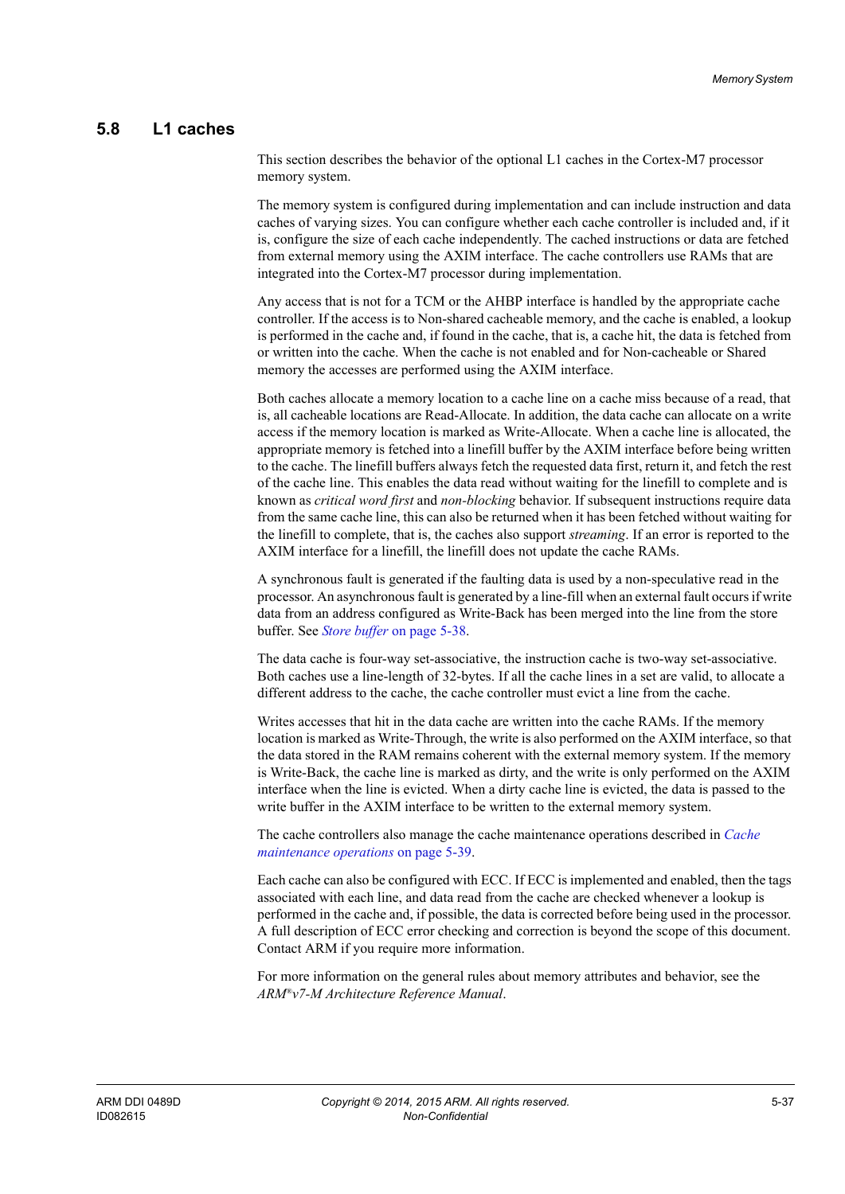## 5.8 L1 caches

This section describes the behavior of the optional L1 caches in the Cortex-M7 processor memory system.

The memory system is configured during implementation and can include instruction and data caches of varying sizes. You can configure whether each cache controller is included and, if it is, configure the size of each cache independently. The cached instructions or data are fetched from external memory using the AXIM interface. The cache controllers use RAMs that are integrated into the Cortex-M7 processor during implementation.

Any access that is not for a TCM or the AHBP interface is handled by the appropriate cache controller. If the access is to Non-shared cacheable memory, and the cache is enabled, a lookup is performed in the cache and, if found in the cache, that is, a cache hit, the data is fetched from or written into the cache. When the cache is not enabled and for Non-cacheable or Shared memory the accesses are performed using the AXIM interface.

Both caches allocate a memory location to a cache line on a cache miss because of a read, that is, all cacheable locations are Read-Allocate. In addition, the data cache can allocate on a write access if the memory location is marked as Write-Allocate. When a cache line is allocated, the appropriate memory is fetched into a linefill buffer by the AXIM interface before being written to the cache. The linefill buffers always fetch the requested data first, return it, and fetch the rest of the cache line. This enables the data read without waiting for the linefill to complete and is known as *critical word first* and *non-blocking* behavior. If subsequent instructions require data from the same cache line, this can also be returned when it has been fetched without waiting for the linefill to complete, that is, the caches also support *streaming*. If an error is reported to the AXIM interface for a linefill, the linefill does not update the cache RAMs.

A synchronous fault is generated if the faulting data is used by a non-speculative read in the processor. An asynchronous fault is generated by a line-fill when an external fault occurs if write data from an address configured as Write-Back has been merged into the line from the store buffer. See *Store buffer* on page 5-38.

The data cache is four-way set-associative, the instruction cache is two-way set-associative. Both caches use a line-length of 32-bytes. If all the cache lines in a set are valid, to allocate a different address to the cache, the cache controller must evict a line from the cache.

Writes accesses that hit in the data cache are written into the cache RAMs. If the memory location is marked as Write-Through, the write is also performed on the AXIM interface, so that the data stored in the RAM remains coherent with the external memory system. If the memory is Write-Back, the cache line is marked as dirty, and the write is only performed on the AXIM interface when the line is evicted. When a dirty cache line is evicted, the data is passed to the write buffer in the AXIM interface to be written to the external memory system.

The cache controllers also manage the cache maintenance operations described in *Cache maintenance operations* on page 5-39.

Each cache can also be configured with ECC. If ECC is implemented and enabled, then the tags associated with each line, and data read from the cache are checked whenever a lookup is performed in the cache and, if possible, the data is corrected before being used in the processor. A full description of ECC error checking and correction is beyond the scope of this document. Contact ARM if you require more information.

For more information on the general rules about memory attributes and behavior, see the *ARM®v7-M Architecture Reference Manual*.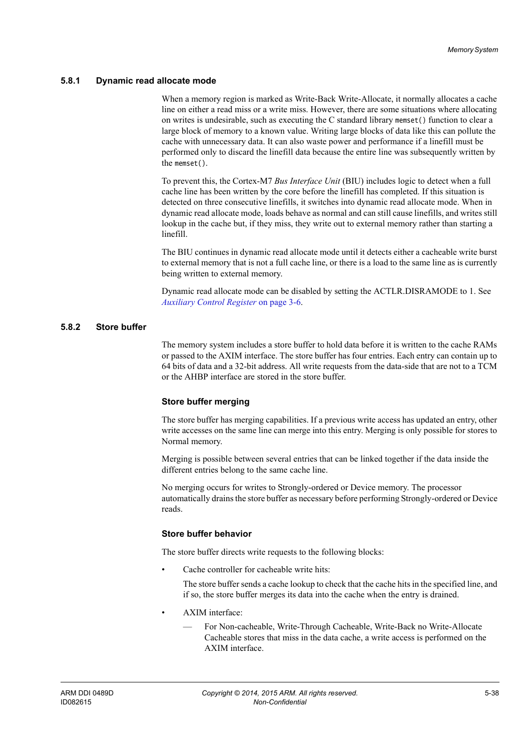### 5.8.1 Dynamic read allocate mode

When a memory region is marked as Write-Back Write-Allocate, it normally allocates a cache line on either a read miss or a write miss. However, there are some situations where allocating on writes is undesirable, such as executing the C standard library `memset()` function to clear a large block of memory to a known value. Writing large blocks of data like this can pollute the cache with unnecessary data. It can also waste power and performance if a linefill must be performed only to discard the linefill data because the entire line was subsequently written by the `memset()`.

To prevent this, the Cortex-M7 *Bus Interface Unit* (BIU) includes logic to detect when a full cache line has been written by the core before the linefill has completed. If this situation is detected on three consecutive linefills, it switches into dynamic read allocate mode. When in dynamic read allocate mode, loads behave as normal and can still cause linefills, and writes still lookup in the cache but, if they miss, they write out to external memory rather than starting a linefill.

The BIU continues in dynamic read allocate mode until it detects either a cacheable write burst to external memory that is not a full cache line, or there is a load to the same line as is currently being written to external memory.

Dynamic read allocate mode can be disabled by setting the ACTLR.DISRAMODE to 1. See *Auxiliary Control Register* on page 3-6.

### 5.8.2 Store buffer

The memory system includes a store buffer to hold data before it is written to the cache RAMs or passed to the AXIM interface. The store buffer has four entries. Each entry can contain up to 64 bits of data and a 32-bit address. All write requests from the data-side that are not to a TCM or the AHBP interface are stored in the store buffer.

#### Store buffer merging

The store buffer has merging capabilities. If a previous write access has updated an entry, other write accesses on the same line can merge into this entry. Merging is only possible for stores to Normal memory.

Merging is possible between several entries that can be linked together if the data inside the different entries belong to the same cache line.

No merging occurs for writes to Strongly-ordered or Device memory. The processor automatically drains the store buffer as necessary before performing Strongly-ordered or Device reads.

#### Store buffer behavior

The store buffer directs write requests to the following blocks:

- Cache controller for cacheable write hits:

  The store buffer sends a cache lookup to check that the cache hits in the specified line, and if so, the store buffer merges its data into the cache when the entry is drained.

- AXIM interface:
  - For Non-cacheable, Write-Through Cacheable, Write-Back no Write-Allocate Cacheable stores that miss in the data cache, a write access is performed on the AXIM interface.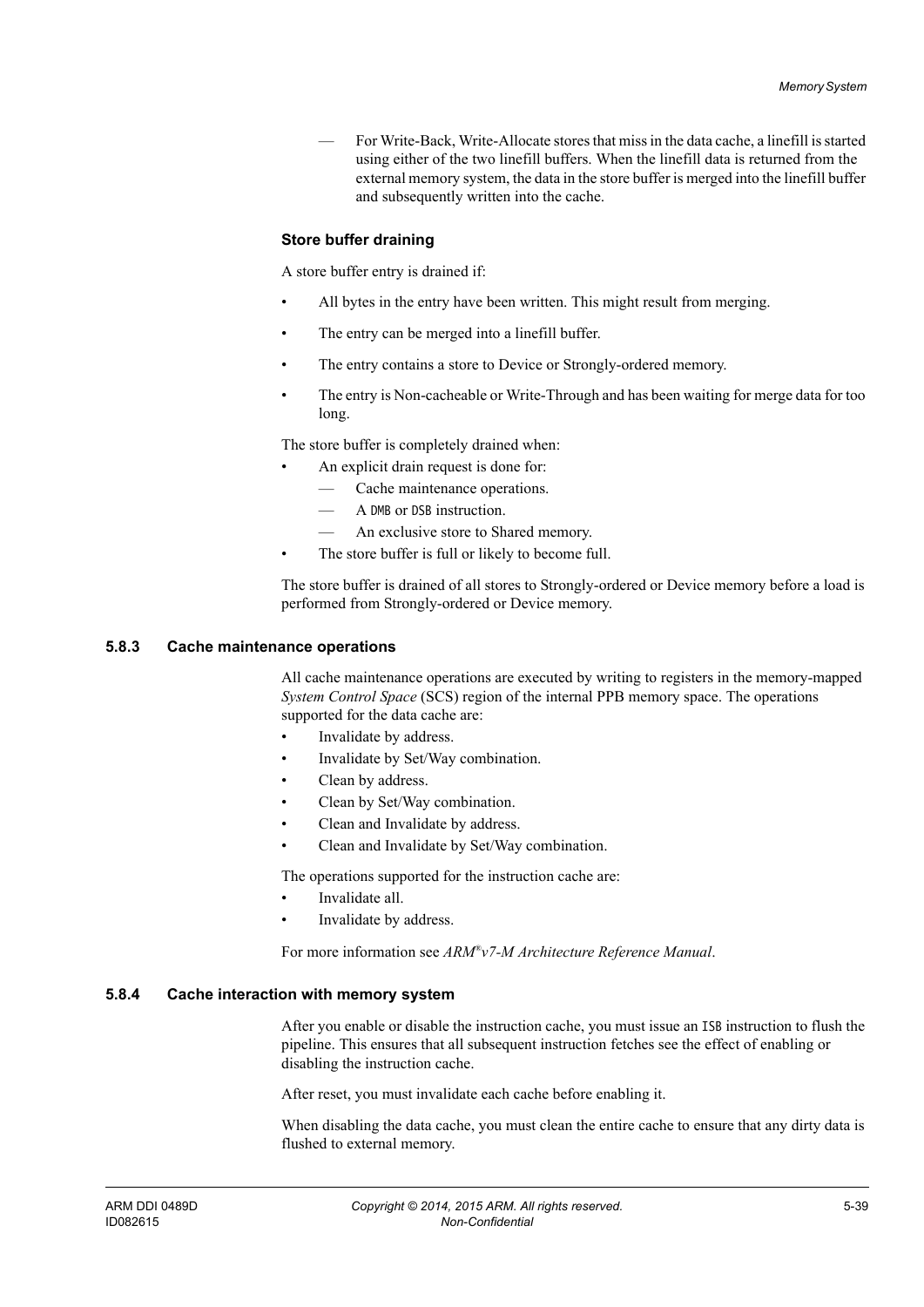- For Write-Back, Write-Allocate stores that miss in the data cache, a linefill is started using either of the two linefill buffers. When the linefill data is returned from the external memory system, the data in the store buffer is merged into the linefill buffer and subsequently written into the cache.

#### Store buffer draining

A store buffer entry is drained if:

- All bytes in the entry have been written. This might result from merging.
- The entry can be merged into a linefill buffer.
- The entry contains a store to Device or Strongly-ordered memory.
- The entry is Non-cacheable or Write-Through and has been waiting for merge data for too long.

The store buffer is completely drained when:

- An explicit drain request is done for:
  - Cache maintenance operations.
  - A `DMB` or `DSB` instruction.
  - An exclusive store to Shared memory.
- The store buffer is full or likely to become full.

The store buffer is drained of all stores to Strongly-ordered or Device memory before a load is performed from Strongly-ordered or Device memory.

### 5.8.3 Cache maintenance operations

All cache maintenance operations are executed by writing to registers in the memory-mapped *System Control Space* (SCS) region of the internal PPB memory space. The operations supported for the data cache are:

- Invalidate by address.
- Invalidate by Set/Way combination.
- Clean by address.
- Clean by Set/Way combination.
- Clean and Invalidate by address.
- Clean and Invalidate by Set/Way combination.

The operations supported for the instruction cache are:

- Invalidate all.
- Invalidate by address.

For more information see *ARM®v7-M Architecture Reference Manual*.

### 5.8.4 Cache interaction with memory system

After you enable or disable the instruction cache, you must issue an `ISB` instruction to flush the pipeline. This ensures that all subsequent instruction fetches see the effect of enabling or disabling the instruction cache.

After reset, you must invalidate each cache before enabling it.

When disabling the data cache, you must clean the entire cache to ensure that any dirty data is flushed to external memory.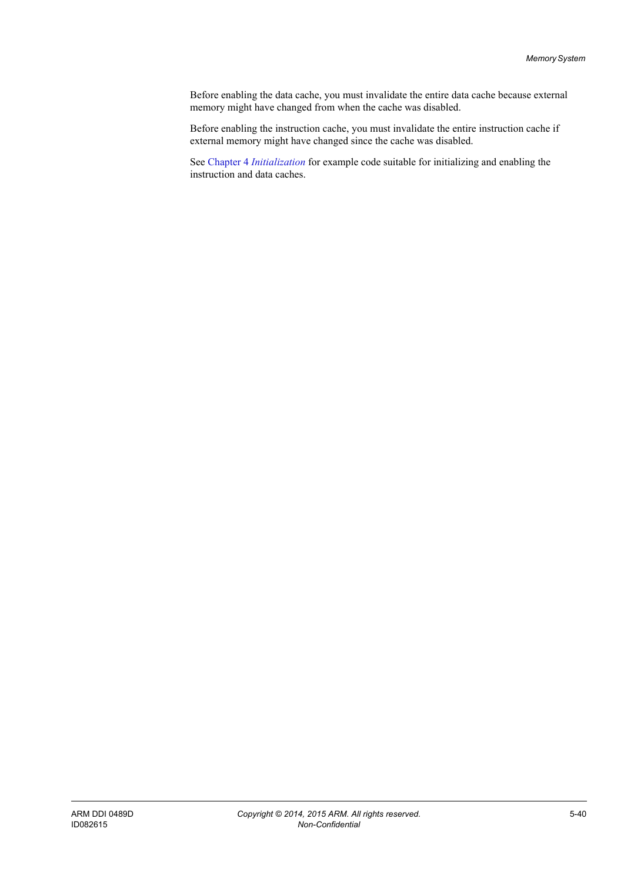Before enabling the data cache, you must invalidate the entire data cache because external memory might have changed from when the cache was disabled.

Before enabling the instruction cache, you must invalidate the entire instruction cache if external memory might have changed since the cache was disabled.

See Chapter 4 *Initialization* for example code suitable for initializing and enabling the instruction and data caches.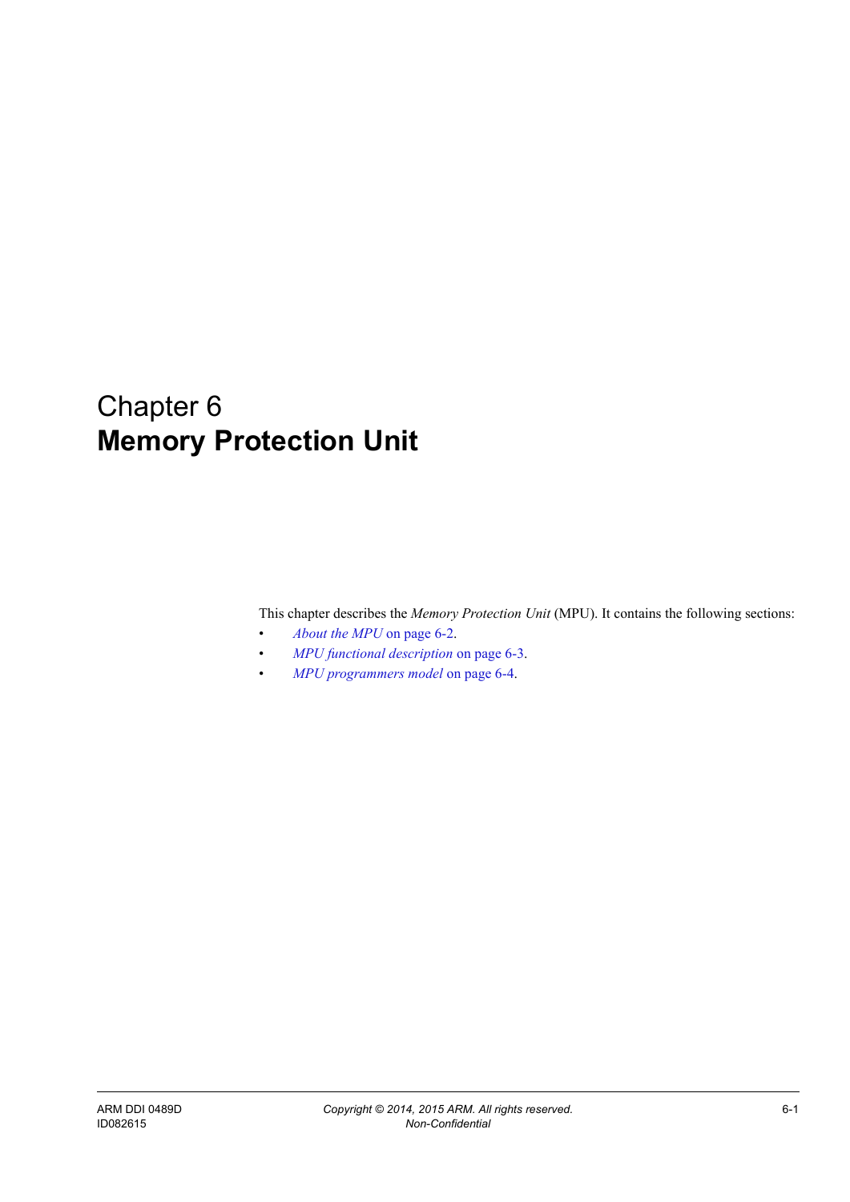# Chapter 6
# **Memory Protection Unit**

This chapter describes the *Memory Protection Unit* (MPU). It contains the following sections:

- *About the MPU* on page 6-2.
- *MPU functional description* on page 6-3.
- *MPU programmers model* on page 6-4.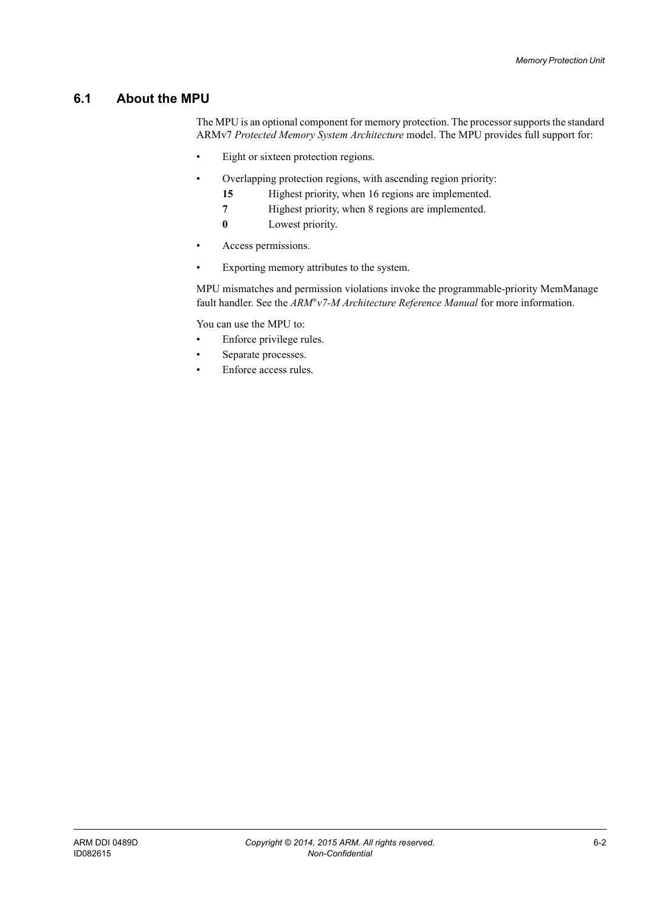## 6.1 About the MPU

The MPU is an optional component for memory protection. The processor supports the standard ARMv7 *Protected Memory System Architecture* model. The MPU provides full support for:

- Eight or sixteen protection regions.
- Overlapping protection regions, with ascending region priority:
  - **15** Highest priority, when 16 regions are implemented.
  - **7** Highest priority, when 8 regions are implemented.
  - **0** Lowest priority.
- Access permissions.
- Exporting memory attributes to the system.

MPU mismatches and permission violations invoke the programmable-priority MemManage fault handler. See the *ARM®v7-M Architecture Reference Manual* for more information.

You can use the MPU to:

- Enforce privilege rules.
- Separate processes.
- Enforce access rules.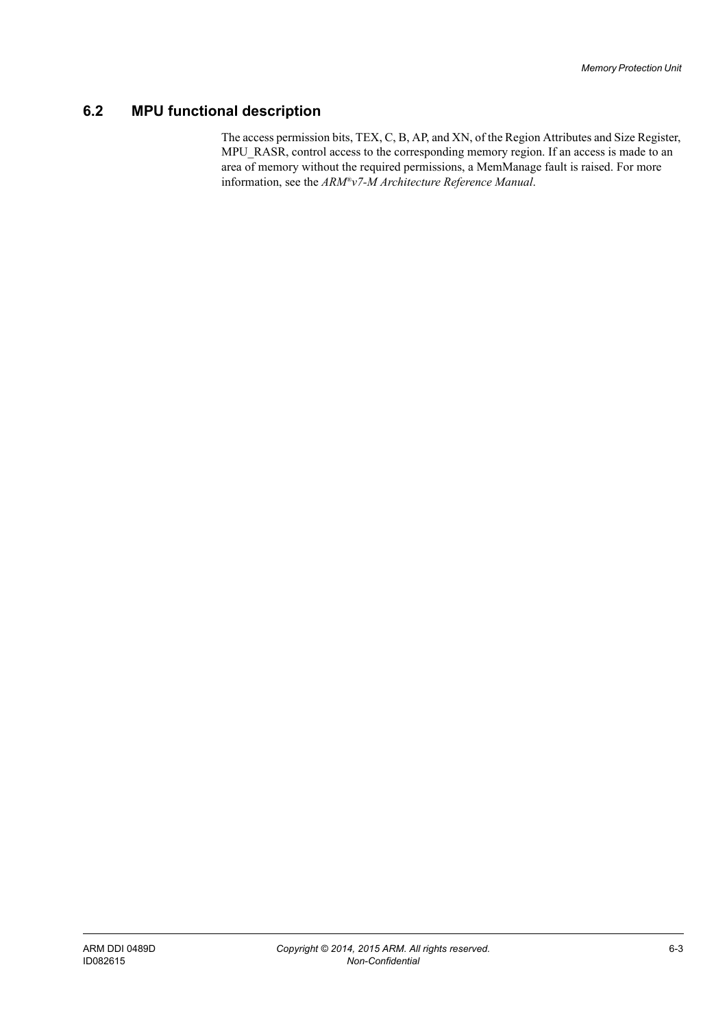## 6.2 MPU functional description

The access permission bits, TEX, C, B, AP, and XN, of the Region Attributes and Size Register, MPU_RASR, control access to the corresponding memory region. If an access is made to an area of memory without the required permissions, a MemManage fault is raised. For more information, see the *ARM®v7-M Architecture Reference Manual*.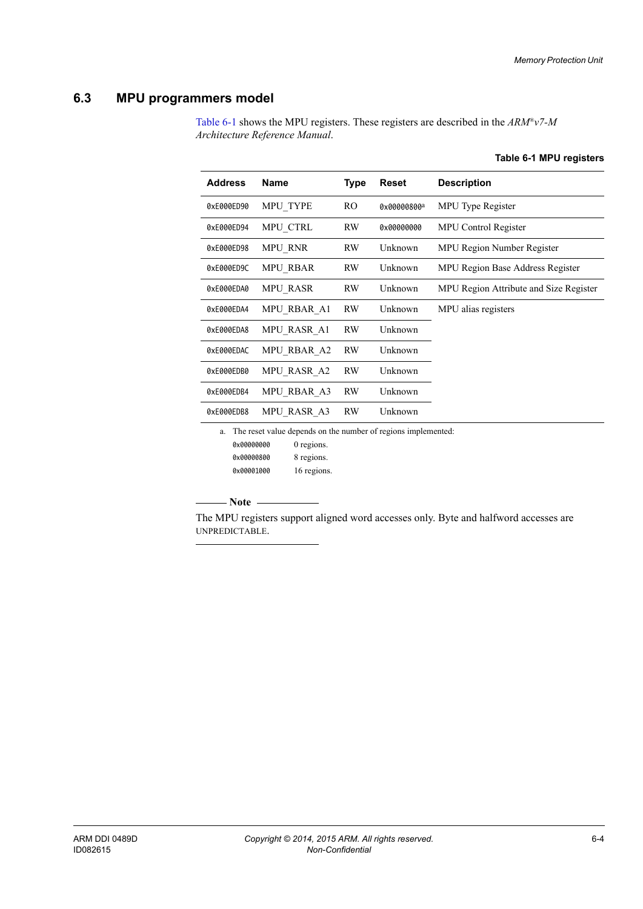## 6.3 MPU programmers model

Table 6-1 shows the MPU registers. These registers are described in the *ARM®v7-M Architecture Reference Manual*.

**Table 6-1 MPU registers**

| Address | Name | Type | Reset | Description |
|---|---|---|---|---|
| `0xE000ED90` | MPU_TYPE | RO | `0x00000800`[a] | MPU Type Register |
| `0xE000ED94` | MPU_CTRL | RW | `0x00000000` | MPU Control Register |
| `0xE000ED98` | MPU_RNR | RW | Unknown | MPU Region Number Register |
| `0xE000ED9C` | MPU_RBAR | RW | Unknown | MPU Region Base Address Register |
| `0xE000EDA0` | MPU_RASR | RW | Unknown | MPU Region Attribute and Size Register |
| `0xE000EDA4` | MPU_RBAR_A1 | RW | Unknown | MPU alias registers |
| `0xE000EDA8` | MPU_RASR_A1 | RW | Unknown | |
| `0xE000EDAC` | MPU_RBAR_A2 | RW | Unknown | |
| `0xE000EDB0` | MPU_RASR_A2 | RW | Unknown | |
| `0xE000EDB4` | MPU_RBAR_A3 | RW | Unknown | |
| `0xE000EDB8` | MPU_RASR_A3 | RW | Unknown | |

a. The reset value depends on the number of regions implemented:

`0x00000000` 0 regions.
`0x00000800` 8 regions.
`0x00001000` 16 regions.

**Note**

The MPU registers support aligned word accesses only. Byte and halfword accesses are UNPREDICTABLE.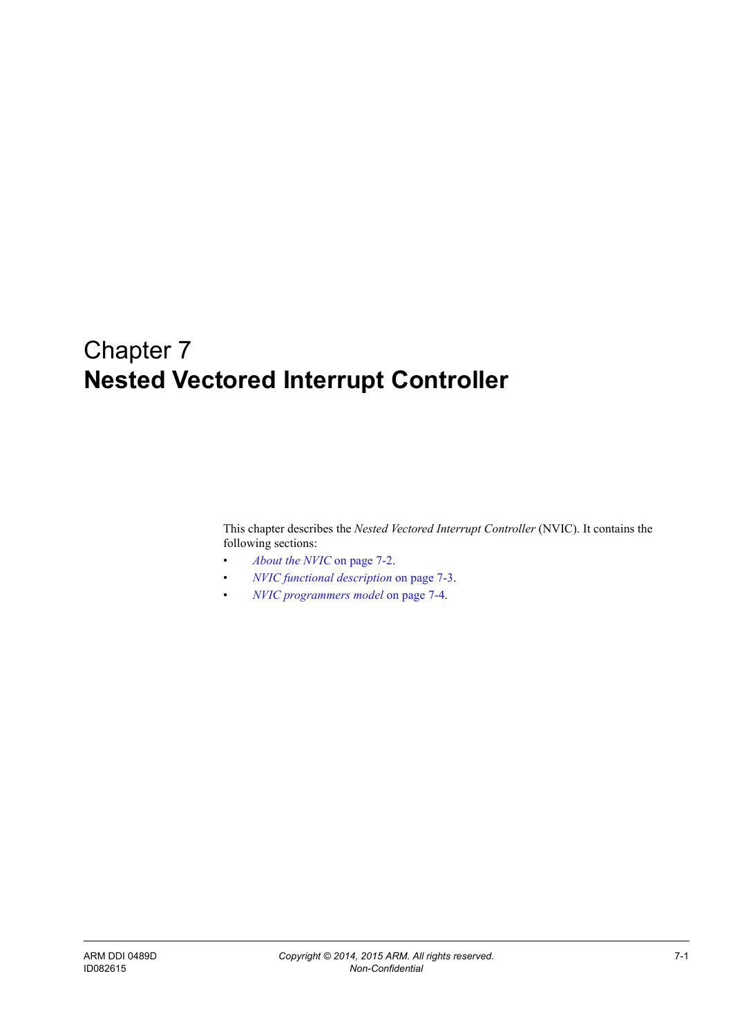# Chapter 7
# **Nested Vectored Interrupt Controller**

This chapter describes the *Nested Vectored Interrupt Controller* (NVIC). It contains the following sections:

- *About the NVIC* on page 7-2.
- *NVIC functional description* on page 7-3.
- *NVIC programmers model* on page 7-4.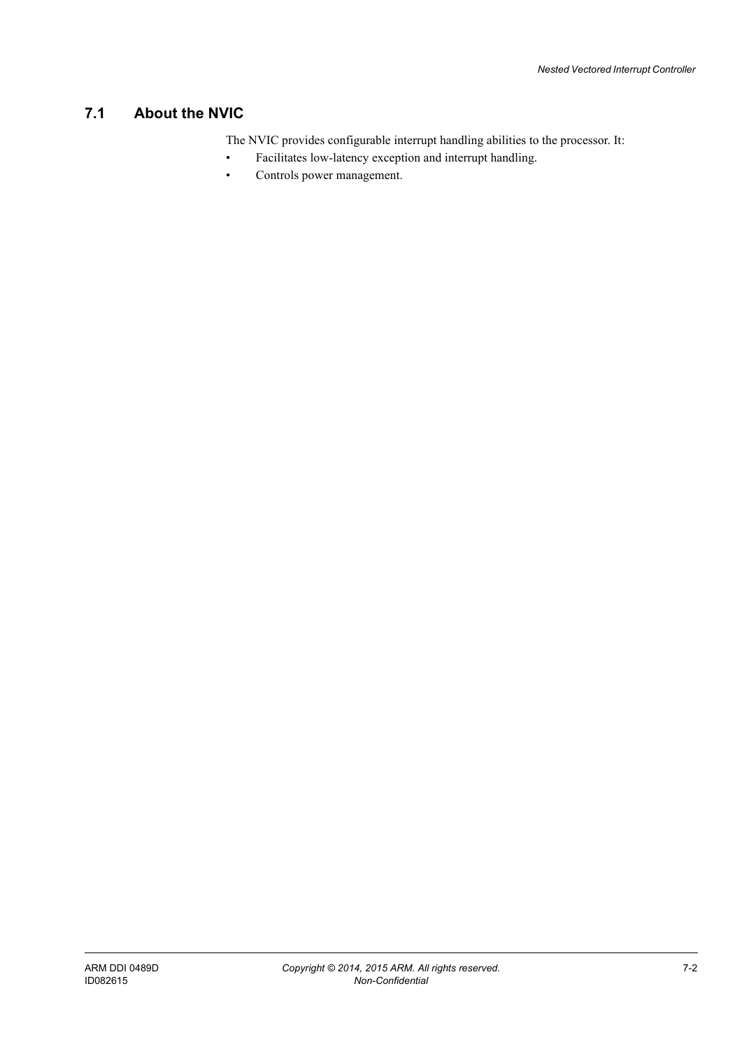## 7.1 About the NVIC

The NVIC provides configurable interrupt handling abilities to the processor. It:

- Facilitates low-latency exception and interrupt handling.
- Controls power management.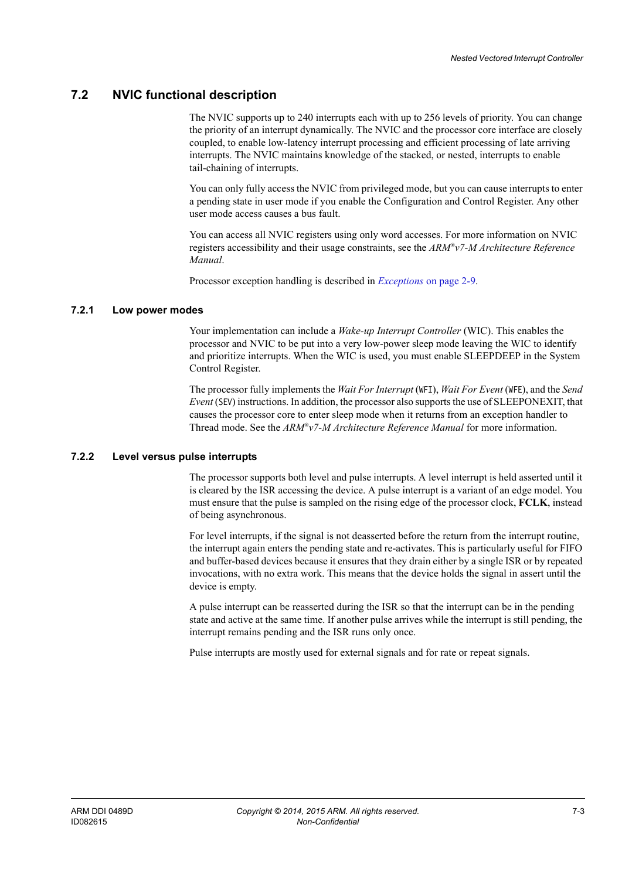## 7.2 NVIC functional description

The NVIC supports up to 240 interrupts each with up to 256 levels of priority. You can change the priority of an interrupt dynamically. The NVIC and the processor core interface are closely coupled, to enable low-latency interrupt processing and efficient processing of late arriving interrupts. The NVIC maintains knowledge of the stacked, or nested, interrupts to enable tail-chaining of interrupts.

You can only fully access the NVIC from privileged mode, but you can cause interrupts to enter a pending state in user mode if you enable the Configuration and Control Register. Any other user mode access causes a bus fault.

You can access all NVIC registers using only word accesses. For more information on NVIC registers accessibility and their usage constraints, see the *ARM®v7-M Architecture Reference Manual*.

Processor exception handling is described in *Exceptions* on page 2-9.

### 7.2.1 Low power modes

Your implementation can include a *Wake-up Interrupt Controller* (WIC). This enables the processor and NVIC to be put into a very low-power sleep mode leaving the WIC to identify and prioritize interrupts. When the WIC is used, you must enable SLEEPDEEP in the System Control Register.

The processor fully implements the *Wait For Interrupt* (`WFI`), *Wait For Event* (`WFE`), and the *Send Event* (`SEV`) instructions. In addition, the processor also supports the use of SLEEPONEXIT, that causes the processor core to enter sleep mode when it returns from an exception handler to Thread mode. See the *ARM®v7-M Architecture Reference Manual* for more information.

### 7.2.2 Level versus pulse interrupts

The processor supports both level and pulse interrupts. A level interrupt is held asserted until it is cleared by the ISR accessing the device. A pulse interrupt is a variant of an edge model. You must ensure that the pulse is sampled on the rising edge of the processor clock, **FCLK**, instead of being asynchronous.

For level interrupts, if the signal is not deasserted before the return from the interrupt routine, the interrupt again enters the pending state and re-activates. This is particularly useful for FIFO and buffer-based devices because it ensures that they drain either by a single ISR or by repeated invocations, with no extra work. This means that the device holds the signal in assert until the device is empty.

A pulse interrupt can be reasserted during the ISR so that the interrupt can be in the pending state and active at the same time. If another pulse arrives while the interrupt is still pending, the interrupt remains pending and the ISR runs only once.

Pulse interrupts are mostly used for external signals and for rate or repeat signals.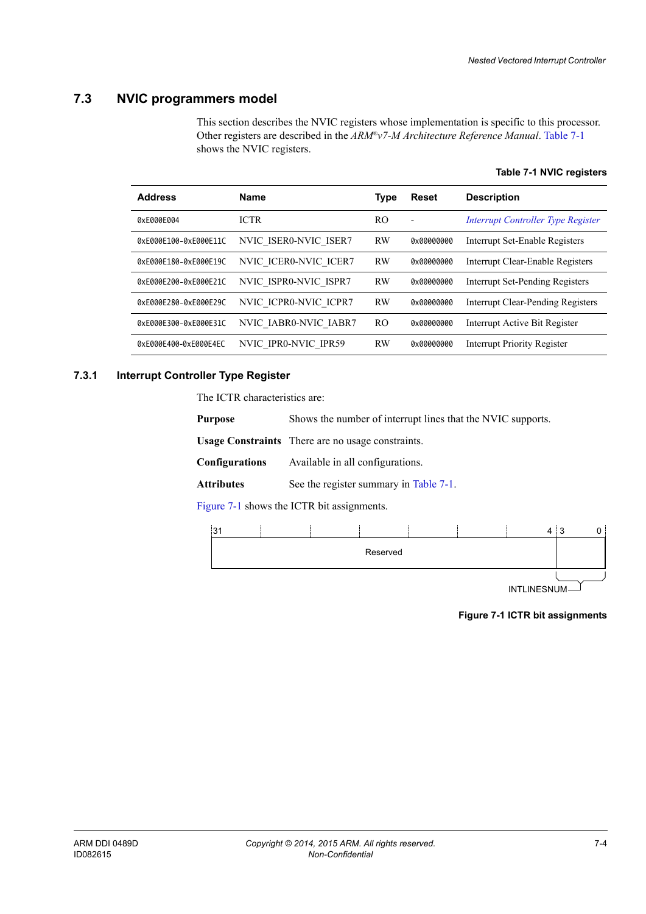## 7.3 NVIC programmers model

This section describes the NVIC registers whose implementation is specific to this processor. Other registers are described in the *ARM®v7-M Architecture Reference Manual*. Table 7-1 shows the NVIC registers.

**Table 7-1 NVIC registers**

| Address | Name | Type | Reset | Description |
|---|---|---|---|---|
| `0xE000E004` | ICTR | RO | - | *Interrupt Controller Type Register* |
| `0xE000E100-0xE000E11C` | NVIC_ISER0-NVIC_ISER7 | RW | `0x00000000` | Interrupt Set-Enable Registers |
| `0xE000E180-0xE000E19C` | NVIC_ICER0-NVIC_ICER7 | RW | `0x00000000` | Interrupt Clear-Enable Registers |
| `0xE000E200-0xE000E21C` | NVIC_ISPR0-NVIC_ISPR7 | RW | `0x00000000` | Interrupt Set-Pending Registers |
| `0xE000E280-0xE000E29C` | NVIC_ICPR0-NVIC_ICPR7 | RW | `0x00000000` | Interrupt Clear-Pending Registers |
| `0xE000E300-0xE000E31C` | NVIC_IABR0-NVIC_IABR7 | RO | `0x00000000` | Interrupt Active Bit Register |
| `0xE000E400-0xE000E4EC` | NVIC_IPR0-NVIC_IPR59 | RW | `0x00000000` | Interrupt Priority Register |

### 7.3.1 Interrupt Controller Type Register

The ICTR characteristics are:

**Purpose** Shows the number of interrupt lines that the NVIC supports.

**Usage Constraints** There are no usage constraints.

**Configurations** Available in all configurations.

**Attributes** See the register summary in Table 7-1.

Figure 7-1 shows the ICTR bit assignments.

| 31 — 4 | 3 — 0 |
|---|---|
| Reserved | INTLINESNUM |

**Figure 7-1 ICTR bit assignments**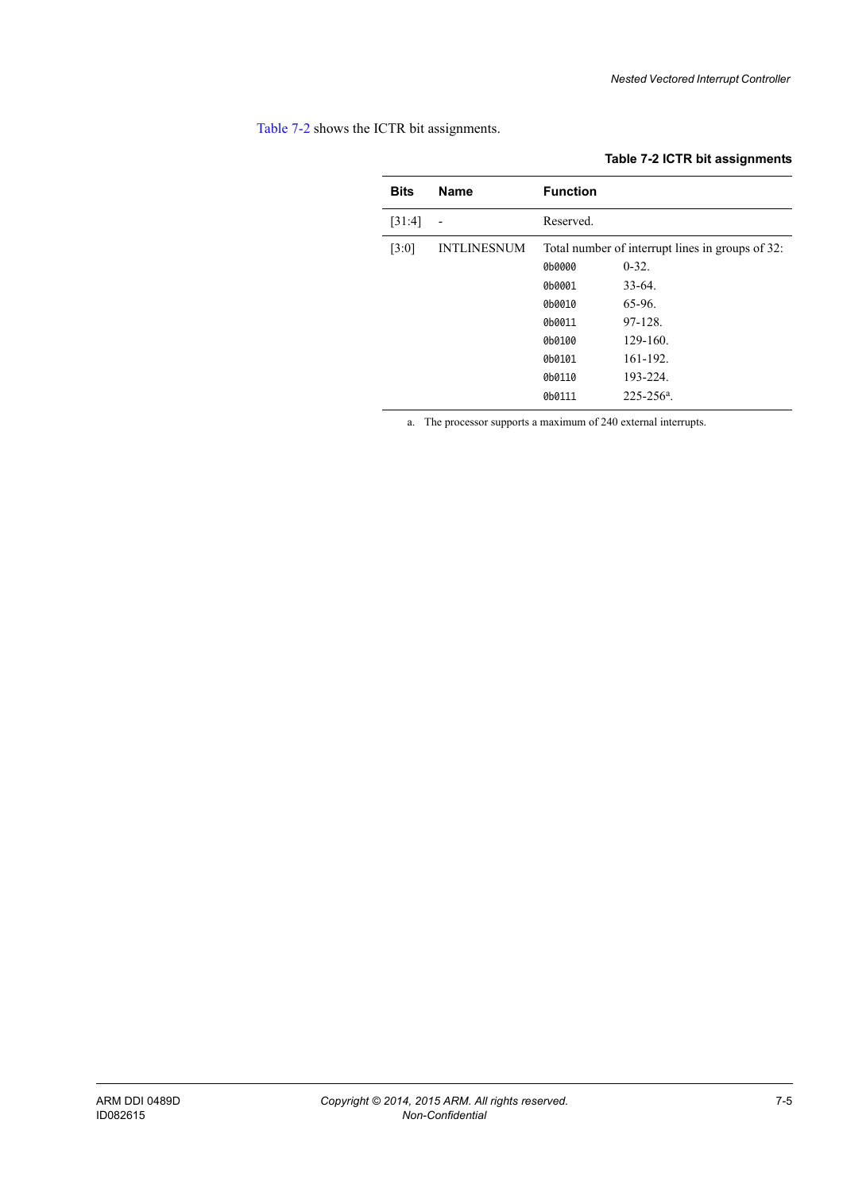Table 7-2 shows the ICTR bit assignments.

**Table 7-2 ICTR bit assignments**

| Bits | Name | Function | |
|---|---|---|---|
| [31:4] | - | Reserved. | |
| [3:0] | INTLINESNUM | Total number of interrupt lines in groups of 32: | |
| | | `0b0000` | 0-32. |
| | | `0b0001` | 33-64. |
| | | `0b0010` | 65-96. |
| | | `0b0011` | 97-128. |
| | | `0b0100` | 129-160. |
| | | `0b0101` | 161-192. |
| | | `0b0110` | 193-224. |
| | | `0b0111` | 225-256[a]. |

a. The processor supports a maximum of 240 external interrupts.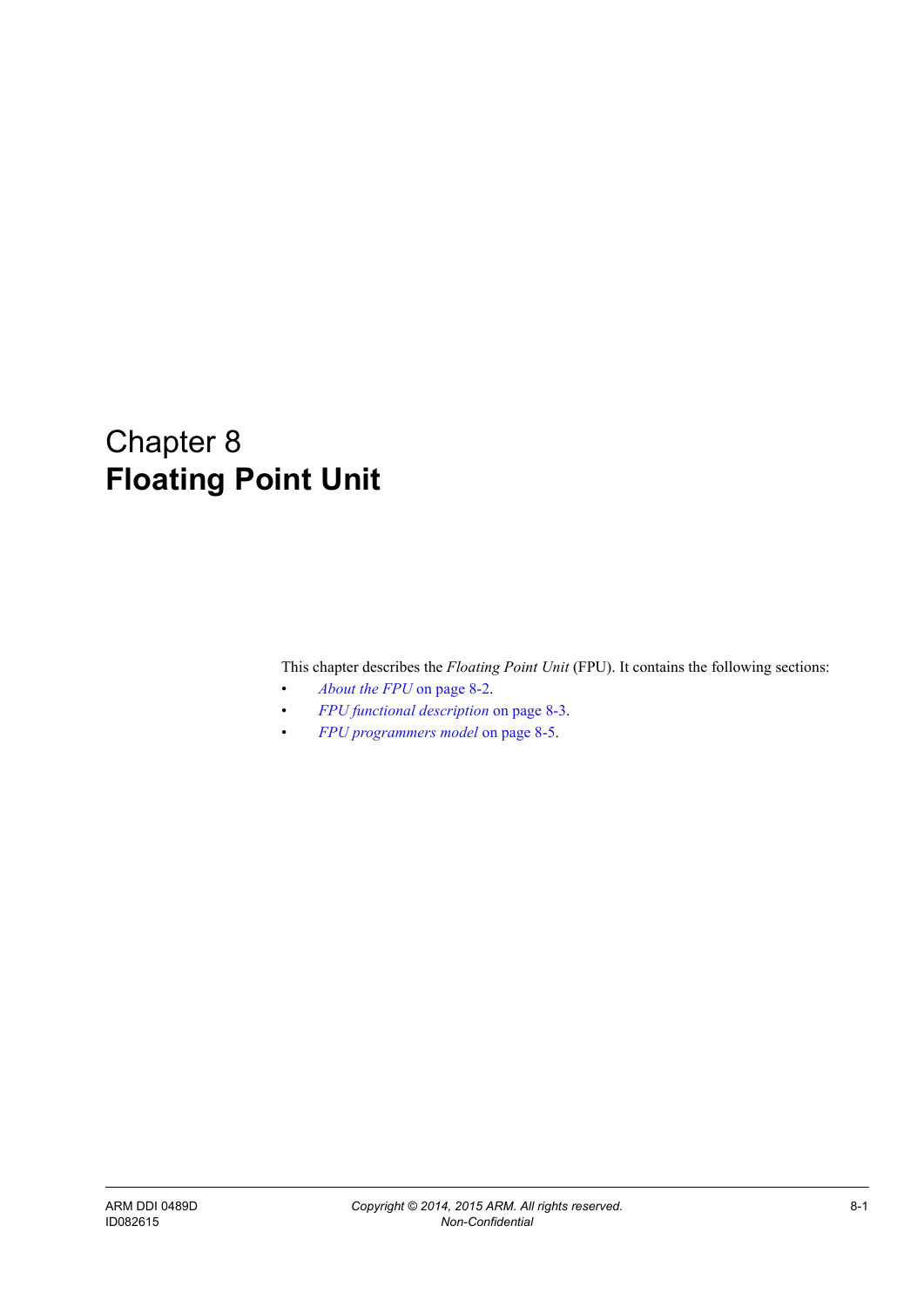# Chapter 8
# **Floating Point Unit**

This chapter describes the *Floating Point Unit* (FPU). It contains the following sections:

- *About the FPU* on page 8-2.
- *FPU functional description* on page 8-3.
- *FPU programmers model* on page 8-5.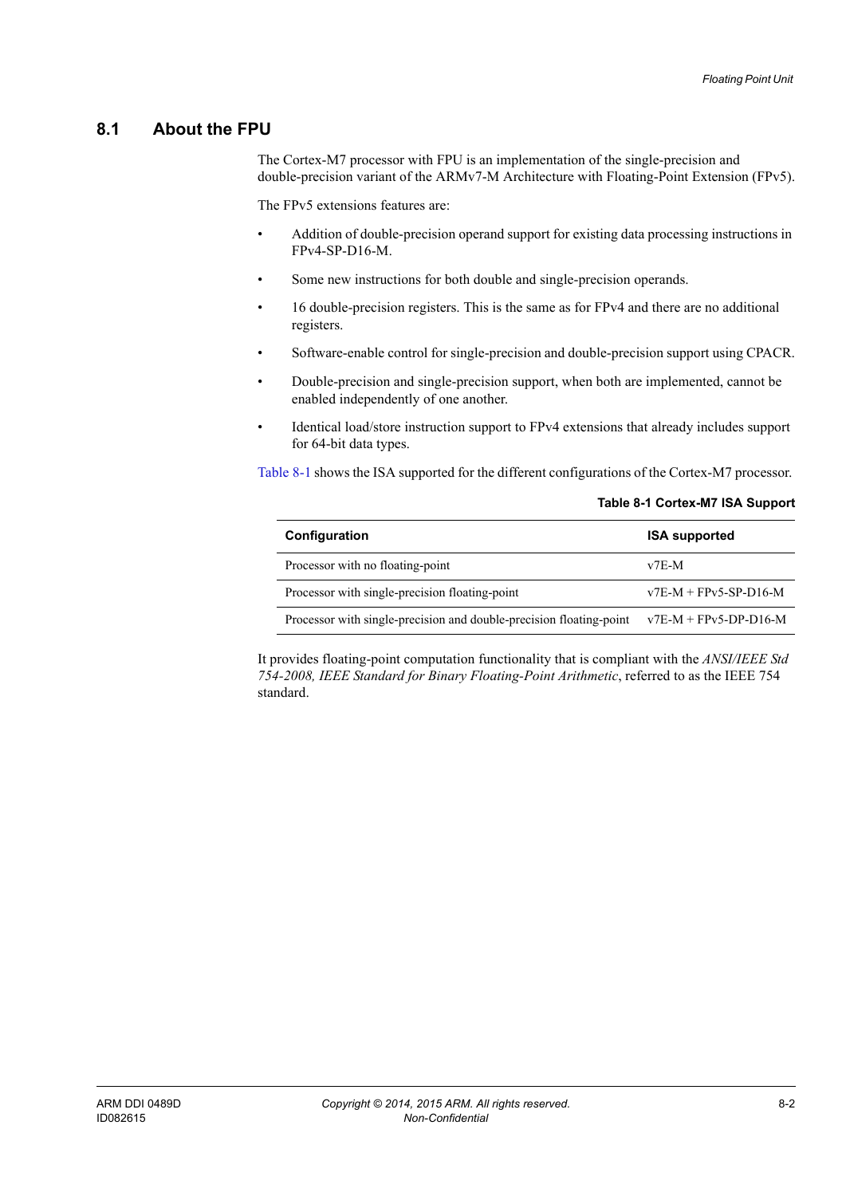## 8.1 About the FPU

The Cortex-M7 processor with FPU is an implementation of the single-precision and double-precision variant of the ARMv7-M Architecture with Floating-Point Extension (FPv5).

The FPv5 extensions features are:

- Addition of double-precision operand support for existing data processing instructions in FPv4-SP-D16-M.
- Some new instructions for both double and single-precision operands.
- 16 double-precision registers. This is the same as for FPv4 and there are no additional registers.
- Software-enable control for single-precision and double-precision support using CPACR.
- Double-precision and single-precision support, when both are implemented, cannot be enabled independently of one another.
- Identical load/store instruction support to FPv4 extensions that already includes support for 64-bit data types.

Table 8-1 shows the ISA supported for the different configurations of the Cortex-M7 processor.

**Table 8-1 Cortex-M7 ISA Support**

| Configuration | ISA supported |
| --- | --- |
| Processor with no floating-point | v7E-M |
| Processor with single-precision floating-point | v7E-M + FPv5-SP-D16-M |
| Processor with single-precision and double-precision floating-point | v7E-M + FPv5-DP-D16-M |

It provides floating-point computation functionality that is compliant with the *ANSI/IEEE Std 754-2008, IEEE Standard for Binary Floating-Point Arithmetic*, referred to as the IEEE 754 standard.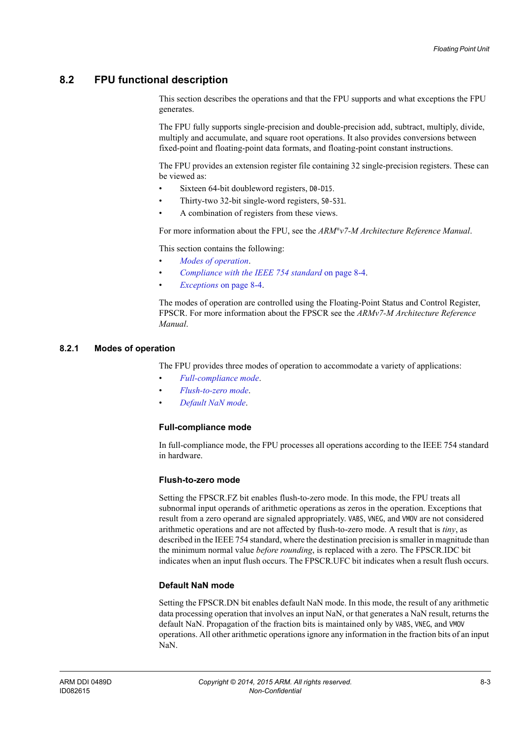## 8.2 FPU functional description

This section describes the operations and that the FPU supports and what exceptions the FPU generates.

The FPU fully supports single-precision and double-precision add, subtract, multiply, divide, multiply and accumulate, and square root operations. It also provides conversions between fixed-point and floating-point data formats, and floating-point constant instructions.

The FPU provides an extension register file containing 32 single-precision registers. These can be viewed as:

- Sixteen 64-bit doubleword registers, `D0-D15`.
- Thirty-two 32-bit single-word registers, `S0-S31`.
- A combination of registers from these views.

For more information about the FPU, see the *ARM®v7-M Architecture Reference Manual*.

This section contains the following:

- *Modes of operation*.
- *Compliance with the IEEE 754 standard* on page 8-4.
- *Exceptions* on page 8-4.

The modes of operation are controlled using the Floating-Point Status and Control Register, FPSCR. For more information about the FPSCR see the *ARMv7-M Architecture Reference Manual*.

### 8.2.1 Modes of operation

The FPU provides three modes of operation to accommodate a variety of applications:

- *Full-compliance mode*.
- *Flush-to-zero mode*.
- *Default NaN mode*.

#### Full-compliance mode

In full-compliance mode, the FPU processes all operations according to the IEEE 754 standard in hardware.

#### Flush-to-zero mode

Setting the FPSCR.FZ bit enables flush-to-zero mode. In this mode, the FPU treats all subnormal input operands of arithmetic operations as zeros in the operation. Exceptions that result from a zero operand are signaled appropriately. `VABS`, `VNEG`, and `VMOV` are not considered arithmetic operations and are not affected by flush-to-zero mode. A result that is *tiny*, as described in the IEEE 754 standard, where the destination precision is smaller in magnitude than the minimum normal value *before rounding*, is replaced with a zero. The FPSCR.IDC bit indicates when an input flush occurs. The FPSCR.UFC bit indicates when a result flush occurs.

#### Default NaN mode

Setting the FPSCR.DN bit enables default NaN mode. In this mode, the result of any arithmetic data processing operation that involves an input NaN, or that generates a NaN result, returns the default NaN. Propagation of the fraction bits is maintained only by `VABS`, `VNEG`, and `VMOV` operations. All other arithmetic operations ignore any information in the fraction bits of an input NaN.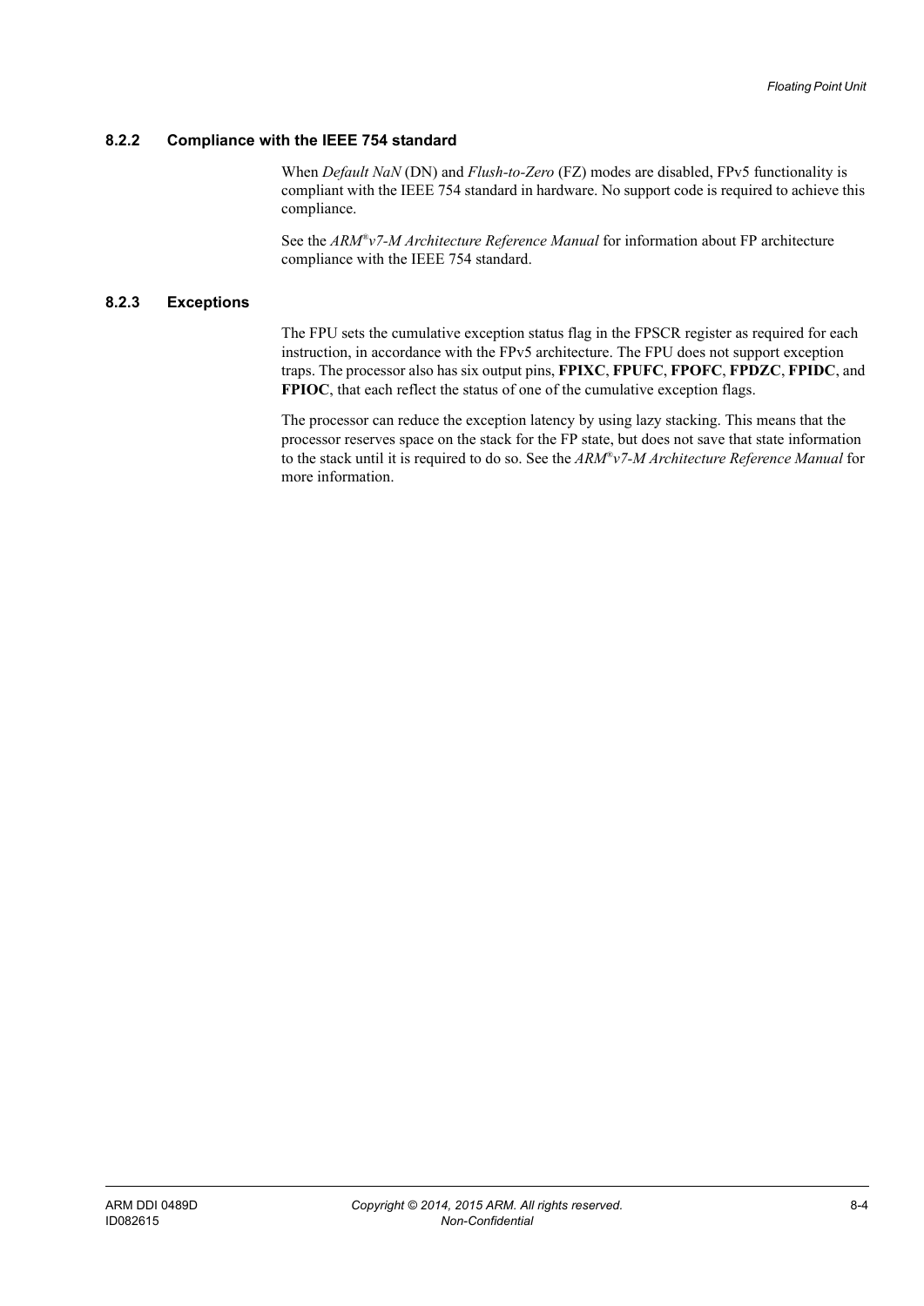### 8.2.2 Compliance with the IEEE 754 standard

When *Default NaN* (DN) and *Flush-to-Zero* (FZ) modes are disabled, FPv5 functionality is compliant with the IEEE 754 standard in hardware. No support code is required to achieve this compliance.

See the *ARM®v7-M Architecture Reference Manual* for information about FP architecture compliance with the IEEE 754 standard.

### 8.2.3 Exceptions

The FPU sets the cumulative exception status flag in the FPSCR register as required for each instruction, in accordance with the FPv5 architecture. The FPU does not support exception traps. The processor also has six output pins, **FPIXC**, **FPUFC**, **FPOFC**, **FPDZC**, **FPIDC**, and **FPIOC**, that each reflect the status of one of the cumulative exception flags.

The processor can reduce the exception latency by using lazy stacking. This means that the processor reserves space on the stack for the FP state, but does not save that state information to the stack until it is required to do so. See the *ARM®v7-M Architecture Reference Manual* for more information.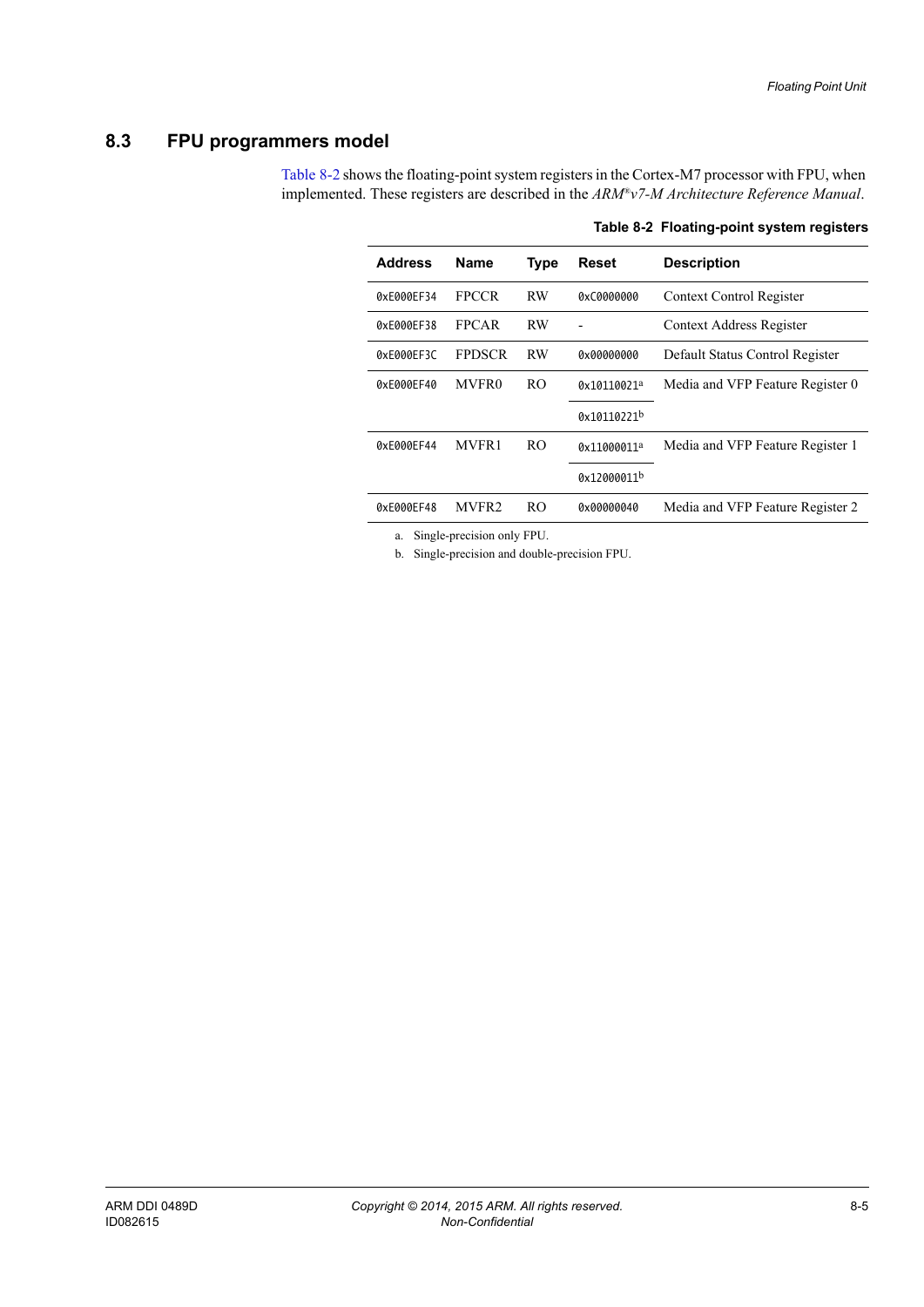## 8.3 FPU programmers model

Table 8-2 shows the floating-point system registers in the Cortex-M7 processor with FPU, when implemented. These registers are described in the *ARM®v7-M Architecture Reference Manual*.

**Table 8-2 Floating-point system registers**

| Address | Name | Type | Reset | Description |
|---|---|---|---|---|
| 0xE000EF34 | FPCCR | RW | 0xC0000000 | Context Control Register |
| 0xE000EF38 | FPCAR | RW | - | Context Address Register |
| 0xE000EF3C | FPDSCR | RW | 0x00000000 | Default Status Control Register |
| 0xE000EF40 | MVFR0 | RO | 0x10110021[a] | Media and VFP Feature Register 0 |
| | | | 0x10110221[b] | |
| 0xE000EF44 | MVFR1 | RO | 0x11000011[a] | Media and VFP Feature Register 1 |
| | | | 0x12000011[b] | |
| 0xE000EF48 | MVFR2 | RO | 0x00000040 | Media and VFP Feature Register 2 |

a. Single-precision only FPU.

b. Single-precision and double-precision FPU.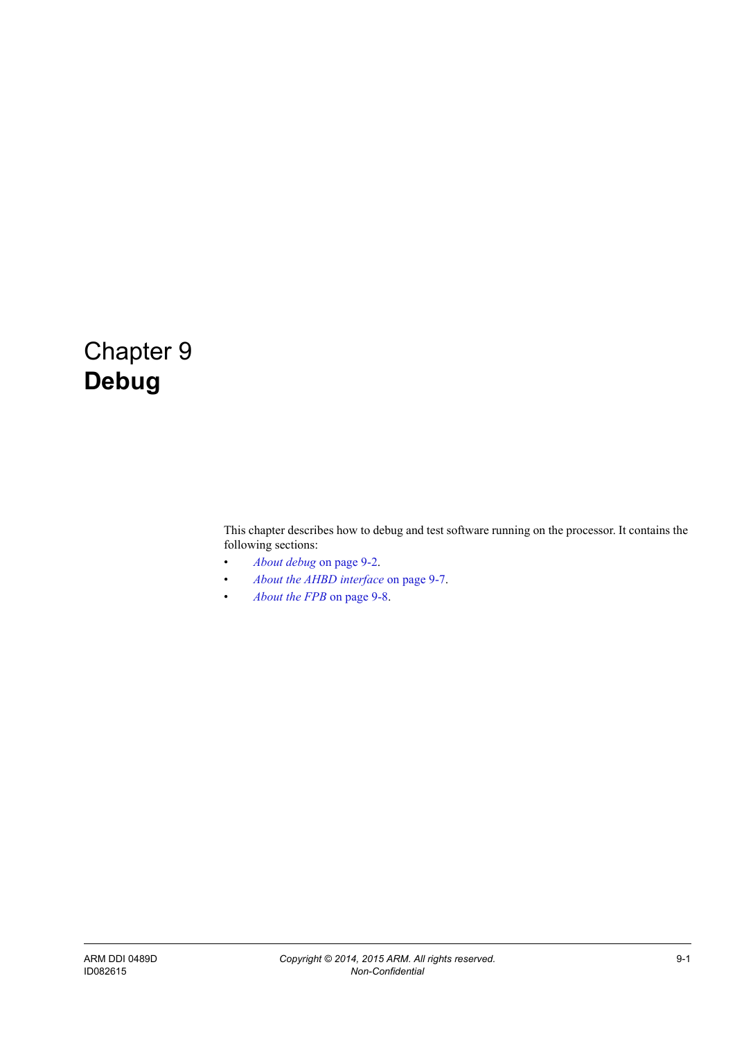# Chapter 9
# Debug

This chapter describes how to debug and test software running on the processor. It contains the following sections:

- *About debug* on page 9-2.
- *About the AHBD interface* on page 9-7.
- *About the FPB* on page 9-8.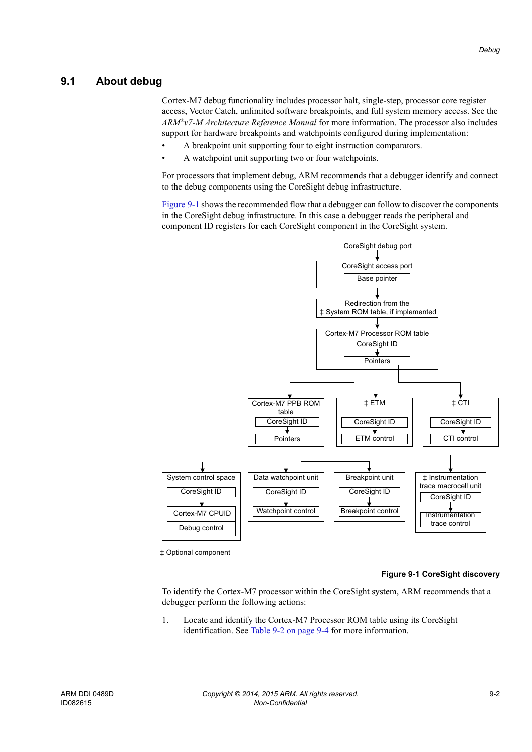## 9.1 About debug

Cortex-M7 debug functionality includes processor halt, single-step, processor core register access, Vector Catch, unlimited software breakpoints, and full system memory access. See the *ARM®v7-M Architecture Reference Manual* for more information. The processor also includes support for hardware breakpoints and watchpoints configured during implementation:

- A breakpoint unit supporting four to eight instruction comparators.
- A watchpoint unit supporting two or four watchpoints.

For processors that implement debug, ARM recommends that a debugger identify and connect to the debug components using the CoreSight debug infrastructure.

Figure 9-1 shows the recommended flow that a debugger can follow to discover the components in the CoreSight debug infrastructure. In this case a debugger reads the peripheral and component ID registers for each CoreSight component in the CoreSight system.

CoreSight debug port

CoreSight access port

Base pointer

Redirection from the ‡ System ROM table, if implemented

Cortex-M7 Processor ROM table

CoreSight ID

Pointers

Cortex-M7 PPB ROM table

CoreSight ID

Pointers

‡ ETM

CoreSight ID

ETM control

‡ CTI

CoreSight ID

CTI control

System control space

CoreSight ID

Cortex-M7 CPUID

Debug control

Data watchpoint unit

CoreSight ID

Watchpoint control

Breakpoint unit

CoreSight ID

Breakpoint control

‡ Instrumentation trace macrocell unit

CoreSight ID

Instrumentation trace control

‡ Optional component

**Figure 9-1 CoreSight discovery**

To identify the Cortex-M7 processor within the CoreSight system, ARM recommends that a debugger perform the following actions:

1. Locate and identify the Cortex-M7 Processor ROM table using its CoreSight identification. See Table 9-2 on page 9-4 for more information.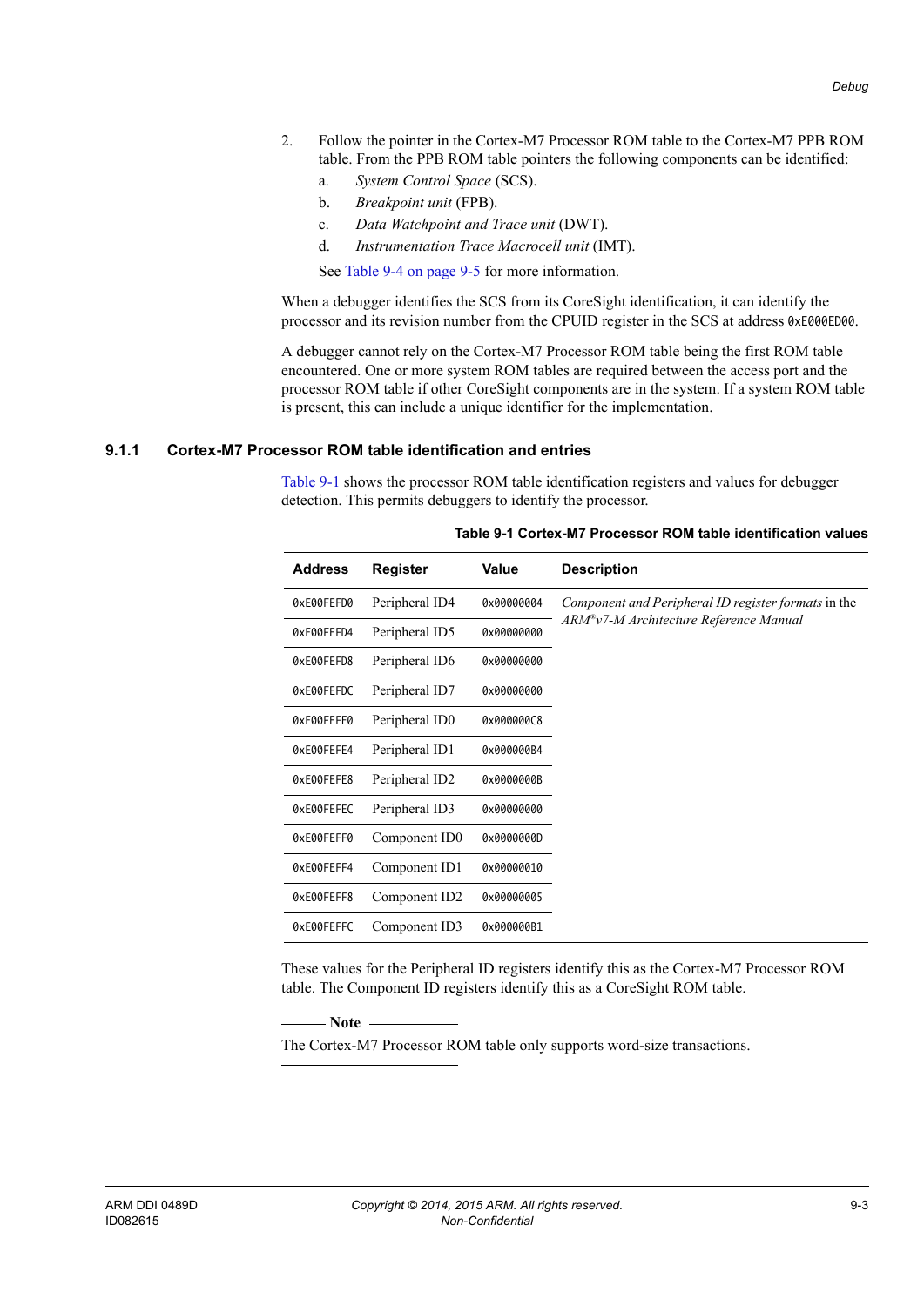2. Follow the pointer in the Cortex-M7 Processor ROM table to the Cortex-M7 PPB ROM table. From the PPB ROM table pointers the following components can be identified:
   a. *System Control Space* (SCS).
   b. *Breakpoint unit* (FPB).
   c. *Data Watchpoint and Trace unit* (DWT).
   d. *Instrumentation Trace Macrocell unit* (IMT).

   See Table 9-4 on page 9-5 for more information.

When a debugger identifies the SCS from its CoreSight identification, it can identify the processor and its revision number from the CPUID register in the SCS at address `0xE000ED00`.

A debugger cannot rely on the Cortex-M7 Processor ROM table being the first ROM table encountered. One or more system ROM tables are required between the access port and the processor ROM table if other CoreSight components are in the system. If a system ROM table is present, this can include a unique identifier for the implementation.

### 9.1.1 Cortex-M7 Processor ROM table identification and entries

Table 9-1 shows the processor ROM table identification registers and values for debugger detection. This permits debuggers to identify the processor.

**Table 9-1 Cortex-M7 Processor ROM table identification values**

| Address | Register | Value | Description |
|---|---|---|---|
| `0xE00FEFD0` | Peripheral ID4 | `0x00000004` | *Component and Peripheral ID register formats* in the *ARM®v7-M Architecture Reference Manual* |
| `0xE00FEFD4` | Peripheral ID5 | `0x00000000` | |
| `0xE00FEFD8` | Peripheral ID6 | `0x00000000` | |
| `0xE00FEFDC` | Peripheral ID7 | `0x00000000` | |
| `0xE00FEFE0` | Peripheral ID0 | `0x000000C8` | |
| `0xE00FEFE4` | Peripheral ID1 | `0x000000B4` | |
| `0xE00FEFE8` | Peripheral ID2 | `0x0000000B` | |
| `0xE00FEFEC` | Peripheral ID3 | `0x00000000` | |
| `0xE00FEFF0` | Component ID0 | `0x0000000D` | |
| `0xE00FEFF4` | Component ID1 | `0x00000010` | |
| `0xE00FEFF8` | Component ID2 | `0x00000005` | |
| `0xE00FEFFC` | Component ID3 | `0x000000B1` | |

These values for the Peripheral ID registers identify this as the Cortex-M7 Processor ROM table. The Component ID registers identify this as a CoreSight ROM table.

**Note**

The Cortex-M7 Processor ROM table only supports word-size transactions.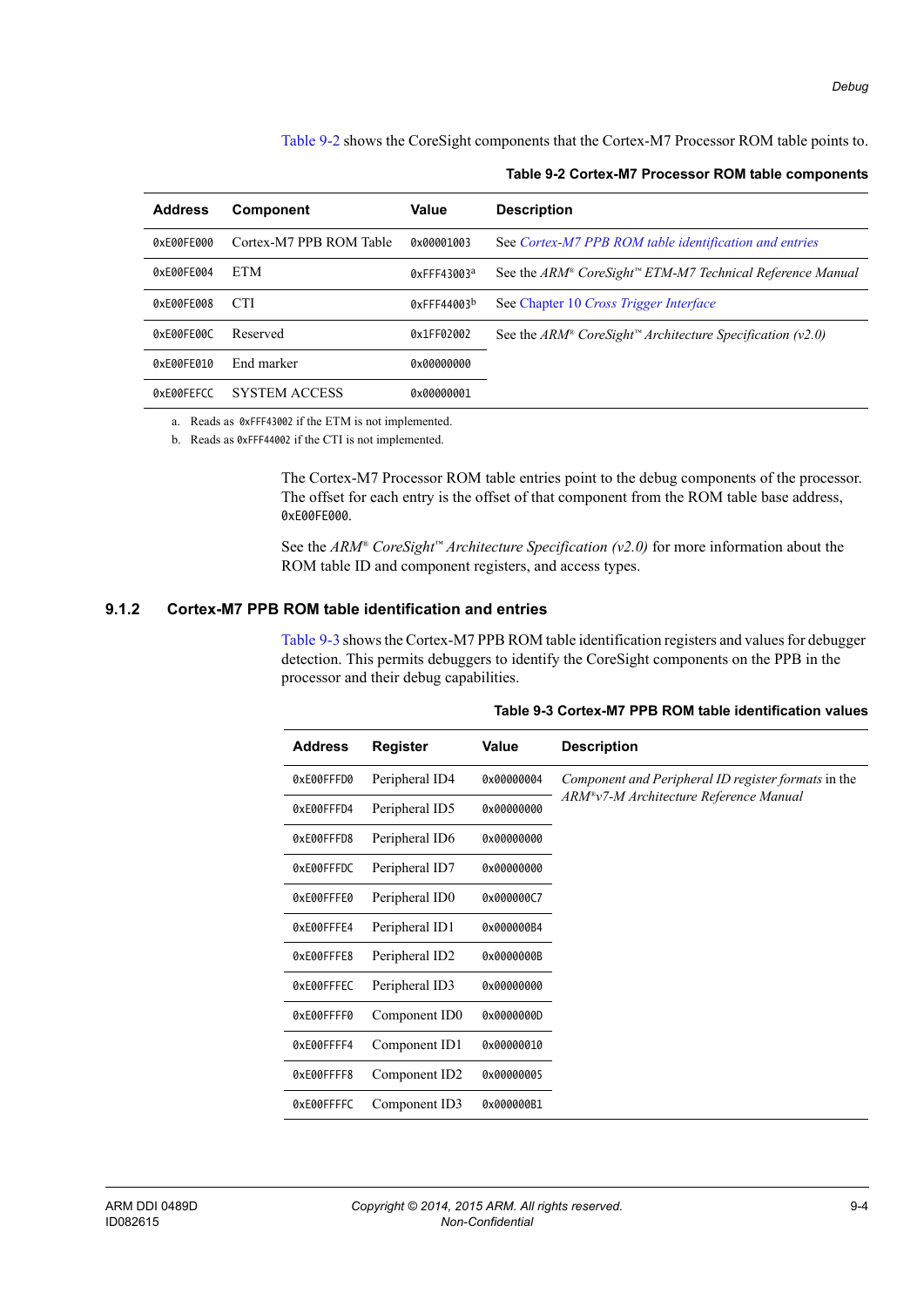Table 9-2 shows the CoreSight components that the Cortex-M7 Processor ROM table points to.

**Table 9-2 Cortex-M7 Processor ROM table components**

| Address | Component | Value | Description |
|---|---|---|---|
| 0xE00FE000 | Cortex-M7 PPB ROM Table | 0x00001003 | See *Cortex-M7 PPB ROM table identification and entries* |
| 0xE00FE004 | ETM | 0xFFF43003[a] | See the *ARM® CoreSight™ ETM-M7 Technical Reference Manual* |
| 0xE00FE008 | CTI | 0xFFF44003[b] | See Chapter 10 *Cross Trigger Interface* |
| 0xE00FE00C | Reserved | 0x1FF02002 | See the *ARM® CoreSight™ Architecture Specification (v2.0)* |
| 0xE00FE010 | End marker | 0x00000000 | |
| 0xE00FEFCC | SYSTEM ACCESS | 0x00000001 | |

a. Reads as 0xFFF43002 if the ETM is not implemented.
b. Reads as 0xFFF44002 if the CTI is not implemented.

The Cortex-M7 Processor ROM table entries point to the debug components of the processor. The offset for each entry is the offset of that component from the ROM table base address, 0xE00FE000.

See the *ARM® CoreSight™ Architecture Specification (v2.0)* for more information about the ROM table ID and component registers, and access types.

### 9.1.2 Cortex-M7 PPB ROM table identification and entries

Table 9-3 shows the Cortex-M7 PPB ROM table identification registers and values for debugger detection. This permits debuggers to identify the CoreSight components on the PPB in the processor and their debug capabilities.

**Table 9-3 Cortex-M7 PPB ROM table identification values**

| Address | Register | Value | Description |
|---|---|---|---|
| 0xE00FFFD0 | Peripheral ID4 | 0x00000004 | *Component and Peripheral ID register formats* in the *ARM®v7-M Architecture Reference Manual* |
| 0xE00FFFD4 | Peripheral ID5 | 0x00000000 | |
| 0xE00FFFD8 | Peripheral ID6 | 0x00000000 | |
| 0xE00FFFDC | Peripheral ID7 | 0x00000000 | |
| 0xE00FFFE0 | Peripheral ID0 | 0x000000C7 | |
| 0xE00FFFE4 | Peripheral ID1 | 0x000000B4 | |
| 0xE00FFFE8 | Peripheral ID2 | 0x0000000B | |
| 0xE00FFFEC | Peripheral ID3 | 0x00000000 | |
| 0xE00FFFF0 | Component ID0 | 0x0000000D | |
| 0xE00FFFF4 | Component ID1 | 0x00000010 | |
| 0xE00FFFF8 | Component ID2 | 0x00000005 | |
| 0xE00FFFFC | Component ID3 | 0x000000B1 | |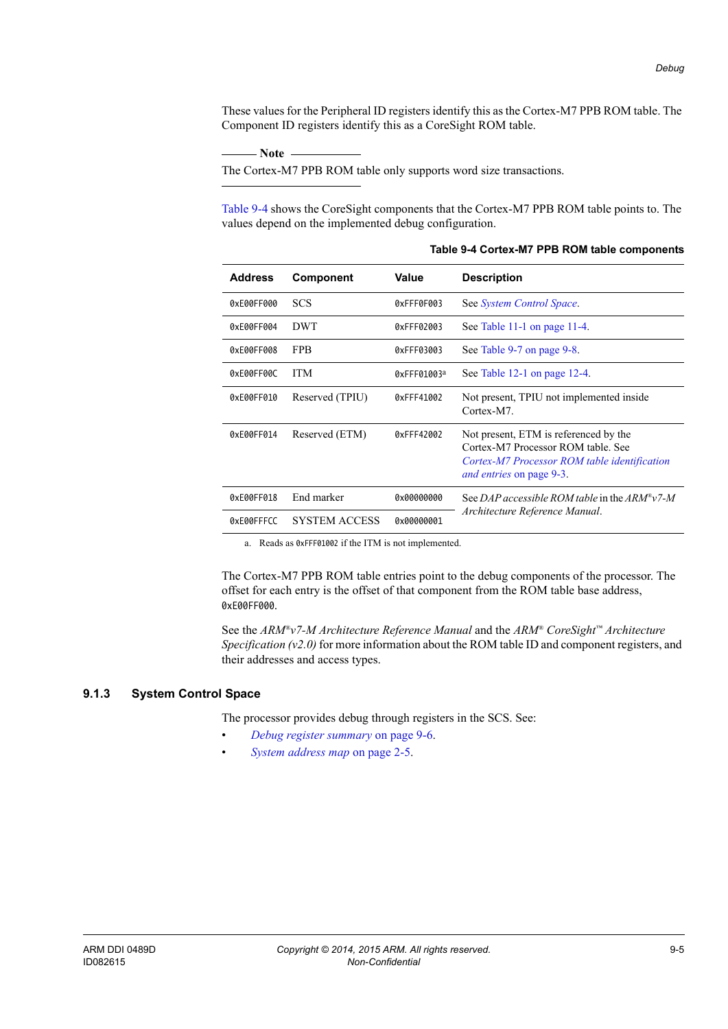These values for the Peripheral ID registers identify this as the Cortex-M7 PPB ROM table. The Component ID registers identify this as a CoreSight ROM table.

**Note**

The Cortex-M7 PPB ROM table only supports word size transactions.

---

Table 9-4 shows the CoreSight components that the Cortex-M7 PPB ROM table points to. The values depend on the implemented debug configuration.

**Table 9-4 Cortex-M7 PPB ROM table components**

| Address | Component | Value | Description |
|---|---|---|---|
| `0xE00FF000` | SCS | `0xFFF0F003` | See *System Control Space*. |
| `0xE00FF004` | DWT | `0xFFF02003` | See Table 11-1 on page 11-4. |
| `0xE00FF008` | FPB | `0xFFF03003` | See Table 9-7 on page 9-8. |
| `0xE00FF00C` | ITM | `0xFFF01003`[a] | See Table 12-1 on page 12-4. |
| `0xE00FF010` | Reserved (TPIU) | `0xFFF41002` | Not present, TPIU not implemented inside Cortex-M7. |
| `0xE00FF014` | Reserved (ETM) | `0xFFF42002` | Not present, ETM is referenced by the Cortex-M7 Processor ROM table. See *Cortex-M7 Processor ROM table identification and entries* on page 9-3. |
| `0xE00FF018` | End marker | `0x00000000` | See *DAP accessible ROM table* in the *ARM®v7-M Architecture Reference Manual*. |
| `0xE00FFFCC` | SYSTEM ACCESS | `0x00000001` | |

a. Reads as `0xFFF01002` if the ITM is not implemented.

The Cortex-M7 PPB ROM table entries point to the debug components of the processor. The offset for each entry is the offset of that component from the ROM table base address, `0xE00FF000`.

See the *ARM®v7-M Architecture Reference Manual* and the *ARM® CoreSight™ Architecture Specification (v2.0)* for more information about the ROM table ID and component registers, and their addresses and access types.

### 9.1.3 System Control Space

The processor provides debug through registers in the SCS. See:

- *Debug register summary* on page 9-6.
- *System address map* on page 2-5.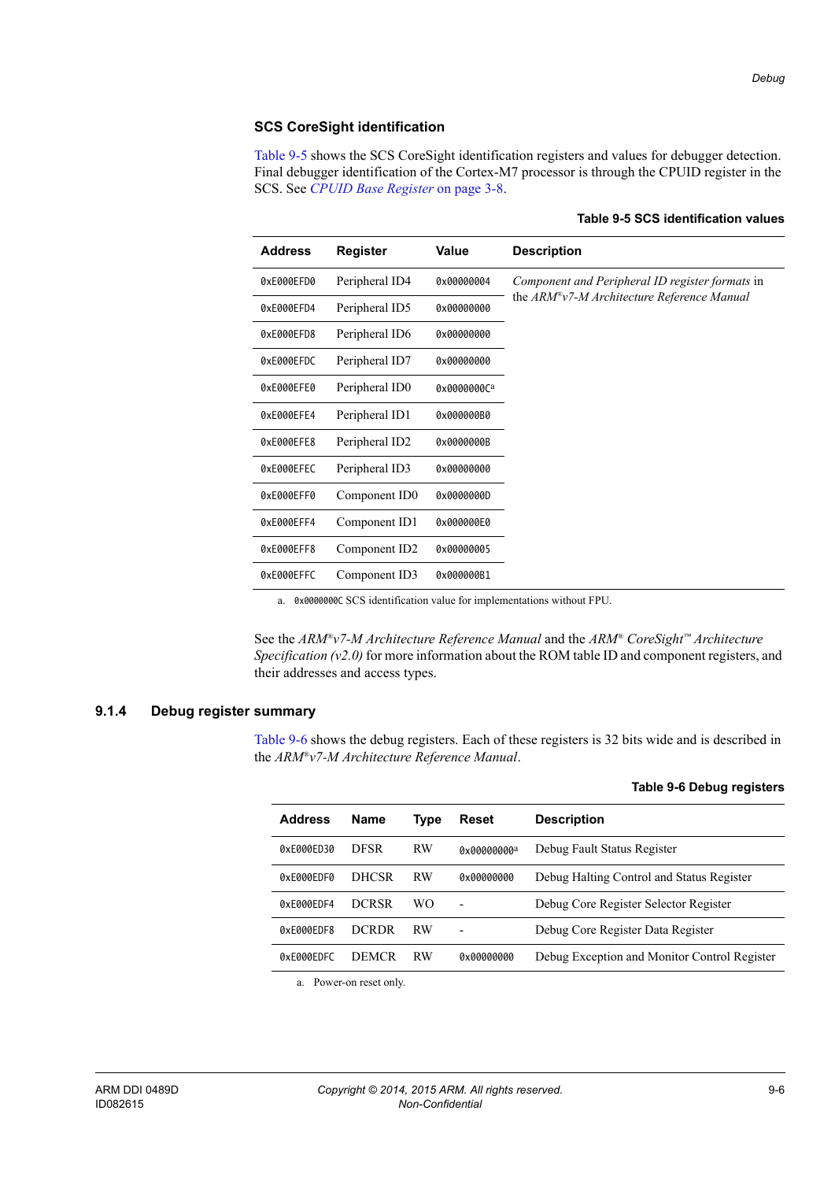### SCS CoreSight identification

Table 9-5 shows the SCS CoreSight identification registers and values for debugger detection. Final debugger identification of the Cortex-M7 processor is through the CPUID register in the SCS. See *CPUID Base Register* on page 3-8.

**Table 9-5 SCS identification values**

| Address | Register | Value | Description |
|---|---|---|---|
| 0xE000EFD0 | Peripheral ID4 | 0x00000004 | *Component and Peripheral ID register formats* in the *ARM®v7-M Architecture Reference Manual* |
| 0xE000EFD4 | Peripheral ID5 | 0x00000000 | |
| 0xE000EFD8 | Peripheral ID6 | 0x00000000 | |
| 0xE000EFDC | Peripheral ID7 | 0x00000000 | |
| 0xE000EFE0 | Peripheral ID0 | 0x0000000C[a] | |
| 0xE000EFE4 | Peripheral ID1 | 0x000000B0 | |
| 0xE000EFE8 | Peripheral ID2 | 0x0000000B | |
| 0xE000EFEC | Peripheral ID3 | 0x00000000 | |
| 0xE000EFF0 | Component ID0 | 0x0000000D | |
| 0xE000EFF4 | Component ID1 | 0x000000E0 | |
| 0xE000EFF8 | Component ID2 | 0x00000005 | |
| 0xE000EFFC | Component ID3 | 0x000000B1 | |

a. 0x0000000C SCS identification value for implementations without FPU.

See the *ARM®v7-M Architecture Reference Manual* and the *ARM® CoreSight™ Architecture Specification (v2.0)* for more information about the ROM table ID and component registers, and their addresses and access types.

## 9.1.4 Debug register summary

Table 9-6 shows the debug registers. Each of these registers is 32 bits wide and is described in the *ARM®v7-M Architecture Reference Manual*.

**Table 9-6 Debug registers**

| Address | Name | Type | Reset | Description |
|---|---|---|---|---|
| 0xE000ED30 | DFSR | RW | 0x00000000[a] | Debug Fault Status Register |
| 0xE000EDF0 | DHCSR | RW | 0x00000000 | Debug Halting Control and Status Register |
| 0xE000EDF4 | DCRSR | WO | - | Debug Core Register Selector Register |
| 0xE000EDF8 | DCRDR | RW | - | Debug Core Register Data Register |
| 0xE000EDFC | DEMCR | RW | 0x00000000 | Debug Exception and Monitor Control Register |

a. Power-on reset only.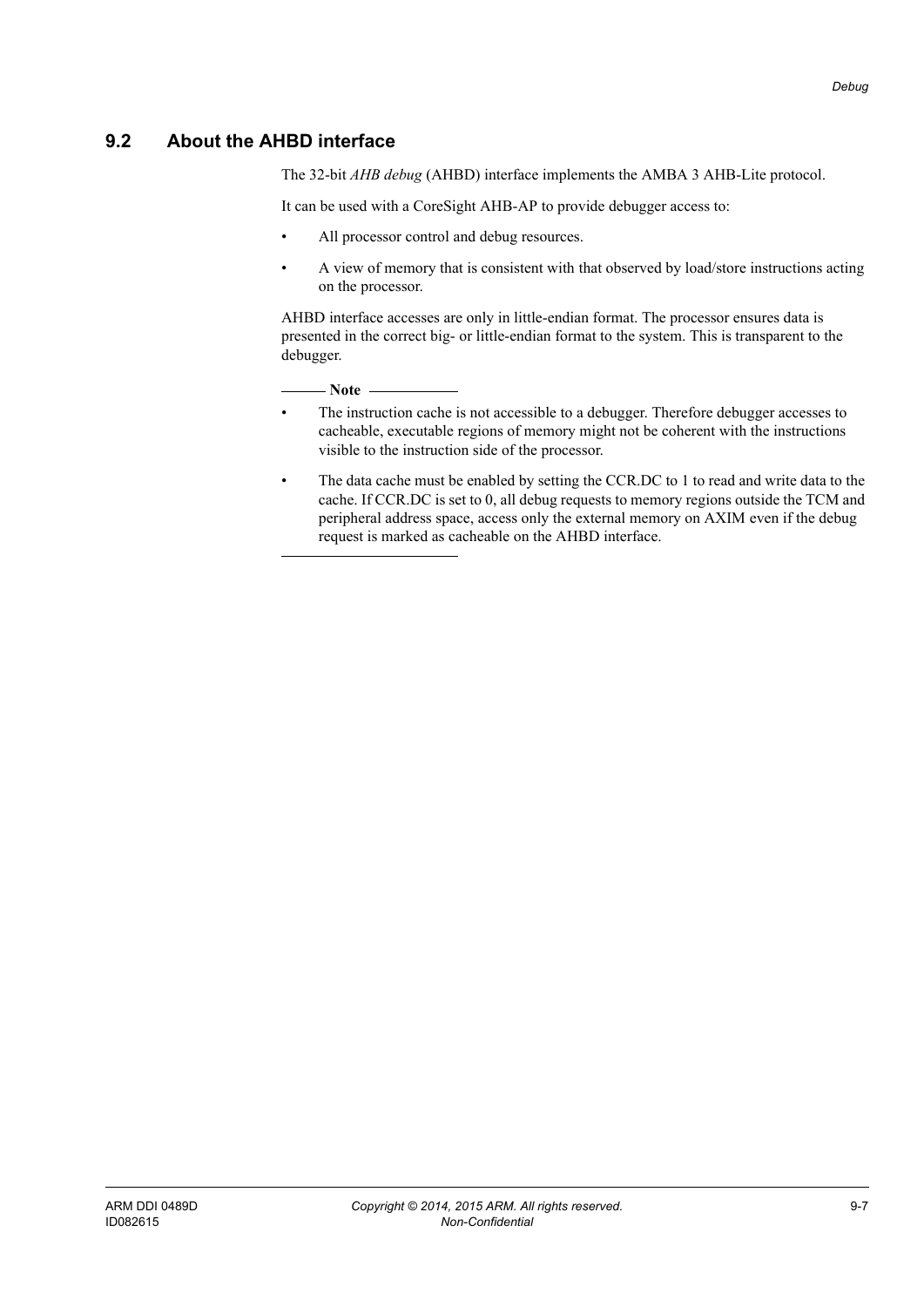## 9.2 About the AHBD interface

The 32-bit *AHB debug* (AHBD) interface implements the AMBA 3 AHB-Lite protocol.

It can be used with a CoreSight AHB-AP to provide debugger access to:

- All processor control and debug resources.
- A view of memory that is consistent with that observed by load/store instructions acting on the processor.

AHBD interface accesses are only in little-endian format. The processor ensures data is presented in the correct big- or little-endian format to the system. This is transparent to the debugger.

**Note**

- The instruction cache is not accessible to a debugger. Therefore debugger accesses to cacheable, executable regions of memory might not be coherent with the instructions visible to the instruction side of the processor.
- The data cache must be enabled by setting the CCR.DC to 1 to read and write data to the cache. If CCR.DC is set to 0, all debug requests to memory regions outside the TCM and peripheral address space, access only the external memory on AXIM even if the debug request is marked as cacheable on the AHBD interface.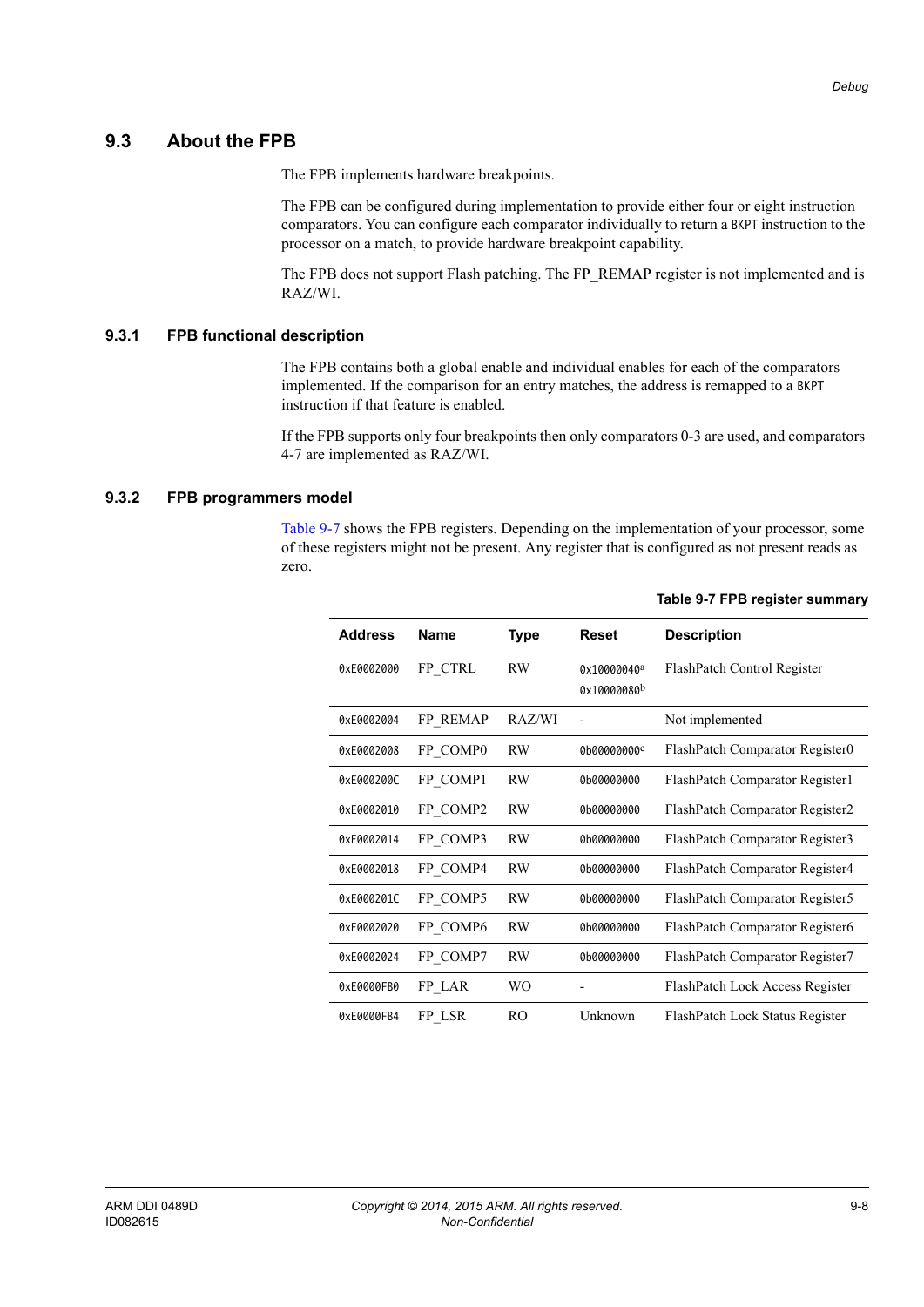## 9.3 About the FPB

The FPB implements hardware breakpoints.

The FPB can be configured during implementation to provide either four or eight instruction comparators. You can configure each comparator individually to return a BKPT instruction to the processor on a match, to provide hardware breakpoint capability.

The FPB does not support Flash patching. The FP_REMAP register is not implemented and is RAZ/WI.

### 9.3.1 FPB functional description

The FPB contains both a global enable and individual enables for each of the comparators implemented. If the comparison for an entry matches, the address is remapped to a BKPT instruction if that feature is enabled.

If the FPB supports only four breakpoints then only comparators 0-3 are used, and comparators 4-7 are implemented as RAZ/WI.

### 9.3.2 FPB programmers model

Table 9-7 shows the FPB registers. Depending on the implementation of your processor, some of these registers might not be present. Any register that is configured as not present reads as zero.

**Table 9-7 FPB register summary**

| Address | Name | Type | Reset | Description |
|---|---|---|---|---|
| 0xE0002000 | FP_CTRL | RW | 0x10000040[a] 0x10000080[b] | FlashPatch Control Register |
| 0xE0002004 | FP_REMAP | RAZ/WI | - | Not implemented |
| 0xE0002008 | FP_COMP0 | RW | 0b00000000[c] | FlashPatch Comparator Register0 |
| 0xE000200C | FP_COMP1 | RW | 0b00000000 | FlashPatch Comparator Register1 |
| 0xE0002010 | FP_COMP2 | RW | 0b00000000 | FlashPatch Comparator Register2 |
| 0xE0002014 | FP_COMP3 | RW | 0b00000000 | FlashPatch Comparator Register3 |
| 0xE0002018 | FP_COMP4 | RW | 0b00000000 | FlashPatch Comparator Register4 |
| 0xE000201C | FP_COMP5 | RW | 0b00000000 | FlashPatch Comparator Register5 |
| 0xE0002020 | FP_COMP6 | RW | 0b00000000 | FlashPatch Comparator Register6 |
| 0xE0002024 | FP_COMP7 | RW | 0b00000000 | FlashPatch Comparator Register7 |
| 0xE0000FB0 | FP_LAR | WO | - | FlashPatch Lock Access Register |
| 0xE0000FB4 | FP_LSR | RO | Unknown | FlashPatch Lock Status Register |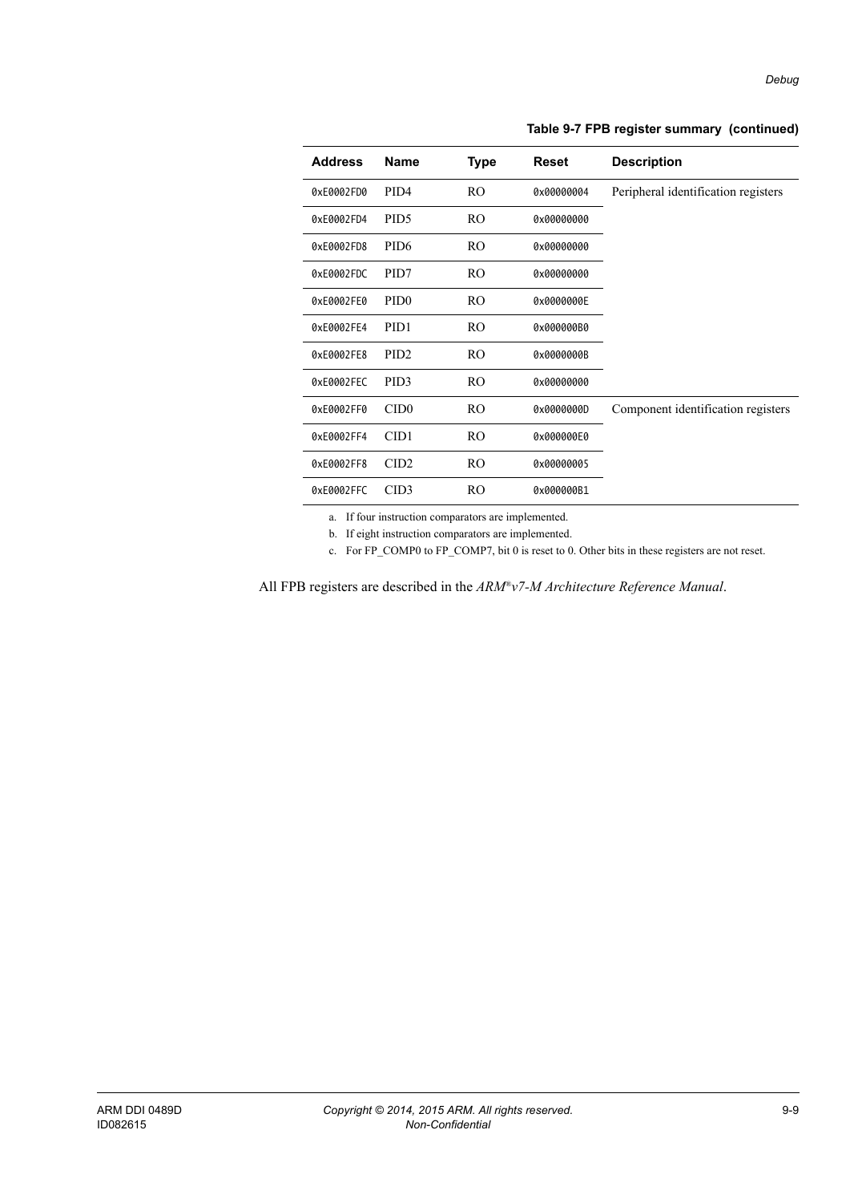**Table 9-7 FPB register summary (continued)**

| Address | Name | Type | Reset | Description |
|---|---|---|---|---|
| 0xE0002FD0 | PID4 | RO | 0x00000004 | Peripheral identification registers |
| 0xE0002FD4 | PID5 | RO | 0x00000000 | |
| 0xE0002FD8 | PID6 | RO | 0x00000000 | |
| 0xE0002FDC | PID7 | RO | 0x00000000 | |
| 0xE0002FE0 | PID0 | RO | 0x0000000E | |
| 0xE0002FE4 | PID1 | RO | 0x000000B0 | |
| 0xE0002FE8 | PID2 | RO | 0x0000000B | |
| 0xE0002FEC | PID3 | RO | 0x00000000 | |
| 0xE0002FF0 | CID0 | RO | 0x0000000D | Component identification registers |
| 0xE0002FF4 | CID1 | RO | 0x000000E0 | |
| 0xE0002FF8 | CID2 | RO | 0x00000005 | |
| 0xE0002FFC | CID3 | RO | 0x000000B1 | |

a. If four instruction comparators are implemented.

b. If eight instruction comparators are implemented.

c. For FP_COMP0 to FP_COMP7, bit 0 is reset to 0. Other bits in these registers are not reset.

All FPB registers are described in the *ARM®v7-M Architecture Reference Manual*.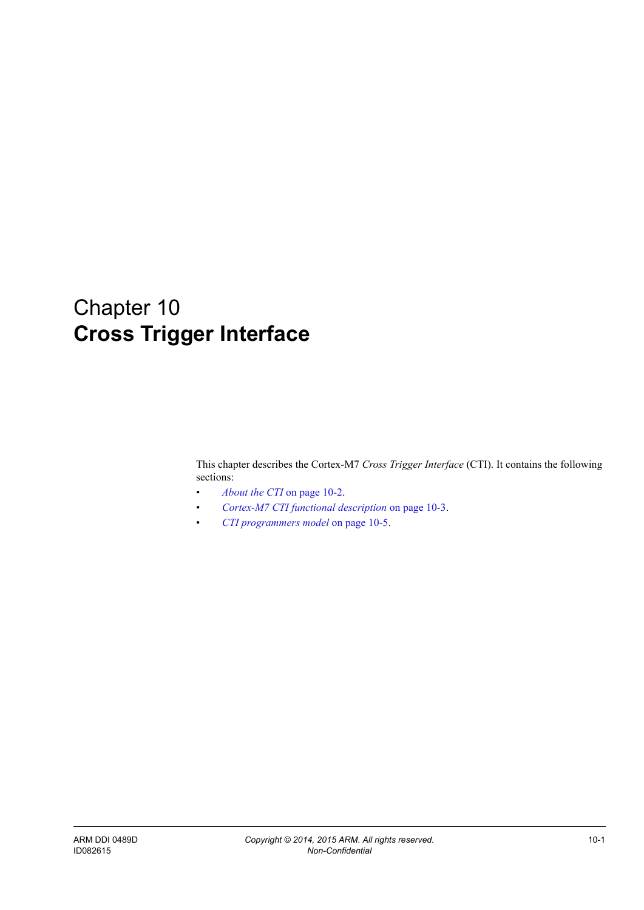# Chapter 10
# Cross Trigger Interface

This chapter describes the Cortex-M7 *Cross Trigger Interface* (CTI). It contains the following sections:

- *About the CTI* on page 10-2.
- *Cortex-M7 CTI functional description* on page 10-3.
- *CTI programmers model* on page 10-5.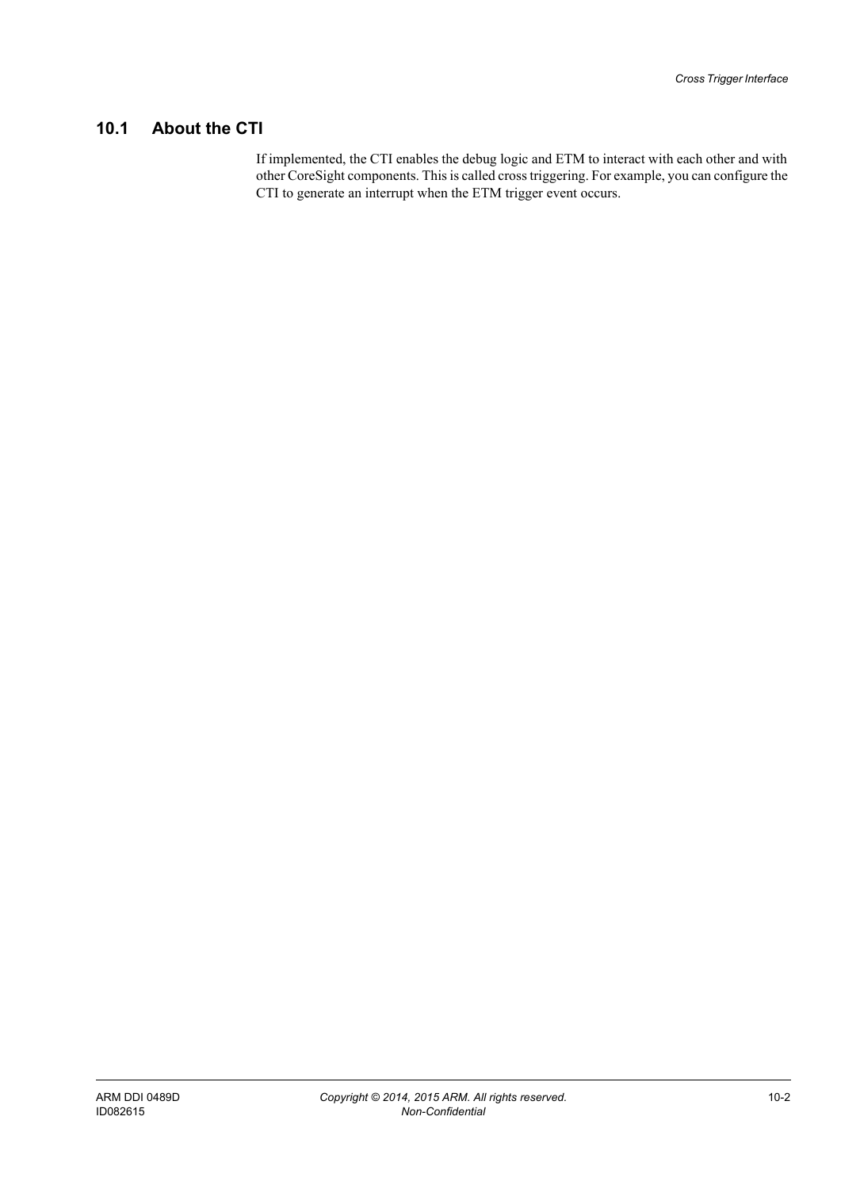## 10.1 About the CTI

If implemented, the CTI enables the debug logic and ETM to interact with each other and with other CoreSight components. This is called cross triggering. For example, you can configure the CTI to generate an interrupt when the ETM trigger event occurs.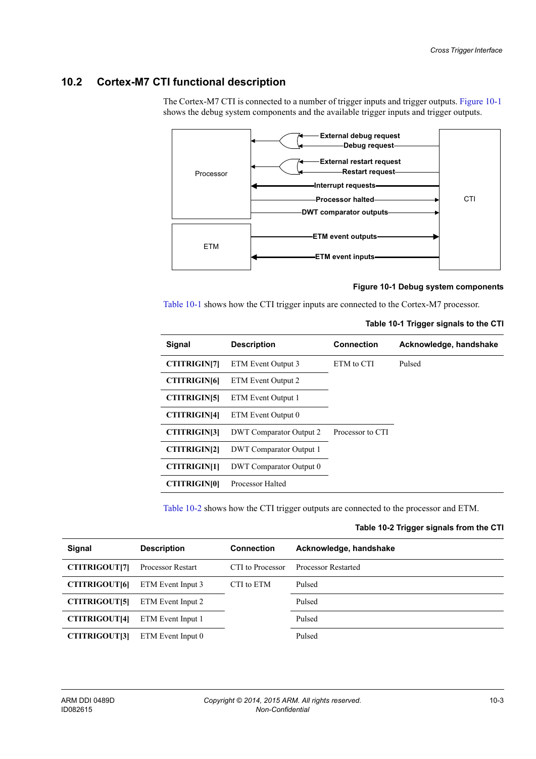## 10.2 Cortex-M7 CTI functional description

The Cortex-M7 CTI is connected to a number of trigger inputs and trigger outputs. Figure 10-1 shows the debug system components and the available trigger inputs and trigger outputs.

**Figure 10-1 Debug system components**

Table 10-1 shows how the CTI trigger inputs are connected to the Cortex-M7 processor.

**Table 10-1 Trigger signals to the CTI**

| Signal | Description | Connection | Acknowledge, handshake |
|---|---|---|---|
| **CTITRIGIN[7]** | ETM Event Output 3 | ETM to CTI | Pulsed |
| **CTITRIGIN[6]** | ETM Event Output 2 | | |
| **CTITRIGIN[5]** | ETM Event Output 1 | | |
| **CTITRIGIN[4]** | ETM Event Output 0 | | |
| **CTITRIGIN[3]** | DWT Comparator Output 2 | Processor to CTI | |
| **CTITRIGIN[2]** | DWT Comparator Output 1 | | |
| **CTITRIGIN[1]** | DWT Comparator Output 0 | | |
| **CTITRIGIN[0]** | Processor Halted | | |

Table 10-2 shows how the CTI trigger outputs are connected to the processor and ETM.

**Table 10-2 Trigger signals from the CTI**

| Signal | Description | Connection | Acknowledge, handshake |
|---|---|---|---|
| **CTITRIGOUT[7]** | Processor Restart | CTI to Processor | Processor Restarted |
| **CTITRIGOUT[6]** | ETM Event Input 3 | CTI to ETM | Pulsed |
| **CTITRIGOUT[5]** | ETM Event Input 2 | | Pulsed |
| **CTITRIGOUT[4]** | ETM Event Input 1 | | Pulsed |
| **CTITRIGOUT[3]** | ETM Event Input 0 | | Pulsed |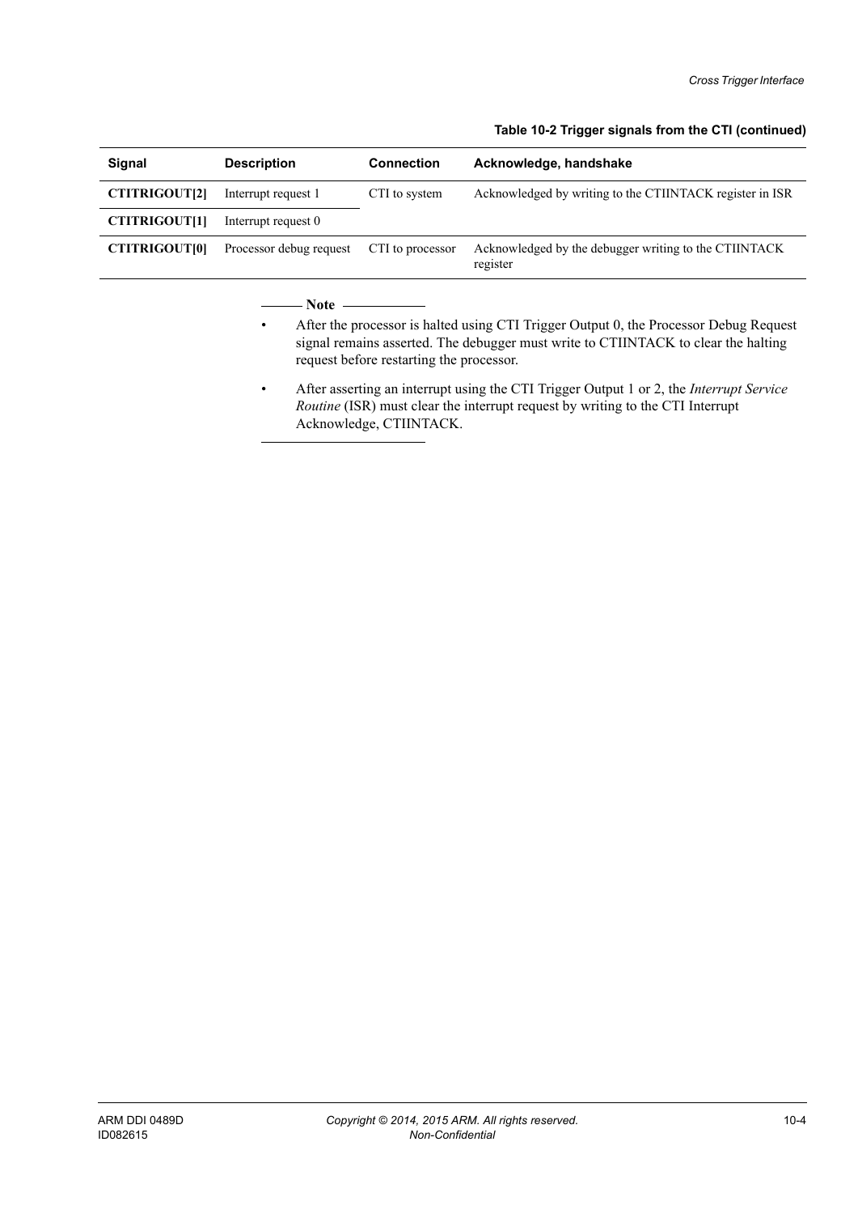**Table 10-2 Trigger signals from the CTI (continued)**

| Signal | Description | Connection | Acknowledge, handshake |
|---|---|---|---|
| **CTITRIGOUT[2]** | Interrupt request 1 | CTI to system | Acknowledged by writing to the CTIINTACK register in ISR |
| **CTITRIGOUT[1]** | Interrupt request 0 | | |
| **CTITRIGOUT[0]** | Processor debug request | CTI to processor | Acknowledged by the debugger writing to the CTIINTACK register |

**Note**

- After the processor is halted using CTI Trigger Output 0, the Processor Debug Request signal remains asserted. The debugger must write to CTIINTACK to clear the halting request before restarting the processor.
- After asserting an interrupt using the CTI Trigger Output 1 or 2, the *Interrupt Service Routine* (ISR) must clear the interrupt request by writing to the CTI Interrupt Acknowledge, CTIINTACK.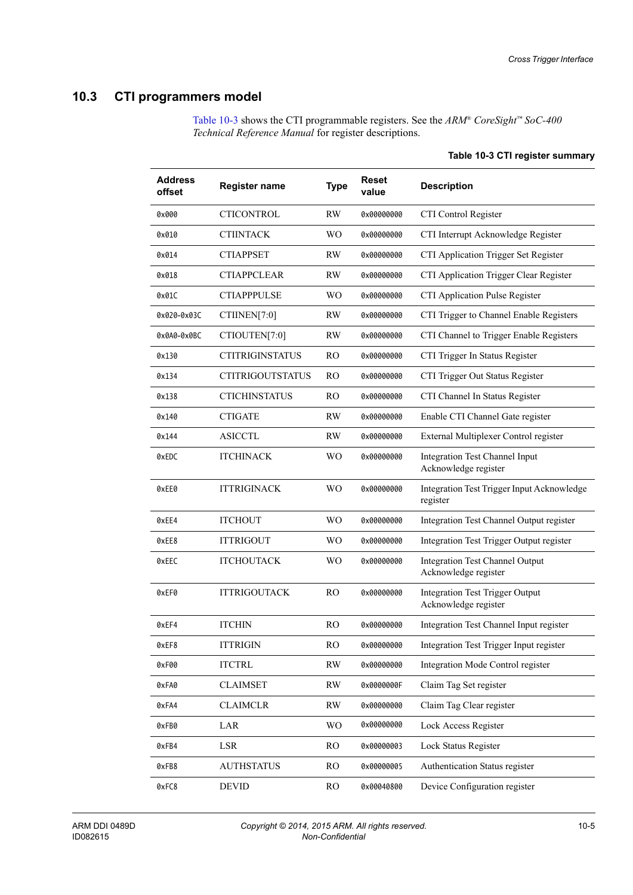## 10.3 CTI programmers model

Table 10-3 shows the CTI programmable registers. See the *ARM® CoreSight™ SoC-400 Technical Reference Manual* for register descriptions.

**Table 10-3 CTI register summary**

| Address offset | Register name | Type | Reset value | Description |
|---|---|---|---|---|
| 0x000 | CTICONTROL | RW | 0x00000000 | CTI Control Register |
| 0x010 | CTIINTACK | WO | 0x00000000 | CTI Interrupt Acknowledge Register |
| 0x014 | CTIAPPSET | RW | 0x00000000 | CTI Application Trigger Set Register |
| 0x018 | CTIAPPCLEAR | RW | 0x00000000 | CTI Application Trigger Clear Register |
| 0x01C | CTIAPPPULSE | WO | 0x00000000 | CTI Application Pulse Register |
| 0x020-0x03C | CTIINEN[7:0] | RW | 0x00000000 | CTI Trigger to Channel Enable Registers |
| 0x0A0-0x0BC | CTIOUTEN[7:0] | RW | 0x00000000 | CTI Channel to Trigger Enable Registers |
| 0x130 | CTITRIGINSTATUS | RO | 0x00000000 | CTI Trigger In Status Register |
| 0x134 | CTITRIGOUTSTATUS | RO | 0x00000000 | CTI Trigger Out Status Register |
| 0x138 | CTICHINSTATUS | RO | 0x00000000 | CTI Channel In Status Register |
| 0x140 | CTIGATE | RW | 0x00000000 | Enable CTI Channel Gate register |
| 0x144 | ASICCTL | RW | 0x00000000 | External Multiplexer Control register |
| 0xEDC | ITCHINACK | WO | 0x00000000 | Integration Test Channel Input Acknowledge register |
| 0xEE0 | ITTRIGINACK | WO | 0x00000000 | Integration Test Trigger Input Acknowledge register |
| 0xEE4 | ITCHOUT | WO | 0x00000000 | Integration Test Channel Output register |
| 0xEE8 | ITTRIGOUT | WO | 0x00000000 | Integration Test Trigger Output register |
| 0xEEC | ITCHOUTACK | WO | 0x00000000 | Integration Test Channel Output Acknowledge register |
| 0xEF0 | ITTRIGOUTACK | RO | 0x00000000 | Integration Test Trigger Output Acknowledge register |
| 0xEF4 | ITCHIN | RO | 0x00000000 | Integration Test Channel Input register |
| 0xEF8 | ITTRIGIN | RO | 0x00000000 | Integration Test Trigger Input register |
| 0xF00 | ITCTRL | RW | 0x00000000 | Integration Mode Control register |
| 0xFA0 | CLAIMSET | RW | 0x0000000F | Claim Tag Set register |
| 0xFA4 | CLAIMCLR | RW | 0x00000000 | Claim Tag Clear register |
| 0xFB0 | LAR | WO | 0x00000000 | Lock Access Register |
| 0xFB4 | LSR | RO | 0x00000003 | Lock Status Register |
| 0xFB8 | AUTHSTATUS | RO | 0x00000005 | Authentication Status register |
| 0xFC8 | DEVID | RO | 0x00040800 | Device Configuration register |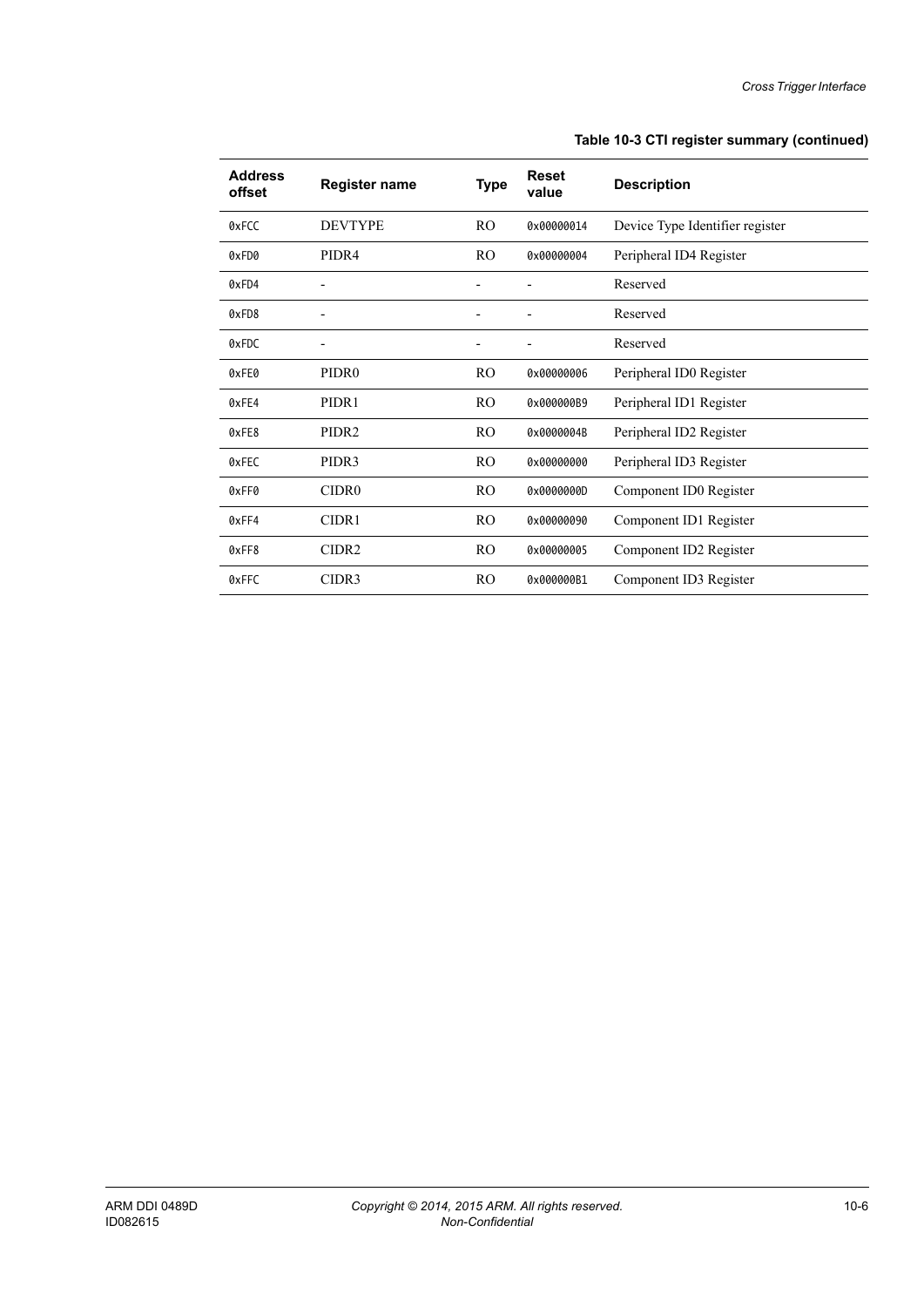**Table 10-3 CTI register summary (continued)**

| Address offset | Register name | Type | Reset value | Description |
|---|---|---|---|---|
| 0xFCC | DEVTYPE | RO | 0x00000014 | Device Type Identifier register |
| 0xFD0 | PIDR4 | RO | 0x00000004 | Peripheral ID4 Register |
| 0xFD4 | - | - | - | Reserved |
| 0xFD8 | - | - | - | Reserved |
| 0xFDC | - | - | - | Reserved |
| 0xFE0 | PIDR0 | RO | 0x00000006 | Peripheral ID0 Register |
| 0xFE4 | PIDR1 | RO | 0x000000B9 | Peripheral ID1 Register |
| 0xFE8 | PIDR2 | RO | 0x0000004B | Peripheral ID2 Register |
| 0xFEC | PIDR3 | RO | 0x00000000 | Peripheral ID3 Register |
| 0xFF0 | CIDR0 | RO | 0x0000000D | Component ID0 Register |
| 0xFF4 | CIDR1 | RO | 0x00000090 | Component ID1 Register |
| 0xFF8 | CIDR2 | RO | 0x00000005 | Component ID2 Register |
| 0xFFC | CIDR3 | RO | 0x000000B1 | Component ID3 Register |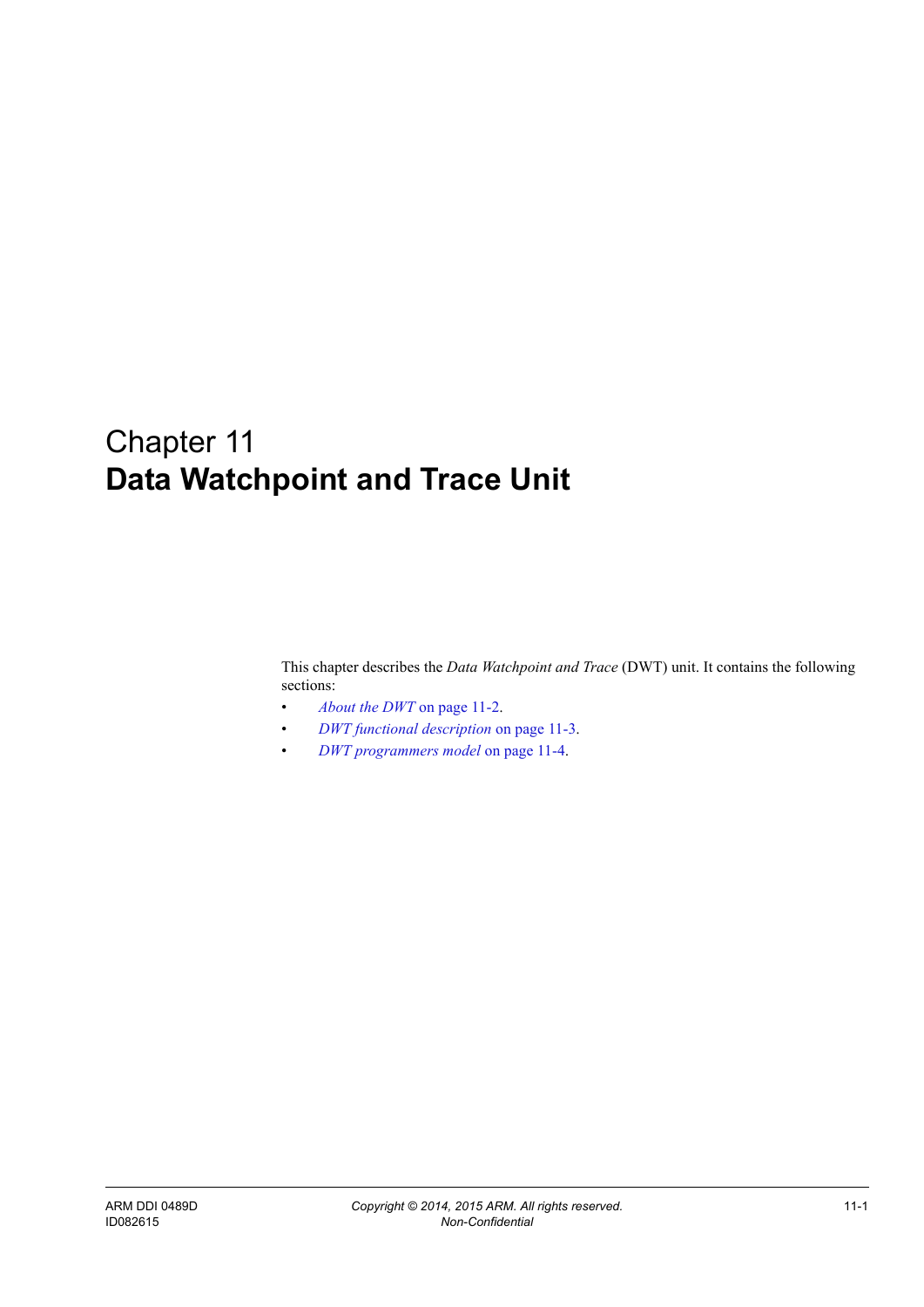# Chapter 11
# Data Watchpoint and Trace Unit

This chapter describes the *Data Watchpoint and Trace* (DWT) unit. It contains the following sections:

- *About the DWT* on page 11-2.
- *DWT functional description* on page 11-3.
- *DWT programmers model* on page 11-4.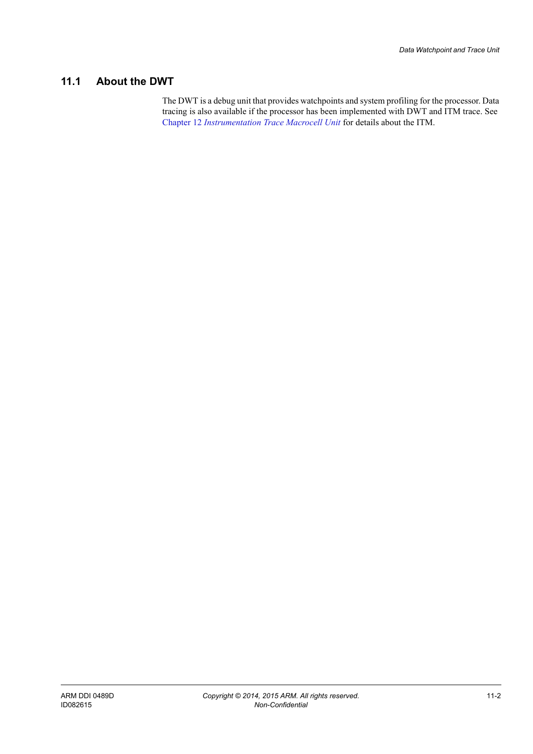## 11.1 About the DWT

The DWT is a debug unit that provides watchpoints and system profiling for the processor. Data tracing is also available if the processor has been implemented with DWT and ITM trace. See Chapter 12 *Instrumentation Trace Macrocell Unit* for details about the ITM.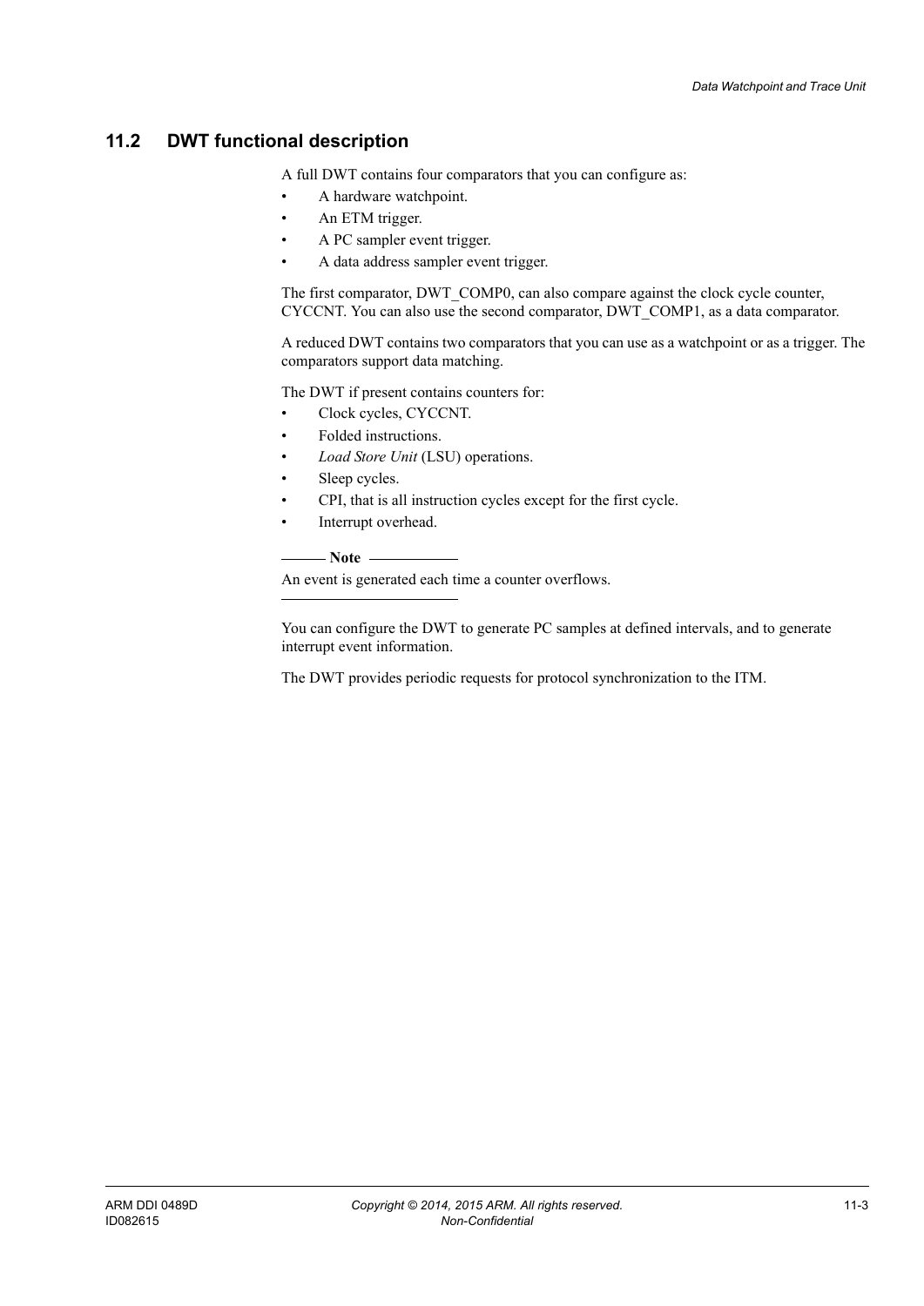## 11.2 DWT functional description

A full DWT contains four comparators that you can configure as:

- A hardware watchpoint.
- An ETM trigger.
- A PC sampler event trigger.
- A data address sampler event trigger.

The first comparator, DWT_COMP0, can also compare against the clock cycle counter, CYCCNT. You can also use the second comparator, DWT_COMP1, as a data comparator.

A reduced DWT contains two comparators that you can use as a watchpoint or as a trigger. The comparators support data matching.

The DWT if present contains counters for:

- Clock cycles, CYCCNT.
- Folded instructions.
- *Load Store Unit* (LSU) operations.
- Sleep cycles.
- CPI, that is all instruction cycles except for the first cycle.
- Interrupt overhead.

**Note**

An event is generated each time a counter overflows.

---

You can configure the DWT to generate PC samples at defined intervals, and to generate interrupt event information.

The DWT provides periodic requests for protocol synchronization to the ITM.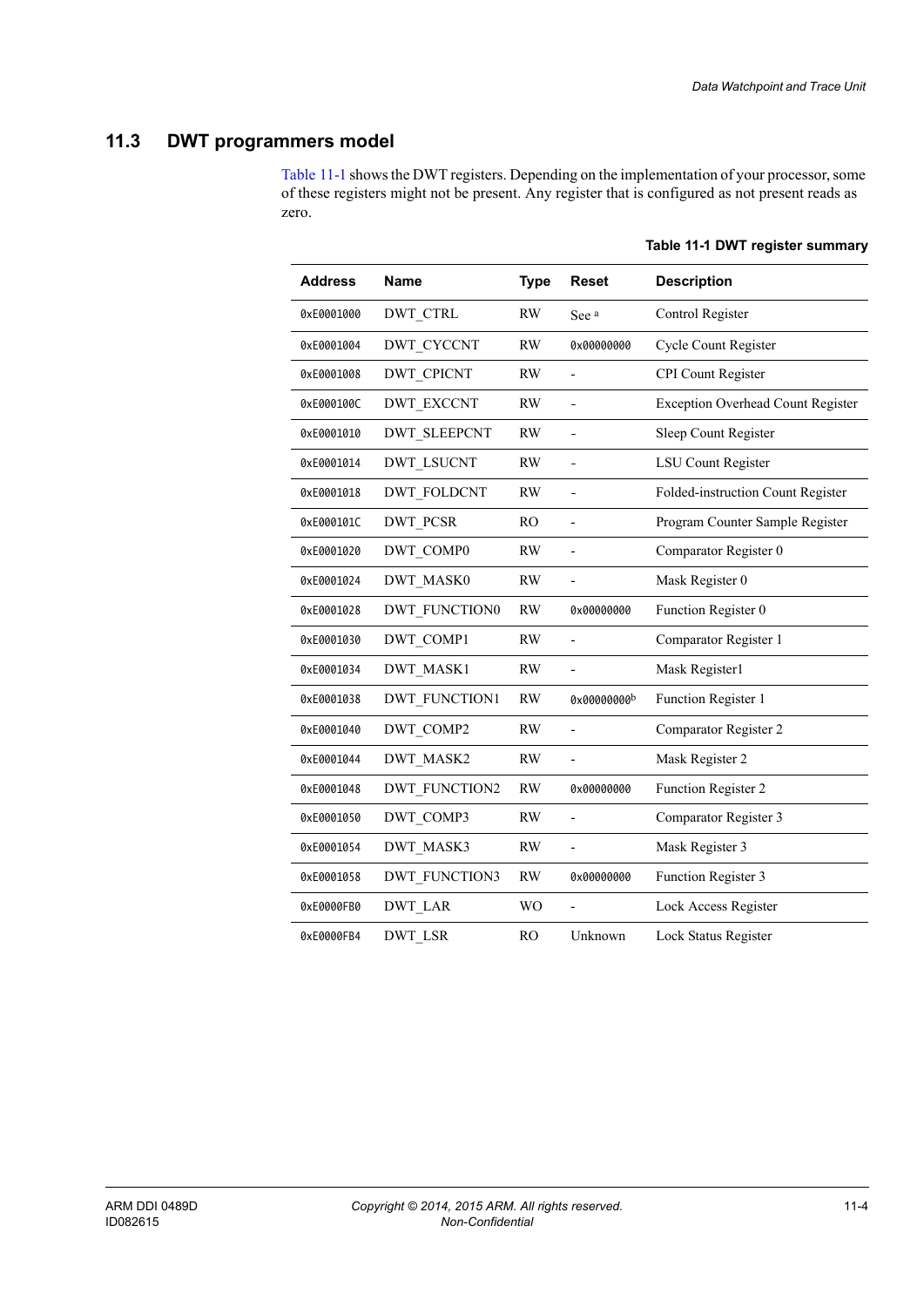## 11.3 DWT programmers model

Table 11-1 shows the DWT registers. Depending on the implementation of your processor, some of these registers might not be present. Any register that is configured as not present reads as zero.

**Table 11-1 DWT register summary**

| Address | Name | Type | Reset | Description |
|---|---|---|---|---|
| 0xE0001000 | DWT_CTRL | RW | See [a] | Control Register |
| 0xE0001004 | DWT_CYCCNT | RW | 0x00000000 | Cycle Count Register |
| 0xE0001008 | DWT_CPICNT | RW | - | CPI Count Register |
| 0xE000100C | DWT_EXCCNT | RW | - | Exception Overhead Count Register |
| 0xE0001010 | DWT_SLEEPCNT | RW | - | Sleep Count Register |
| 0xE0001014 | DWT_LSUCNT | RW | - | LSU Count Register |
| 0xE0001018 | DWT_FOLDCNT | RW | - | Folded-instruction Count Register |
| 0xE000101C | DWT_PCSR | RO | - | Program Counter Sample Register |
| 0xE0001020 | DWT_COMP0 | RW | - | Comparator Register 0 |
| 0xE0001024 | DWT_MASK0 | RW | - | Mask Register 0 |
| 0xE0001028 | DWT_FUNCTION0 | RW | 0x00000000 | Function Register 0 |
| 0xE0001030 | DWT_COMP1 | RW | - | Comparator Register 1 |
| 0xE0001034 | DWT_MASK1 | RW | - | Mask Register1 |
| 0xE0001038 | DWT_FUNCTION1 | RW | 0x00000000[b] | Function Register 1 |
| 0xE0001040 | DWT_COMP2 | RW | - | Comparator Register 2 |
| 0xE0001044 | DWT_MASK2 | RW | - | Mask Register 2 |
| 0xE0001048 | DWT_FUNCTION2 | RW | 0x00000000 | Function Register 2 |
| 0xE0001050 | DWT_COMP3 | RW | - | Comparator Register 3 |
| 0xE0001054 | DWT_MASK3 | RW | - | Mask Register 3 |
| 0xE0001058 | DWT_FUNCTION3 | RW | 0x00000000 | Function Register 3 |
| 0xE0000FB0 | DWT_LAR | WO | - | Lock Access Register |
| 0xE0000FB4 | DWT_LSR | RO | Unknown | Lock Status Register |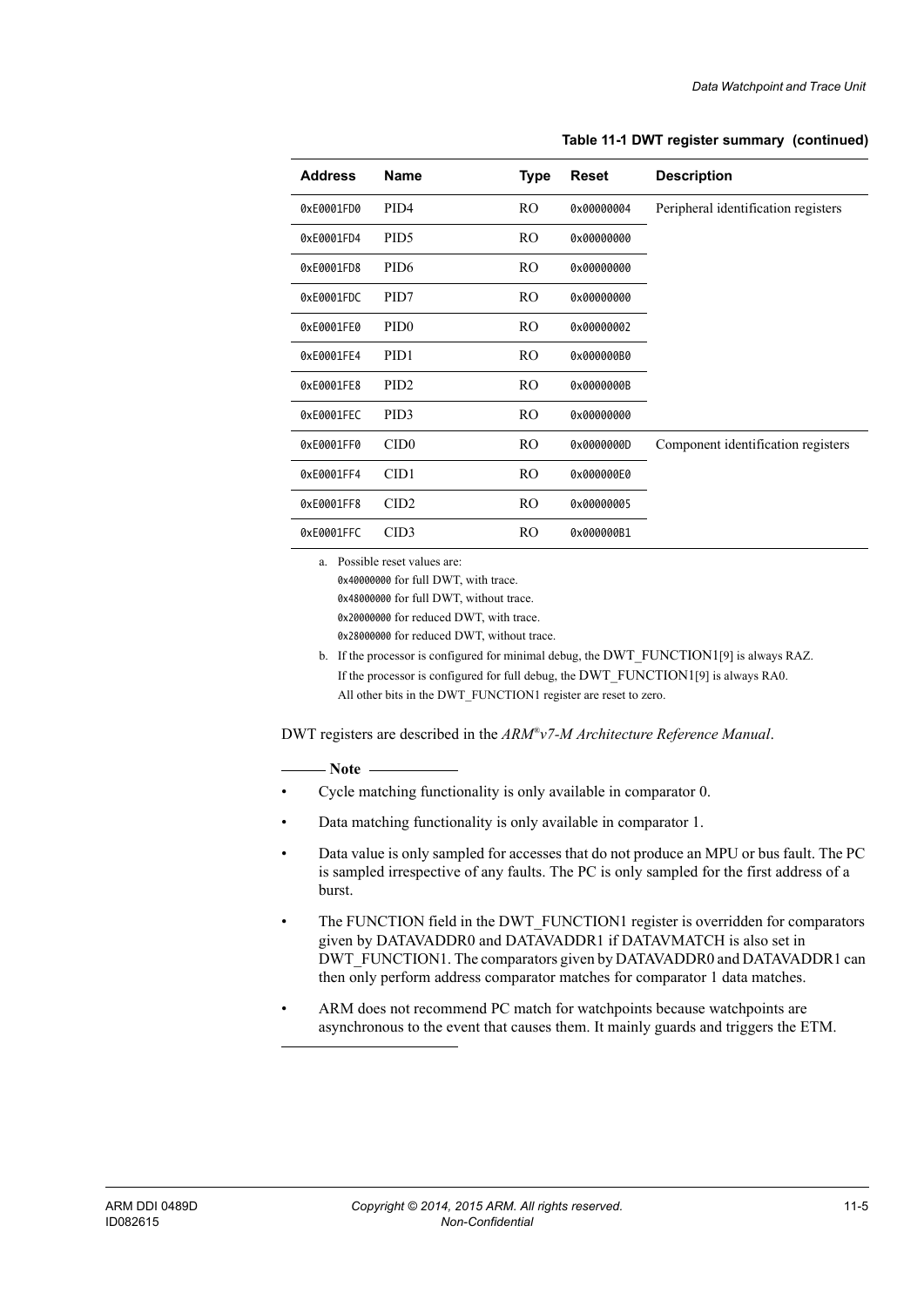**Table 11-1 DWT register summary (continued)**

| Address | Name | Type | Reset | Description |
|---|---|---|---|---|
| 0xE0001FD0 | PID4 | RO | 0x00000004 | Peripheral identification registers |
| 0xE0001FD4 | PID5 | RO | 0x00000000 | |
| 0xE0001FD8 | PID6 | RO | 0x00000000 | |
| 0xE0001FDC | PID7 | RO | 0x00000000 | |
| 0xE0001FE0 | PID0 | RO | 0x00000002 | |
| 0xE0001FE4 | PID1 | RO | 0x000000B0 | |
| 0xE0001FE8 | PID2 | RO | 0x0000000B | |
| 0xE0001FEC | PID3 | RO | 0x00000000 | |
| 0xE0001FF0 | CID0 | RO | 0x0000000D | Component identification registers |
| 0xE0001FF4 | CID1 | RO | 0x000000E0 | |
| 0xE0001FF8 | CID2 | RO | 0x00000005 | |
| 0xE0001FFC | CID3 | RO | 0x000000B1 | |

a. Possible reset values are:
0x40000000 for full DWT, with trace.
0x48000000 for full DWT, without trace.
0x20000000 for reduced DWT, with trace.
0x28000000 for reduced DWT, without trace.

b. If the processor is configured for minimal debug, the DWT_FUNCTION1[9] is always RAZ.
If the processor is configured for full debug, the DWT_FUNCTION1[9] is always RAO.
All other bits in the DWT_FUNCTION1 register are reset to zero.

DWT registers are described in the *ARM®v7-M Architecture Reference Manual*.

**Note**

- Cycle matching functionality is only available in comparator 0.
- Data matching functionality is only available in comparator 1.
- Data value is only sampled for accesses that do not produce an MPU or bus fault. The PC is sampled irrespective of any faults. The PC is only sampled for the first address of a burst.
- The FUNCTION field in the DWT_FUNCTION1 register is overridden for comparators given by DATAVADDR0 and DATAVADDR1 if DATAVMATCH is also set in DWT_FUNCTION1. The comparators given by DATAVADDR0 and DATAVADDR1 can then only perform address comparator matches for comparator 1 data matches.
- ARM does not recommend PC match for watchpoints because watchpoints are asynchronous to the event that causes them. It mainly guards and triggers the ETM.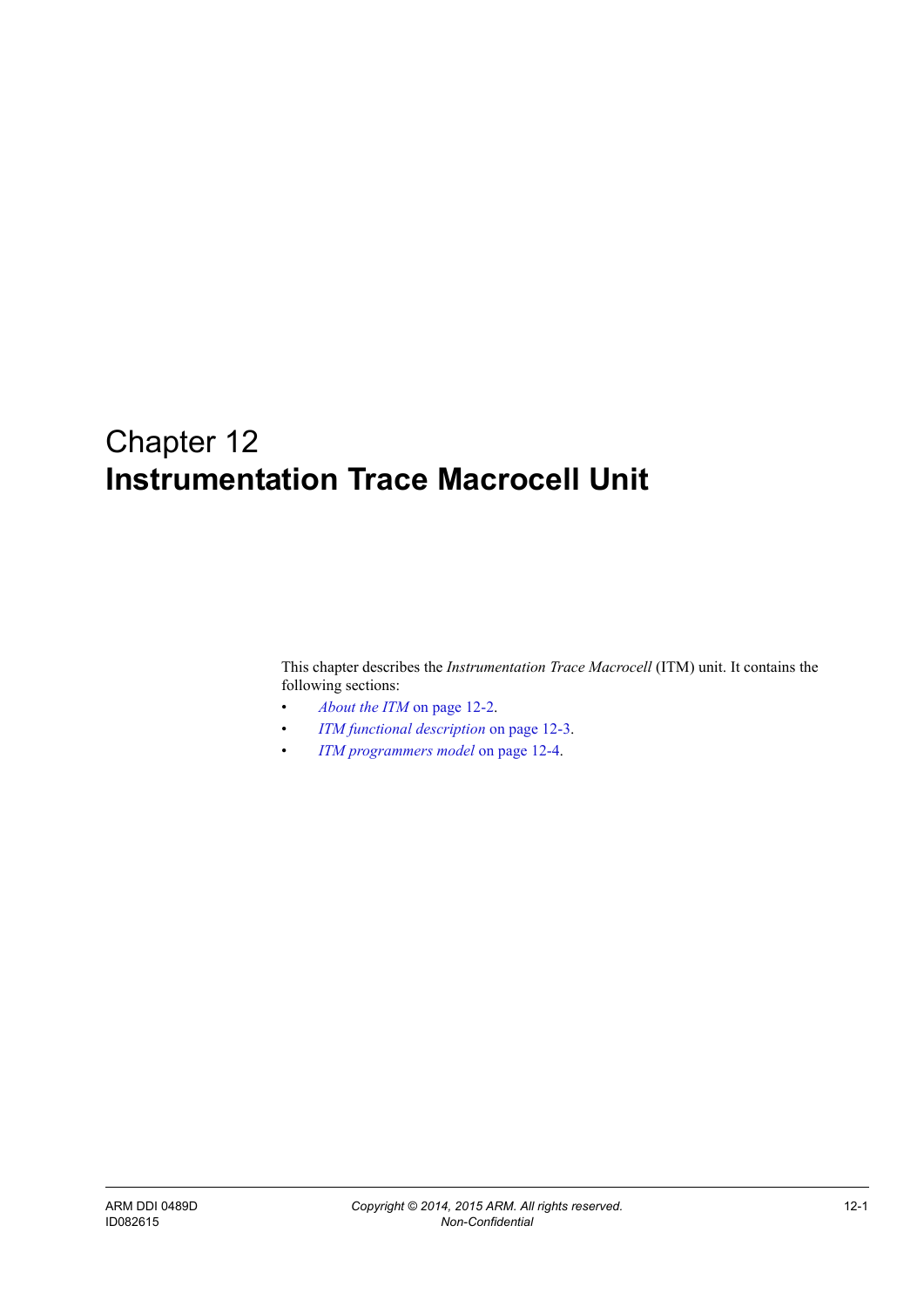# Chapter 12
# Instrumentation Trace Macrocell Unit

This chapter describes the *Instrumentation Trace Macrocell* (ITM) unit. It contains the following sections:

- *About the ITM* on page 12-2.
- *ITM functional description* on page 12-3.
- *ITM programmers model* on page 12-4.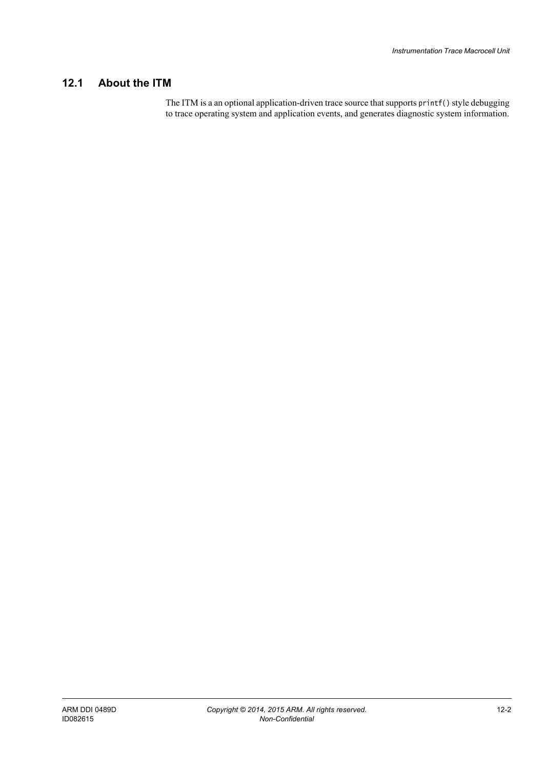## 12.1 About the ITM

The ITM is a an optional application-driven trace source that supports `printf()` style debugging to trace operating system and application events, and generates diagnostic system information.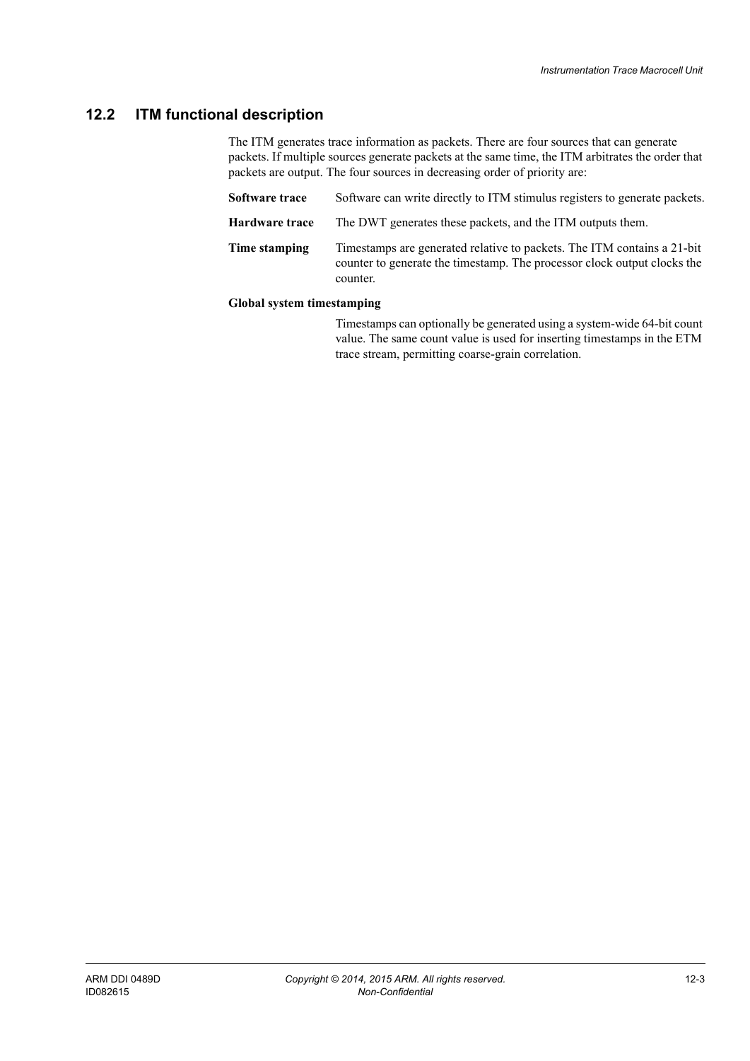## 12.2 ITM functional description

The ITM generates trace information as packets. There are four sources that can generate packets. If multiple sources generate packets at the same time, the ITM arbitrates the order that packets are output. The four sources in decreasing order of priority are:

**Software trace** Software can write directly to ITM stimulus registers to generate packets.

**Hardware trace** The DWT generates these packets, and the ITM outputs them.

**Time stamping** Timestamps are generated relative to packets. The ITM contains a 21-bit counter to generate the timestamp. The processor clock output clocks the counter.

**Global system timestamping**

Timestamps can optionally be generated using a system-wide 64-bit count value. The same count value is used for inserting timestamps in the ETM trace stream, permitting coarse-grain correlation.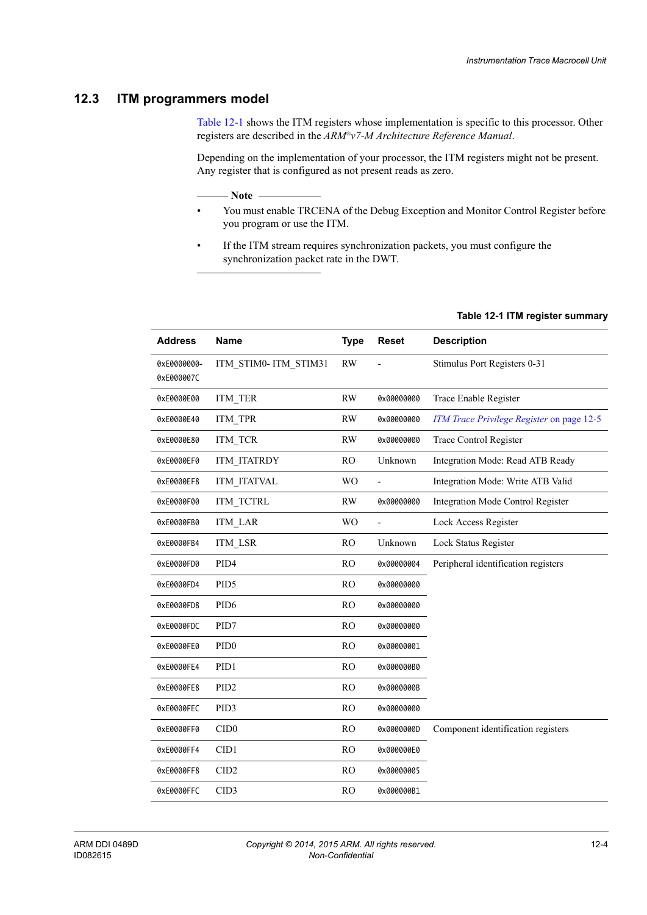## 12.3 ITM programmers model

Table 12-1 shows the ITM registers whose implementation is specific to this processor. Other registers are described in the *ARM®v7-M Architecture Reference Manual*.

Depending on the implementation of your processor, the ITM registers might not be present. Any register that is configured as not present reads as zero.

**Note**

- You must enable TRCENA of the Debug Exception and Monitor Control Register before you program or use the ITM.
- If the ITM stream requires synchronization packets, you must configure the synchronization packet rate in the DWT.

**Table 12-1 ITM register summary**

| Address | Name | Type | Reset | Description |
|---|---|---|---|---|
| 0xE0000000-0xE000007C | ITM_STIM0- ITM_STIM31 | RW | - | Stimulus Port Registers 0-31 |
| 0xE0000E00 | ITM_TER | RW | 0x00000000 | Trace Enable Register |
| 0xE0000E40 | ITM_TPR | RW | 0x00000000 | *ITM Trace Privilege Register* on page 12-5 |
| 0xE0000E80 | ITM_TCR | RW | 0x00000000 | Trace Control Register |
| 0xE0000EF0 | ITM_ITATRDY | RO | Unknown | Integration Mode: Read ATB Ready |
| 0xE0000EF8 | ITM_ITATVAL | WO | - | Integration Mode: Write ATB Valid |
| 0xE0000F00 | ITM_TCTRL | RW | 0x00000000 | Integration Mode Control Register |
| 0xE0000FB0 | ITM_LAR | WO | - | Lock Access Register |
| 0xE0000FB4 | ITM_LSR | RO | Unknown | Lock Status Register |
| 0xE0000FD0 | PID4 | RO | 0x00000004 | Peripheral identification registers |
| 0xE0000FD4 | PID5 | RO | 0x00000000 | |
| 0xE0000FD8 | PID6 | RO | 0x00000000 | |
| 0xE0000FDC | PID7 | RO | 0x00000000 | |
| 0xE0000FE0 | PID0 | RO | 0x00000001 | |
| 0xE0000FE4 | PID1 | RO | 0x000000B0 | |
| 0xE0000FE8 | PID2 | RO | 0x0000000B | |
| 0xE0000FEC | PID3 | RO | 0x00000000 | |
| 0xE0000FF0 | CID0 | RO | 0x0000000D | Component identification registers |
| 0xE0000FF4 | CID1 | RO | 0x000000E0 | |
| 0xE0000FF8 | CID2 | RO | 0x00000005 | |
| 0xE0000FFC | CID3 | RO | 0x000000B1 | |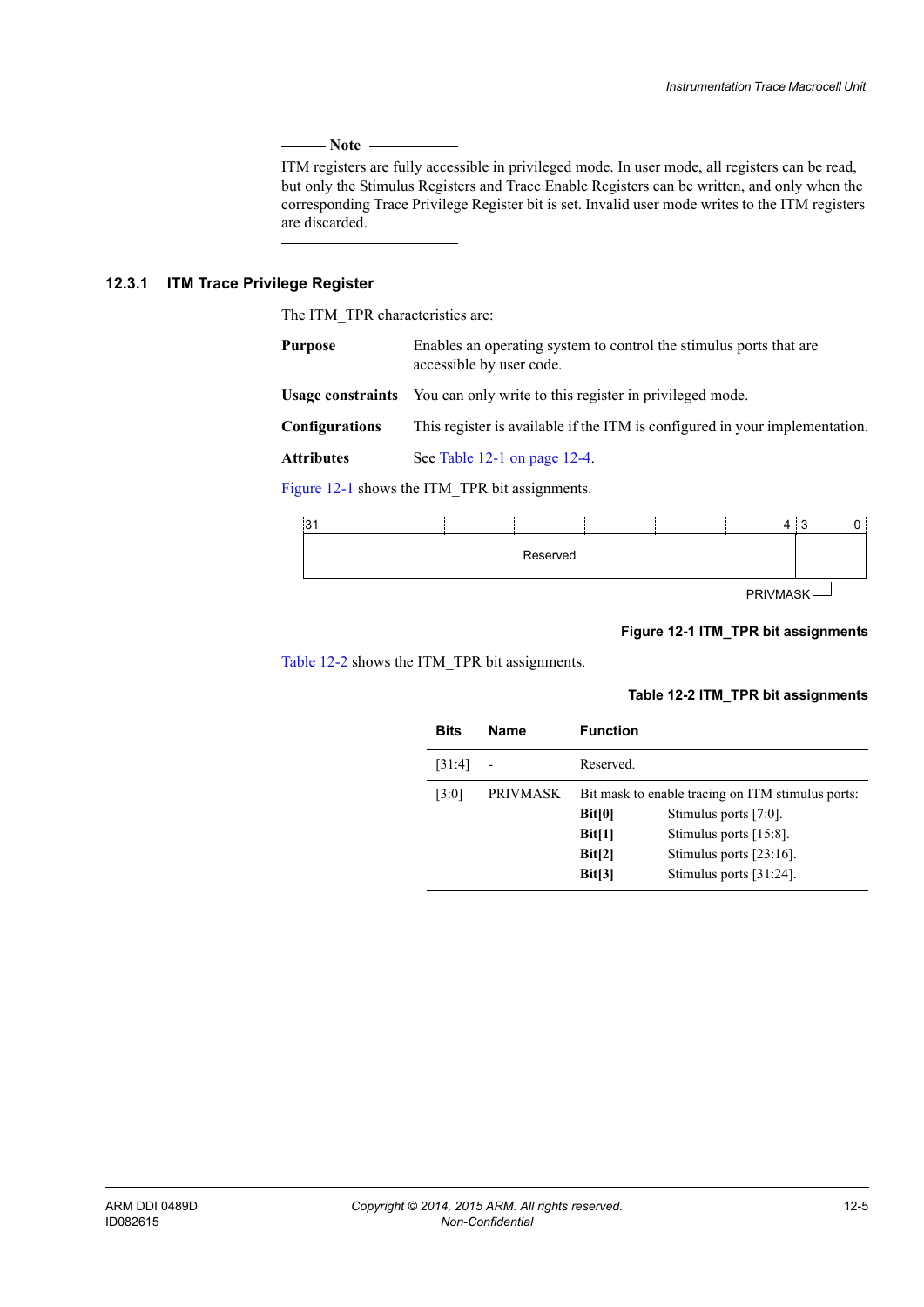---

**Note**

ITM registers are fully accessible in privileged mode. In user mode, all registers can be read, but only the Stimulus Registers and Trace Enable Registers can be written, and only when the corresponding Trace Privilege Register bit is set. Invalid user mode writes to the ITM registers are discarded.

---

### 12.3.1 ITM Trace Privilege Register

The ITM_TPR characteristics are:

**Purpose** Enables an operating system to control the stimulus ports that are accessible by user code.

**Usage constraints** You can only write to this register in privileged mode.

**Configurations** This register is available if the ITM is configured in your implementation.

**Attributes** See Table 12-1 on page 12-4.

Figure 12-1 shows the ITM_TPR bit assignments.

| 31 ... 4 | 3 ... 0 |
|---|---|
| Reserved | PRIVMASK |

**Figure 12-1 ITM_TPR bit assignments**

Table 12-2 shows the ITM_TPR bit assignments.

**Table 12-2 ITM_TPR bit assignments**

| Bits | Name | Function |
|---|---|---|
| [31:4] | - | Reserved. |
| [3:0] | PRIVMASK | Bit mask to enable tracing on ITM stimulus ports: **Bit[0]** Stimulus ports [7:0]. **Bit[1]** Stimulus ports [15:8]. **Bit[2]** Stimulus ports [23:16]. **Bit[3]** Stimulus ports [31:24]. |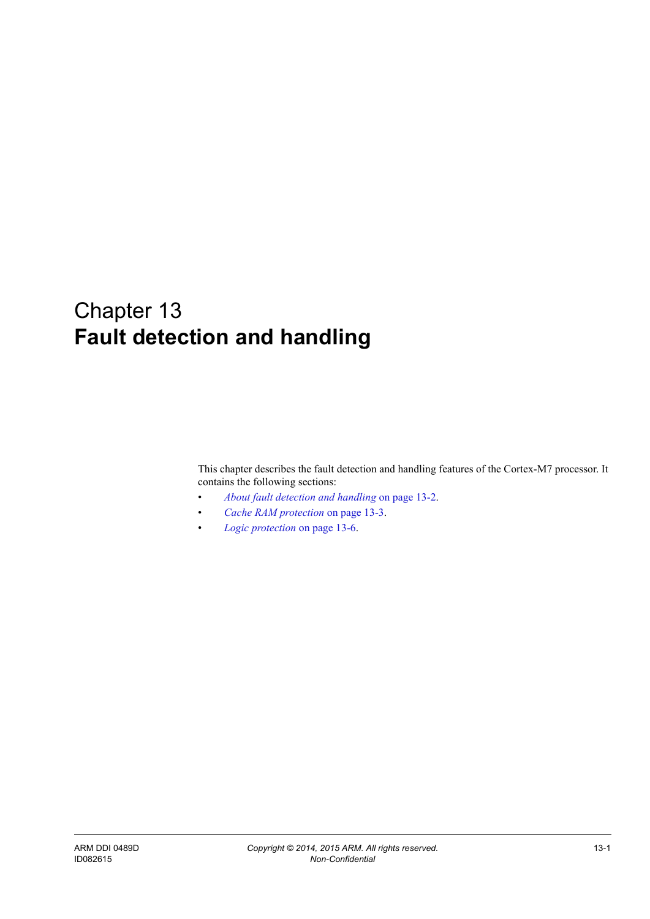# Chapter 13
# Fault detection and handling

This chapter describes the fault detection and handling features of the Cortex-M7 processor. It contains the following sections:

- *About fault detection and handling* on page 13-2.
- *Cache RAM protection* on page 13-3.
- *Logic protection* on page 13-6.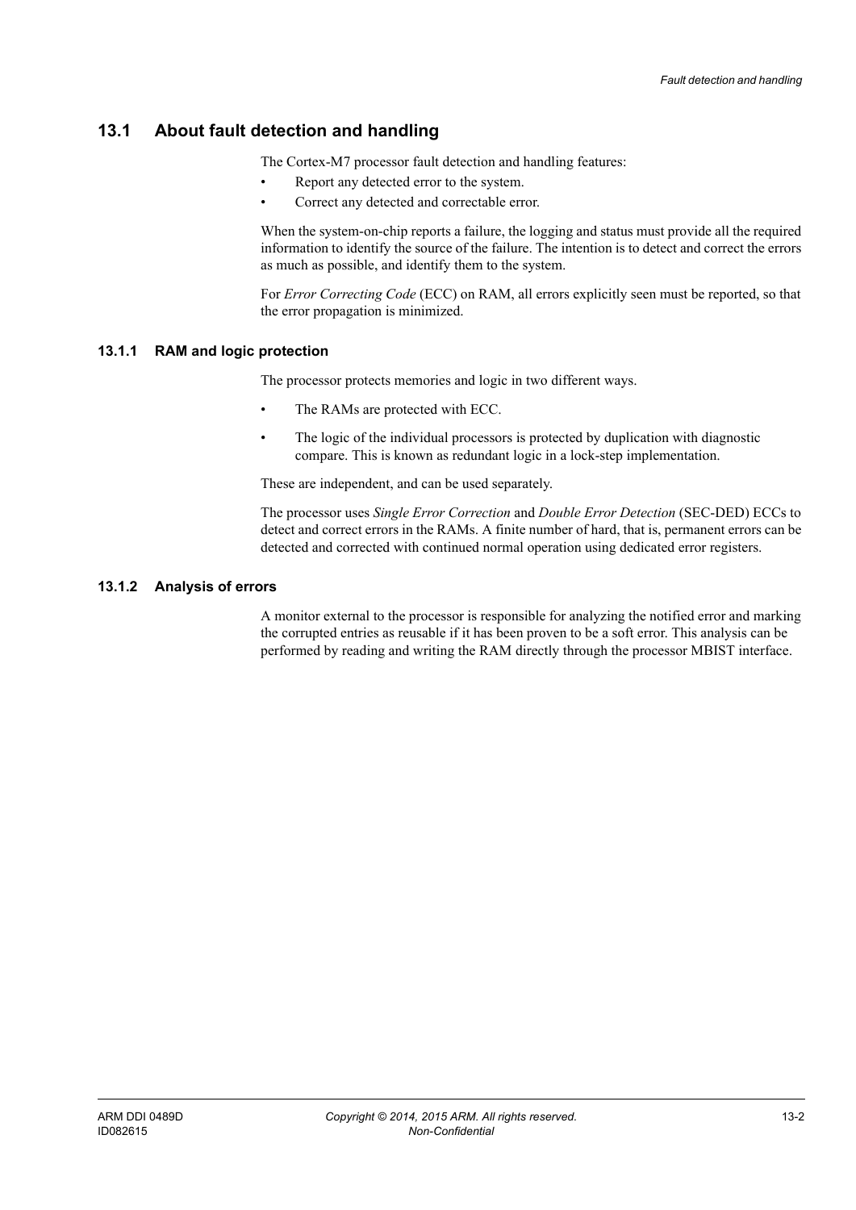## 13.1 About fault detection and handling

The Cortex-M7 processor fault detection and handling features:

- Report any detected error to the system.
- Correct any detected and correctable error.

When the system-on-chip reports a failure, the logging and status must provide all the required information to identify the source of the failure. The intention is to detect and correct the errors as much as possible, and identify them to the system.

For *Error Correcting Code* (ECC) on RAM, all errors explicitly seen must be reported, so that the error propagation is minimized.

### 13.1.1 RAM and logic protection

The processor protects memories and logic in two different ways.

- The RAMs are protected with ECC.
- The logic of the individual processors is protected by duplication with diagnostic compare. This is known as redundant logic in a lock-step implementation.

These are independent, and can be used separately.

The processor uses *Single Error Correction* and *Double Error Detection* (SEC-DED) ECCs to detect and correct errors in the RAMs. A finite number of hard, that is, permanent errors can be detected and corrected with continued normal operation using dedicated error registers.

### 13.1.2 Analysis of errors

A monitor external to the processor is responsible for analyzing the notified error and marking the corrupted entries as reusable if it has been proven to be a soft error. This analysis can be performed by reading and writing the RAM directly through the processor MBIST interface.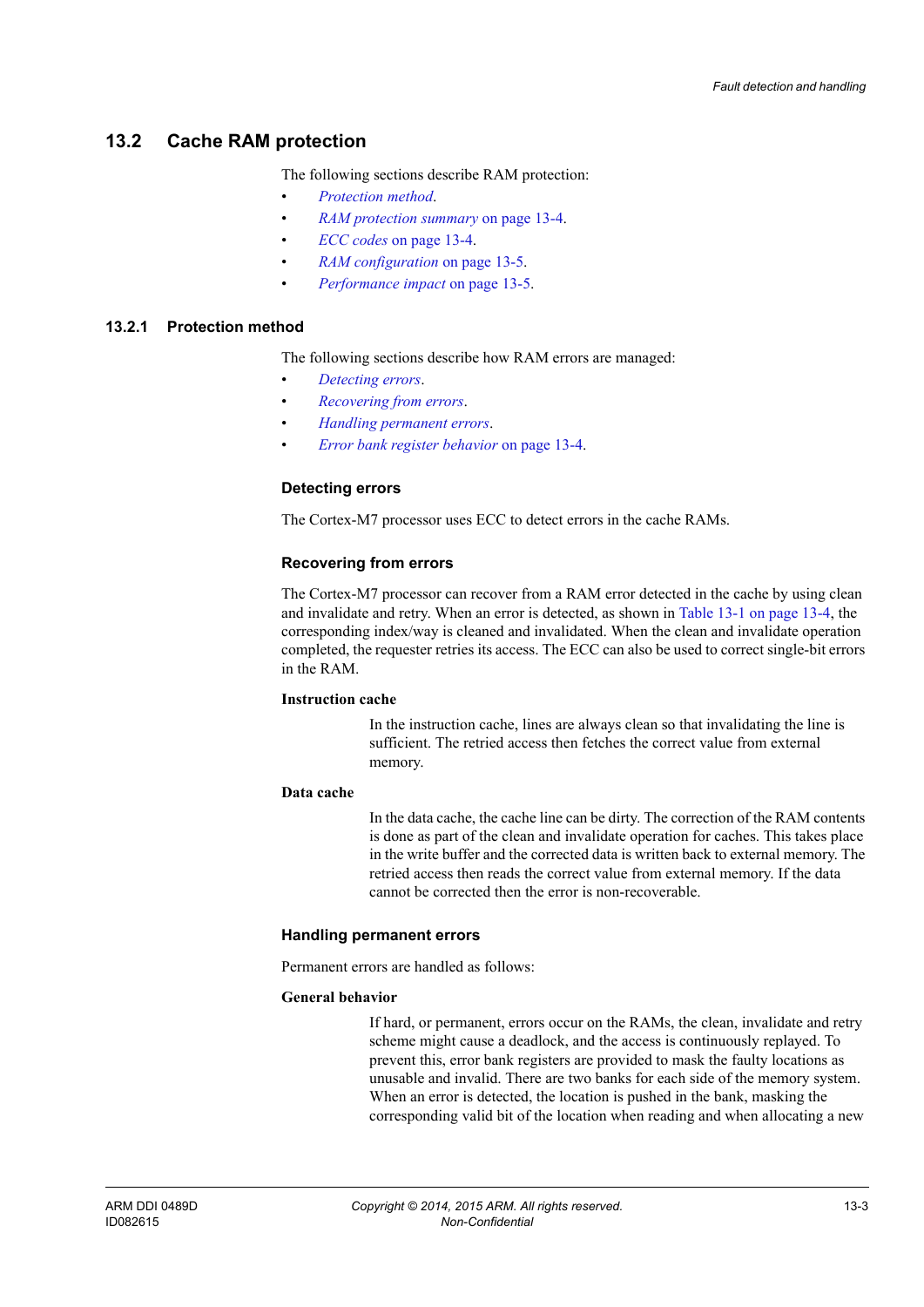## 13.2 Cache RAM protection

The following sections describe RAM protection:

- *Protection method*.
- *RAM protection summary* on page 13-4.
- *ECC codes* on page 13-4.
- *RAM configuration* on page 13-5.
- *Performance impact* on page 13-5.

### 13.2.1 Protection method

The following sections describe how RAM errors are managed:

- *Detecting errors*.
- *Recovering from errors*.
- *Handling permanent errors*.
- *Error bank register behavior* on page 13-4.

#### Detecting errors

The Cortex-M7 processor uses ECC to detect errors in the cache RAMs.

#### Recovering from errors

The Cortex-M7 processor can recover from a RAM error detected in the cache by using clean and invalidate and retry. When an error is detected, as shown in Table 13-1 on page 13-4, the corresponding index/way is cleaned and invalidated. When the clean and invalidate operation completed, the requester retries its access. The ECC can also be used to correct single-bit errors in the RAM.

**Instruction cache**

In the instruction cache, lines are always clean so that invalidating the line is sufficient. The retried access then fetches the correct value from external memory.

**Data cache**

In the data cache, the cache line can be dirty. The correction of the RAM contents is done as part of the clean and invalidate operation for caches. This takes place in the write buffer and the corrected data is written back to external memory. The retried access then reads the correct value from external memory. If the data cannot be corrected then the error is non-recoverable.

#### Handling permanent errors

Permanent errors are handled as follows:

**General behavior**

If hard, or permanent, errors occur on the RAMs, the clean, invalidate and retry scheme might cause a deadlock, and the access is continuously replayed. To prevent this, error bank registers are provided to mask the faulty locations as unusable and invalid. There are two banks for each side of the memory system. When an error is detected, the location is pushed in the bank, masking the corresponding valid bit of the location when reading and when allocating a new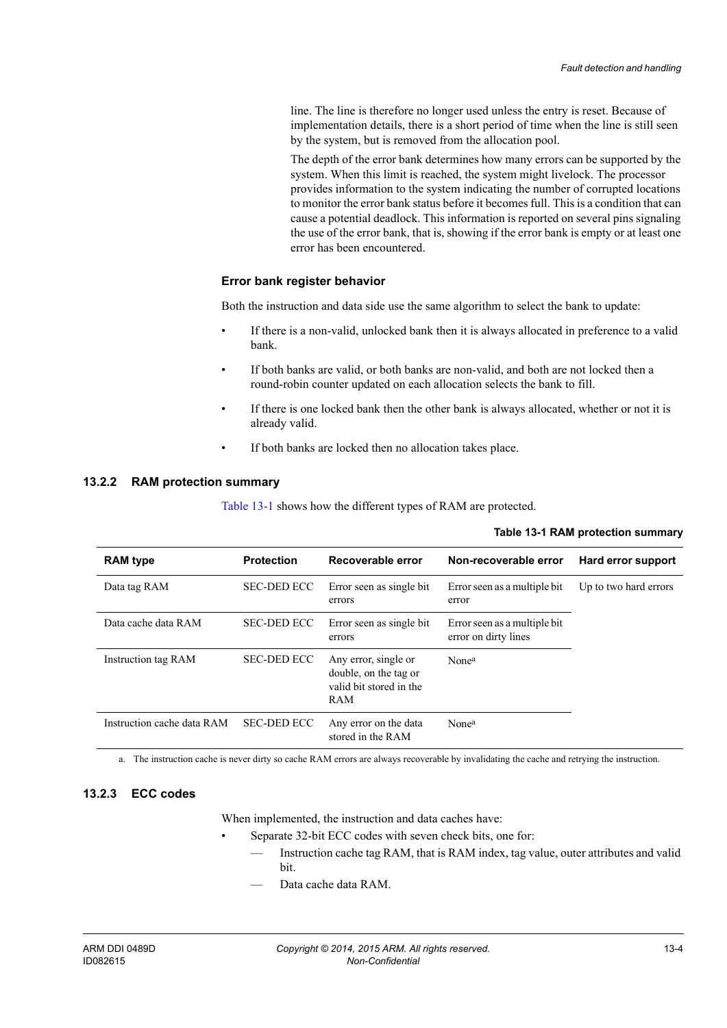line. The line is therefore no longer used unless the entry is reset. Because of implementation details, there is a short period of time when the line is still seen by the system, but is removed from the allocation pool.

The depth of the error bank determines how many errors can be supported by the system. When this limit is reached, the system might livelock. The processor provides information to the system indicating the number of corrupted locations to monitor the error bank status before it becomes full. This is a condition that can cause a potential deadlock. This information is reported on several pins signaling the use of the error bank, that is, showing if the error bank is empty or at least one error has been encountered.

#### Error bank register behavior

Both the instruction and data side use the same algorithm to select the bank to update:

- If there is a non-valid, unlocked bank then it is always allocated in preference to a valid bank.
- If both banks are valid, or both banks are non-valid, and both are not locked then a round-robin counter updated on each allocation selects the bank to fill.
- If there is one locked bank then the other bank is always allocated, whether or not it is already valid.
- If both banks are locked then no allocation takes place.

### 13.2.2 RAM protection summary

Table 13-1 shows how the different types of RAM are protected.

**Table 13-1 RAM protection summary**

| RAM type | Protection | Recoverable error | Non-recoverable error | Hard error support |
|---|---|---|---|---|
| Data tag RAM | SEC-DED ECC | Error seen as single bit errors | Error seen as a multiple bit error | Up to two hard errors |
| Data cache data RAM | SEC-DED ECC | Error seen as single bit errors | Error seen as a multiple bit error on dirty lines | |
| Instruction tag RAM | SEC-DED ECC | Any error, single or double, on the tag or valid bit stored in the RAM | None[a] | |
| Instruction cache data RAM | SEC-DED ECC | Any error on the data stored in the RAM | None[a] | |

a. The instruction cache is never dirty so cache RAM errors are always recoverable by invalidating the cache and retrying the instruction.

### 13.2.3 ECC codes

When implemented, the instruction and data caches have:

- Separate 32-bit ECC codes with seven check bits, one for:
  - Instruction cache tag RAM, that is RAM index, tag value, outer attributes and valid bit.
  - Data cache data RAM.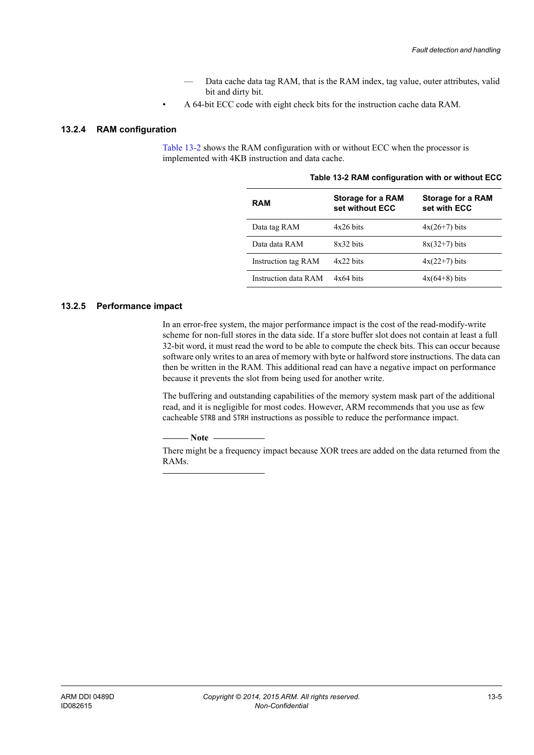- — Data cache data tag RAM, that is the RAM index, tag value, outer attributes, valid bit and dirty bit.
- A 64-bit ECC code with eight check bits for the instruction cache data RAM.

### 13.2.4 RAM configuration

Table 13-2 shows the RAM configuration with or without ECC when the processor is implemented with 4KB instruction and data cache.

**Table 13-2 RAM configuration with or without ECC**

| RAM | Storage for a RAM set without ECC | Storage for a RAM set with ECC |
|---|---|---|
| Data tag RAM | 4x26 bits | 4x(26+7) bits |
| Data data RAM | 8x32 bits | 8x(32+7) bits |
| Instruction tag RAM | 4x22 bits | 4x(22+7) bits |
| Instruction data RAM | 4x64 bits | 4x(64+8) bits |

### 13.2.5 Performance impact

In an error-free system, the major performance impact is the cost of the read-modify-write scheme for non-full stores in the data side. If a store buffer slot does not contain at least a full 32-bit word, it must read the word to be able to compute the check bits. This can occur because software only writes to an area of memory with byte or halfword store instructions. The data can then be written in the RAM. This additional read can have a negative impact on performance because it prevents the slot from being used for another write.

The buffering and outstanding capabilities of the memory system mask part of the additional read, and it is negligible for most codes. However, ARM recommends that you use as few cacheable `STRB` and `STRH` instructions as possible to reduce the performance impact.

**Note**

There might be a frequency impact because XOR trees are added on the data returned from the RAMs.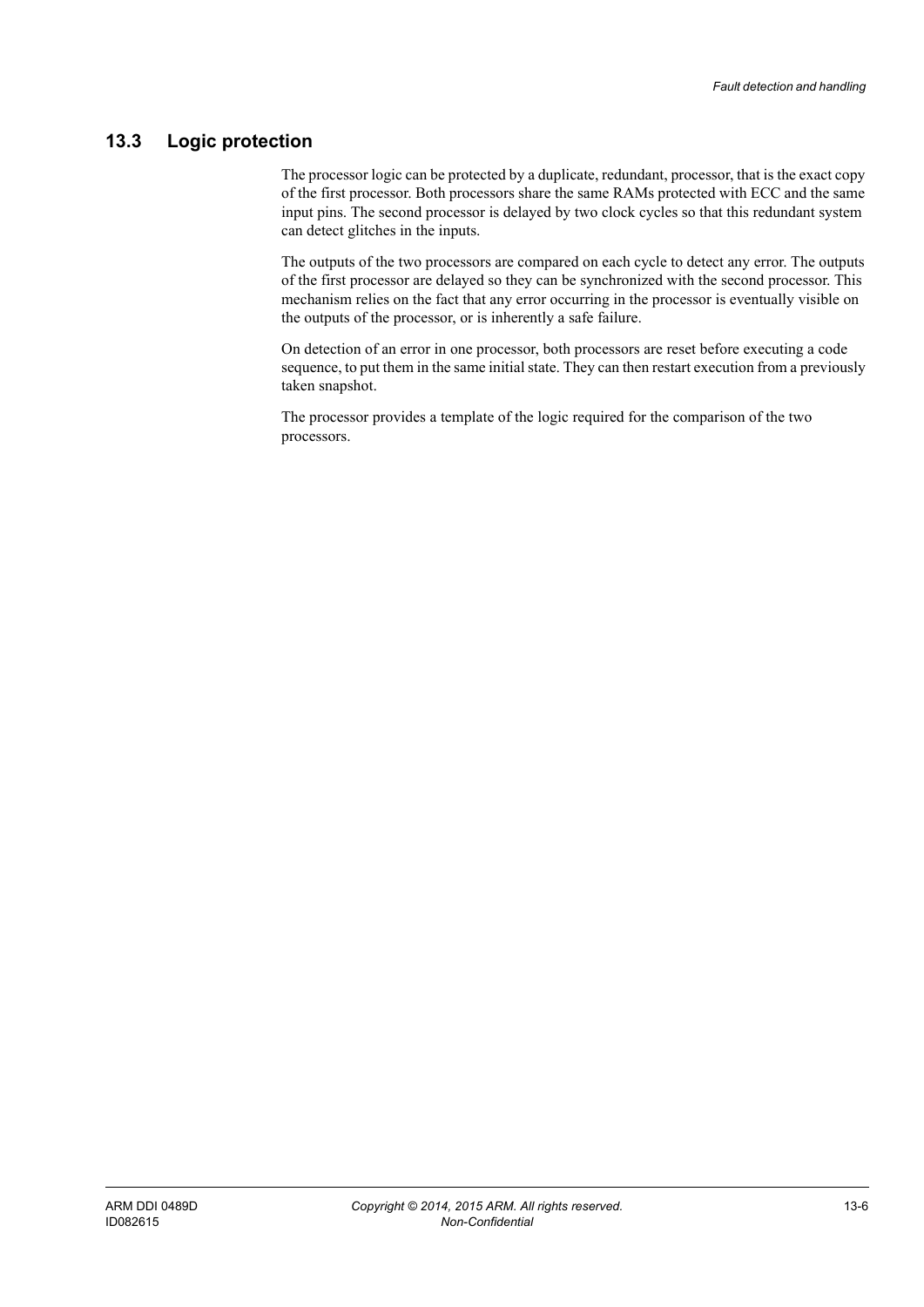## 13.3 Logic protection

The processor logic can be protected by a duplicate, redundant, processor, that is the exact copy of the first processor. Both processors share the same RAMs protected with ECC and the same input pins. The second processor is delayed by two clock cycles so that this redundant system can detect glitches in the inputs.

The outputs of the two processors are compared on each cycle to detect any error. The outputs of the first processor are delayed so they can be synchronized with the second processor. This mechanism relies on the fact that any error occurring in the processor is eventually visible on the outputs of the processor, or is inherently a safe failure.

On detection of an error in one processor, both processors are reset before executing a code sequence, to put them in the same initial state. They can then restart execution from a previously taken snapshot.

The processor provides a template of the logic required for the comparison of the two processors.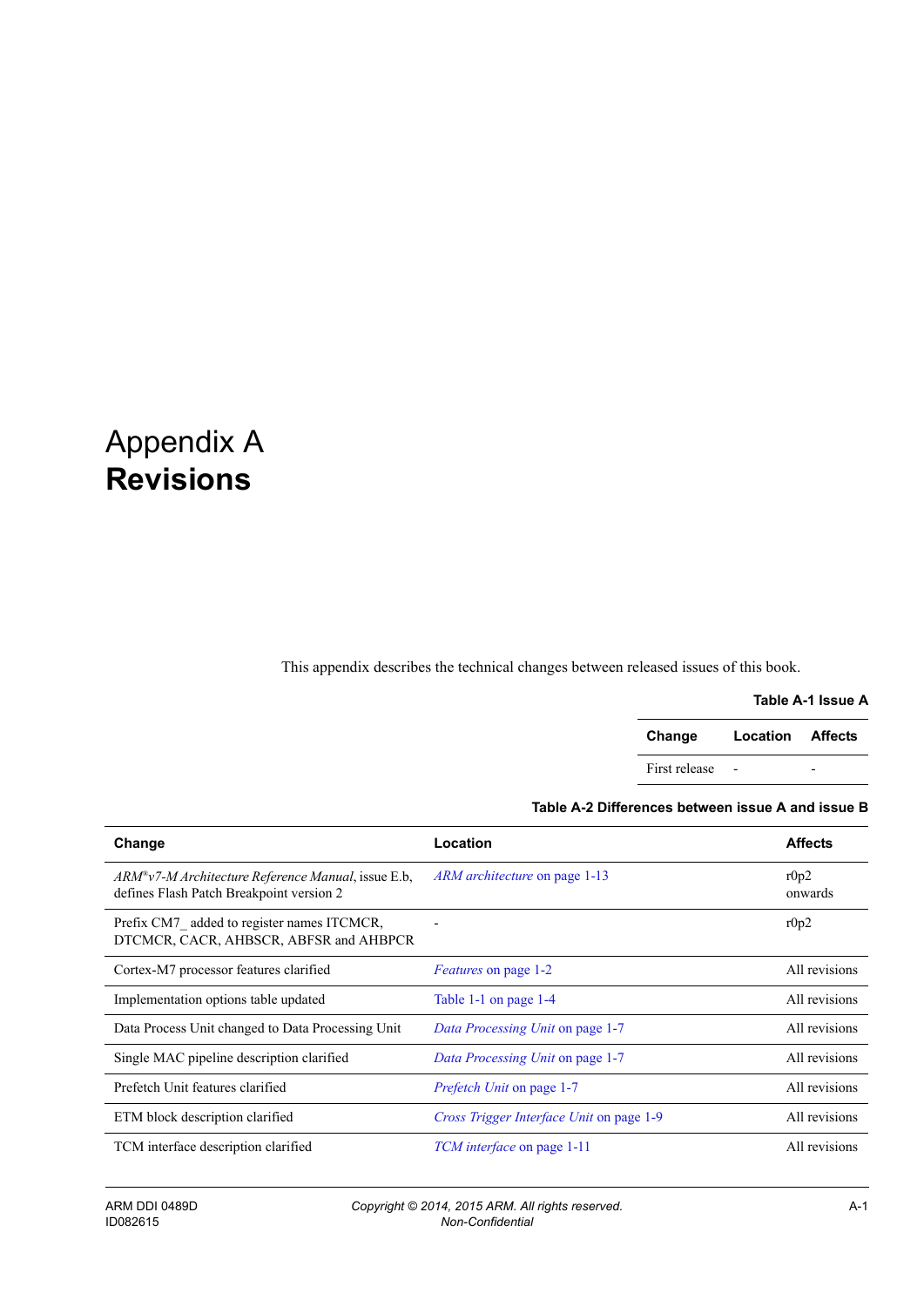# Appendix A
# **Revisions**

This appendix describes the technical changes between released issues of this book.

**Table A-1 Issue A**

| Change | Location | Affects |
|---|---|---|
| First release | - | - |

**Table A-2 Differences between issue A and issue B**

| Change | Location | Affects |
|---|---|---|
| *ARM®v7-M Architecture Reference Manual*, issue E.b, defines Flash Patch Breakpoint version 2 | *ARM architecture* on page 1-13 | r0p2 onwards |
| Prefix CM7_ added to register names ITCMCR, DTCMCR, CACR, AHBSCR, ABFSR and AHBPCR | - | r0p2 |
| Cortex-M7 processor features clarified | *Features* on page 1-2 | All revisions |
| Implementation options table updated | Table 1-1 on page 1-4 | All revisions |
| Data Process Unit changed to Data Processing Unit | *Data Processing Unit* on page 1-7 | All revisions |
| Single MAC pipeline description clarified | *Data Processing Unit* on page 1-7 | All revisions |
| Prefetch Unit features clarified | *Prefetch Unit* on page 1-7 | All revisions |
| ETM block description clarified | *Cross Trigger Interface Unit* on page 1-9 | All revisions |
| TCM interface description clarified | *TCM interface* on page 1-11 | All revisions |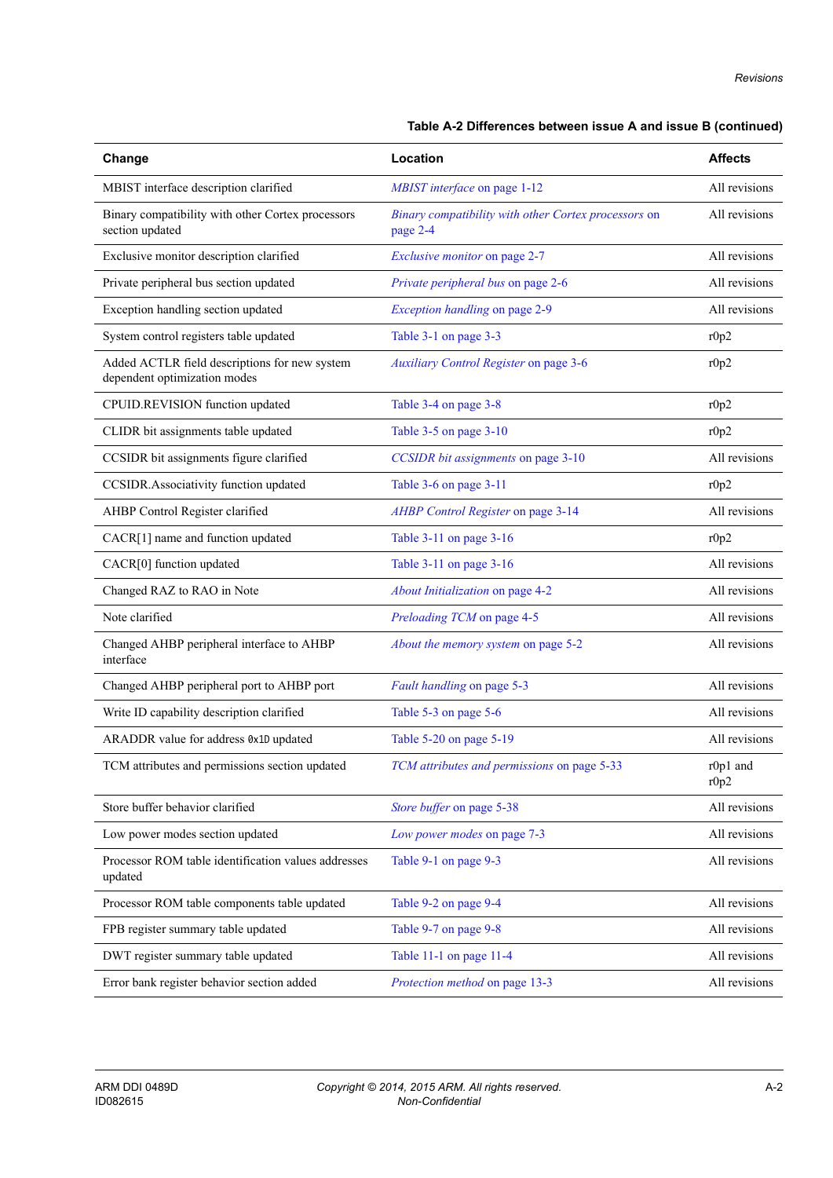Table A-2 Differences between issue A and issue B (continued)

| Change | Location | Affects |
|---|---|---|
| MBIST interface description clarified | *MBIST interface* on page 1-12 | All revisions |
| Binary compatibility with other Cortex processors section updated | *Binary compatibility with other Cortex processors* on page 2-4 | All revisions |
| Exclusive monitor description clarified | *Exclusive monitor* on page 2-7 | All revisions |
| Private peripheral bus section updated | *Private peripheral bus* on page 2-6 | All revisions |
| Exception handling section updated | *Exception handling* on page 2-9 | All revisions |
| System control registers table updated | Table 3-1 on page 3-3 | r0p2 |
| Added ACTLR field descriptions for new system dependent optimization modes | *Auxiliary Control Register* on page 3-6 | r0p2 |
| CPUID.REVISION function updated | Table 3-4 on page 3-8 | r0p2 |
| CLIDR bit assignments table updated | Table 3-5 on page 3-10 | r0p2 |
| CCSIDR bit assignments figure clarified | *CCSIDR bit assignments* on page 3-10 | All revisions |
| CCSIDR.Associativity function updated | Table 3-6 on page 3-11 | r0p2 |
| AHBP Control Register clarified | *AHBP Control Register* on page 3-14 | All revisions |
| CACR[1] name and function updated | Table 3-11 on page 3-16 | r0p2 |
| CACR[0] function updated | Table 3-11 on page 3-16 | All revisions |
| Changed RAZ to RAO in Note | *About Initialization* on page 4-2 | All revisions |
| Note clarified | *Preloading TCM* on page 4-5 | All revisions |
| Changed AHBP peripheral interface to AHBP interface | *About the memory system* on page 5-2 | All revisions |
| Changed AHBP peripheral port to AHBP port | *Fault handling* on page 5-3 | All revisions |
| Write ID capability description clarified | Table 5-3 on page 5-6 | All revisions |
| ARADDR value for address `0x1D` updated | Table 5-20 on page 5-19 | All revisions |
| TCM attributes and permissions section updated | *TCM attributes and permissions* on page 5-33 | r0p1 and r0p2 |
| Store buffer behavior clarified | *Store buffer* on page 5-38 | All revisions |
| Low power modes section updated | *Low power modes* on page 7-3 | All revisions |
| Processor ROM table identification values addresses updated | Table 9-1 on page 9-3 | All revisions |
| Processor ROM table components table updated | Table 9-2 on page 9-4 | All revisions |
| FPB register summary table updated | Table 9-7 on page 9-8 | All revisions |
| DWT register summary table updated | Table 11-1 on page 11-4 | All revisions |
| Error bank register behavior section added | *Protection method* on page 13-3 | All revisions |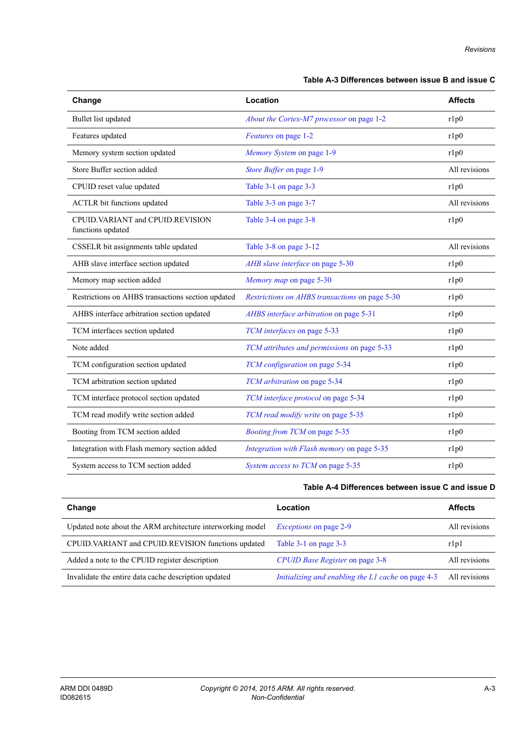Table A-3 Differences between issue B and issue C

| Change | Location | Affects |
| --- | --- | --- |
| Bullet list updated | *About the Cortex-M7 processor* on page 1-2 | r1p0 |
| Features updated | *Features* on page 1-2 | r1p0 |
| Memory system section updated | *Memory System* on page 1-9 | r1p0 |
| Store Buffer section added | *Store Buffer* on page 1-9 | All revisions |
| CPUID reset value updated | Table 3-1 on page 3-3 | r1p0 |
| ACTLR bit functions updated | Table 3-3 on page 3-7 | All revisions |
| CPUID.VARIANT and CPUID.REVISION functions updated | Table 3-4 on page 3-8 | r1p0 |
| CSSELR bit assignments table updated | Table 3-8 on page 3-12 | All revisions |
| AHB slave interface section updated | *AHB slave interface* on page 5-30 | r1p0 |
| Memory map section added | *Memory map* on page 5-30 | r1p0 |
| Restrictions on AHBS transactions section updated | *Restrictions on AHBS transactions* on page 5-30 | r1p0 |
| AHBS interface arbitration section updated | *AHBS interface arbitration* on page 5-31 | r1p0 |
| TCM interfaces section updated | *TCM interfaces* on page 5-33 | r1p0 |
| Note added | *TCM attributes and permissions* on page 5-33 | r1p0 |
| TCM configuration section updated | *TCM configuration* on page 5-34 | r1p0 |
| TCM arbitration section updated | *TCM arbitration* on page 5-34 | r1p0 |
| TCM interface protocol section updated | *TCM interface protocol* on page 5-34 | r1p0 |
| TCM read modify write section added | *TCM read modify write* on page 5-35 | r1p0 |
| Booting from TCM section added | *Booting from TCM* on page 5-35 | r1p0 |
| Integration with Flash memory section added | *Integration with Flash memory* on page 5-35 | r1p0 |
| System access to TCM section added | *System access to TCM* on page 5-35 | r1p0 |

Table A-4 Differences between issue C and issue D

| Change | Location | Affects |
| --- | --- | --- |
| Updated note about the ARM architecture interworking model | *Exceptions* on page 2-9 | All revisions |
| CPUID.VARIANT and CPUID.REVISION functions updated | Table 3-1 on page 3-3 | r1p1 |
| Added a note to the CPUID register description | *CPUID Base Register* on page 3-8 | All revisions |
| Invalidate the entire data cache description updated | *Initializing and enabling the L1 cache* on page 4-3 | All revisions |